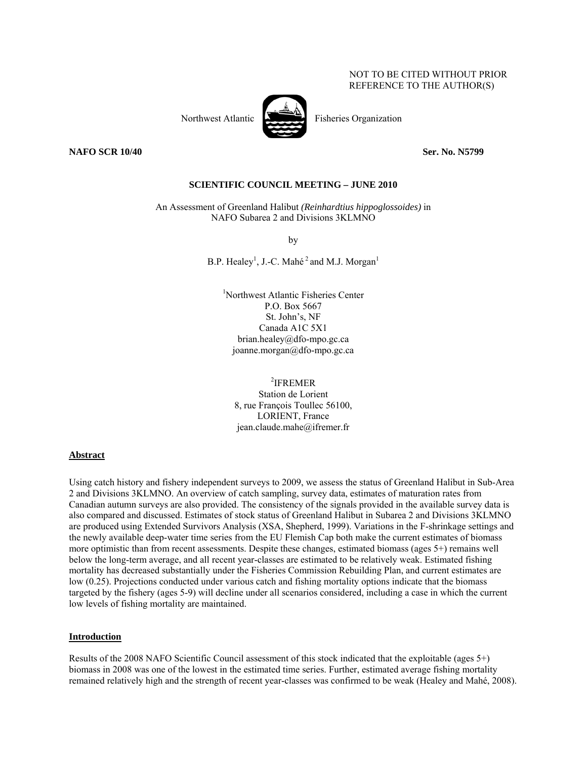NOT TO BE CITED WITHOUT PRIOR REFERENCE TO THE AUTHOR(S)

Northwest Atlantic Fisheries Organization

**NAFO SCR 10/40** **Ser. No. N5799**

**SCIENTIFIC COUNCIL MEETING – JUNE 2010**

An Assessment of Greenland Halibut *(Reinhardtius hippoglossoides)* in NAFO Subarea 2 and Divisions 3KLMNO

by

B.P. Healey[1], J.-C. Mahé[2] and M.J. Morgan[1]

[1]Northwest Atlantic Fisheries Center
P.O. Box 5667
St. John's, NF
Canada A1C 5X1
brian.healey@dfo-mpo.gc.ca
joanne.morgan@dfo-mpo.gc.ca

[2]IFREMER
Station de Lorient
8, rue François Toullec 56100,
LORIENT, France
jean.claude.mahe@ifremer.fr

## Abstract

Using catch history and fishery independent surveys to 2009, we assess the status of Greenland Halibut in Sub-Area 2 and Divisions 3KLMNO. An overview of catch sampling, survey data, estimates of maturation rates from Canadian autumn surveys are also provided. The consistency of the signals provided in the available survey data is also compared and discussed. Estimates of stock status of Greenland Halibut in Subarea 2 and Divisions 3KLMNO are produced using Extended Survivors Analysis (XSA, Shepherd, 1999). Variations in the F-shrinkage settings and the newly available deep-water time series from the EU Flemish Cap both make the current estimates of biomass more optimistic than from recent assessments. Despite these changes, estimated biomass (ages 5+) remains well below the long-term average, and all recent year-classes are estimated to be relatively weak. Estimated fishing mortality has decreased substantially under the Fisheries Commission Rebuilding Plan, and current estimates are low (0.25). Projections conducted under various catch and fishing mortality options indicate that the biomass targeted by the fishery (ages 5-9) will decline under all scenarios considered, including a case in which the current low levels of fishing mortality are maintained.

## Introduction

Results of the 2008 NAFO Scientific Council assessment of this stock indicated that the exploitable (ages 5+) biomass in 2008 was one of the lowest in the estimated time series. Further, estimated average fishing mortality remained relatively high and the strength of recent year-classes was confirmed to be weak (Healey and Mahé, 2008).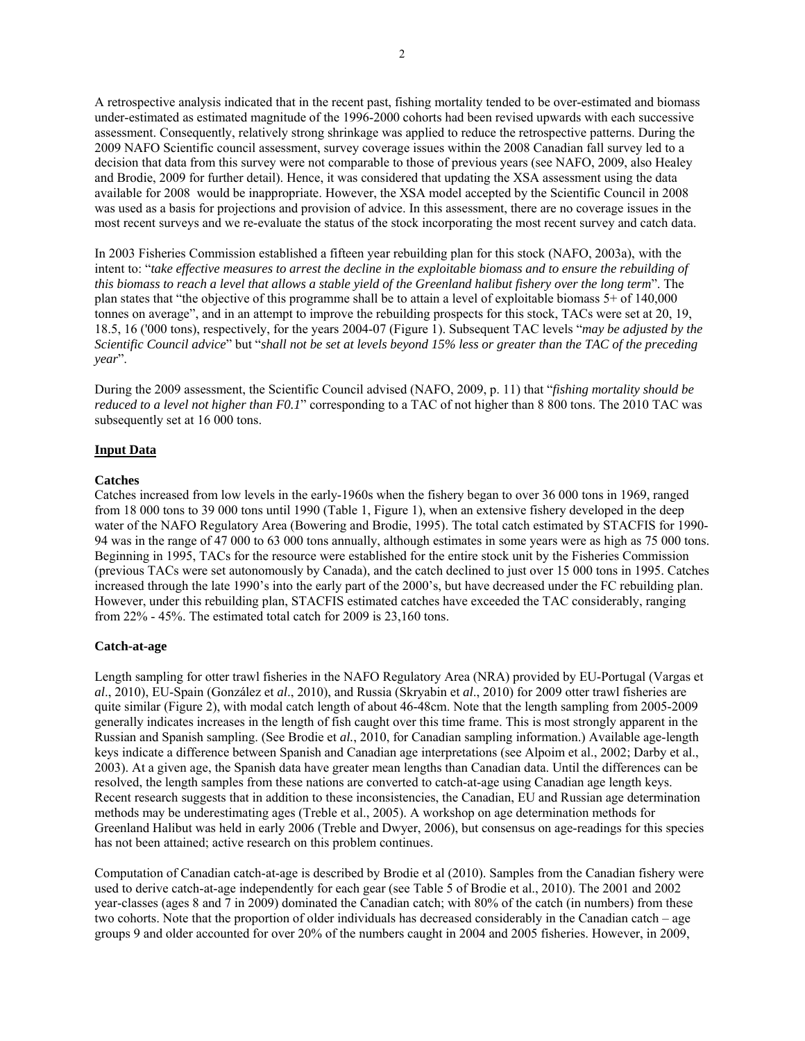A retrospective analysis indicated that in the recent past, fishing mortality tended to be over-estimated and biomass under-estimated as estimated magnitude of the 1996-2000 cohorts had been revised upwards with each successive assessment. Consequently, relatively strong shrinkage was applied to reduce the retrospective patterns. During the 2009 NAFO Scientific council assessment, survey coverage issues within the 2008 Canadian fall survey led to a decision that data from this survey were not comparable to those of previous years (see NAFO, 2009, also Healey and Brodie, 2009 for further detail). Hence, it was considered that updating the XSA assessment using the data available for 2008 would be inappropriate. However, the XSA model accepted by the Scientific Council in 2008 was used as a basis for projections and provision of advice. In this assessment, there are no coverage issues in the most recent surveys and we re-evaluate the status of the stock incorporating the most recent survey and catch data.

In 2003 Fisheries Commission established a fifteen year rebuilding plan for this stock (NAFO, 2003a), with the intent to: "*take effective measures to arrest the decline in the exploitable biomass and to ensure the rebuilding of this biomass to reach a level that allows a stable yield of the Greenland halibut fishery over the long term*". The plan states that "the objective of this programme shall be to attain a level of exploitable biomass 5+ of 140,000 tonnes on average", and in an attempt to improve the rebuilding prospects for this stock, TACs were set at 20, 19, 18.5, 16 ('000 tons), respectively, for the years 2004-07 (Figure 1). Subsequent TAC levels "*may be adjusted by the Scientific Council advice*" but "*shall not be set at levels beyond 15% less or greater than the TAC of the preceding year*".

During the 2009 assessment, the Scientific Council advised (NAFO, 2009, p. 11) that "*fishing mortality should be reduced to a level not higher than F0.1*" corresponding to a TAC of not higher than 8 800 tons. The 2010 TAC was subsequently set at 16 000 tons.

## Input Data

### Catches

Catches increased from low levels in the early-1960s when the fishery began to over 36 000 tons in 1969, ranged from 18 000 tons to 39 000 tons until 1990 (Table 1, Figure 1), when an extensive fishery developed in the deep water of the NAFO Regulatory Area (Bowering and Brodie, 1995). The total catch estimated by STACFIS for 1990-94 was in the range of 47 000 to 63 000 tons annually, although estimates in some years were as high as 75 000 tons. Beginning in 1995, TACs for the resource were established for the entire stock unit by the Fisheries Commission (previous TACs were set autonomously by Canada), and the catch declined to just over 15 000 tons in 1995. Catches increased through the late 1990's into the early part of the 2000's, but have decreased under the FC rebuilding plan. However, under this rebuilding plan, STACFIS estimated catches have exceeded the TAC considerably, ranging from 22% - 45%. The estimated total catch for 2009 is 23,160 tons.

### Catch-at-age

Length sampling for otter trawl fisheries in the NAFO Regulatory Area (NRA) provided by EU-Portugal (Vargas et *al*., 2010), EU-Spain (González et *al*., 2010), and Russia (Skryabin et *al*., 2010) for 2009 otter trawl fisheries are quite similar (Figure 2), with modal catch length of about 46-48cm. Note that the length sampling from 2005-2009 generally indicates increases in the length of fish caught over this time frame. This is most strongly apparent in the Russian and Spanish sampling. (See Brodie et *al.*, 2010, for Canadian sampling information.) Available age-length keys indicate a difference between Spanish and Canadian age interpretations (see Alpoim et al., 2002; Darby et al., 2003). At a given age, the Spanish data have greater mean lengths than Canadian data. Until the differences can be resolved, the length samples from these nations are converted to catch-at-age using Canadian age length keys. Recent research suggests that in addition to these inconsistencies, the Canadian, EU and Russian age determination methods may be underestimating ages (Treble et al., 2005). A workshop on age determination methods for Greenland Halibut was held in early 2006 (Treble and Dwyer, 2006), but consensus on age-readings for this species has not been attained; active research on this problem continues.

Computation of Canadian catch-at-age is described by Brodie et al (2010). Samples from the Canadian fishery were used to derive catch-at-age independently for each gear (see Table 5 of Brodie et al., 2010). The 2001 and 2002 year-classes (ages 8 and 7 in 2009) dominated the Canadian catch; with 80% of the catch (in numbers) from these two cohorts. Note that the proportion of older individuals has decreased considerably in the Canadian catch – age groups 9 and older accounted for over 20% of the numbers caught in 2004 and 2005 fisheries. However, in 2009,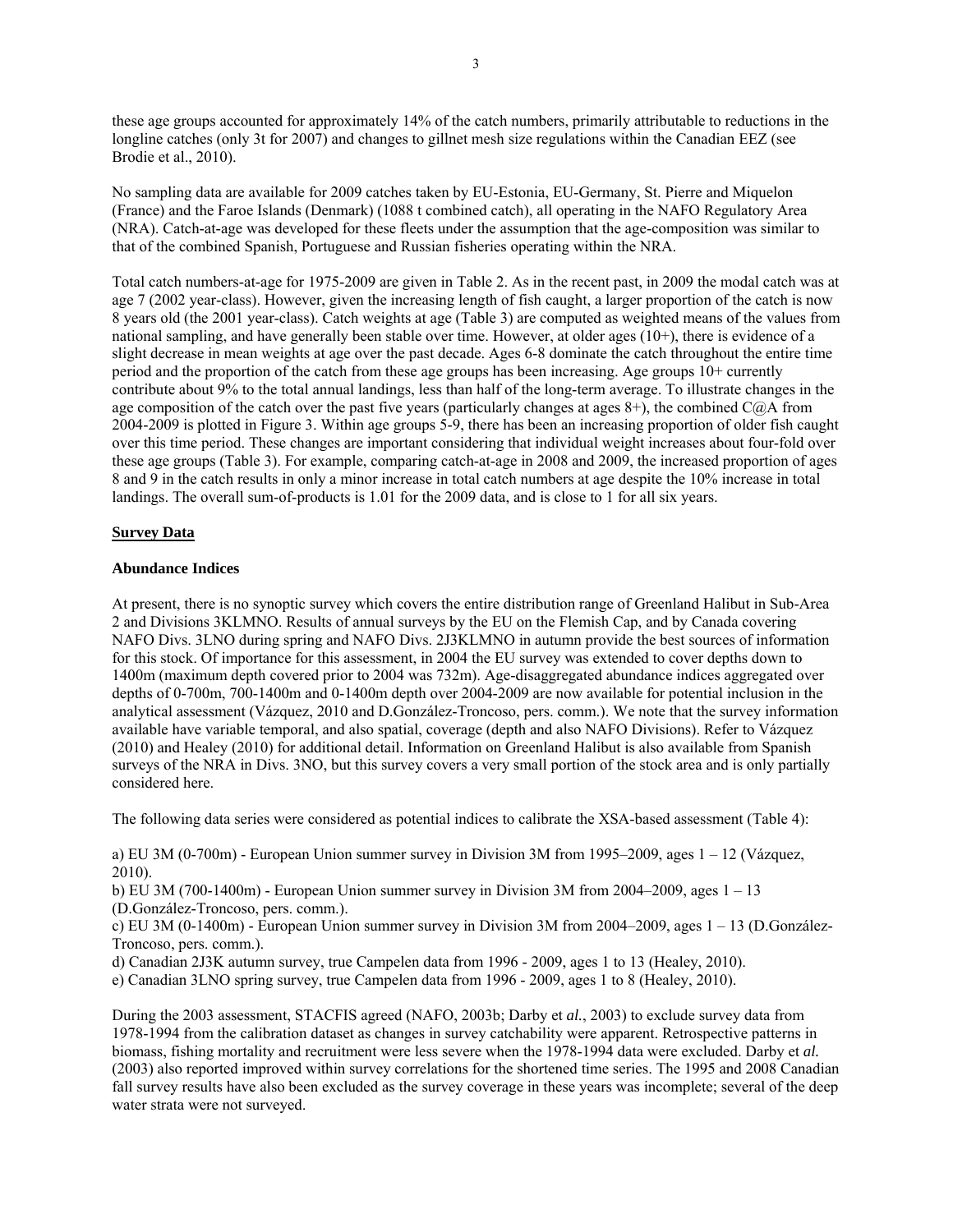these age groups accounted for approximately 14% of the catch numbers, primarily attributable to reductions in the longline catches (only 3t for 2007) and changes to gillnet mesh size regulations within the Canadian EEZ (see Brodie et al., 2010).

No sampling data are available for 2009 catches taken by EU-Estonia, EU-Germany, St. Pierre and Miquelon (France) and the Faroe Islands (Denmark) (1088 t combined catch), all operating in the NAFO Regulatory Area (NRA). Catch-at-age was developed for these fleets under the assumption that the age-composition was similar to that of the combined Spanish, Portuguese and Russian fisheries operating within the NRA.

Total catch numbers-at-age for 1975-2009 are given in Table 2. As in the recent past, in 2009 the modal catch was at age 7 (2002 year-class). However, given the increasing length of fish caught, a larger proportion of the catch is now 8 years old (the 2001 year-class). Catch weights at age (Table 3) are computed as weighted means of the values from national sampling, and have generally been stable over time. However, at older ages (10+), there is evidence of a slight decrease in mean weights at age over the past decade. Ages 6-8 dominate the catch throughout the entire time period and the proportion of the catch from these age groups has been increasing. Age groups 10+ currently contribute about 9% to the total annual landings, less than half of the long-term average. To illustrate changes in the age composition of the catch over the past five years (particularly changes at ages 8+), the combined C@A from 2004-2009 is plotted in Figure 3. Within age groups 5-9, there has been an increasing proportion of older fish caught over this time period. These changes are important considering that individual weight increases about four-fold over these age groups (Table 3). For example, comparing catch-at-age in 2008 and 2009, the increased proportion of ages 8 and 9 in the catch results in only a minor increase in total catch numbers at age despite the 10% increase in total landings. The overall sum-of-products is 1.01 for the 2009 data, and is close to 1 for all six years.

## Survey Data

### Abundance Indices

At present, there is no synoptic survey which covers the entire distribution range of Greenland Halibut in Sub-Area 2 and Divisions 3KLMNO. Results of annual surveys by the EU on the Flemish Cap, and by Canada covering NAFO Divs. 3LNO during spring and NAFO Divs. 2J3KLMNO in autumn provide the best sources of information for this stock. Of importance for this assessment, in 2004 the EU survey was extended to cover depths down to 1400m (maximum depth covered prior to 2004 was 732m). Age-disaggregated abundance indices aggregated over depths of 0-700m, 700-1400m and 0-1400m depth over 2004-2009 are now available for potential inclusion in the analytical assessment (Vázquez, 2010 and D.González-Troncoso, pers. comm.). We note that the survey information available have variable temporal, and also spatial, coverage (depth and also NAFO Divisions). Refer to Vázquez (2010) and Healey (2010) for additional detail. Information on Greenland Halibut is also available from Spanish surveys of the NRA in Divs. 3NO, but this survey covers a very small portion of the stock area and is only partially considered here.

The following data series were considered as potential indices to calibrate the XSA-based assessment (Table 4):

a) EU 3M (0-700m) - European Union summer survey in Division 3M from 1995–2009, ages 1 – 12 (Vázquez, 2010).
b) EU 3M (700-1400m) - European Union summer survey in Division 3M from 2004–2009, ages 1 – 13 (D.González-Troncoso, pers. comm.).
c) EU 3M (0-1400m) - European Union summer survey in Division 3M from 2004–2009, ages 1 – 13 (D.González-Troncoso, pers. comm.).
d) Canadian 2J3K autumn survey, true Campelen data from 1996 - 2009, ages 1 to 13 (Healey, 2010).
e) Canadian 3LNO spring survey, true Campelen data from 1996 - 2009, ages 1 to 8 (Healey, 2010).

During the 2003 assessment, STACFIS agreed (NAFO, 2003b; Darby et *al.*, 2003) to exclude survey data from 1978-1994 from the calibration dataset as changes in survey catchability were apparent. Retrospective patterns in biomass, fishing mortality and recruitment were less severe when the 1978-1994 data were excluded. Darby et *al.* (2003) also reported improved within survey correlations for the shortened time series. The 1995 and 2008 Canadian fall survey results have also been excluded as the survey coverage in these years was incomplete; several of the deep water strata were not surveyed.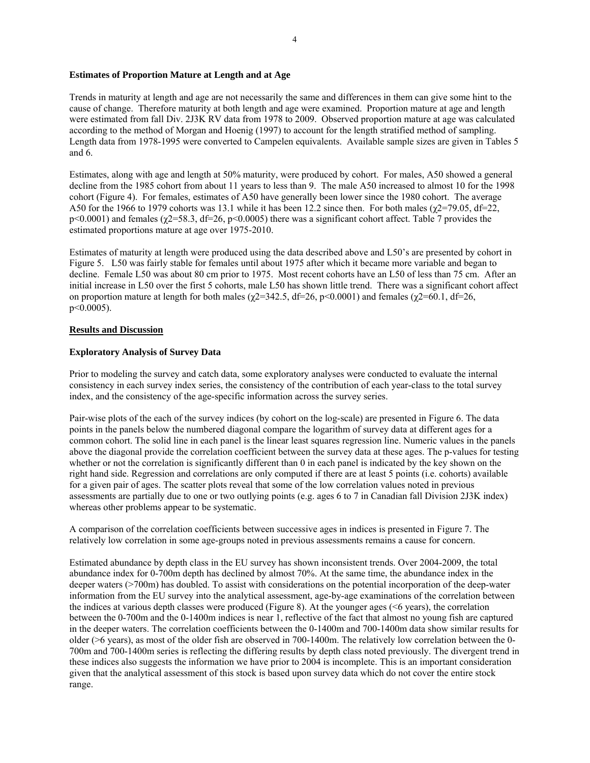### Estimates of Proportion Mature at Length and at Age

Trends in maturity at length and age are not necessarily the same and differences in them can give some hint to the cause of change. Therefore maturity at both length and age were examined. Proportion mature at age and length were estimated from fall Div. 2J3K RV data from 1978 to 2009. Observed proportion mature at age was calculated according to the method of Morgan and Hoenig (1997) to account for the length stratified method of sampling. Length data from 1978-1995 were converted to Campelen equivalents. Available sample sizes are given in Tables 5 and 6.

Estimates, along with age and length at 50% maturity, were produced by cohort. For males, A50 showed a general decline from the 1985 cohort from about 11 years to less than 9. The male A50 increased to almost 10 for the 1998 cohort (Figure 4). For females, estimates of A50 have generally been lower since the 1980 cohort. The average A50 for the 1966 to 1979 cohorts was 13.1 while it has been 12.2 since then. For both males ($\chi2$=79.05, df=22, $p<0.0001$) and females ($\chi2$=58.3, df=26, $p<0.0005$) there was a significant cohort affect. Table 7 provides the estimated proportions mature at age over 1975-2010.

Estimates of maturity at length were produced using the data described above and L50's are presented by cohort in Figure 5. L50 was fairly stable for females until about 1975 after which it became more variable and began to decline. Female L50 was about 80 cm prior to 1975. Most recent cohorts have an L50 of less than 75 cm. After an initial increase in L50 over the first 5 cohorts, male L50 has shown little trend. There was a significant cohort affect on proportion mature at length for both males ($\chi2$=342.5, df=26, $p<0.0001$) and females ($\chi2$=60.1, df=26, $p<0.0005$).

## Results and Discussion

### Exploratory Analysis of Survey Data

Prior to modeling the survey and catch data, some exploratory analyses were conducted to evaluate the internal consistency in each survey index series, the consistency of the contribution of each year-class to the total survey index, and the consistency of the age-specific information across the survey series.

Pair-wise plots of the each of the survey indices (by cohort on the log-scale) are presented in Figure 6. The data points in the panels below the numbered diagonal compare the logarithm of survey data at different ages for a common cohort. The solid line in each panel is the linear least squares regression line. Numeric values in the panels above the diagonal provide the correlation coefficient between the survey data at these ages. The p-values for testing whether or not the correlation is significantly different than 0 in each panel is indicated by the key shown on the right hand side. Regression and correlations are only computed if there are at least 5 points (i.e. cohorts) available for a given pair of ages. The scatter plots reveal that some of the low correlation values noted in previous assessments are partially due to one or two outlying points (e.g. ages 6 to 7 in Canadian fall Division 2J3K index) whereas other problems appear to be systematic.

A comparison of the correlation coefficients between successive ages in indices is presented in Figure 7. The relatively low correlation in some age-groups noted in previous assessments remains a cause for concern.

Estimated abundance by depth class in the EU survey has shown inconsistent trends. Over 2004-2009, the total abundance index for 0-700m depth has declined by almost 70%. At the same time, the abundance index in the deeper waters (>700m) has doubled. To assist with considerations on the potential incorporation of the deep-water information from the EU survey into the analytical assessment, age-by-age examinations of the correlation between the indices at various depth classes were produced (Figure 8). At the younger ages (<6 years), the correlation between the 0-700m and the 0-1400m indices is near 1, reflective of the fact that almost no young fish are captured in the deeper waters. The correlation coefficients between the 0-1400m and 700-1400m data show similar results for older (>6 years), as most of the older fish are observed in 700-1400m. The relatively low correlation between the 0-700m and 700-1400m series is reflecting the differing results by depth class noted previously. The divergent trend in these indices also suggests the information we have prior to 2004 is incomplete. This is an important consideration given that the analytical assessment of this stock is based upon survey data which do not cover the entire stock range.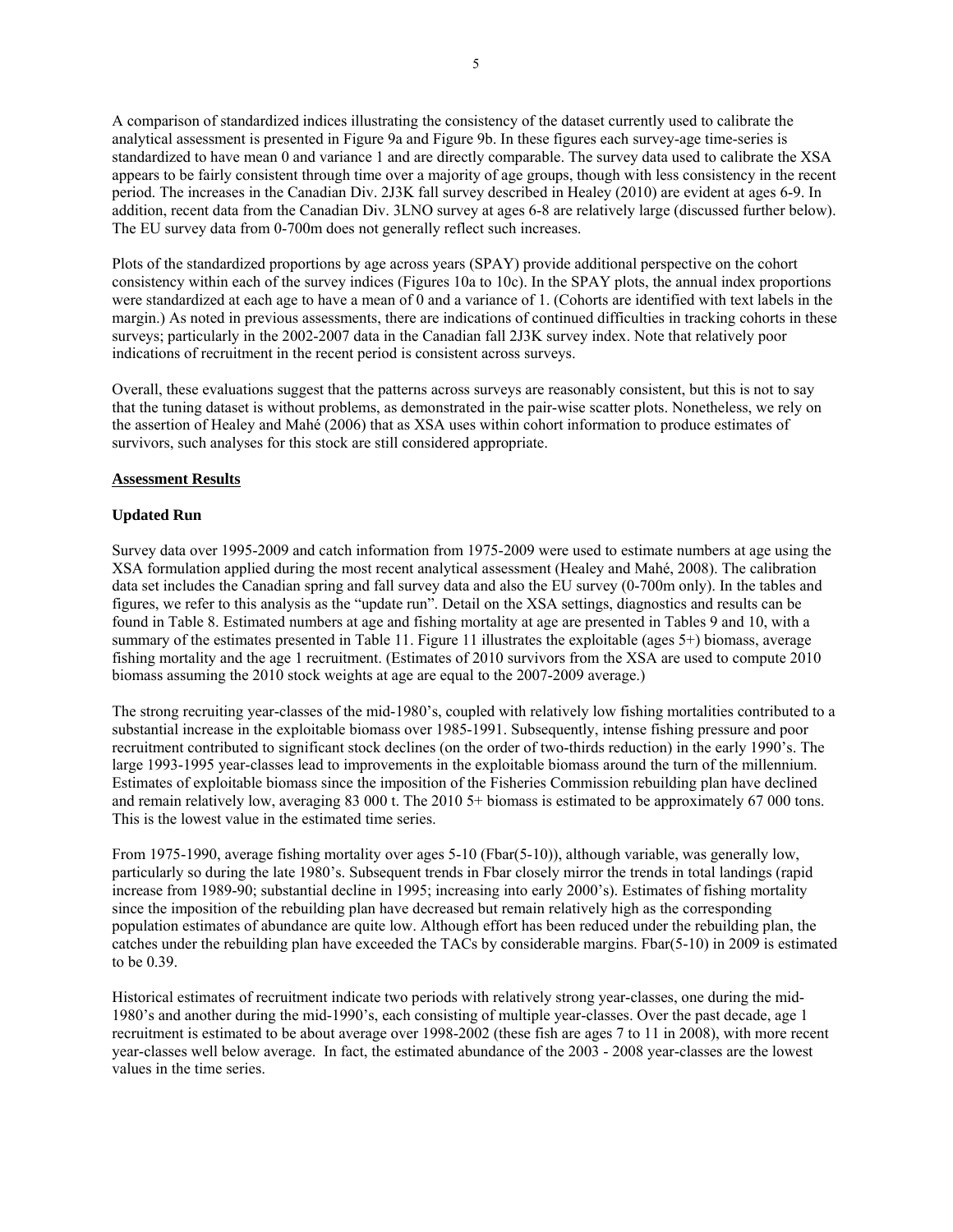A comparison of standardized indices illustrating the consistency of the dataset currently used to calibrate the analytical assessment is presented in Figure 9a and Figure 9b. In these figures each survey-age time-series is standardized to have mean 0 and variance 1 and are directly comparable. The survey data used to calibrate the XSA appears to be fairly consistent through time over a majority of age groups, though with less consistency in the recent period. The increases in the Canadian Div. 2J3K fall survey described in Healey (2010) are evident at ages 6-9. In addition, recent data from the Canadian Div. 3LNO survey at ages 6-8 are relatively large (discussed further below). The EU survey data from 0-700m does not generally reflect such increases.

Plots of the standardized proportions by age across years (SPAY) provide additional perspective on the cohort consistency within each of the survey indices (Figures 10a to 10c). In the SPAY plots, the annual index proportions were standardized at each age to have a mean of 0 and a variance of 1. (Cohorts are identified with text labels in the margin.) As noted in previous assessments, there are indications of continued difficulties in tracking cohorts in these surveys; particularly in the 2002-2007 data in the Canadian fall 2J3K survey index. Note that relatively poor indications of recruitment in the recent period is consistent across surveys.

Overall, these evaluations suggest that the patterns across surveys are reasonably consistent, but this is not to say that the tuning dataset is without problems, as demonstrated in the pair-wise scatter plots. Nonetheless, we rely on the assertion of Healey and Mahé (2006) that as XSA uses within cohort information to produce estimates of survivors, such analyses for this stock are still considered appropriate.

## Assessment Results

### Updated Run

Survey data over 1995-2009 and catch information from 1975-2009 were used to estimate numbers at age using the XSA formulation applied during the most recent analytical assessment (Healey and Mahé, 2008). The calibration data set includes the Canadian spring and fall survey data and also the EU survey (0-700m only). In the tables and figures, we refer to this analysis as the "update run". Detail on the XSA settings, diagnostics and results can be found in Table 8. Estimated numbers at age and fishing mortality at age are presented in Tables 9 and 10, with a summary of the estimates presented in Table 11. Figure 11 illustrates the exploitable (ages 5+) biomass, average fishing mortality and the age 1 recruitment. (Estimates of 2010 survivors from the XSA are used to compute 2010 biomass assuming the 2010 stock weights at age are equal to the 2007-2009 average.)

The strong recruiting year-classes of the mid-1980's, coupled with relatively low fishing mortalities contributed to a substantial increase in the exploitable biomass over 1985-1991. Subsequently, intense fishing pressure and poor recruitment contributed to significant stock declines (on the order of two-thirds reduction) in the early 1990's. The large 1993-1995 year-classes lead to improvements in the exploitable biomass around the turn of the millennium. Estimates of exploitable biomass since the imposition of the Fisheries Commission rebuilding plan have declined and remain relatively low, averaging 83 000 t. The 2010 5+ biomass is estimated to be approximately 67 000 tons. This is the lowest value in the estimated time series.

From 1975-1990, average fishing mortality over ages 5-10 (Fbar(5-10)), although variable, was generally low, particularly so during the late 1980's. Subsequent trends in Fbar closely mirror the trends in total landings (rapid increase from 1989-90; substantial decline in 1995; increasing into early 2000's). Estimates of fishing mortality since the imposition of the rebuilding plan have decreased but remain relatively high as the corresponding population estimates of abundance are quite low. Although effort has been reduced under the rebuilding plan, the catches under the rebuilding plan have exceeded the TACs by considerable margins. Fbar(5-10) in 2009 is estimated to be 0.39.

Historical estimates of recruitment indicate two periods with relatively strong year-classes, one during the mid-1980's and another during the mid-1990's, each consisting of multiple year-classes. Over the past decade, age 1 recruitment is estimated to be about average over 1998-2002 (these fish are ages 7 to 11 in 2008), with more recent year-classes well below average. In fact, the estimated abundance of the 2003 - 2008 year-classes are the lowest values in the time series.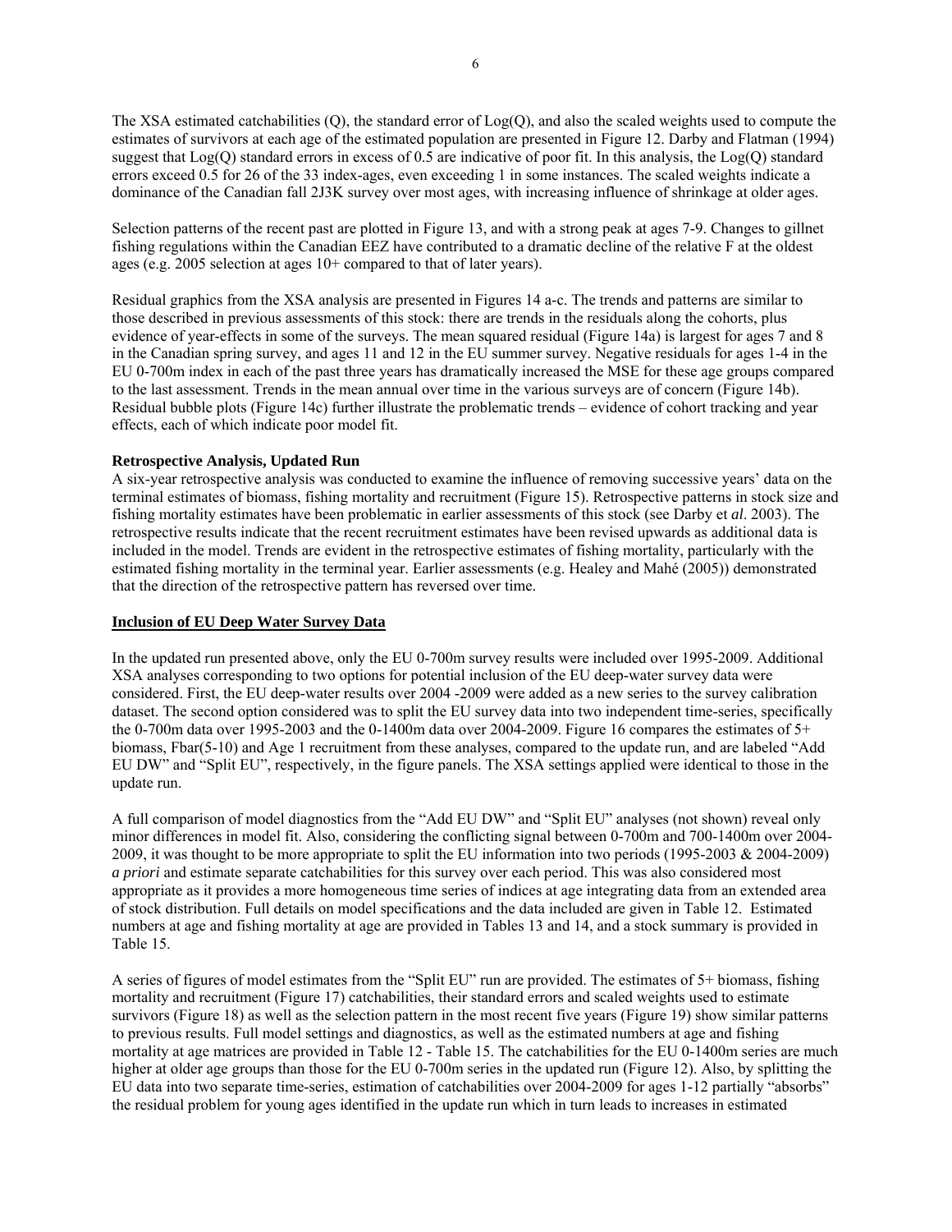The XSA estimated catchabilities (Q), the standard error of Log(Q), and also the scaled weights used to compute the estimates of survivors at each age of the estimated population are presented in Figure 12. Darby and Flatman (1994) suggest that Log(Q) standard errors in excess of 0.5 are indicative of poor fit. In this analysis, the Log(Q) standard errors exceed 0.5 for 26 of the 33 index-ages, even exceeding 1 in some instances. The scaled weights indicate a dominance of the Canadian fall 2J3K survey over most ages, with increasing influence of shrinkage at older ages.

Selection patterns of the recent past are plotted in Figure 13, and with a strong peak at ages 7-9. Changes to gillnet fishing regulations within the Canadian EEZ have contributed to a dramatic decline of the relative F at the oldest ages (e.g. 2005 selection at ages 10+ compared to that of later years).

Residual graphics from the XSA analysis are presented in Figures 14 a-c. The trends and patterns are similar to those described in previous assessments of this stock: there are trends in the residuals along the cohorts, plus evidence of year-effects in some of the surveys. The mean squared residual (Figure 14a) is largest for ages 7 and 8 in the Canadian spring survey, and ages 11 and 12 in the EU summer survey. Negative residuals for ages 1-4 in the EU 0-700m index in each of the past three years has dramatically increased the MSE for these age groups compared to the last assessment. Trends in the mean annual over time in the various surveys are of concern (Figure 14b). Residual bubble plots (Figure 14c) further illustrate the problematic trends – evidence of cohort tracking and year effects, each of which indicate poor model fit.

**Retrospective Analysis, Updated Run**

A six-year retrospective analysis was conducted to examine the influence of removing successive years' data on the terminal estimates of biomass, fishing mortality and recruitment (Figure 15). Retrospective patterns in stock size and fishing mortality estimates have been problematic in earlier assessments of this stock (see Darby et *al*. 2003). The retrospective results indicate that the recent recruitment estimates have been revised upwards as additional data is included in the model. Trends are evident in the retrospective estimates of fishing mortality, particularly with the estimated fishing mortality in the terminal year. Earlier assessments (e.g. Healey and Mahé (2005)) demonstrated that the direction of the retrospective pattern has reversed over time.

**Inclusion of EU Deep Water Survey Data**

In the updated run presented above, only the EU 0-700m survey results were included over 1995-2009. Additional XSA analyses corresponding to two options for potential inclusion of the EU deep-water survey data were considered. First, the EU deep-water results over 2004 -2009 were added as a new series to the survey calibration dataset. The second option considered was to split the EU survey data into two independent time-series, specifically the 0-700m data over 1995-2003 and the 0-1400m data over 2004-2009. Figure 16 compares the estimates of 5+ biomass, Fbar(5-10) and Age 1 recruitment from these analyses, compared to the update run, and are labeled "Add EU DW" and "Split EU", respectively, in the figure panels. The XSA settings applied were identical to those in the update run.

A full comparison of model diagnostics from the "Add EU DW" and "Split EU" analyses (not shown) reveal only minor differences in model fit. Also, considering the conflicting signal between 0-700m and 700-1400m over 2004-2009, it was thought to be more appropriate to split the EU information into two periods (1995-2003 & 2004-2009) *a priori* and estimate separate catchabilities for this survey over each period. This was also considered most appropriate as it provides a more homogeneous time series of indices at age integrating data from an extended area of stock distribution. Full details on model specifications and the data included are given in Table 12. Estimated numbers at age and fishing mortality at age are provided in Tables 13 and 14, and a stock summary is provided in Table 15.

A series of figures of model estimates from the "Split EU" run are provided. The estimates of 5+ biomass, fishing mortality and recruitment (Figure 17) catchabilities, their standard errors and scaled weights used to estimate survivors (Figure 18) as well as the selection pattern in the most recent five years (Figure 19) show similar patterns to previous results. Full model settings and diagnostics, as well as the estimated numbers at age and fishing mortality at age matrices are provided in Table 12 - Table 15. The catchabilities for the EU 0-1400m series are much higher at older age groups than those for the EU 0-700m series in the updated run (Figure 12). Also, by splitting the EU data into two separate time-series, estimation of catchabilities over 2004-2009 for ages 1-12 partially "absorbs" the residual problem for young ages identified in the update run which in turn leads to increases in estimated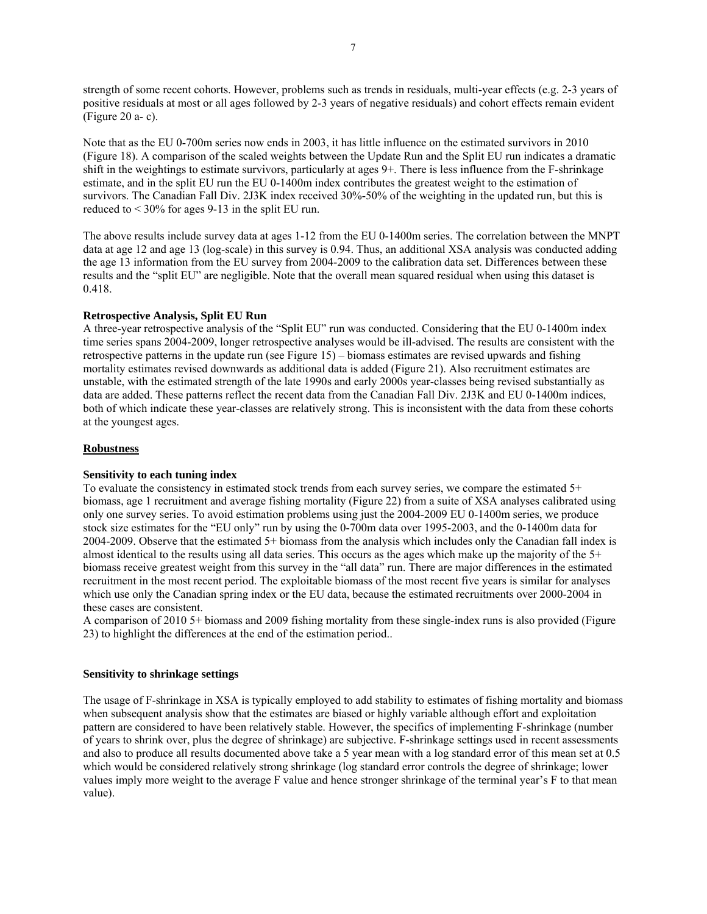strength of some recent cohorts. However, problems such as trends in residuals, multi-year effects (e.g. 2-3 years of positive residuals at most or all ages followed by 2-3 years of negative residuals) and cohort effects remain evident (Figure 20 a- c).

Note that as the EU 0-700m series now ends in 2003, it has little influence on the estimated survivors in 2010 (Figure 18). A comparison of the scaled weights between the Update Run and the Split EU run indicates a dramatic shift in the weightings to estimate survivors, particularly at ages 9+. There is less influence from the F-shrinkage estimate, and in the split EU run the EU 0-1400m index contributes the greatest weight to the estimation of survivors. The Canadian Fall Div. 2J3K index received 30%-50% of the weighting in the updated run, but this is reduced to < 30% for ages 9-13 in the split EU run.

The above results include survey data at ages 1-12 from the EU 0-1400m series. The correlation between the MNPT data at age 12 and age 13 (log-scale) in this survey is 0.94. Thus, an additional XSA analysis was conducted adding the age 13 information from the EU survey from 2004-2009 to the calibration data set. Differences between these results and the "split EU" are negligible. Note that the overall mean squared residual when using this dataset is 0.418.

**Retrospective Analysis, Split EU Run**

A three-year retrospective analysis of the "Split EU" run was conducted. Considering that the EU 0-1400m index time series spans 2004-2009, longer retrospective analyses would be ill-advised. The results are consistent with the retrospective patterns in the update run (see Figure 15) – biomass estimates are revised upwards and fishing mortality estimates revised downwards as additional data is added (Figure 21). Also recruitment estimates are unstable, with the estimated strength of the late 1990s and early 2000s year-classes being revised substantially as data are added. These patterns reflect the recent data from the Canadian Fall Div. 2J3K and EU 0-1400m indices, both of which indicate these year-classes are relatively strong. This is inconsistent with the data from these cohorts at the youngest ages.

## Robustness

**Sensitivity to each tuning index**

To evaluate the consistency in estimated stock trends from each survey series, we compare the estimated 5+ biomass, age 1 recruitment and average fishing mortality (Figure 22) from a suite of XSA analyses calibrated using only one survey series. To avoid estimation problems using just the 2004-2009 EU 0-1400m series, we produce stock size estimates for the "EU only" run by using the 0-700m data over 1995-2003, and the 0-1400m data for 2004-2009. Observe that the estimated 5+ biomass from the analysis which includes only the Canadian fall index is almost identical to the results using all data series. This occurs as the ages which make up the majority of the 5+ biomass receive greatest weight from this survey in the "all data" run. There are major differences in the estimated recruitment in the most recent period. The exploitable biomass of the most recent five years is similar for analyses which use only the Canadian spring index or the EU data, because the estimated recruitments over 2000-2004 in these cases are consistent.

A comparison of 2010 5+ biomass and 2009 fishing mortality from these single-index runs is also provided (Figure 23) to highlight the differences at the end of the estimation period..

**Sensitivity to shrinkage settings**

The usage of F-shrinkage in XSA is typically employed to add stability to estimates of fishing mortality and biomass when subsequent analysis show that the estimates are biased or highly variable although effort and exploitation pattern are considered to have been relatively stable. However, the specifics of implementing F-shrinkage (number of years to shrink over, plus the degree of shrinkage) are subjective. F-shrinkage settings used in recent assessments and also to produce all results documented above take a 5 year mean with a log standard error of this mean set at 0.5 which would be considered relatively strong shrinkage (log standard error controls the degree of shrinkage; lower values imply more weight to the average F value and hence stronger shrinkage of the terminal year's F to that mean value).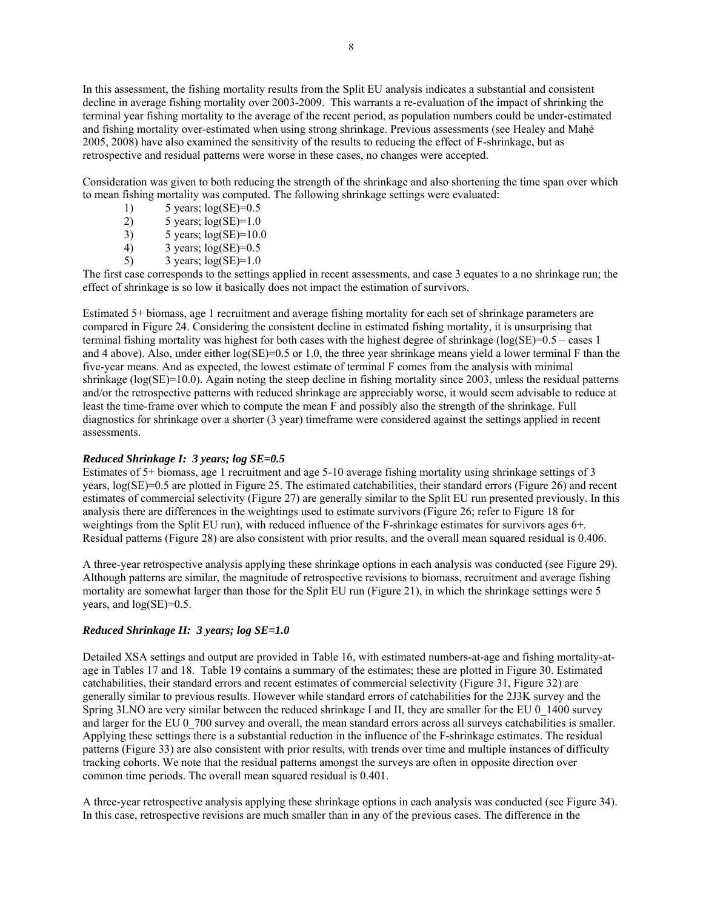In this assessment, the fishing mortality results from the Split EU analysis indicates a substantial and consistent decline in average fishing mortality over 2003-2009. This warrants a re-evaluation of the impact of shrinking the terminal year fishing mortality to the average of the recent period, as population numbers could be under-estimated and fishing mortality over-estimated when using strong shrinkage. Previous assessments (see Healey and Mahé 2005, 2008) have also examined the sensitivity of the results to reducing the effect of F-shrinkage, but as retrospective and residual patterns were worse in these cases, no changes were accepted.

Consideration was given to both reducing the strength of the shrinkage and also shortening the time span over which to mean fishing mortality was computed. The following shrinkage settings were evaluated:

1) 5 years; log(SE)=0.5
2) 5 years; log(SE)=1.0
3) 5 years; log(SE)=10.0
4) 3 years; log(SE)=0.5
5) 3 years; log(SE)=1.0

The first case corresponds to the settings applied in recent assessments, and case 3 equates to a no shrinkage run; the effect of shrinkage is so low it basically does not impact the estimation of survivors.

Estimated 5+ biomass, age 1 recruitment and average fishing mortality for each set of shrinkage parameters are compared in Figure 24. Considering the consistent decline in estimated fishing mortality, it is unsurprising that terminal fishing mortality was highest for both cases with the highest degree of shrinkage (log(SE)=0.5 – cases 1 and 4 above). Also, under either log(SE)=0.5 or 1.0, the three year shrinkage means yield a lower terminal F than the five-year means. And as expected, the lowest estimate of terminal F comes from the analysis with minimal shrinkage (log(SE)=10.0). Again noting the steep decline in fishing mortality since 2003, unless the residual patterns and/or the retrospective patterns with reduced shrinkage are appreciably worse, it would seem advisable to reduce at least the time-frame over which to compute the mean F and possibly also the strength of the shrinkage. Full diagnostics for shrinkage over a shorter (3 year) timeframe were considered against the settings applied in recent assessments.

***Reduced Shrinkage I: 3 years; log SE=0.5***

Estimates of 5+ biomass, age 1 recruitment and age 5-10 average fishing mortality using shrinkage settings of 3 years, log(SE)=0.5 are plotted in Figure 25. The estimated catchabilities, their standard errors (Figure 26) and recent estimates of commercial selectivity (Figure 27) are generally similar to the Split EU run presented previously. In this analysis there are differences in the weightings used to estimate survivors (Figure 26; refer to Figure 18 for weightings from the Split EU run), with reduced influence of the F-shrinkage estimates for survivors ages 6+. Residual patterns (Figure 28) are also consistent with prior results, and the overall mean squared residual is 0.406.

A three-year retrospective analysis applying these shrinkage options in each analysis was conducted (see Figure 29). Although patterns are similar, the magnitude of retrospective revisions to biomass, recruitment and average fishing mortality are somewhat larger than those for the Split EU run (Figure 21), in which the shrinkage settings were 5 years, and log(SE)=0.5.

***Reduced Shrinkage II: 3 years; log SE=1.0***

Detailed XSA settings and output are provided in Table 16, with estimated numbers-at-age and fishing mortality-at-age in Tables 17 and 18. Table 19 contains a summary of the estimates; these are plotted in Figure 30. Estimated catchabilities, their standard errors and recent estimates of commercial selectivity (Figure 31, Figure 32) are generally similar to previous results. However while standard errors of catchabilities for the 2J3K survey and the Spring 3LNO are very similar between the reduced shrinkage I and II, they are smaller for the EU 0_1400 survey and larger for the EU 0_700 survey and overall, the mean standard errors across all surveys catchabilities is smaller. Applying these settings there is a substantial reduction in the influence of the F-shrinkage estimates. The residual patterns (Figure 33) are also consistent with prior results, with trends over time and multiple instances of difficulty tracking cohorts. We note that the residual patterns amongst the surveys are often in opposite direction over common time periods. The overall mean squared residual is 0.401.

A three-year retrospective analysis applying these shrinkage options in each analysis was conducted (see Figure 34). In this case, retrospective revisions are much smaller than in any of the previous cases. The difference in the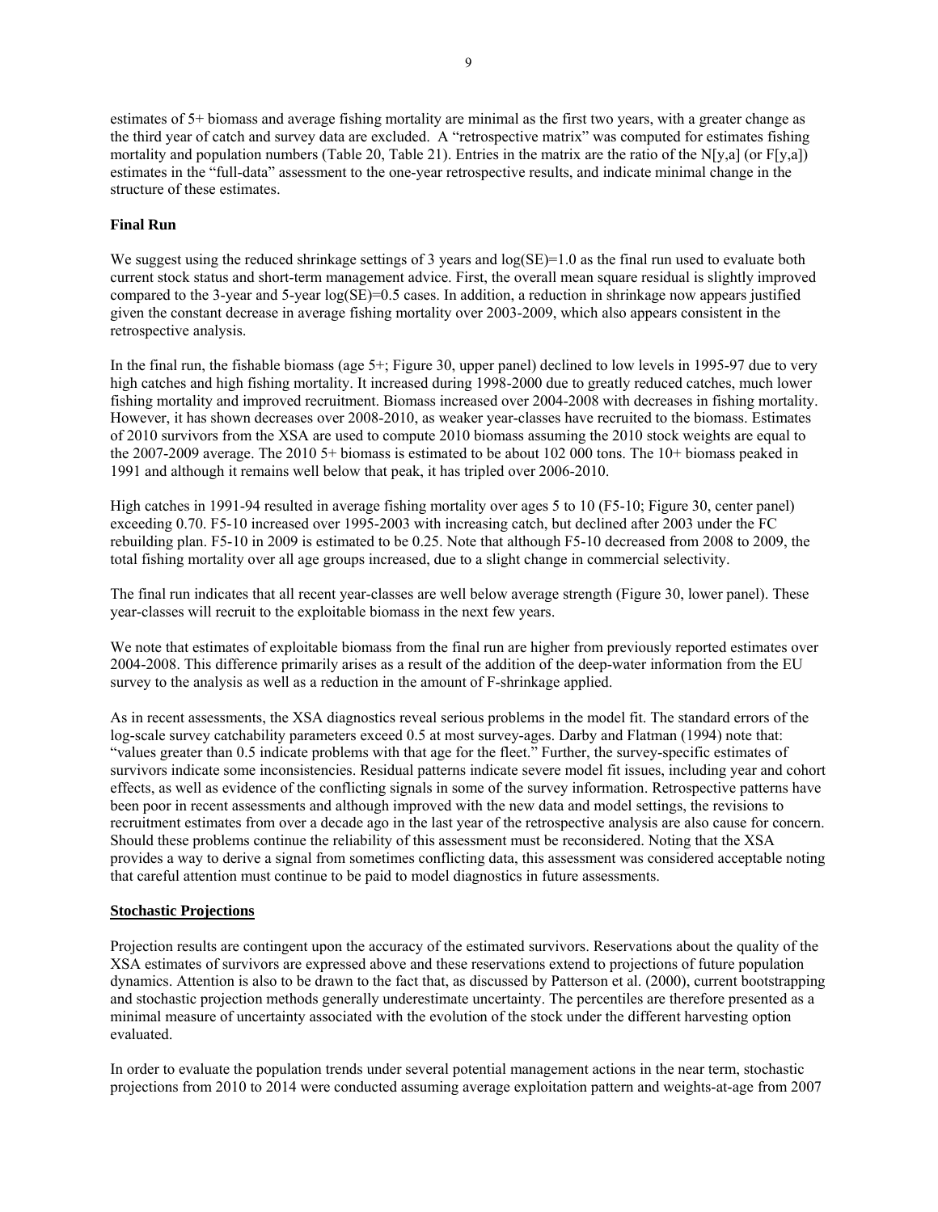estimates of 5+ biomass and average fishing mortality are minimal as the first two years, with a greater change as the third year of catch and survey data are excluded. A "retrospective matrix" was computed for estimates fishing mortality and population numbers (Table 20, Table 21). Entries in the matrix are the ratio of the N[y,a] (or F[y,a]) estimates in the "full-data" assessment to the one-year retrospective results, and indicate minimal change in the structure of these estimates.

**Final Run**

We suggest using the reduced shrinkage settings of 3 years and log(SE)=1.0 as the final run used to evaluate both current stock status and short-term management advice. First, the overall mean square residual is slightly improved compared to the 3-year and 5-year log(SE)=0.5 cases. In addition, a reduction in shrinkage now appears justified given the constant decrease in average fishing mortality over 2003-2009, which also appears consistent in the retrospective analysis.

In the final run, the fishable biomass (age 5+; Figure 30, upper panel) declined to low levels in 1995-97 due to very high catches and high fishing mortality. It increased during 1998-2000 due to greatly reduced catches, much lower fishing mortality and improved recruitment. Biomass increased over 2004-2008 with decreases in fishing mortality. However, it has shown decreases over 2008-2010, as weaker year-classes have recruited to the biomass. Estimates of 2010 survivors from the XSA are used to compute 2010 biomass assuming the 2010 stock weights are equal to the 2007-2009 average. The 2010 5+ biomass is estimated to be about 102 000 tons. The 10+ biomass peaked in 1991 and although it remains well below that peak, it has tripled over 2006-2010.

High catches in 1991-94 resulted in average fishing mortality over ages 5 to 10 (F5-10; Figure 30, center panel) exceeding 0.70. F5-10 increased over 1995-2003 with increasing catch, but declined after 2003 under the FC rebuilding plan. F5-10 in 2009 is estimated to be 0.25. Note that although F5-10 decreased from 2008 to 2009, the total fishing mortality over all age groups increased, due to a slight change in commercial selectivity.

The final run indicates that all recent year-classes are well below average strength (Figure 30, lower panel). These year-classes will recruit to the exploitable biomass in the next few years.

We note that estimates of exploitable biomass from the final run are higher from previously reported estimates over 2004-2008. This difference primarily arises as a result of the addition of the deep-water information from the EU survey to the analysis as well as a reduction in the amount of F-shrinkage applied.

As in recent assessments, the XSA diagnostics reveal serious problems in the model fit. The standard errors of the log-scale survey catchability parameters exceed 0.5 at most survey-ages. Darby and Flatman (1994) note that: "values greater than 0.5 indicate problems with that age for the fleet." Further, the survey-specific estimates of survivors indicate some inconsistencies. Residual patterns indicate severe model fit issues, including year and cohort effects, as well as evidence of the conflicting signals in some of the survey information. Retrospective patterns have been poor in recent assessments and although improved with the new data and model settings, the revisions to recruitment estimates from over a decade ago in the last year of the retrospective analysis are also cause for concern. Should these problems continue the reliability of this assessment must be reconsidered. Noting that the XSA provides a way to derive a signal from sometimes conflicting data, this assessment was considered acceptable noting that careful attention must continue to be paid to model diagnostics in future assessments.

**Stochastic Projections**

Projection results are contingent upon the accuracy of the estimated survivors. Reservations about the quality of the XSA estimates of survivors are expressed above and these reservations extend to projections of future population dynamics. Attention is also to be drawn to the fact that, as discussed by Patterson et al. (2000), current bootstrapping and stochastic projection methods generally underestimate uncertainty. The percentiles are therefore presented as a minimal measure of uncertainty associated with the evolution of the stock under the different harvesting option evaluated.

In order to evaluate the population trends under several potential management actions in the near term, stochastic projections from 2010 to 2014 were conducted assuming average exploitation pattern and weights-at-age from 2007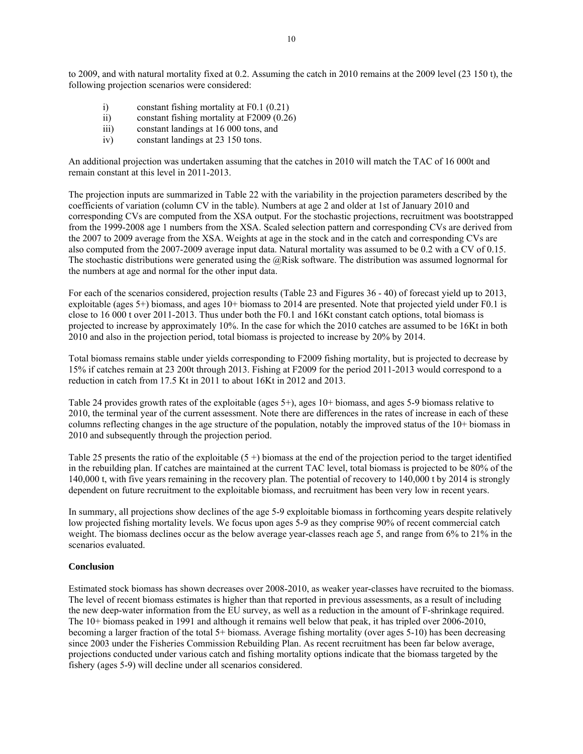to 2009, and with natural mortality fixed at 0.2. Assuming the catch in 2010 remains at the 2009 level (23 150 t), the following projection scenarios were considered:

i) constant fishing mortality at F0.1 (0.21)
ii) constant fishing mortality at F2009 (0.26)
iii) constant landings at 16 000 tons, and
iv) constant landings at 23 150 tons.

An additional projection was undertaken assuming that the catches in 2010 will match the TAC of 16 000t and remain constant at this level in 2011-2013.

The projection inputs are summarized in Table 22 with the variability in the projection parameters described by the coefficients of variation (column CV in the table). Numbers at age 2 and older at 1st of January 2010 and corresponding CVs are computed from the XSA output. For the stochastic projections, recruitment was bootstrapped from the 1999-2008 age 1 numbers from the XSA. Scaled selection pattern and corresponding CVs are derived from the 2007 to 2009 average from the XSA. Weights at age in the stock and in the catch and corresponding CVs are also computed from the 2007-2009 average input data. Natural mortality was assumed to be 0.2 with a CV of 0.15. The stochastic distributions were generated using the @Risk software. The distribution was assumed lognormal for the numbers at age and normal for the other input data.

For each of the scenarios considered, projection results (Table 23 and Figures 36 - 40) of forecast yield up to 2013, exploitable (ages 5+) biomass, and ages 10+ biomass to 2014 are presented. Note that projected yield under F0.1 is close to 16 000 t over 2011-2013. Thus under both the F0.1 and 16Kt constant catch options, total biomass is projected to increase by approximately 10%. In the case for which the 2010 catches are assumed to be 16Kt in both 2010 and also in the projection period, total biomass is projected to increase by 20% by 2014.

Total biomass remains stable under yields corresponding to F2009 fishing mortality, but is projected to decrease by 15% if catches remain at 23 200t through 2013. Fishing at F2009 for the period 2011-2013 would correspond to a reduction in catch from 17.5 Kt in 2011 to about 16Kt in 2012 and 2013.

Table 24 provides growth rates of the exploitable (ages 5+), ages 10+ biomass, and ages 5-9 biomass relative to 2010, the terminal year of the current assessment. Note there are differences in the rates of increase in each of these columns reflecting changes in the age structure of the population, notably the improved status of the 10+ biomass in 2010 and subsequently through the projection period.

Table 25 presents the ratio of the exploitable (5 +) biomass at the end of the projection period to the target identified in the rebuilding plan. If catches are maintained at the current TAC level, total biomass is projected to be 80% of the 140,000 t, with five years remaining in the recovery plan. The potential of recovery to 140,000 t by 2014 is strongly dependent on future recruitment to the exploitable biomass, and recruitment has been very low in recent years.

In summary, all projections show declines of the age 5-9 exploitable biomass in forthcoming years despite relatively low projected fishing mortality levels. We focus upon ages 5-9 as they comprise 90% of recent commercial catch weight. The biomass declines occur as the below average year-classes reach age 5, and range from 6% to 21% in the scenarios evaluated.

**Conclusion**

Estimated stock biomass has shown decreases over 2008-2010, as weaker year-classes have recruited to the biomass. The level of recent biomass estimates is higher than that reported in previous assessments, as a result of including the new deep-water information from the EU survey, as well as a reduction in the amount of F-shrinkage required. The 10+ biomass peaked in 1991 and although it remains well below that peak, it has tripled over 2006-2010, becoming a larger fraction of the total 5+ biomass. Average fishing mortality (over ages 5-10) has been decreasing since 2003 under the Fisheries Commission Rebuilding Plan. As recent recruitment has been far below average, projections conducted under various catch and fishing mortality options indicate that the biomass targeted by the fishery (ages 5-9) will decline under all scenarios considered.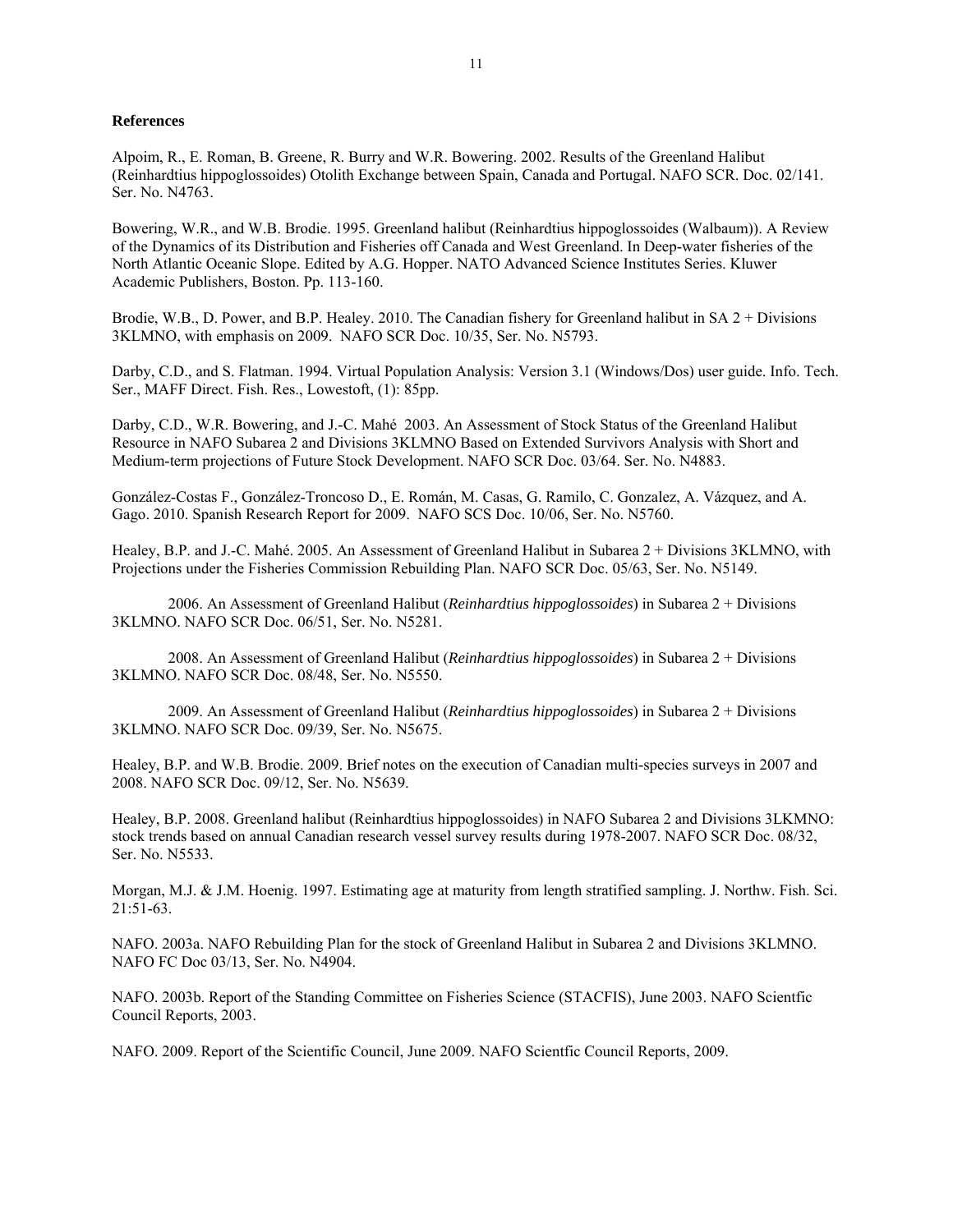## References

Alpoim, R., E. Roman, B. Greene, R. Burry and W.R. Bowering. 2002. Results of the Greenland Halibut (Reinhardtius hippoglossoides) Otolith Exchange between Spain, Canada and Portugal. NAFO SCR. Doc. 02/141. Ser. No. N4763.

Bowering, W.R., and W.B. Brodie. 1995. Greenland halibut (Reinhardtius hippoglossoides (Walbaum)). A Review of the Dynamics of its Distribution and Fisheries off Canada and West Greenland. In Deep-water fisheries of the North Atlantic Oceanic Slope. Edited by A.G. Hopper. NATO Advanced Science Institutes Series. Kluwer Academic Publishers, Boston. Pp. 113-160.

Brodie, W.B., D. Power, and B.P. Healey. 2010. The Canadian fishery for Greenland halibut in SA 2 + Divisions 3KLMNO, with emphasis on 2009. NAFO SCR Doc. 10/35, Ser. No. N5793.

Darby, C.D., and S. Flatman. 1994. Virtual Population Analysis: Version 3.1 (Windows/Dos) user guide. Info. Tech. Ser., MAFF Direct. Fish. Res., Lowestoft, (1): 85pp.

Darby, C.D., W.R. Bowering, and J.-C. Mahé 2003. An Assessment of Stock Status of the Greenland Halibut Resource in NAFO Subarea 2 and Divisions 3KLMNO Based on Extended Survivors Analysis with Short and Medium-term projections of Future Stock Development. NAFO SCR Doc. 03/64. Ser. No. N4883.

González-Costas F., González-Troncoso D., E. Román, M. Casas, G. Ramilo, C. Gonzalez, A. Vázquez, and A. Gago. 2010. Spanish Research Report for 2009. NAFO SCS Doc. 10/06, Ser. No. N5760.

Healey, B.P. and J.-C. Mahé. 2005. An Assessment of Greenland Halibut in Subarea 2 + Divisions 3KLMNO, with Projections under the Fisheries Commission Rebuilding Plan. NAFO SCR Doc. 05/63, Ser. No. N5149.

2006. An Assessment of Greenland Halibut (*Reinhardtius hippoglossoides*) in Subarea 2 + Divisions 3KLMNO. NAFO SCR Doc. 06/51, Ser. No. N5281.

2008. An Assessment of Greenland Halibut (*Reinhardtius hippoglossoides*) in Subarea 2 + Divisions 3KLMNO. NAFO SCR Doc. 08/48, Ser. No. N5550.

2009. An Assessment of Greenland Halibut (*Reinhardtius hippoglossoides*) in Subarea 2 + Divisions 3KLMNO. NAFO SCR Doc. 09/39, Ser. No. N5675.

Healey, B.P. and W.B. Brodie. 2009. Brief notes on the execution of Canadian multi-species surveys in 2007 and 2008. NAFO SCR Doc. 09/12, Ser. No. N5639.

Healey, B.P. 2008. Greenland halibut (Reinhardtius hippoglossoides) in NAFO Subarea 2 and Divisions 3LKMNO: stock trends based on annual Canadian research vessel survey results during 1978-2007. NAFO SCR Doc. 08/32, Ser. No. N5533.

Morgan, M.J. & J.M. Hoenig. 1997. Estimating age at maturity from length stratified sampling. J. Northw. Fish. Sci. 21:51-63.

NAFO. 2003a. NAFO Rebuilding Plan for the stock of Greenland Halibut in Subarea 2 and Divisions 3KLMNO. NAFO FC Doc 03/13, Ser. No. N4904.

NAFO. 2003b. Report of the Standing Committee on Fisheries Science (STACFIS), June 2003. NAFO Scientfic Council Reports, 2003.

NAFO. 2009. Report of the Scientific Council, June 2009. NAFO Scientfic Council Reports, 2009.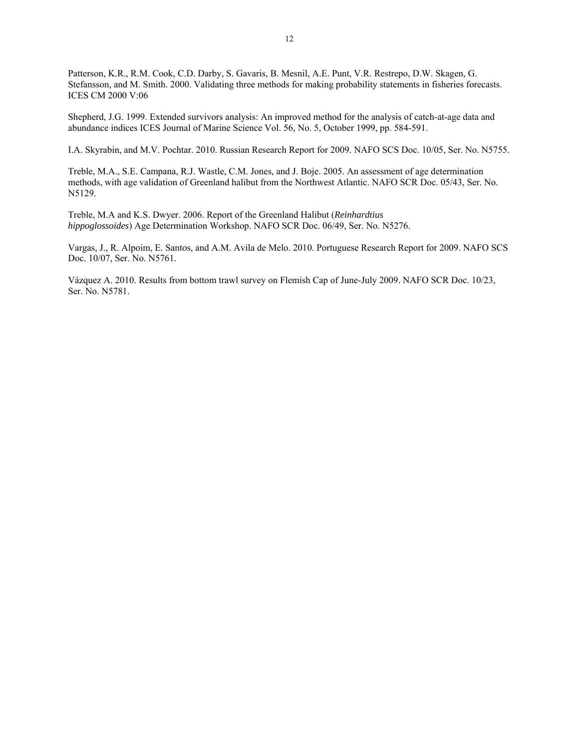Patterson, K.R., R.M. Cook, C.D. Darby, S. Gavaris, B. Mesnil, A.E. Punt, V.R. Restrepo, D.W. Skagen, G. Stefansson, and M. Smith. 2000. Validating three methods for making probability statements in fisheries forecasts. ICES CM 2000 V:06

Shepherd, J.G. 1999. Extended survivors analysis: An improved method for the analysis of catch-at-age data and abundance indices ICES Journal of Marine Science Vol. 56, No. 5, October 1999, pp. 584-591.

I.A. Skyrabin, and M.V. Pochtar. 2010. Russian Research Report for 2009. NAFO SCS Doc. 10/05, Ser. No. N5755.

Treble, M.A., S.E. Campana, R.J. Wastle, C.M. Jones, and J. Boje. 2005. An assessment of age determination methods, with age validation of Greenland halibut from the Northwest Atlantic. NAFO SCR Doc. 05/43, Ser. No. N5129.

Treble, M.A and K.S. Dwyer. 2006. Report of the Greenland Halibut (*Reinhardtius hippoglossoides*) Age Determination Workshop. NAFO SCR Doc. 06/49, Ser. No. N5276.

Vargas, J., R. Alpoim, E. Santos, and A.M. Avila de Melo. 2010. Portuguese Research Report for 2009. NAFO SCS Doc. 10/07, Ser. No. N5761.

Vázquez A. 2010. Results from bottom trawl survey on Flemish Cap of June-July 2009. NAFO SCR Doc. 10/23, Ser. No. N5781.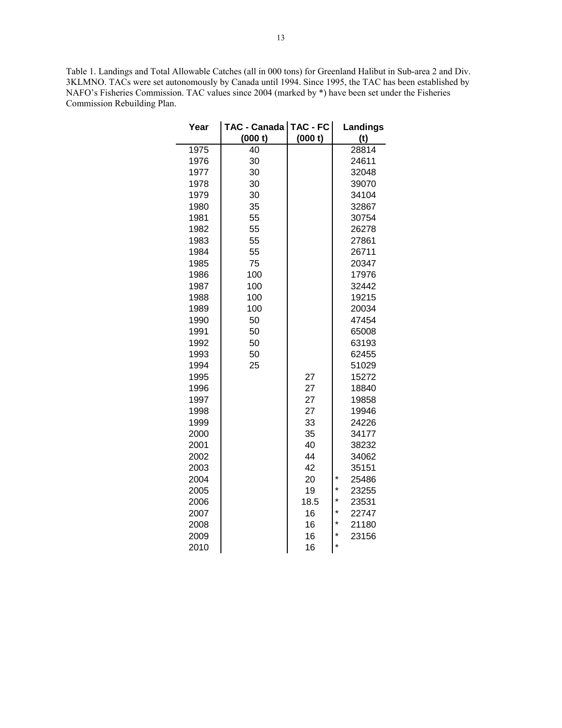Table 1. Landings and Total Allowable Catches (all in 000 tons) for Greenland Halibut in Sub-area 2 and Div. 3KLMNO. TACs were set autonomously by Canada until 1994. Since 1995, the TAC has been established by NAFO's Fisheries Commission. TAC values since 2004 (marked by *) have been set under the Fisheries Commission Rebuilding Plan.

| Year | TAC - Canada (000 t) | TAC - FC (000 t) | | Landings (t) |
|---|---|---|---|---|
| 1975 | 40 | | | 28814 |
| 1976 | 30 | | | 24611 |
| 1977 | 30 | | | 32048 |
| 1978 | 30 | | | 39070 |
| 1979 | 30 | | | 34104 |
| 1980 | 35 | | | 32867 |
| 1981 | 55 | | | 30754 |
| 1982 | 55 | | | 26278 |
| 1983 | 55 | | | 27861 |
| 1984 | 55 | | | 26711 |
| 1985 | 75 | | | 20347 |
| 1986 | 100 | | | 17976 |
| 1987 | 100 | | | 32442 |
| 1988 | 100 | | | 19215 |
| 1989 | 100 | | | 20034 |
| 1990 | 50 | | | 47454 |
| 1991 | 50 | | | 65008 |
| 1992 | 50 | | | 63193 |
| 1993 | 50 | | | 62455 |
| 1994 | 25 | | | 51029 |
| 1995 | | 27 | | 15272 |
| 1996 | | 27 | | 18840 |
| 1997 | | 27 | | 19858 |
| 1998 | | 27 | | 19946 |
| 1999 | | 33 | | 24226 |
| 2000 | | 35 | | 34177 |
| 2001 | | 40 | | 38232 |
| 2002 | | 44 | | 34062 |
| 2003 | | 42 | | 35151 |
| 2004 | | 20 | * | 25486 |
| 2005 | | 19 | * | 23255 |
| 2006 | | 18.5 | * | 23531 |
| 2007 | | 16 | * | 22747 |
| 2008 | | 16 | * | 21180 |
| 2009 | | 16 | * | 23156 |
| 2010 | | 16 | * | |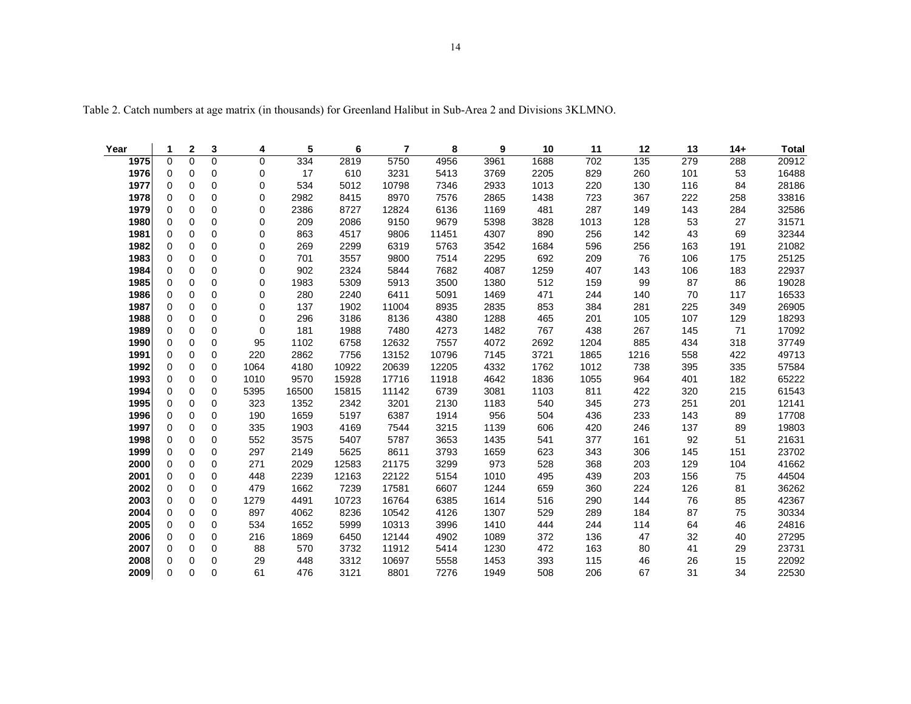Table 2. Catch numbers at age matrix (in thousands) for Greenland Halibut in Sub-Area 2 and Divisions 3KLMNO.

| Year | 1 | 2 | 3 | 4 | 5 | 6 | 7 | 8 | 9 | 10 | 11 | 12 | 13 | 14+ | Total |
|---|---|---|---|---|---|---|---|---|---|---|---|---|---|---|---|
| 1975 | 0 | 0 | 0 | 0 | 334 | 2819 | 5750 | 4956 | 3961 | 1688 | 702 | 135 | 279 | 288 | 20912 |
| 1976 | 0 | 0 | 0 | 0 | 17 | 610 | 3231 | 5413 | 3769 | 2205 | 829 | 260 | 101 | 53 | 16488 |
| 1977 | 0 | 0 | 0 | 0 | 534 | 5012 | 10798 | 7346 | 2933 | 1013 | 220 | 130 | 116 | 84 | 28186 |
| 1978 | 0 | 0 | 0 | 0 | 2982 | 8415 | 8970 | 7576 | 2865 | 1438 | 723 | 367 | 222 | 258 | 33816 |
| 1979 | 0 | 0 | 0 | 0 | 2386 | 8727 | 12824 | 6136 | 1169 | 481 | 287 | 149 | 143 | 284 | 32586 |
| 1980 | 0 | 0 | 0 | 0 | 209 | 2086 | 9150 | 9679 | 5398 | 3828 | 1013 | 128 | 53 | 27 | 31571 |
| 1981 | 0 | 0 | 0 | 0 | 863 | 4517 | 9806 | 11451 | 4307 | 890 | 256 | 142 | 43 | 69 | 32344 |
| 1982 | 0 | 0 | 0 | 0 | 269 | 2299 | 6319 | 5763 | 3542 | 1684 | 596 | 256 | 163 | 191 | 21082 |
| 1983 | 0 | 0 | 0 | 0 | 701 | 3557 | 9800 | 7514 | 2295 | 692 | 209 | 76 | 106 | 175 | 25125 |
| 1984 | 0 | 0 | 0 | 0 | 902 | 2324 | 5844 | 7682 | 4087 | 1259 | 407 | 143 | 106 | 183 | 22937 |
| 1985 | 0 | 0 | 0 | 0 | 1983 | 5309 | 5913 | 3500 | 1380 | 512 | 159 | 99 | 87 | 86 | 19028 |
| 1986 | 0 | 0 | 0 | 0 | 280 | 2240 | 6411 | 5091 | 1469 | 471 | 244 | 140 | 70 | 117 | 16533 |
| 1987 | 0 | 0 | 0 | 0 | 137 | 1902 | 11004 | 8935 | 2835 | 853 | 384 | 281 | 225 | 349 | 26905 |
| 1988 | 0 | 0 | 0 | 0 | 296 | 3186 | 8136 | 4380 | 1288 | 465 | 201 | 105 | 107 | 129 | 18293 |
| 1989 | 0 | 0 | 0 | 0 | 181 | 1988 | 7480 | 4273 | 1482 | 767 | 438 | 267 | 145 | 71 | 17092 |
| 1990 | 0 | 0 | 0 | 95 | 1102 | 6758 | 12632 | 7557 | 4072 | 2692 | 1204 | 885 | 434 | 318 | 37749 |
| 1991 | 0 | 0 | 0 | 220 | 2862 | 7756 | 13152 | 10796 | 7145 | 3721 | 1865 | 1216 | 558 | 422 | 49713 |
| 1992 | 0 | 0 | 0 | 1064 | 4180 | 10922 | 20639 | 12205 | 4332 | 1762 | 1012 | 738 | 395 | 335 | 57584 |
| 1993 | 0 | 0 | 0 | 1010 | 9570 | 15928 | 17716 | 11918 | 4642 | 1836 | 1055 | 964 | 401 | 182 | 65222 |
| 1994 | 0 | 0 | 0 | 5395 | 16500 | 15815 | 11142 | 6739 | 3081 | 1103 | 811 | 422 | 320 | 215 | 61543 |
| 1995 | 0 | 0 | 0 | 323 | 1352 | 2342 | 3201 | 2130 | 1183 | 540 | 345 | 273 | 251 | 201 | 12141 |
| 1996 | 0 | 0 | 0 | 190 | 1659 | 5197 | 6387 | 1914 | 956 | 504 | 436 | 233 | 143 | 89 | 17708 |
| 1997 | 0 | 0 | 0 | 335 | 1903 | 4169 | 7544 | 3215 | 1139 | 606 | 420 | 246 | 137 | 89 | 19803 |
| 1998 | 0 | 0 | 0 | 552 | 3575 | 5407 | 5787 | 3653 | 1435 | 541 | 377 | 161 | 92 | 51 | 21631 |
| 1999 | 0 | 0 | 0 | 297 | 2149 | 5625 | 8611 | 3793 | 1659 | 623 | 343 | 306 | 145 | 151 | 23702 |
| 2000 | 0 | 0 | 0 | 271 | 2029 | 12583 | 21175 | 3299 | 973 | 528 | 368 | 203 | 129 | 104 | 41662 |
| 2001 | 0 | 0 | 0 | 448 | 2239 | 12163 | 22122 | 5154 | 1010 | 495 | 439 | 203 | 156 | 75 | 44504 |
| 2002 | 0 | 0 | 0 | 479 | 1662 | 7239 | 17581 | 6607 | 1244 | 659 | 360 | 224 | 126 | 81 | 36262 |
| 2003 | 0 | 0 | 0 | 1279 | 4491 | 10723 | 16764 | 6385 | 1614 | 516 | 290 | 144 | 76 | 85 | 42367 |
| 2004 | 0 | 0 | 0 | 897 | 4062 | 8236 | 10542 | 4126 | 1307 | 529 | 289 | 184 | 87 | 75 | 30334 |
| 2005 | 0 | 0 | 0 | 534 | 1652 | 5999 | 10313 | 3996 | 1410 | 444 | 244 | 114 | 64 | 46 | 24816 |
| 2006 | 0 | 0 | 0 | 216 | 1869 | 6450 | 12144 | 4902 | 1089 | 372 | 136 | 47 | 32 | 40 | 27295 |
| 2007 | 0 | 0 | 0 | 88 | 570 | 3732 | 11912 | 5414 | 1230 | 472 | 163 | 80 | 41 | 29 | 23731 |
| 2008 | 0 | 0 | 0 | 29 | 448 | 3312 | 10697 | 5558 | 1453 | 393 | 115 | 46 | 26 | 15 | 22092 |
| 2009 | 0 | 0 | 0 | 61 | 476 | 3121 | 8801 | 7276 | 1949 | 508 | 206 | 67 | 31 | 34 | 22530 |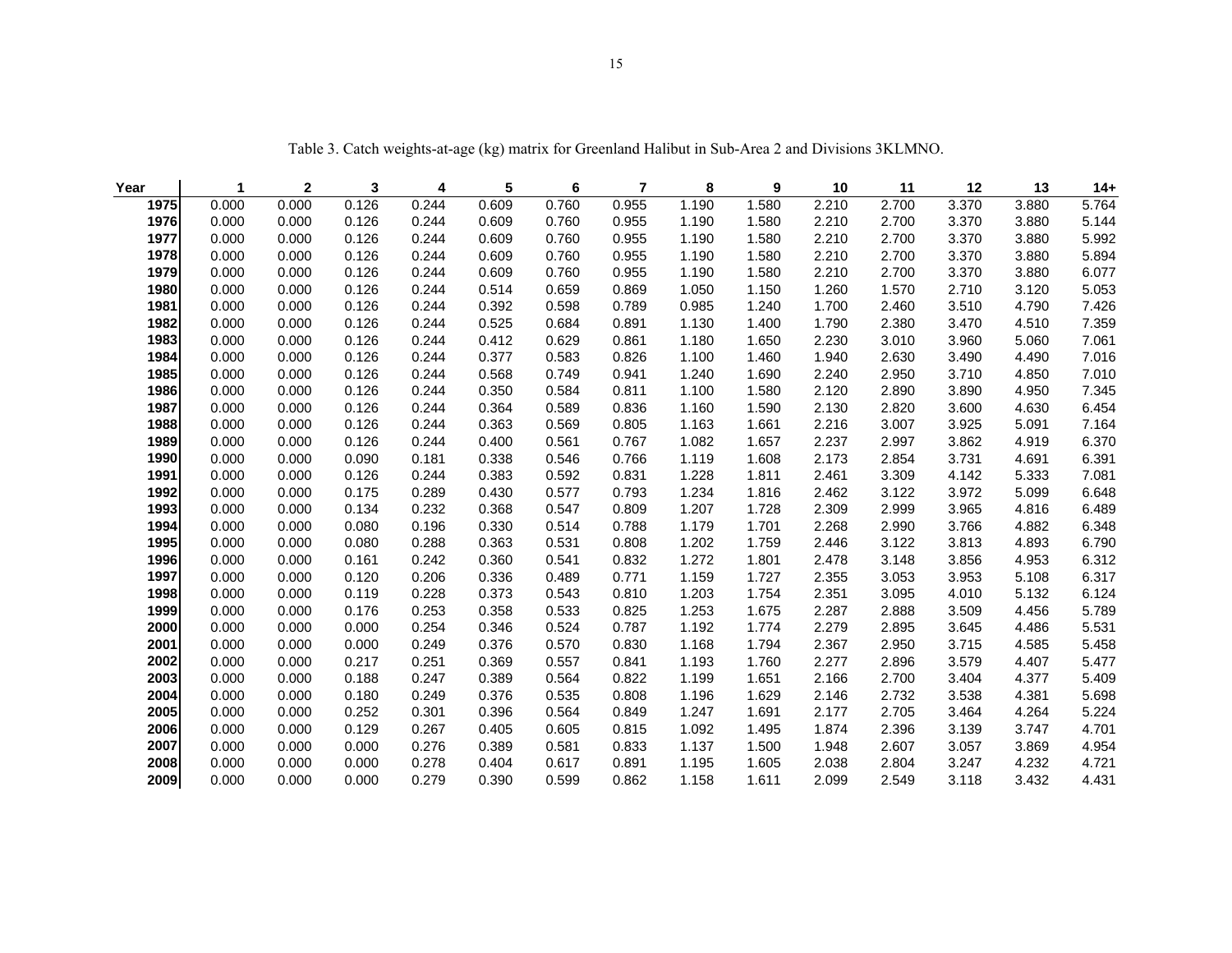Table 3. Catch weights-at-age (kg) matrix for Greenland Halibut in Sub-Area 2 and Divisions 3KLMNO.

| Year | 1 | 2 | 3 | 4 | 5 | 6 | 7 | 8 | 9 | 10 | 11 | 12 | 13 | 14+ |
|---|---|---|---|---|---|---|---|---|---|---|---|---|---|---|
| 1975 | 0.000 | 0.000 | 0.126 | 0.244 | 0.609 | 0.760 | 0.955 | 1.190 | 1.580 | 2.210 | 2.700 | 3.370 | 3.880 | 5.764 |
| 1976 | 0.000 | 0.000 | 0.126 | 0.244 | 0.609 | 0.760 | 0.955 | 1.190 | 1.580 | 2.210 | 2.700 | 3.370 | 3.880 | 5.144 |
| 1977 | 0.000 | 0.000 | 0.126 | 0.244 | 0.609 | 0.760 | 0.955 | 1.190 | 1.580 | 2.210 | 2.700 | 3.370 | 3.880 | 5.992 |
| 1978 | 0.000 | 0.000 | 0.126 | 0.244 | 0.609 | 0.760 | 0.955 | 1.190 | 1.580 | 2.210 | 2.700 | 3.370 | 3.880 | 5.894 |
| 1979 | 0.000 | 0.000 | 0.126 | 0.244 | 0.609 | 0.760 | 0.955 | 1.190 | 1.580 | 2.210 | 2.700 | 3.370 | 3.880 | 6.077 |
| 1980 | 0.000 | 0.000 | 0.126 | 0.244 | 0.514 | 0.659 | 0.869 | 1.050 | 1.150 | 1.260 | 1.570 | 2.710 | 3.120 | 5.053 |
| 1981 | 0.000 | 0.000 | 0.126 | 0.244 | 0.392 | 0.598 | 0.789 | 0.985 | 1.240 | 1.700 | 2.460 | 3.510 | 4.790 | 7.426 |
| 1982 | 0.000 | 0.000 | 0.126 | 0.244 | 0.525 | 0.684 | 0.891 | 1.130 | 1.400 | 1.790 | 2.380 | 3.470 | 4.510 | 7.359 |
| 1983 | 0.000 | 0.000 | 0.126 | 0.244 | 0.412 | 0.629 | 0.861 | 1.180 | 1.650 | 2.230 | 3.010 | 3.960 | 5.060 | 7.061 |
| 1984 | 0.000 | 0.000 | 0.126 | 0.244 | 0.377 | 0.583 | 0.826 | 1.100 | 1.460 | 1.940 | 2.630 | 3.490 | 4.490 | 7.016 |
| 1985 | 0.000 | 0.000 | 0.126 | 0.244 | 0.568 | 0.749 | 0.941 | 1.240 | 1.690 | 2.240 | 2.950 | 3.710 | 4.850 | 7.010 |
| 1986 | 0.000 | 0.000 | 0.126 | 0.244 | 0.350 | 0.584 | 0.811 | 1.100 | 1.580 | 2.120 | 2.890 | 3.890 | 4.950 | 7.345 |
| 1987 | 0.000 | 0.000 | 0.126 | 0.244 | 0.364 | 0.589 | 0.836 | 1.160 | 1.590 | 2.130 | 2.820 | 3.600 | 4.630 | 6.454 |
| 1988 | 0.000 | 0.000 | 0.126 | 0.244 | 0.363 | 0.569 | 0.805 | 1.163 | 1.661 | 2.216 | 3.007 | 3.925 | 5.091 | 7.164 |
| 1989 | 0.000 | 0.000 | 0.126 | 0.244 | 0.400 | 0.561 | 0.767 | 1.082 | 1.657 | 2.237 | 2.997 | 3.862 | 4.919 | 6.370 |
| 1990 | 0.000 | 0.000 | 0.090 | 0.181 | 0.338 | 0.546 | 0.766 | 1.119 | 1.608 | 2.173 | 2.854 | 3.731 | 4.691 | 6.391 |
| 1991 | 0.000 | 0.000 | 0.126 | 0.244 | 0.383 | 0.592 | 0.831 | 1.228 | 1.811 | 2.461 | 3.309 | 4.142 | 5.333 | 7.081 |
| 1992 | 0.000 | 0.000 | 0.175 | 0.289 | 0.430 | 0.577 | 0.793 | 1.234 | 1.816 | 2.462 | 3.122 | 3.972 | 5.099 | 6.648 |
| 1993 | 0.000 | 0.000 | 0.134 | 0.232 | 0.368 | 0.547 | 0.809 | 1.207 | 1.728 | 2.309 | 2.999 | 3.965 | 4.816 | 6.489 |
| 1994 | 0.000 | 0.000 | 0.080 | 0.196 | 0.330 | 0.514 | 0.788 | 1.179 | 1.701 | 2.268 | 2.990 | 3.766 | 4.882 | 6.348 |
| 1995 | 0.000 | 0.000 | 0.080 | 0.288 | 0.363 | 0.531 | 0.808 | 1.202 | 1.759 | 2.446 | 3.122 | 3.813 | 4.893 | 6.790 |
| 1996 | 0.000 | 0.000 | 0.161 | 0.242 | 0.360 | 0.541 | 0.832 | 1.272 | 1.801 | 2.478 | 3.148 | 3.856 | 4.953 | 6.312 |
| 1997 | 0.000 | 0.000 | 0.120 | 0.206 | 0.336 | 0.489 | 0.771 | 1.159 | 1.727 | 2.355 | 3.053 | 3.953 | 5.108 | 6.317 |
| 1998 | 0.000 | 0.000 | 0.119 | 0.228 | 0.373 | 0.543 | 0.810 | 1.203 | 1.754 | 2.351 | 3.095 | 4.010 | 5.132 | 6.124 |
| 1999 | 0.000 | 0.000 | 0.176 | 0.253 | 0.358 | 0.533 | 0.825 | 1.253 | 1.675 | 2.287 | 2.888 | 3.509 | 4.456 | 5.789 |
| 2000 | 0.000 | 0.000 | 0.000 | 0.254 | 0.346 | 0.524 | 0.787 | 1.192 | 1.774 | 2.279 | 2.895 | 3.645 | 4.486 | 5.531 |
| 2001 | 0.000 | 0.000 | 0.000 | 0.249 | 0.376 | 0.570 | 0.830 | 1.168 | 1.794 | 2.367 | 2.950 | 3.715 | 4.585 | 5.458 |
| 2002 | 0.000 | 0.000 | 0.217 | 0.251 | 0.369 | 0.557 | 0.841 | 1.193 | 1.760 | 2.277 | 2.896 | 3.579 | 4.407 | 5.477 |
| 2003 | 0.000 | 0.000 | 0.188 | 0.247 | 0.389 | 0.564 | 0.822 | 1.199 | 1.651 | 2.166 | 2.700 | 3.404 | 4.377 | 5.409 |
| 2004 | 0.000 | 0.000 | 0.180 | 0.249 | 0.376 | 0.535 | 0.808 | 1.196 | 1.629 | 2.146 | 2.732 | 3.538 | 4.381 | 5.698 |
| 2005 | 0.000 | 0.000 | 0.252 | 0.301 | 0.396 | 0.564 | 0.849 | 1.247 | 1.691 | 2.177 | 2.705 | 3.464 | 4.264 | 5.224 |
| 2006 | 0.000 | 0.000 | 0.129 | 0.267 | 0.405 | 0.605 | 0.815 | 1.092 | 1.495 | 1.874 | 2.396 | 3.139 | 3.747 | 4.701 |
| 2007 | 0.000 | 0.000 | 0.000 | 0.276 | 0.389 | 0.581 | 0.833 | 1.137 | 1.500 | 1.948 | 2.607 | 3.057 | 3.869 | 4.954 |
| 2008 | 0.000 | 0.000 | 0.000 | 0.278 | 0.404 | 0.617 | 0.891 | 1.195 | 1.605 | 2.038 | 2.804 | 3.247 | 4.232 | 4.721 |
| 2009 | 0.000 | 0.000 | 0.000 | 0.279 | 0.390 | 0.599 | 0.862 | 1.158 | 1.611 | 2.099 | 2.549 | 3.118 | 3.432 | 4.431 |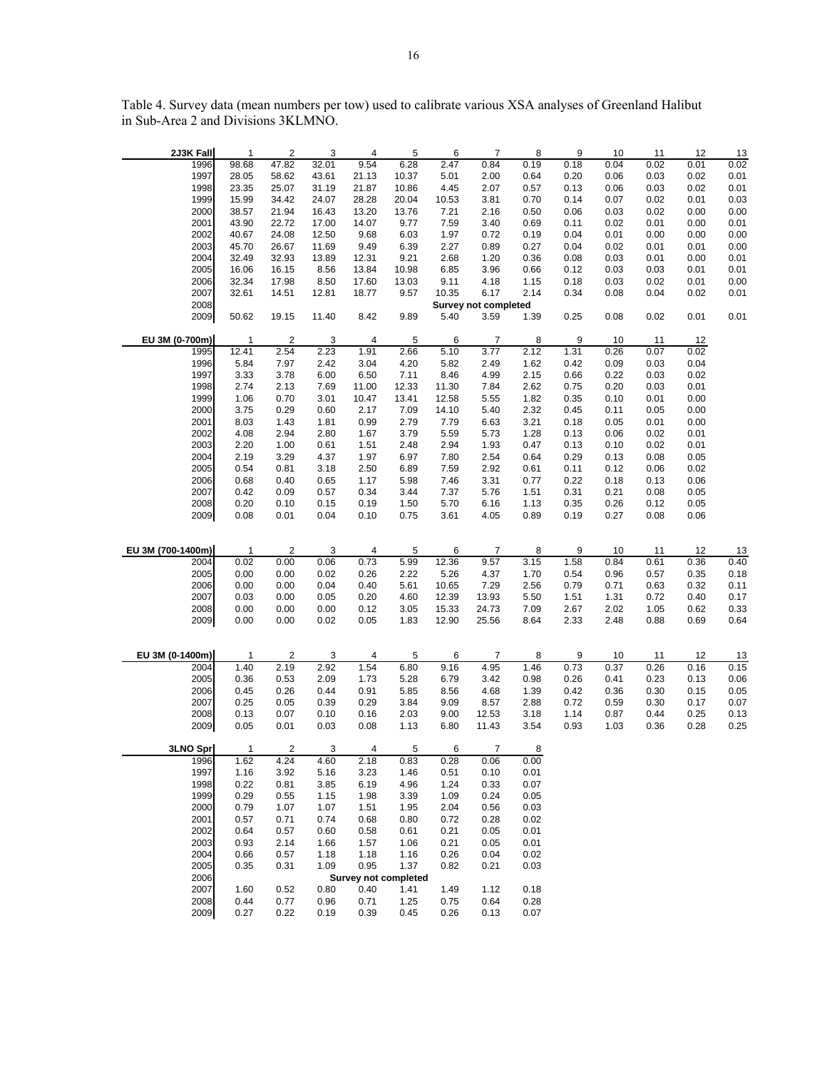Table 4. Survey data (mean numbers per tow) used to calibrate various XSA analyses of Greenland Halibut in Sub-Area 2 and Divisions 3KLMNO.

| 2J3K Fall | 1 | 2 | 3 | 4 | 5 | 6 | 7 | 8 | 9 | 10 | 11 | 12 | 13 |
|---|---|---|---|---|---|---|---|---|---|---|---|---|---|
| 1996 | 98.68 | 47.82 | 32.01 | 9.54 | 6.28 | 2.47 | 0.84 | 0.19 | 0.18 | 0.04 | 0.02 | 0.01 | 0.02 |
| 1997 | 28.05 | 58.62 | 43.61 | 21.13 | 10.37 | 5.01 | 2.00 | 0.64 | 0.20 | 0.06 | 0.03 | 0.02 | 0.01 |
| 1998 | 23.35 | 25.07 | 31.19 | 21.87 | 10.86 | 4.45 | 2.07 | 0.57 | 0.13 | 0.06 | 0.03 | 0.02 | 0.01 |
| 1999 | 15.99 | 34.42 | 24.07 | 28.28 | 20.04 | 10.53 | 3.81 | 0.70 | 0.14 | 0.07 | 0.02 | 0.01 | 0.03 |
| 2000 | 38.57 | 21.94 | 16.43 | 13.20 | 13.76 | 7.21 | 2.16 | 0.50 | 0.06 | 0.03 | 0.02 | 0.00 | 0.00 |
| 2001 | 43.90 | 22.72 | 17.00 | 14.07 | 9.77 | 7.59 | 3.40 | 0.69 | 0.11 | 0.02 | 0.01 | 0.00 | 0.01 |
| 2002 | 40.67 | 24.08 | 12.50 | 9.68 | 6.03 | 1.97 | 0.72 | 0.19 | 0.04 | 0.01 | 0.00 | 0.00 | 0.00 |
| 2003 | 45.70 | 26.67 | 11.69 | 9.49 | 6.39 | 2.27 | 0.89 | 0.27 | 0.04 | 0.02 | 0.01 | 0.01 | 0.00 |
| 2004 | 32.49 | 32.93 | 13.89 | 12.31 | 9.21 | 2.68 | 1.20 | 0.36 | 0.08 | 0.03 | 0.01 | 0.00 | 0.01 |
| 2005 | 16.06 | 16.15 | 8.56 | 13.84 | 10.98 | 6.85 | 3.96 | 0.66 | 0.12 | 0.03 | 0.03 | 0.01 | 0.01 |
| 2006 | 32.34 | 17.98 | 8.50 | 17.60 | 13.03 | 9.11 | 4.18 | 1.15 | 0.18 | 0.03 | 0.02 | 0.01 | 0.00 |
| 2007 | 32.61 | 14.51 | 12.81 | 18.77 | 9.57 | 10.35 | 6.17 | 2.14 | 0.34 | 0.08 | 0.04 | 0.02 | 0.01 |
| 2008 | | | | | | Survey not completed | | | | | | | |
| 2009 | 50.62 | 19.15 | 11.40 | 8.42 | 9.89 | 5.40 | 3.59 | 1.39 | 0.25 | 0.08 | 0.02 | 0.01 | 0.01 |

| EU 3M (0-700m) | 1 | 2 | 3 | 4 | 5 | 6 | 7 | 8 | 9 | 10 | 11 | 12 |
|---|---|---|---|---|---|---|---|---|---|---|---|---|
| 1995 | 12.41 | 2.54 | 2.23 | 1.91 | 2.66 | 5.10 | 3.77 | 2.12 | 1.31 | 0.26 | 0.07 | 0.02 |
| 1996 | 5.84 | 7.97 | 2.42 | 3.04 | 4.20 | 5.82 | 2.49 | 1.62 | 0.42 | 0.09 | 0.03 | 0.04 |
| 1997 | 3.33 | 3.78 | 6.00 | 6.50 | 7.11 | 8.46 | 4.99 | 2.15 | 0.66 | 0.22 | 0.03 | 0.02 |
| 1998 | 2.74 | 2.13 | 7.69 | 11.00 | 12.33 | 11.30 | 7.84 | 2.62 | 0.75 | 0.20 | 0.03 | 0.01 |
| 1999 | 1.06 | 0.70 | 3.01 | 10.47 | 13.41 | 12.58 | 5.55 | 1.82 | 0.35 | 0.10 | 0.01 | 0.00 |
| 2000 | 3.75 | 0.29 | 0.60 | 2.17 | 7.09 | 14.10 | 5.40 | 2.32 | 0.45 | 0.11 | 0.05 | 0.00 |
| 2001 | 8.03 | 1.43 | 1.81 | 0.99 | 2.79 | 7.79 | 6.63 | 3.21 | 0.18 | 0.05 | 0.01 | 0.00 |
| 2002 | 4.08 | 2.94 | 2.80 | 1.67 | 3.79 | 5.59 | 5.73 | 1.28 | 0.13 | 0.06 | 0.02 | 0.01 |
| 2003 | 2.20 | 1.00 | 0.61 | 1.51 | 2.48 | 2.94 | 1.93 | 0.47 | 0.13 | 0.10 | 0.02 | 0.01 |
| 2004 | 2.19 | 3.29 | 4.37 | 1.97 | 6.97 | 7.80 | 2.54 | 0.64 | 0.29 | 0.13 | 0.08 | 0.05 |
| 2005 | 0.54 | 0.81 | 3.18 | 2.50 | 6.89 | 7.59 | 2.92 | 0.61 | 0.11 | 0.12 | 0.06 | 0.02 |
| 2006 | 0.68 | 0.40 | 0.65 | 1.17 | 5.98 | 7.46 | 3.31 | 0.77 | 0.22 | 0.18 | 0.13 | 0.06 |
| 2007 | 0.42 | 0.09 | 0.57 | 0.34 | 3.44 | 7.37 | 5.76 | 1.51 | 0.31 | 0.21 | 0.08 | 0.05 |
| 2008 | 0.20 | 0.10 | 0.15 | 0.19 | 1.50 | 5.70 | 6.16 | 1.13 | 0.35 | 0.26 | 0.12 | 0.05 |
| 2009 | 0.08 | 0.01 | 0.04 | 0.10 | 0.75 | 3.61 | 4.05 | 0.89 | 0.19 | 0.27 | 0.08 | 0.06 |

| EU 3M (700-1400m) | 1 | 2 | 3 | 4 | 5 | 6 | 7 | 8 | 9 | 10 | 11 | 12 | 13 |
|---|---|---|---|---|---|---|---|---|---|---|---|---|---|
| 2004 | 0.02 | 0.00 | 0.06 | 0.73 | 5.99 | 12.36 | 9.57 | 3.15 | 1.58 | 0.84 | 0.61 | 0.36 | 0.40 |
| 2005 | 0.00 | 0.00 | 0.02 | 0.26 | 2.22 | 5.26 | 4.37 | 1.70 | 0.54 | 0.96 | 0.57 | 0.35 | 0.18 |
| 2006 | 0.00 | 0.00 | 0.04 | 0.40 | 5.61 | 10.65 | 7.29 | 2.56 | 0.79 | 0.71 | 0.63 | 0.32 | 0.11 |
| 2007 | 0.03 | 0.00 | 0.05 | 0.20 | 4.60 | 12.39 | 13.93 | 5.50 | 1.51 | 1.31 | 0.72 | 0.40 | 0.17 |
| 2008 | 0.00 | 0.00 | 0.00 | 0.12 | 3.05 | 15.33 | 24.73 | 7.09 | 2.67 | 2.02 | 1.05 | 0.62 | 0.33 |
| 2009 | 0.00 | 0.00 | 0.02 | 0.05 | 1.83 | 12.90 | 25.56 | 8.64 | 2.33 | 2.48 | 0.88 | 0.69 | 0.64 |

| EU 3M (0-1400m) | 1 | 2 | 3 | 4 | 5 | 6 | 7 | 8 | 9 | 10 | 11 | 12 | 13 |
|---|---|---|---|---|---|---|---|---|---|---|---|---|---|
| 2004 | 1.40 | 2.19 | 2.92 | 1.54 | 6.80 | 9.16 | 4.95 | 1.46 | 0.73 | 0.37 | 0.26 | 0.16 | 0.15 |
| 2005 | 0.36 | 0.53 | 2.09 | 1.73 | 5.28 | 6.79 | 3.42 | 0.98 | 0.26 | 0.41 | 0.23 | 0.13 | 0.06 |
| 2006 | 0.45 | 0.26 | 0.44 | 0.91 | 5.85 | 8.56 | 4.68 | 1.39 | 0.42 | 0.36 | 0.30 | 0.15 | 0.05 |
| 2007 | 0.25 | 0.05 | 0.39 | 0.29 | 3.84 | 9.09 | 8.57 | 2.88 | 0.72 | 0.59 | 0.30 | 0.17 | 0.07 |
| 2008 | 0.13 | 0.07 | 0.10 | 0.16 | 2.03 | 9.00 | 12.53 | 3.18 | 1.14 | 0.87 | 0.44 | 0.25 | 0.13 |
| 2009 | 0.05 | 0.01 | 0.03 | 0.08 | 1.13 | 6.80 | 11.43 | 3.54 | 0.93 | 1.03 | 0.36 | 0.28 | 0.25 |

| 3LNO Spr | 1 | 2 | 3 | 4 | 5 | 6 | 7 | 8 |
|---|---|---|---|---|---|---|---|---|
| 1996 | 1.62 | 4.24 | 4.60 | 2.18 | 0.83 | 0.28 | 0.06 | 0.00 |
| 1997 | 1.16 | 3.92 | 5.16 | 3.23 | 1.46 | 0.51 | 0.10 | 0.01 |
| 1998 | 0.22 | 0.81 | 3.85 | 6.19 | 4.96 | 1.24 | 0.33 | 0.07 |
| 1999 | 0.29 | 0.55 | 1.15 | 1.98 | 3.39 | 1.09 | 0.24 | 0.05 |
| 2000 | 0.79 | 1.07 | 1.07 | 1.51 | 1.95 | 2.04 | 0.56 | 0.03 |
| 2001 | 0.57 | 0.71 | 0.74 | 0.68 | 0.80 | 0.72 | 0.28 | 0.02 |
| 2002 | 0.64 | 0.57 | 0.60 | 0.58 | 0.61 | 0.21 | 0.05 | 0.01 |
| 2003 | 0.93 | 2.14 | 1.66 | 1.57 | 1.06 | 0.21 | 0.05 | 0.01 |
| 2004 | 0.66 | 0.57 | 1.18 | 1.18 | 1.16 | 0.26 | 0.04 | 0.02 |
| 2005 | 0.35 | 0.31 | 1.09 | 0.95 | 1.37 | 0.82 | 0.21 | 0.03 |
| 2006 | | | | Survey not completed | | | | |
| 2007 | 1.60 | 0.52 | 0.80 | 0.40 | 1.41 | 1.49 | 1.12 | 0.18 |
| 2008 | 0.44 | 0.77 | 0.96 | 0.71 | 1.25 | 0.75 | 0.64 | 0.28 |
| 2009 | 0.27 | 0.22 | 0.19 | 0.39 | 0.45 | 0.26 | 0.13 | 0.07 |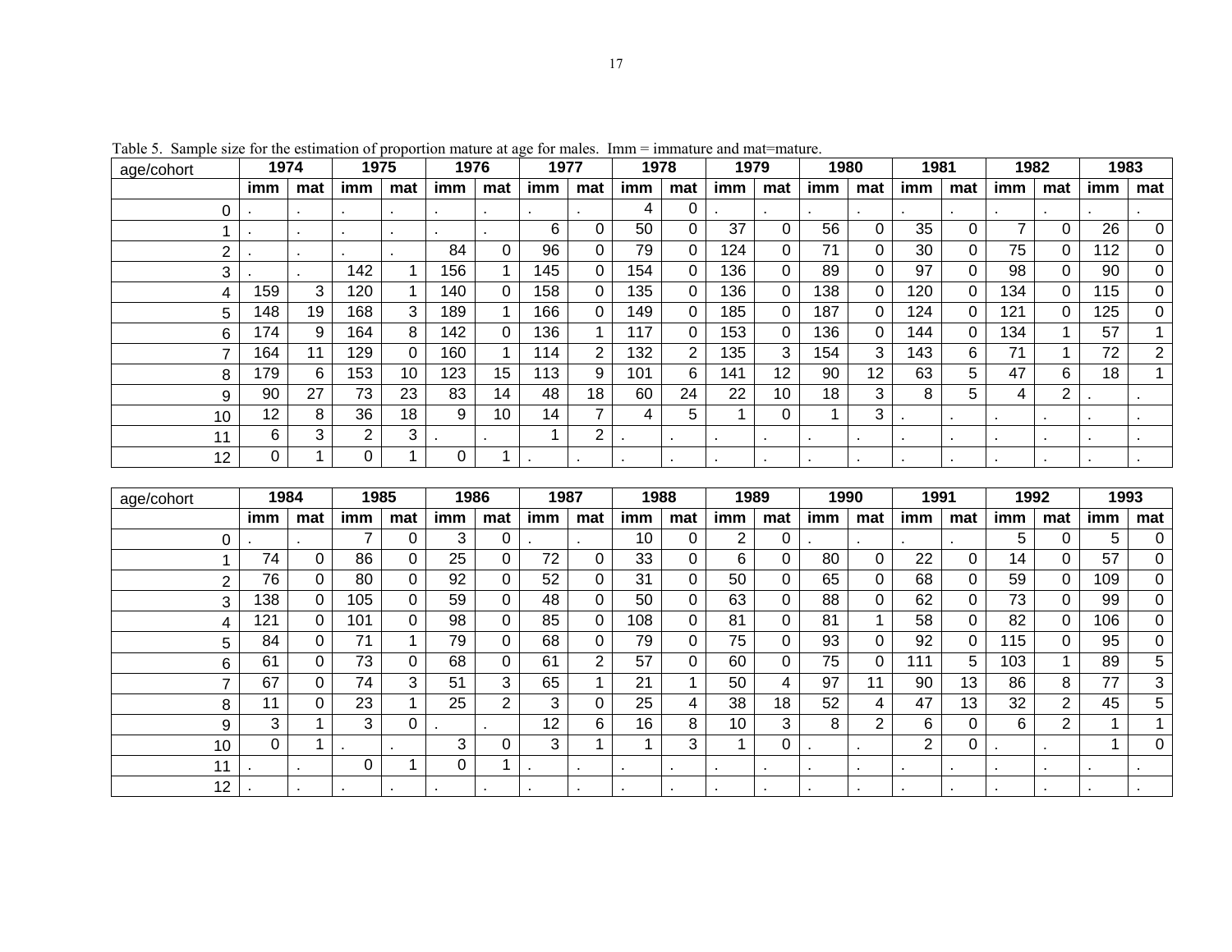Table 5. Sample size for the estimation of proportion mature at age for males. Imm = immature and mat=mature.

| age/cohort | 1974 | | 1975 | | 1976 | | 1977 | | 1978 | | 1979 | | 1980 | | 1981 | | 1982 | | 1983 | |
|---|---|---|---|---|---|---|---|---|---|---|---|---|---|---|---|---|---|---|---|---|
| | imm | mat | imm | mat | imm | mat | imm | mat | imm | mat | imm | mat | imm | mat | imm | mat | imm | mat | imm | mat |
| 0 | . | . | . | . | . | . | . | . | 4 | 0 | . | . | . | . | . | . | . | . | . | . |
| 1 | . | . | . | . | . | . | 6 | 0 | 50 | 0 | 37 | 0 | 56 | 0 | 35 | 0 | 7 | 0 | 26 | 0 |
| 2 | . | . | . | . | 84 | 0 | 96 | 0 | 79 | 0 | 124 | 0 | 71 | 0 | 30 | 0 | 75 | 0 | 112 | 0 |
| 3 | . | . | 142 | 1 | 156 | 1 | 145 | 0 | 154 | 0 | 136 | 0 | 89 | 0 | 97 | 0 | 98 | 0 | 90 | 0 |
| 4 | 159 | 3 | 120 | 1 | 140 | 0 | 158 | 0 | 135 | 0 | 136 | 0 | 138 | 0 | 120 | 0 | 134 | 0 | 115 | 0 |
| 5 | 148 | 19 | 168 | 3 | 189 | 1 | 166 | 0 | 149 | 0 | 185 | 0 | 187 | 0 | 124 | 0 | 121 | 0 | 125 | 0 |
| 6 | 174 | 9 | 164 | 8 | 142 | 0 | 136 | 1 | 117 | 0 | 153 | 0 | 136 | 0 | 144 | 0 | 134 | 1 | 57 | 1 |
| 7 | 164 | 11 | 129 | 0 | 160 | 1 | 114 | 2 | 132 | 2 | 135 | 3 | 154 | 3 | 143 | 6 | 71 | 1 | 72 | 2 |
| 8 | 179 | 6 | 153 | 10 | 123 | 15 | 113 | 9 | 101 | 6 | 141 | 12 | 90 | 12 | 63 | 5 | 47 | 6 | 18 | 1 |
| 9 | 90 | 27 | 73 | 23 | 83 | 14 | 48 | 18 | 60 | 24 | 22 | 10 | 18 | 3 | 8 | 5 | 4 | 2 | . | . |
| 10 | 12 | 8 | 36 | 18 | 9 | 10 | 14 | 7 | 4 | 5 | 1 | 0 | 1 | 3 | . | . | . | . | . | . |
| 11 | 6 | 3 | 2 | 3 | . | . | 1 | 2 | . | . | . | . | . | . | . | . | . | . | . | . |
| 12 | 0 | 1 | 0 | 1 | 0 | 1 | . | . | . | . | . | . | . | . | . | . | . | . | . | . |

| age/cohort | 1984 | | 1985 | | 1986 | | 1987 | | 1988 | | 1989 | | 1990 | | 1991 | | 1992 | | 1993 | |
|---|---|---|---|---|---|---|---|---|---|---|---|---|---|---|---|---|---|---|---|---|
| | imm | mat | imm | mat | imm | mat | imm | mat | imm | mat | imm | mat | imm | mat | imm | mat | imm | mat | imm | mat |
| 0 | . | . | 7 | 0 | 3 | 0 | . | . | 10 | 0 | 2 | 0 | . | . | . | . | 5 | 0 | 5 | 0 |
| 1 | 74 | 0 | 86 | 0 | 25 | 0 | 72 | 0 | 33 | 0 | 6 | 0 | 80 | 0 | 22 | 0 | 14 | 0 | 57 | 0 |
| 2 | 76 | 0 | 80 | 0 | 92 | 0 | 52 | 0 | 31 | 0 | 50 | 0 | 65 | 0 | 68 | 0 | 59 | 0 | 109 | 0 |
| 3 | 138 | 0 | 105 | 0 | 59 | 0 | 48 | 0 | 50 | 0 | 63 | 0 | 88 | 0 | 62 | 0 | 73 | 0 | 99 | 0 |
| 4 | 121 | 0 | 101 | 0 | 98 | 0 | 85 | 0 | 108 | 0 | 81 | 0 | 81 | 1 | 58 | 0 | 82 | 0 | 106 | 0 |
| 5 | 84 | 0 | 71 | 1 | 79 | 0 | 68 | 0 | 79 | 0 | 75 | 0 | 93 | 0 | 92 | 0 | 115 | 0 | 95 | 0 |
| 6 | 61 | 0 | 73 | 0 | 68 | 0 | 61 | 2 | 57 | 0 | 60 | 0 | 75 | 0 | 111 | 5 | 103 | 1 | 89 | 5 |
| 7 | 67 | 0 | 74 | 3 | 51 | 3 | 65 | 1 | 21 | 1 | 50 | 4 | 97 | 11 | 90 | 13 | 86 | 8 | 77 | 3 |
| 8 | 11 | 0 | 23 | 1 | 25 | 2 | 3 | 0 | 25 | 4 | 38 | 18 | 52 | 4 | 47 | 13 | 32 | 2 | 45 | 5 |
| 9 | 3 | 1 | 3 | 0 | . | . | 12 | 6 | 16 | 8 | 10 | 3 | 8 | 2 | 6 | 0 | 6 | 2 | 1 | 1 |
| 10 | 0 | 1 | . | . | 3 | 0 | 3 | 1 | 1 | 3 | 1 | 0 | . | . | 2 | 0 | . | . | 1 | 0 |
| 11 | . | . | 0 | 1 | 0 | 1 | . | . | . | . | . | . | . | . | . | . | . | . | . | . |
| 12 | . | . | . | . | . | . | . | . | . | . | . | . | . | . | . | . | . | . | . | . |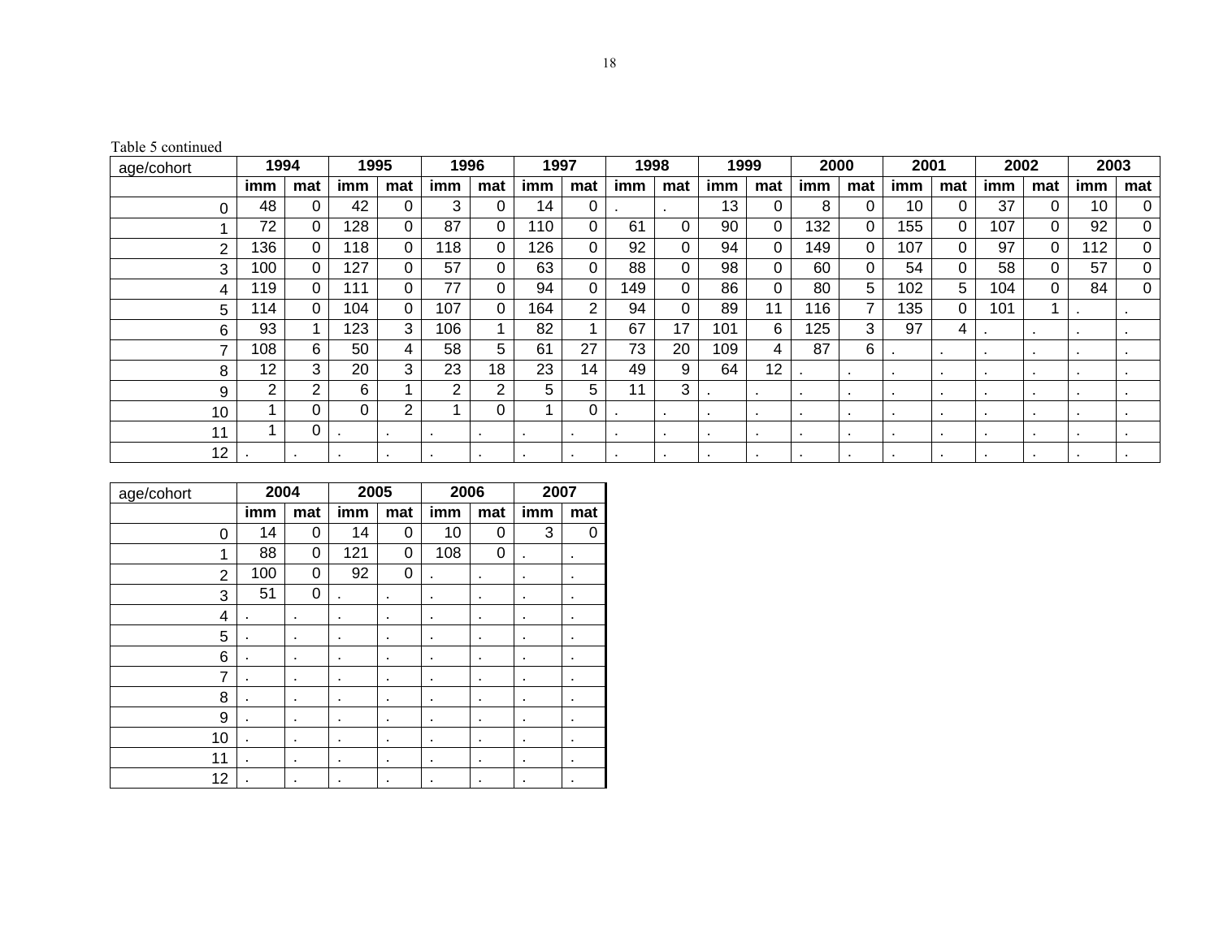Table 5 continued

| age/cohort | 1994 | | 1995 | | 1996 | | 1997 | | 1998 | | 1999 | | 2000 | | 2001 | | 2002 | | 2003 | |
|---|---|---|---|---|---|---|---|---|---|---|---|---|---|---|---|---|---|---|---|---|
| | imm | mat | imm | mat | imm | mat | imm | mat | imm | mat | imm | mat | imm | mat | imm | mat | imm | mat | imm | mat |
| 0 | 48 | 0 | 42 | 0 | 3 | 0 | 14 | 0 | . | . | 13 | 0 | 8 | 0 | 10 | 0 | 37 | 0 | 10 | 0 |
| 1 | 72 | 0 | 128 | 0 | 87 | 0 | 110 | 0 | 61 | 0 | 90 | 0 | 132 | 0 | 155 | 0 | 107 | 0 | 92 | 0 |
| 2 | 136 | 0 | 118 | 0 | 118 | 0 | 126 | 0 | 92 | 0 | 94 | 0 | 149 | 0 | 107 | 0 | 97 | 0 | 112 | 0 |
| 3 | 100 | 0 | 127 | 0 | 57 | 0 | 63 | 0 | 88 | 0 | 98 | 0 | 60 | 0 | 54 | 0 | 58 | 0 | 57 | 0 |
| 4 | 119 | 0 | 111 | 0 | 77 | 0 | 94 | 0 | 149 | 0 | 86 | 0 | 80 | 5 | 102 | 5 | 104 | 0 | 84 | 0 |
| 5 | 114 | 0 | 104 | 0 | 107 | 0 | 164 | 2 | 94 | 0 | 89 | 11 | 116 | 7 | 135 | 0 | 101 | 1 | . | . |
| 6 | 93 | 1 | 123 | 3 | 106 | 1 | 82 | 1 | 67 | 17 | 101 | 6 | 125 | 3 | 97 | 4 | . | . | . | . |
| 7 | 108 | 6 | 50 | 4 | 58 | 5 | 61 | 27 | 73 | 20 | 109 | 4 | 87 | 6 | . | . | . | . | . | . |
| 8 | 12 | 3 | 20 | 3 | 23 | 18 | 23 | 14 | 49 | 9 | 64 | 12 | . | . | . | . | . | . | . | . |
| 9 | 2 | 2 | 6 | 1 | 2 | 2 | 5 | 5 | 11 | 3 | . | . | . | . | . | . | . | . | . | . |
| 10 | 1 | 0 | 0 | 2 | 1 | 0 | 1 | 0 | . | . | . | . | . | . | . | . | . | . | . | . |
| 11 | 1 | 0 | . | . | . | . | . | . | . | . | . | . | . | . | . | . | . | . | . | . |
| 12 | . | . | . | . | . | . | . | . | . | . | . | . | . | . | . | . | . | . | . | . |

| age/cohort | 2004 | | 2005 | | 2006 | | 2007 | |
|---|---|---|---|---|---|---|---|---|
| | imm | mat | imm | mat | imm | mat | imm | mat |
| 0 | 14 | 0 | 14 | 0 | 10 | 0 | 3 | 0 |
| 1 | 88 | 0 | 121 | 0 | 108 | 0 | . | . |
| 2 | 100 | 0 | 92 | 0 | . | . | . | . |
| 3 | 51 | 0 | . | . | . | . | . | . |
| 4 | . | . | . | . | . | . | . | . |
| 5 | . | . | . | . | . | . | . | . |
| 6 | . | . | . | . | . | . | . | . |
| 7 | . | . | . | . | . | . | . | . |
| 8 | . | . | . | . | . | . | . | . |
| 9 | . | . | . | . | . | . | . | . |
| 10 | . | . | . | . | . | . | . | . |
| 11 | . | . | . | . | . | . | . | . |
| 12 | . | . | . | . | . | . | . | . |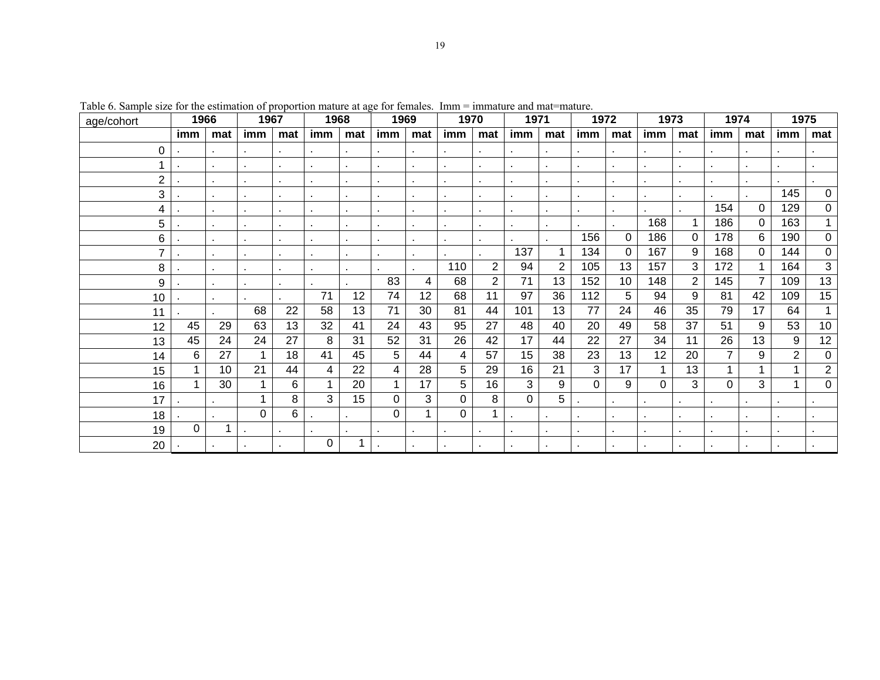Table 6. Sample size for the estimation of proportion mature at age for females. Imm = immature and mat=mature.

| age/cohort | 1966 | | 1967 | | 1968 | | 1969 | | 1970 | | 1971 | | 1972 | | 1973 | | 1974 | | 1975 | |
|---|---|---|---|---|---|---|---|---|---|---|---|---|---|---|---|---|---|---|---|---|
| | imm | mat | imm | mat | imm | mat | imm | mat | imm | mat | imm | mat | imm | mat | imm | mat | imm | mat | imm | mat |
| 0 | . | . | . | . | . | . | . | . | . | . | . | . | . | . | . | . | . | . | . | . |
| 1 | . | . | . | . | . | . | . | . | . | . | . | . | . | . | . | . | . | . | . | . |
| 2 | . | . | . | . | . | . | . | . | . | . | . | . | . | . | . | . | . | . | . | . |
| 3 | . | . | . | . | . | . | . | . | . | . | . | . | . | . | . | . | . | . | 145 | 0 |
| 4 | . | . | . | . | . | . | . | . | . | . | . | . | . | . | . | . | 154 | 0 | 129 | 0 |
| 5 | . | . | . | . | . | . | . | . | . | . | . | . | . | . | 168 | 1 | 186 | 0 | 163 | 1 |
| 6 | . | . | . | . | . | . | . | . | . | . | . | . | 156 | 0 | 186 | 0 | 178 | 6 | 190 | 0 |
| 7 | . | . | . | . | . | . | . | . | . | . | 137 | 1 | 134 | 0 | 167 | 9 | 168 | 0 | 144 | 0 |
| 8 | . | . | . | . | . | . | . | . | 110 | 2 | 94 | 2 | 105 | 13 | 157 | 3 | 172 | 1 | 164 | 3 |
| 9 | . | . | . | . | . | . | 83 | 4 | 68 | 2 | 71 | 13 | 152 | 10 | 148 | 2 | 145 | 7 | 109 | 13 |
| 10 | . | . | . | . | 71 | 12 | 74 | 12 | 68 | 11 | 97 | 36 | 112 | 5 | 94 | 9 | 81 | 42 | 109 | 15 |
| 11 | . | . | 68 | 22 | 58 | 13 | 71 | 30 | 81 | 44 | 101 | 13 | 77 | 24 | 46 | 35 | 79 | 17 | 64 | 1 |
| 12 | 45 | 29 | 63 | 13 | 32 | 41 | 24 | 43 | 95 | 27 | 48 | 40 | 20 | 49 | 58 | 37 | 51 | 9 | 53 | 10 |
| 13 | 45 | 24 | 24 | 27 | 8 | 31 | 52 | 31 | 26 | 42 | 17 | 44 | 22 | 27 | 34 | 11 | 26 | 13 | 9 | 12 |
| 14 | 6 | 27 | 1 | 18 | 41 | 45 | 5 | 44 | 4 | 57 | 15 | 38 | 23 | 13 | 12 | 20 | 7 | 9 | 2 | 0 |
| 15 | 1 | 10 | 21 | 44 | 4 | 22 | 4 | 28 | 5 | 29 | 16 | 21 | 3 | 17 | 1 | 13 | 1 | 1 | 1 | 2 |
| 16 | 1 | 30 | 1 | 6 | 1 | 20 | 1 | 17 | 5 | 16 | 3 | 9 | 0 | 9 | 0 | 3 | 0 | 3 | 1 | 0 |
| 17 | . | . | 1 | 8 | 3 | 15 | 0 | 3 | 0 | 8 | 0 | 5 | . | . | . | . | . | . | . | . |
| 18 | . | . | 0 | 6 | . | . | 0 | 1 | 0 | 1 | . | . | . | . | . | . | . | . | . | . |
| 19 | 0 | 1 | . | . | . | . | . | . | . | . | . | . | . | . | . | . | . | . | . | . |
| 20 | . | . | . | . | 0 | 1 | . | . | . | . | . | . | . | . | . | . | . | . | . | . |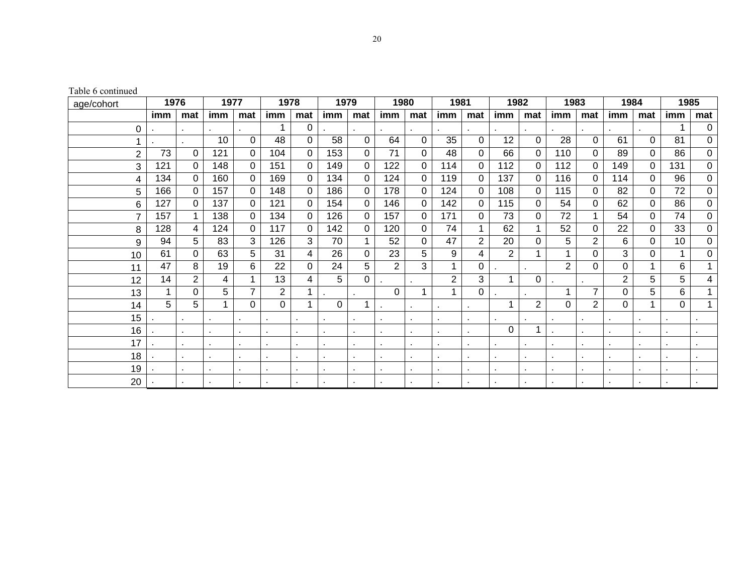Table 6 continued

| age/cohort | 1976 | | 1977 | | 1978 | | 1979 | | 1980 | | 1981 | | 1982 | | 1983 | | 1984 | | 1985 | |
|---|---|---|---|---|---|---|---|---|---|---|---|---|---|---|---|---|---|---|---|---|
| | imm | mat | imm | mat | imm | mat | imm | mat | imm | mat | imm | mat | imm | mat | imm | mat | imm | mat | imm | mat |
| 0 | . | . | . | . | 1 | 0 | . | . | . | . | . | . | . | . | . | . | . | . | 1 | 0 |
| 1 | . | . | 10 | 0 | 48 | 0 | 58 | 0 | 64 | 0 | 35 | 0 | 12 | 0 | 28 | 0 | 61 | 0 | 81 | 0 |
| 2 | 73 | 0 | 121 | 0 | 104 | 0 | 153 | 0 | 71 | 0 | 48 | 0 | 66 | 0 | 110 | 0 | 89 | 0 | 86 | 0 |
| 3 | 121 | 0 | 148 | 0 | 151 | 0 | 149 | 0 | 122 | 0 | 114 | 0 | 112 | 0 | 112 | 0 | 149 | 0 | 131 | 0 |
| 4 | 134 | 0 | 160 | 0 | 169 | 0 | 134 | 0 | 124 | 0 | 119 | 0 | 137 | 0 | 116 | 0 | 114 | 0 | 96 | 0 |
| 5 | 166 | 0 | 157 | 0 | 148 | 0 | 186 | 0 | 178 | 0 | 124 | 0 | 108 | 0 | 115 | 0 | 82 | 0 | 72 | 0 |
| 6 | 127 | 0 | 137 | 0 | 121 | 0 | 154 | 0 | 146 | 0 | 142 | 0 | 115 | 0 | 54 | 0 | 62 | 0 | 86 | 0 |
| 7 | 157 | 1 | 138 | 0 | 134 | 0 | 126 | 0 | 157 | 0 | 171 | 0 | 73 | 0 | 72 | 1 | 54 | 0 | 74 | 0 |
| 8 | 128 | 4 | 124 | 0 | 117 | 0 | 142 | 0 | 120 | 0 | 74 | 1 | 62 | 1 | 52 | 0 | 22 | 0 | 33 | 0 |
| 9 | 94 | 5 | 83 | 3 | 126 | 3 | 70 | 1 | 52 | 0 | 47 | 2 | 20 | 0 | 5 | 2 | 6 | 0 | 10 | 0 |
| 10 | 61 | 0 | 63 | 5 | 31 | 4 | 26 | 0 | 23 | 5 | 9 | 4 | 2 | 1 | 1 | 0 | 3 | 0 | 1 | 0 |
| 11 | 47 | 8 | 19 | 6 | 22 | 0 | 24 | 5 | 2 | 3 | 1 | 0 | . | . | 2 | 0 | 0 | 1 | 6 | 1 |
| 12 | 14 | 2 | 4 | 1 | 13 | 4 | 5 | 0 | . | . | 2 | 3 | 1 | 0 | . | . | 2 | 5 | 5 | 4 |
| 13 | 1 | 0 | 5 | 7 | 2 | 1 | . | . | 0 | 1 | 1 | 0 | . | . | 1 | 7 | 0 | 5 | 6 | 1 |
| 14 | 5 | 5 | 1 | 0 | 0 | 1 | 0 | 1 | . | . | . | . | 1 | 2 | 0 | 2 | 0 | 1 | 0 | 1 |
| 15 | . | . | . | . | . | . | . | . | . | . | . | . | . | . | . | . | . | . | . | . |
| 16 | . | . | . | . | . | . | . | . | . | . | . | . | 0 | 1 | . | . | . | . | . | . |
| 17 | . | . | . | . | . | . | . | . | . | . | . | . | . | . | . | . | . | . | . | . |
| 18 | . | . | . | . | . | . | . | . | . | . | . | . | . | . | . | . | . | . | . | . |
| 19 | . | . | . | . | . | . | . | . | . | . | . | . | . | . | . | . | . | . | . | . |
| 20 | . | . | . | . | . | . | . | . | . | . | . | . | . | . | . | . | . | . | . | . |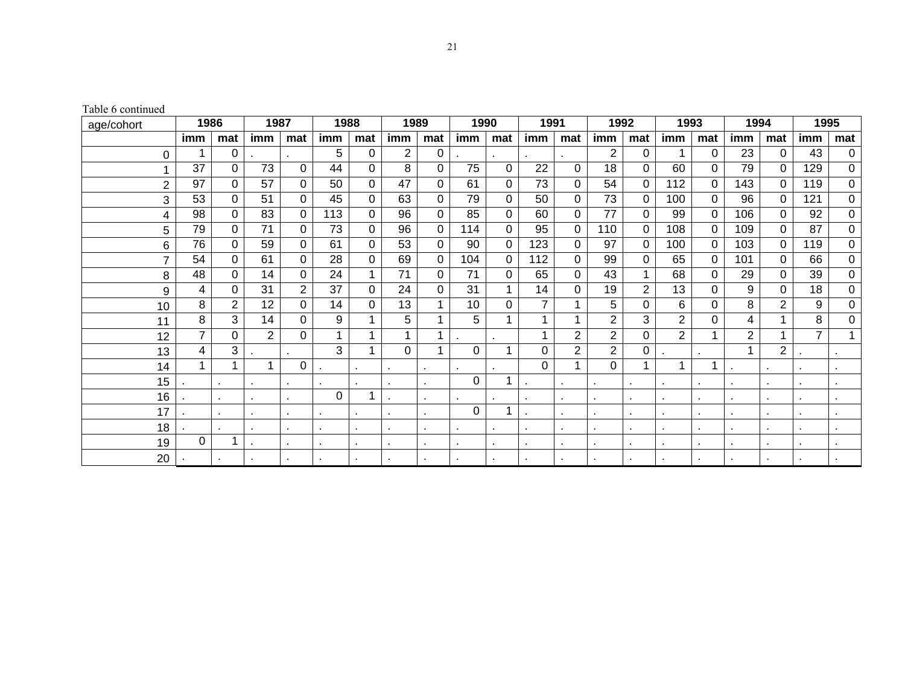Table 6 continued

| age/cohort | 1986 | | 1987 | | 1988 | | 1989 | | 1990 | | 1991 | | 1992 | | 1993 | | 1994 | | 1995 | |
|---|---|---|---|---|---|---|---|---|---|---|---|---|---|---|---|---|---|---|---|---|
| | imm | mat | imm | mat | imm | mat | imm | mat | imm | mat | imm | mat | imm | mat | imm | mat | imm | mat | imm | mat |
| 0 | 1 | 0 | . | . | 5 | 0 | 2 | 0 | . | . | . | . | 2 | 0 | 1 | 0 | 23 | 0 | 43 | 0 |
| 1 | 37 | 0 | 73 | 0 | 44 | 0 | 8 | 0 | 75 | 0 | 22 | 0 | 18 | 0 | 60 | 0 | 79 | 0 | 129 | 0 |
| 2 | 97 | 0 | 57 | 0 | 50 | 0 | 47 | 0 | 61 | 0 | 73 | 0 | 54 | 0 | 112 | 0 | 143 | 0 | 119 | 0 |
| 3 | 53 | 0 | 51 | 0 | 45 | 0 | 63 | 0 | 79 | 0 | 50 | 0 | 73 | 0 | 100 | 0 | 96 | 0 | 121 | 0 |
| 4 | 98 | 0 | 83 | 0 | 113 | 0 | 96 | 0 | 85 | 0 | 60 | 0 | 77 | 0 | 99 | 0 | 106 | 0 | 92 | 0 |
| 5 | 79 | 0 | 71 | 0 | 73 | 0 | 96 | 0 | 114 | 0 | 95 | 0 | 110 | 0 | 108 | 0 | 109 | 0 | 87 | 0 |
| 6 | 76 | 0 | 59 | 0 | 61 | 0 | 53 | 0 | 90 | 0 | 123 | 0 | 97 | 0 | 100 | 0 | 103 | 0 | 119 | 0 |
| 7 | 54 | 0 | 61 | 0 | 28 | 0 | 69 | 0 | 104 | 0 | 112 | 0 | 99 | 0 | 65 | 0 | 101 | 0 | 66 | 0 |
| 8 | 48 | 0 | 14 | 0 | 24 | 1 | 71 | 0 | 71 | 0 | 65 | 0 | 43 | 1 | 68 | 0 | 29 | 0 | 39 | 0 |
| 9 | 4 | 0 | 31 | 2 | 37 | 0 | 24 | 0 | 31 | 1 | 14 | 0 | 19 | 2 | 13 | 0 | 9 | 0 | 18 | 0 |
| 10 | 8 | 2 | 12 | 0 | 14 | 0 | 13 | 1 | 10 | 0 | 7 | 1 | 5 | 0 | 6 | 0 | 8 | 2 | 9 | 0 |
| 11 | 8 | 3 | 14 | 0 | 9 | 1 | 5 | 1 | 5 | 1 | 1 | 1 | 2 | 3 | 2 | 0 | 4 | 1 | 8 | 0 |
| 12 | 7 | 0 | 2 | 0 | 1 | 1 | 1 | 1 | . | . | 1 | 2 | 2 | 0 | 2 | 1 | 2 | 1 | 7 | 1 |
| 13 | 4 | 3 | . | . | 3 | 1 | 0 | 1 | 0 | 1 | 0 | 2 | 2 | 0 | . | . | 1 | 2 | . | . |
| 14 | 1 | 1 | 1 | 0 | . | . | . | . | . | . | 0 | 1 | 0 | 1 | 1 | 1 | . | . | . | . |
| 15 | . | . | . | . | . | . | . | . | 0 | 1 | . | . | . | . | . | . | . | . | . | . |
| 16 | . | . | . | . | 0 | 1 | . | . | . | . | . | . | . | . | . | . | . | . | . | . |
| 17 | . | . | . | . | . | . | . | . | 0 | 1 | . | . | . | . | . | . | . | . | . | . |
| 18 | . | . | . | . | . | . | . | . | . | . | . | . | . | . | . | . | . | . | . | . |
| 19 | 0 | 1 | . | . | . | . | . | . | . | . | . | . | . | . | . | . | . | . | . | . |
| 20 | . | . | . | . | . | . | . | . | . | . | . | . | . | . | . | . | . | . | . | . |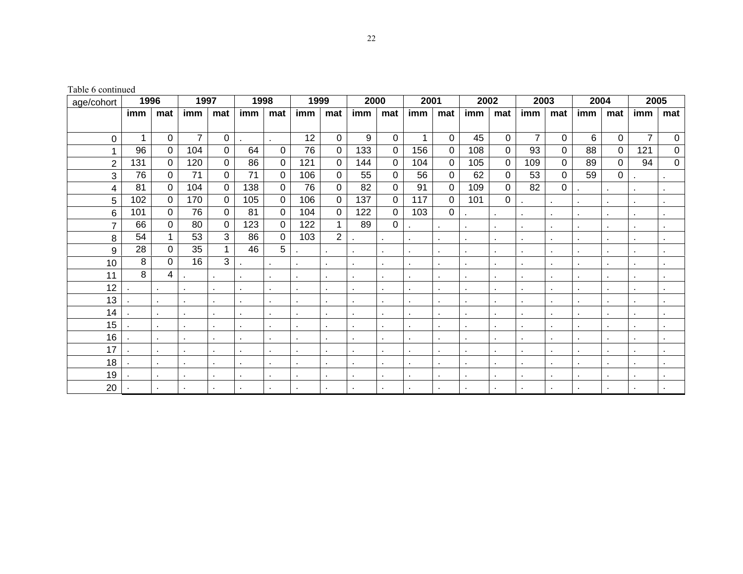Table 6 continued

| age/cohort | 1996 | | 1997 | | 1998 | | 1999 | | 2000 | | 2001 | | 2002 | | 2003 | | 2004 | | 2005 | |
|---|---|---|---|---|---|---|---|---|---|---|---|---|---|---|---|---|---|---|---|---|
| | imm | mat | imm | mat | imm | mat | imm | mat | imm | mat | imm | mat | imm | mat | imm | mat | imm | mat | imm | mat |
| 0 | 1 | 0 | 7 | 0 | . | . | 12 | 0 | 9 | 0 | 1 | 0 | 45 | 0 | 7 | 0 | 6 | 0 | 7 | 0 |
| 1 | 96 | 0 | 104 | 0 | 64 | 0 | 76 | 0 | 133 | 0 | 156 | 0 | 108 | 0 | 93 | 0 | 88 | 0 | 121 | 0 |
| 2 | 131 | 0 | 120 | 0 | 86 | 0 | 121 | 0 | 144 | 0 | 104 | 0 | 105 | 0 | 109 | 0 | 89 | 0 | 94 | 0 |
| 3 | 76 | 0 | 71 | 0 | 71 | 0 | 106 | 0 | 55 | 0 | 56 | 0 | 62 | 0 | 53 | 0 | 59 | 0 | . | . |
| 4 | 81 | 0 | 104 | 0 | 138 | 0 | 76 | 0 | 82 | 0 | 91 | 0 | 109 | 0 | 82 | 0 | . | . | . | . |
| 5 | 102 | 0 | 170 | 0 | 105 | 0 | 106 | 0 | 137 | 0 | 117 | 0 | 101 | 0 | . | . | . | . | . | . |
| 6 | 101 | 0 | 76 | 0 | 81 | 0 | 104 | 0 | 122 | 0 | 103 | 0 | . | . | . | . | . | . | . | . |
| 7 | 66 | 0 | 80 | 0 | 123 | 0 | 122 | 1 | 89 | 0 | . | . | . | . | . | . | . | . | . | . |
| 8 | 54 | 1 | 53 | 3 | 86 | 0 | 103 | 2 | . | . | . | . | . | . | . | . | . | . | . | . |
| 9 | 28 | 0 | 35 | 1 | 46 | 5 | . | . | . | . | . | . | . | . | . | . | . | . | . | . |
| 10 | 8 | 0 | 16 | 3 | . | . | . | . | . | . | . | . | . | . | . | . | . | . | . | . |
| 11 | 8 | 4 | . | . | . | . | . | . | . | . | . | . | . | . | . | . | . | . | . | . |
| 12 | . | . | . | . | . | . | . | . | . | . | . | . | . | . | . | . | . | . | . | . |
| 13 | . | . | . | . | . | . | . | . | . | . | . | . | . | . | . | . | . | . | . | . |
| 14 | . | . | . | . | . | . | . | . | . | . | . | . | . | . | . | . | . | . | . | . |
| 15 | . | . | . | . | . | . | . | . | . | . | . | . | . | . | . | . | . | . | . | . |
| 16 | . | . | . | . | . | . | . | . | . | . | . | . | . | . | . | . | . | . | . | . |
| 17 | . | . | . | . | . | . | . | . | . | . | . | . | . | . | . | . | . | . | . | . |
| 18 | . | . | . | . | . | . | . | . | . | . | . | . | . | . | . | . | . | . | . | . |
| 19 | . | . | . | . | . | . | . | . | . | . | . | . | . | . | . | . | . | . | . | . |
| 20 | . | . | . | . | . | . | . | . | . | . | . | . | . | . | . | . | . | . | . | . |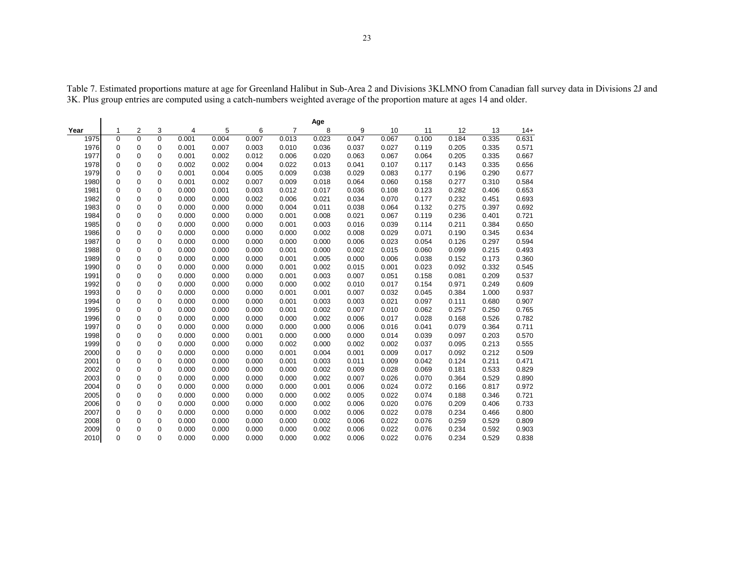Table 7. Estimated proportions mature at age for Greenland Halibut in Sub-Area 2 and Divisions 3KLMNO from Canadian fall survey data in Divisions 2J and 3K. Plus group entries are computed using a catch-numbers weighted average of the proportion mature at ages 14 and older.

| | Age | | | | | | | | | | | | | |
|---|---|---|---|---|---|---|---|---|---|---|---|---|---|---|
| Year | 1 | 2 | 3 | 4 | 5 | 6 | 7 | 8 | 9 | 10 | 11 | 12 | 13 | 14+ |
| 1975 | 0 | 0 | 0 | 0.001 | 0.004 | 0.007 | 0.013 | 0.023 | 0.047 | 0.067 | 0.100 | 0.184 | 0.335 | 0.631 |
| 1976 | 0 | 0 | 0 | 0.001 | 0.007 | 0.003 | 0.010 | 0.036 | 0.037 | 0.027 | 0.119 | 0.205 | 0.335 | 0.571 |
| 1977 | 0 | 0 | 0 | 0.001 | 0.002 | 0.012 | 0.006 | 0.020 | 0.063 | 0.067 | 0.064 | 0.205 | 0.335 | 0.667 |
| 1978 | 0 | 0 | 0 | 0.002 | 0.002 | 0.004 | 0.022 | 0.013 | 0.041 | 0.107 | 0.117 | 0.143 | 0.335 | 0.656 |
| 1979 | 0 | 0 | 0 | 0.001 | 0.004 | 0.005 | 0.009 | 0.038 | 0.029 | 0.083 | 0.177 | 0.196 | 0.290 | 0.677 |
| 1980 | 0 | 0 | 0 | 0.001 | 0.002 | 0.007 | 0.009 | 0.018 | 0.064 | 0.060 | 0.158 | 0.277 | 0.310 | 0.584 |
| 1981 | 0 | 0 | 0 | 0.000 | 0.001 | 0.003 | 0.012 | 0.017 | 0.036 | 0.108 | 0.123 | 0.282 | 0.406 | 0.653 |
| 1982 | 0 | 0 | 0 | 0.000 | 0.000 | 0.002 | 0.006 | 0.021 | 0.034 | 0.070 | 0.177 | 0.232 | 0.451 | 0.693 |
| 1983 | 0 | 0 | 0 | 0.000 | 0.000 | 0.000 | 0.004 | 0.011 | 0.038 | 0.064 | 0.132 | 0.275 | 0.397 | 0.692 |
| 1984 | 0 | 0 | 0 | 0.000 | 0.000 | 0.000 | 0.001 | 0.008 | 0.021 | 0.067 | 0.119 | 0.236 | 0.401 | 0.721 |
| 1985 | 0 | 0 | 0 | 0.000 | 0.000 | 0.000 | 0.001 | 0.003 | 0.016 | 0.039 | 0.114 | 0.211 | 0.384 | 0.650 |
| 1986 | 0 | 0 | 0 | 0.000 | 0.000 | 0.000 | 0.000 | 0.002 | 0.008 | 0.029 | 0.071 | 0.190 | 0.345 | 0.634 |
| 1987 | 0 | 0 | 0 | 0.000 | 0.000 | 0.000 | 0.000 | 0.000 | 0.006 | 0.023 | 0.054 | 0.126 | 0.297 | 0.594 |
| 1988 | 0 | 0 | 0 | 0.000 | 0.000 | 0.000 | 0.001 | 0.000 | 0.002 | 0.015 | 0.060 | 0.099 | 0.215 | 0.493 |
| 1989 | 0 | 0 | 0 | 0.000 | 0.000 | 0.000 | 0.001 | 0.005 | 0.000 | 0.006 | 0.038 | 0.152 | 0.173 | 0.360 |
| 1990 | 0 | 0 | 0 | 0.000 | 0.000 | 0.000 | 0.001 | 0.002 | 0.015 | 0.001 | 0.023 | 0.092 | 0.332 | 0.545 |
| 1991 | 0 | 0 | 0 | 0.000 | 0.000 | 0.000 | 0.001 | 0.003 | 0.007 | 0.051 | 0.158 | 0.081 | 0.209 | 0.537 |
| 1992 | 0 | 0 | 0 | 0.000 | 0.000 | 0.000 | 0.000 | 0.002 | 0.010 | 0.017 | 0.154 | 0.971 | 0.249 | 0.609 |
| 1993 | 0 | 0 | 0 | 0.000 | 0.000 | 0.000 | 0.001 | 0.001 | 0.007 | 0.032 | 0.045 | 0.384 | 1.000 | 0.937 |
| 1994 | 0 | 0 | 0 | 0.000 | 0.000 | 0.000 | 0.001 | 0.003 | 0.003 | 0.021 | 0.097 | 0.111 | 0.680 | 0.907 |
| 1995 | 0 | 0 | 0 | 0.000 | 0.000 | 0.000 | 0.001 | 0.002 | 0.007 | 0.010 | 0.062 | 0.257 | 0.250 | 0.765 |
| 1996 | 0 | 0 | 0 | 0.000 | 0.000 | 0.000 | 0.000 | 0.002 | 0.006 | 0.017 | 0.028 | 0.168 | 0.526 | 0.782 |
| 1997 | 0 | 0 | 0 | 0.000 | 0.000 | 0.000 | 0.000 | 0.000 | 0.006 | 0.016 | 0.041 | 0.079 | 0.364 | 0.711 |
| 1998 | 0 | 0 | 0 | 0.000 | 0.000 | 0.001 | 0.000 | 0.000 | 0.000 | 0.014 | 0.039 | 0.097 | 0.203 | 0.570 |
| 1999 | 0 | 0 | 0 | 0.000 | 0.000 | 0.000 | 0.002 | 0.000 | 0.002 | 0.002 | 0.037 | 0.095 | 0.213 | 0.555 |
| 2000 | 0 | 0 | 0 | 0.000 | 0.000 | 0.000 | 0.001 | 0.004 | 0.001 | 0.009 | 0.017 | 0.092 | 0.212 | 0.509 |
| 2001 | 0 | 0 | 0 | 0.000 | 0.000 | 0.000 | 0.001 | 0.003 | 0.011 | 0.009 | 0.042 | 0.124 | 0.211 | 0.471 |
| 2002 | 0 | 0 | 0 | 0.000 | 0.000 | 0.000 | 0.000 | 0.002 | 0.009 | 0.028 | 0.069 | 0.181 | 0.533 | 0.829 |
| 2003 | 0 | 0 | 0 | 0.000 | 0.000 | 0.000 | 0.000 | 0.002 | 0.007 | 0.026 | 0.070 | 0.364 | 0.529 | 0.890 |
| 2004 | 0 | 0 | 0 | 0.000 | 0.000 | 0.000 | 0.000 | 0.001 | 0.006 | 0.024 | 0.072 | 0.166 | 0.817 | 0.972 |
| 2005 | 0 | 0 | 0 | 0.000 | 0.000 | 0.000 | 0.000 | 0.002 | 0.005 | 0.022 | 0.074 | 0.188 | 0.346 | 0.721 |
| 2006 | 0 | 0 | 0 | 0.000 | 0.000 | 0.000 | 0.000 | 0.002 | 0.006 | 0.020 | 0.076 | 0.209 | 0.406 | 0.733 |
| 2007 | 0 | 0 | 0 | 0.000 | 0.000 | 0.000 | 0.000 | 0.002 | 0.006 | 0.022 | 0.078 | 0.234 | 0.466 | 0.800 |
| 2008 | 0 | 0 | 0 | 0.000 | 0.000 | 0.000 | 0.000 | 0.002 | 0.006 | 0.022 | 0.076 | 0.259 | 0.529 | 0.809 |
| 2009 | 0 | 0 | 0 | 0.000 | 0.000 | 0.000 | 0.000 | 0.002 | 0.006 | 0.022 | 0.076 | 0.234 | 0.592 | 0.903 |
| 2010 | 0 | 0 | 0 | 0.000 | 0.000 | 0.000 | 0.000 | 0.002 | 0.006 | 0.022 | 0.076 | 0.234 | 0.529 | 0.838 |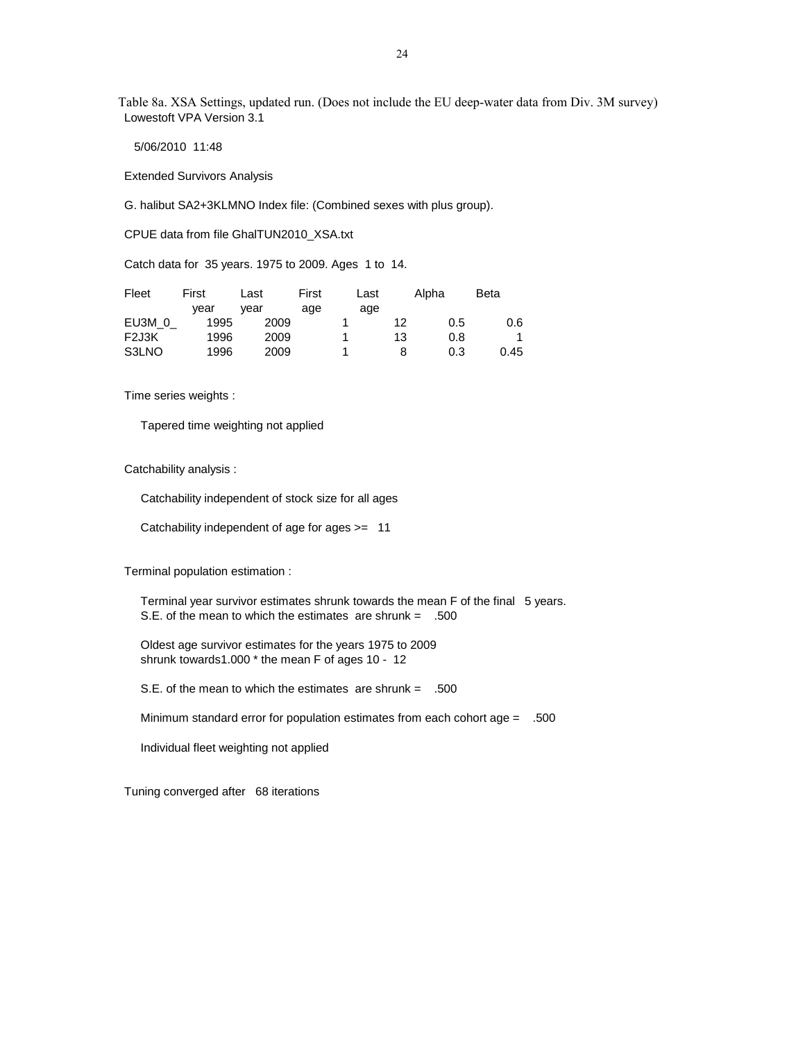Table 8a. XSA Settings, updated run. (Does not include the EU deep-water data from Div. 3M survey)

Lowestoft VPA Version 3.1

5/06/2010 11:48

Extended Survivors Analysis

G. halibut SA2+3KLMNO Index file: (Combined sexes with plus group).

CPUE data from file GhalTUN2010_XSA.txt

Catch data for 35 years. 1975 to 2009. Ages 1 to 14.

| Fleet | First year | Last year | First age | Last age | Alpha | Beta |
|---|---|---|---|---|---|---|
| EU3M_0_ | 1995 | 2009 | 1 | 12 | 0.5 | 0.6 |
| F2J3K | 1996 | 2009 | 1 | 13 | 0.8 | 1 |
| S3LNO | 1996 | 2009 | 1 | 8 | 0.3 | 0.45 |

Time series weights :

Tapered time weighting not applied

Catchability analysis :

Catchability independent of stock size for all ages

Catchability independent of age for ages >= 11

Terminal population estimation :

Terminal year survivor estimates shrunk towards the mean F of the final 5 years.
S.E. of the mean to which the estimates are shrunk = .500

Oldest age survivor estimates for the years 1975 to 2009
shrunk towards1.000 * the mean F of ages 10 - 12

S.E. of the mean to which the estimates are shrunk = .500

Minimum standard error for population estimates from each cohort age = .500

Individual fleet weighting not applied

Tuning converged after 68 iterations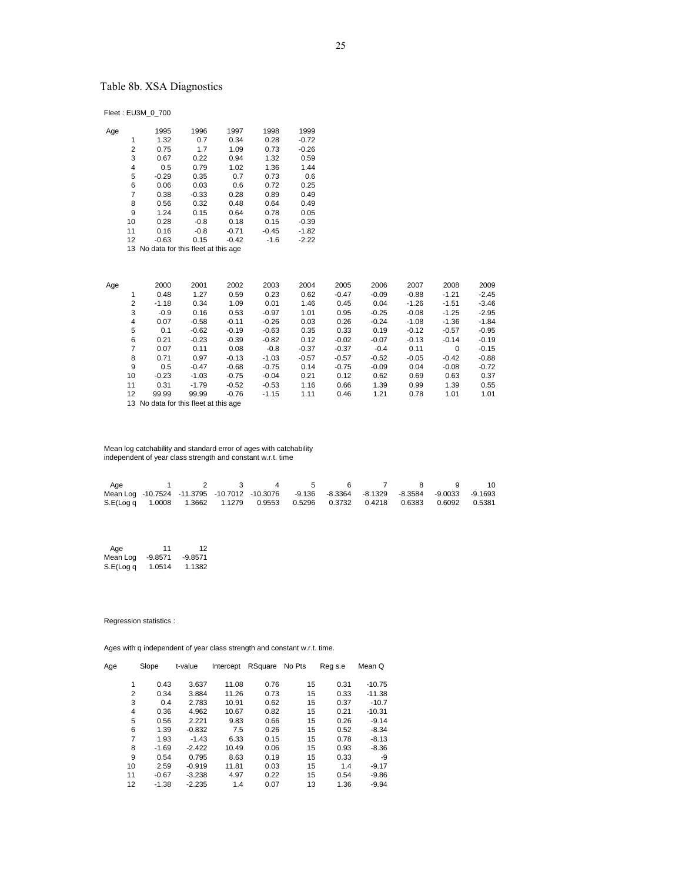## Table 8b. XSA Diagnostics

Fleet : EU3M_0_700

| Age | 1995 | 1996 | 1997 | 1998 | 1999 |
|---|---|---|---|---|---|
| 1 | 1.32 | 0.7 | 0.34 | 0.28 | -0.72 |
| 2 | 0.75 | 1.7 | 1.09 | 0.73 | -0.26 |
| 3 | 0.67 | 0.22 | 0.94 | 1.32 | 0.59 |
| 4 | 0.5 | 0.79 | 1.02 | 1.36 | 1.44 |
| 5 | -0.29 | 0.35 | 0.7 | 0.73 | 0.6 |
| 6 | 0.06 | 0.03 | 0.6 | 0.72 | 0.25 |
| 7 | 0.38 | -0.33 | 0.28 | 0.89 | 0.49 |
| 8 | 0.56 | 0.32 | 0.48 | 0.64 | 0.49 |
| 9 | 1.24 | 0.15 | 0.64 | 0.78 | 0.05 |
| 10 | 0.28 | -0.8 | 0.18 | 0.15 | -0.39 |
| 11 | 0.16 | -0.8 | -0.71 | -0.45 | -1.82 |
| 12 | -0.63 | 0.15 | -0.42 | -1.6 | -2.22 |
| 13 | No data for this fleet at this age | | | | |

| Age | 2000 | 2001 | 2002 | 2003 | 2004 | 2005 | 2006 | 2007 | 2008 | 2009 |
|---|---|---|---|---|---|---|---|---|---|---|
| 1 | 0.48 | 1.27 | 0.59 | 0.23 | 0.62 | -0.47 | -0.09 | -0.88 | -1.21 | -2.45 |
| 2 | -1.18 | 0.34 | 1.09 | 0.01 | 1.46 | 0.45 | 0.04 | -1.26 | -1.51 | -3.46 |
| 3 | -0.9 | 0.16 | 0.53 | -0.97 | 1.01 | 0.95 | -0.25 | -0.08 | -1.25 | -2.95 |
| 4 | 0.07 | -0.58 | -0.11 | -0.26 | 0.03 | 0.26 | -0.24 | -1.08 | -1.36 | -1.84 |
| 5 | 0.1 | -0.62 | -0.19 | -0.63 | 0.35 | 0.33 | 0.19 | -0.12 | -0.57 | -0.95 |
| 6 | 0.21 | -0.23 | -0.39 | -0.82 | 0.12 | -0.02 | -0.07 | -0.13 | -0.14 | -0.19 |
| 7 | 0.07 | 0.11 | 0.08 | -0.8 | -0.37 | -0.37 | -0.4 | 0.11 | 0 | -0.15 |
| 8 | 0.71 | 0.97 | -0.13 | -1.03 | -0.57 | -0.57 | -0.52 | -0.05 | -0.42 | -0.88 |
| 9 | 0.5 | -0.47 | -0.68 | -0.75 | 0.14 | -0.75 | -0.09 | 0.04 | -0.08 | -0.72 |
| 10 | -0.23 | -1.03 | -0.75 | -0.04 | 0.21 | 0.12 | 0.62 | 0.69 | 0.63 | 0.37 |
| 11 | 0.31 | -1.79 | -0.52 | -0.53 | 1.16 | 0.66 | 1.39 | 0.99 | 1.39 | 0.55 |
| 12 | 99.99 | 99.99 | -0.76 | -1.15 | 1.11 | 0.46 | 1.21 | 0.78 | 1.01 | 1.01 |
| 13 | No data for this fleet at this age | | | | | | | | | |

Mean log catchability and standard error of ages with catchability independent of year class strength and constant w.r.t. time

| Age | 1 | 2 | 3 | 4 | 5 | 6 | 7 | 8 | 9 | 10 |
|---|---|---|---|---|---|---|---|---|---|---|
| Mean Log | -10.7524 | -11.3795 | -10.7012 | -10.3076 | -9.136 | -8.3364 | -8.1329 | -8.3584 | -9.0033 | -9.1693 |
| S.E(Log q | 1.0008 | 1.3662 | 1.1279 | 0.9553 | 0.5296 | 0.3732 | 0.4218 | 0.6383 | 0.6092 | 0.5381 |

| Age | 11 | 12 |
|---|---|---|
| Mean Log | -9.8571 | -9.8571 |
| S.E(Log q | 1.0514 | 1.1382 |

Regression statistics :

Ages with q independent of year class strength and constant w.r.t. time.

| Age | Slope | t-value | Intercept | RSquare | No Pts | Reg s.e | Mean Q |
|---|---|---|---|---|---|---|---|
| 1 | 0.43 | 3.637 | 11.08 | 0.76 | 15 | 0.31 | -10.75 |
| 2 | 0.34 | 3.884 | 11.26 | 0.73 | 15 | 0.33 | -11.38 |
| 3 | 0.4 | 2.783 | 10.91 | 0.62 | 15 | 0.37 | -10.7 |
| 4 | 0.36 | 4.962 | 10.67 | 0.82 | 15 | 0.21 | -10.31 |
| 5 | 0.56 | 2.221 | 9.83 | 0.66 | 15 | 0.26 | -9.14 |
| 6 | 1.39 | -0.832 | 7.5 | 0.26 | 15 | 0.52 | -8.34 |
| 7 | 1.93 | -1.43 | 6.33 | 0.15 | 15 | 0.78 | -8.13 |
| 8 | -1.69 | -2.422 | 10.49 | 0.06 | 15 | 0.93 | -8.36 |
| 9 | 0.54 | 0.795 | 8.63 | 0.19 | 15 | 0.33 | -9 |
| 10 | 2.59 | -0.919 | 11.81 | 0.03 | 15 | 1.4 | -9.17 |
| 11 | -0.67 | -3.238 | 4.97 | 0.22 | 15 | 0.54 | -9.86 |
| 12 | -1.38 | -2.235 | 1.4 | 0.07 | 13 | 1.36 | -9.94 |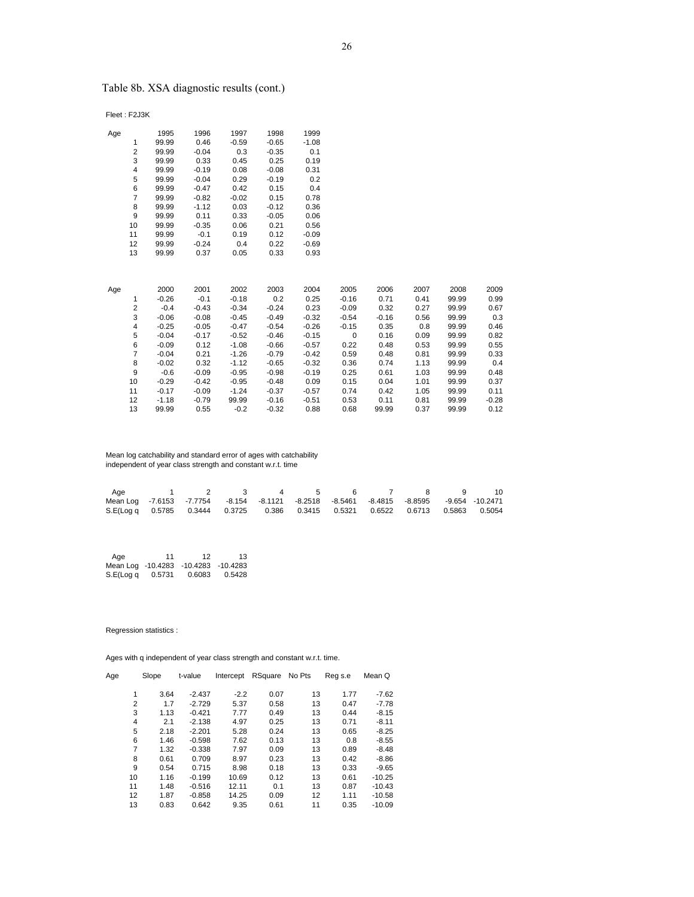Table 8b. XSA diagnostic results (cont.)

Fleet : F2J3K

| Age | 1995 | 1996 | 1997 | 1998 | 1999 |
|---|---|---|---|---|---|
| 1 | 99.99 | 0.46 | -0.59 | -0.65 | -1.08 |
| 2 | 99.99 | -0.04 | 0.3 | -0.35 | 0.1 |
| 3 | 99.99 | 0.33 | 0.45 | 0.25 | 0.19 |
| 4 | 99.99 | -0.19 | 0.08 | -0.08 | 0.31 |
| 5 | 99.99 | -0.04 | 0.29 | -0.19 | 0.2 |
| 6 | 99.99 | -0.47 | 0.42 | 0.15 | 0.4 |
| 7 | 99.99 | -0.82 | -0.02 | 0.15 | 0.78 |
| 8 | 99.99 | -1.12 | 0.03 | -0.12 | 0.36 |
| 9 | 99.99 | 0.11 | 0.33 | -0.05 | 0.06 |
| 10 | 99.99 | -0.35 | 0.06 | 0.21 | 0.56 |
| 11 | 99.99 | -0.1 | 0.19 | 0.12 | -0.09 |
| 12 | 99.99 | -0.24 | 0.4 | 0.22 | -0.69 |
| 13 | 99.99 | 0.37 | 0.05 | 0.33 | 0.93 |

| Age | 2000 | 2001 | 2002 | 2003 | 2004 | 2005 | 2006 | 2007 | 2008 | 2009 |
|---|---|---|---|---|---|---|---|---|---|---|
| 1 | -0.26 | -0.1 | -0.18 | 0.2 | 0.25 | -0.16 | 0.71 | 0.41 | 99.99 | 0.99 |
| 2 | -0.4 | -0.43 | -0.34 | -0.24 | 0.23 | -0.09 | 0.32 | 0.27 | 99.99 | 0.67 |
| 3 | -0.06 | -0.08 | -0.45 | -0.49 | -0.32 | -0.54 | -0.16 | 0.56 | 99.99 | 0.3 |
| 4 | -0.25 | -0.05 | -0.47 | -0.54 | -0.26 | -0.15 | 0.35 | 0.8 | 99.99 | 0.46 |
| 5 | -0.04 | -0.17 | -0.52 | -0.46 | -0.15 | 0 | 0.16 | 0.09 | 99.99 | 0.82 |
| 6 | -0.09 | 0.12 | -1.08 | -0.66 | -0.57 | 0.22 | 0.48 | 0.53 | 99.99 | 0.55 |
| 7 | -0.04 | 0.21 | -1.26 | -0.79 | -0.42 | 0.59 | 0.48 | 0.81 | 99.99 | 0.33 |
| 8 | -0.02 | 0.32 | -1.12 | -0.65 | -0.32 | 0.36 | 0.74 | 1.13 | 99.99 | 0.4 |
| 9 | -0.6 | -0.09 | -0.95 | -0.98 | -0.19 | 0.25 | 0.61 | 1.03 | 99.99 | 0.48 |
| 10 | -0.29 | -0.42 | -0.95 | -0.48 | 0.09 | 0.15 | 0.04 | 1.01 | 99.99 | 0.37 |
| 11 | -0.17 | -0.09 | -1.24 | -0.37 | -0.57 | 0.74 | 0.42 | 1.05 | 99.99 | 0.11 |
| 12 | -1.18 | -0.79 | 99.99 | -0.16 | -0.51 | 0.53 | 0.11 | 0.81 | 99.99 | -0.28 |
| 13 | 99.99 | 0.55 | -0.2 | -0.32 | 0.88 | 0.68 | 99.99 | 0.37 | 99.99 | 0.12 |

Mean log catchability and standard error of ages with catchability independent of year class strength and constant w.r.t. time

| Age | 1 | 2 | 3 | 4 | 5 | 6 | 7 | 8 | 9 | 10 |
|---|---|---|---|---|---|---|---|---|---|---|
| Mean Log | -7.6153 | -7.7754 | -8.154 | -8.1121 | -8.2518 | -8.5461 | -8.4815 | -8.8595 | -9.654 | -10.2471 |
| S.E(Log q | 0.5785 | 0.3444 | 0.3725 | 0.386 | 0.3415 | 0.5321 | 0.6522 | 0.6713 | 0.5863 | 0.5054 |

| Age | 11 | 12 | 13 |
|---|---|---|---|
| Mean Log | -10.4283 | -10.4283 | -10.4283 |
| S.E(Log q | 0.5731 | 0.6083 | 0.5428 |

Regression statistics :

Ages with q independent of year class strength and constant w.r.t. time.

| Age | Slope | t-value | Intercept | RSquare | No Pts | Reg s.e | Mean Q |
|---|---|---|---|---|---|---|---|
| 1 | 3.64 | -2.437 | -2.2 | 0.07 | 13 | 1.77 | -7.62 |
| 2 | 1.7 | -2.729 | 5.37 | 0.58 | 13 | 0.47 | -7.78 |
| 3 | 1.13 | -0.421 | 7.77 | 0.49 | 13 | 0.44 | -8.15 |
| 4 | 2.1 | -2.138 | 4.97 | 0.25 | 13 | 0.71 | -8.11 |
| 5 | 2.18 | -2.201 | 5.28 | 0.24 | 13 | 0.65 | -8.25 |
| 6 | 1.46 | -0.598 | 7.62 | 0.13 | 13 | 0.8 | -8.55 |
| 7 | 1.32 | -0.338 | 7.97 | 0.09 | 13 | 0.89 | -8.48 |
| 8 | 0.61 | 0.709 | 8.97 | 0.23 | 13 | 0.42 | -8.86 |
| 9 | 0.54 | 0.715 | 8.98 | 0.18 | 13 | 0.33 | -9.65 |
| 10 | 1.16 | -0.199 | 10.69 | 0.12 | 13 | 0.61 | -10.25 |
| 11 | 1.48 | -0.516 | 12.11 | 0.1 | 13 | 0.87 | -10.43 |
| 12 | 1.87 | -0.858 | 14.25 | 0.09 | 12 | 1.11 | -10.58 |
| 13 | 0.83 | 0.642 | 9.35 | 0.61 | 11 | 0.35 | -10.09 |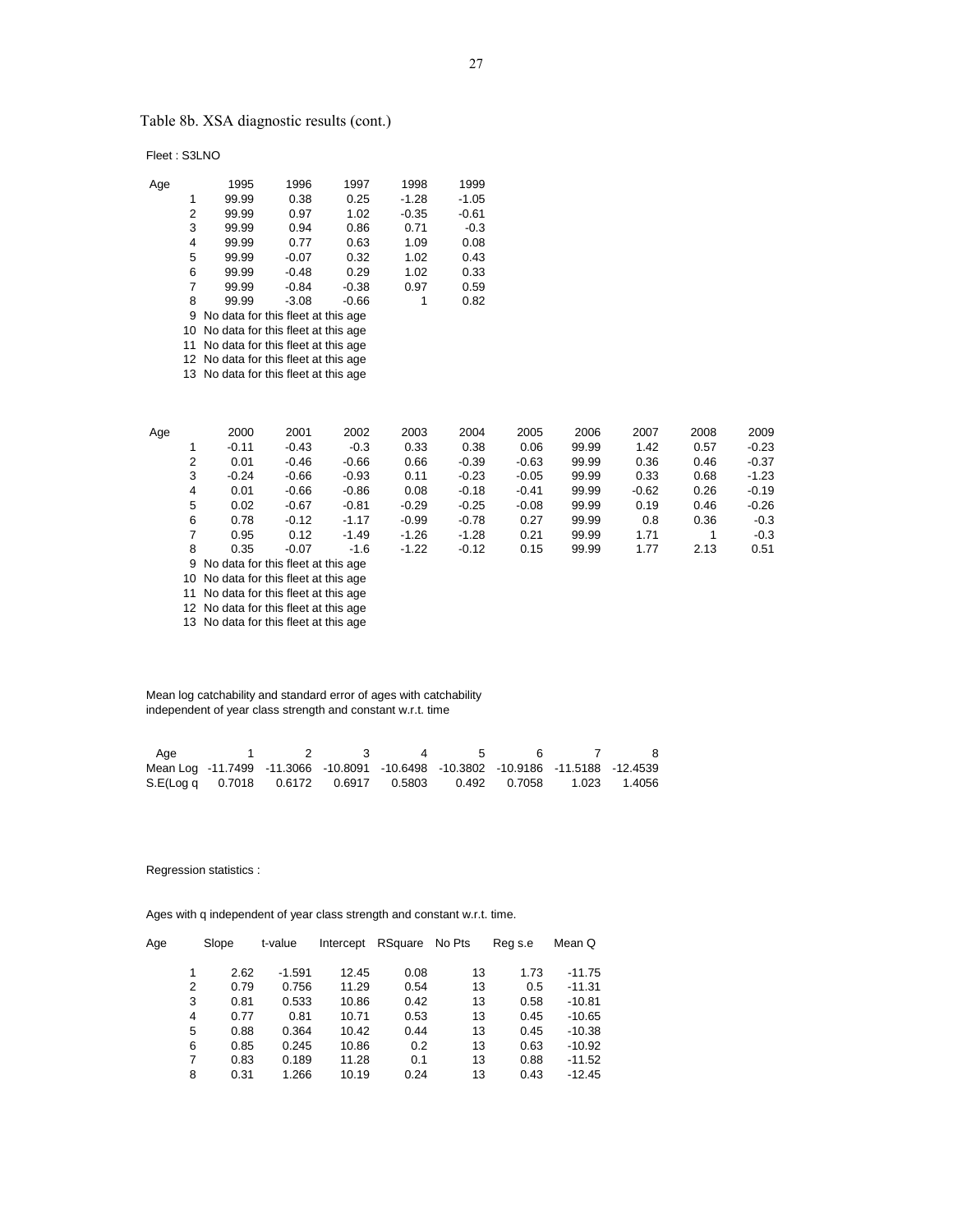Table 8b. XSA diagnostic results (cont.)

Fleet : S3LNO

| Age | 1995 | 1996 | 1997 | 1998 | 1999 |
|---|---|---|---|---|---|
| 1 | 99.99 | 0.38 | 0.25 | -1.28 | -1.05 |
| 2 | 99.99 | 0.97 | 1.02 | -0.35 | -0.61 |
| 3 | 99.99 | 0.94 | 0.86 | 0.71 | -0.3 |
| 4 | 99.99 | 0.77 | 0.63 | 1.09 | 0.08 |
| 5 | 99.99 | -0.07 | 0.32 | 1.02 | 0.43 |
| 6 | 99.99 | -0.48 | 0.29 | 1.02 | 0.33 |
| 7 | 99.99 | -0.84 | -0.38 | 0.97 | 0.59 |
| 8 | 99.99 | -3.08 | -0.66 | 1 | 0.82 |
| 9 | No data for this fleet at this age | | | | |
| 10 | No data for this fleet at this age | | | | |
| 11 | No data for this fleet at this age | | | | |
| 12 | No data for this fleet at this age | | | | |
| 13 | No data for this fleet at this age | | | | |

| Age | 2000 | 2001 | 2002 | 2003 | 2004 | 2005 | 2006 | 2007 | 2008 | 2009 |
|---|---|---|---|---|---|---|---|---|---|---|
| 1 | -0.11 | -0.43 | -0.3 | 0.33 | 0.38 | 0.06 | 99.99 | 1.42 | 0.57 | -0.23 |
| 2 | 0.01 | -0.46 | -0.66 | 0.66 | -0.39 | -0.63 | 99.99 | 0.36 | 0.46 | -0.37 |
| 3 | -0.24 | -0.66 | -0.93 | 0.11 | -0.23 | -0.05 | 99.99 | 0.33 | 0.68 | -1.23 |
| 4 | 0.01 | -0.66 | -0.86 | 0.08 | -0.18 | -0.41 | 99.99 | -0.62 | 0.26 | -0.19 |
| 5 | 0.02 | -0.67 | -0.81 | -0.29 | -0.25 | -0.08 | 99.99 | 0.19 | 0.46 | -0.26 |
| 6 | 0.78 | -0.12 | -1.17 | -0.99 | -0.78 | 0.27 | 99.99 | 0.8 | 0.36 | -0.3 |
| 7 | 0.95 | 0.12 | -1.49 | -1.26 | -1.28 | 0.21 | 99.99 | 1.71 | 1 | -0.3 |
| 8 | 0.35 | -0.07 | -1.6 | -1.22 | -0.12 | 0.15 | 99.99 | 1.77 | 2.13 | 0.51 |
| 9 | No data for this fleet at this age | | | | | | | | | |
| 10 | No data for this fleet at this age | | | | | | | | | |
| 11 | No data for this fleet at this age | | | | | | | | | |
| 12 | No data for this fleet at this age | | | | | | | | | |
| 13 | No data for this fleet at this age | | | | | | | | | |

Mean log catchability and standard error of ages with catchability independent of year class strength and constant w.r.t. time

| Age | 1 | 2 | 3 | 4 | 5 | 6 | 7 | 8 |
|---|---|---|---|---|---|---|---|---|
| Mean Log | -11.7499 | -11.3066 | -10.8091 | -10.6498 | -10.3802 | -10.9186 | -11.5188 | -12.4539 |
| S.E(Log q | 0.7018 | 0.6172 | 0.6917 | 0.5803 | 0.492 | 0.7058 | 1.023 | 1.4056 |

Regression statistics :

Ages with q independent of year class strength and constant w.r.t. time.

| Age | Slope | t-value | Intercept | RSquare | No Pts | Reg s.e | Mean Q |
|---|---|---|---|---|---|---|---|
| 1 | 2.62 | -1.591 | 12.45 | 0.08 | 13 | 1.73 | -11.75 |
| 2 | 0.79 | 0.756 | 11.29 | 0.54 | 13 | 0.5 | -11.31 |
| 3 | 0.81 | 0.533 | 10.86 | 0.42 | 13 | 0.58 | -10.81 |
| 4 | 0.77 | 0.81 | 10.71 | 0.53 | 13 | 0.45 | -10.65 |
| 5 | 0.88 | 0.364 | 10.42 | 0.44 | 13 | 0.45 | -10.38 |
| 6 | 0.85 | 0.245 | 10.86 | 0.2 | 13 | 0.63 | -10.92 |
| 7 | 0.83 | 0.189 | 11.28 | 0.1 | 13 | 0.88 | -11.52 |
| 8 | 0.31 | 1.266 | 10.19 | 0.24 | 13 | 0.43 | -12.45 |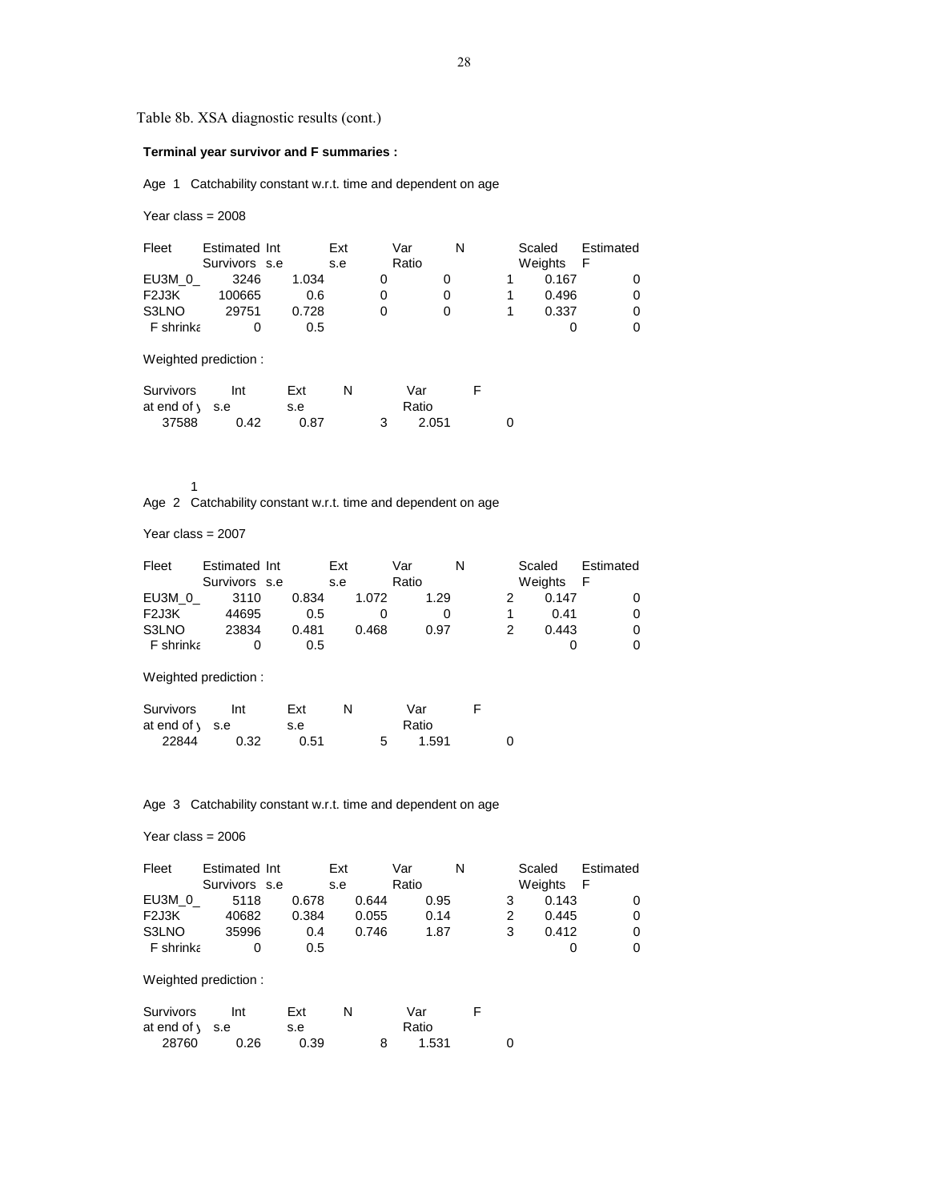Table 8b. XSA diagnostic results (cont.)

**Terminal year survivor and F summaries :**

Age 1 Catchability constant w.r.t. time and dependent on age

Year class = 2008

| Fleet | Estimated Survivors | Int s.e | Ext s.e | Var Ratio | N | Scaled Weights | Estimated F |
|---|---|---|---|---|---|---|---|
| EU3M_0_ | 3246 | 1.034 | 0 | 0 | 1 | 0.167 | 0 |
| F2J3K | 100665 | 0.6 | 0 | 0 | 1 | 0.496 | 0 |
| S3LNO | 29751 | 0.728 | 0 | 0 | 1 | 0.337 | 0 |
| F shrinka | 0 | 0.5 | | | | 0 | 0 |

Weighted prediction :

| Survivors at end of y | Int s.e | Ext s.e | N | Var Ratio | F |
|---|---|---|---|---|---|
| 37588 | 0.42 | 0.87 | 3 | 2.051 | 0 |

1

Age 2 Catchability constant w.r.t. time and dependent on age

Year class = 2007

| Fleet | Estimated Survivors | Int s.e | Ext s.e | Var Ratio | N | Scaled Weights | Estimated F |
|---|---|---|---|---|---|---|---|
| EU3M_0_ | 3110 | 0.834 | 1.072 | 1.29 | 2 | 0.147 | 0 |
| F2J3K | 44695 | 0.5 | 0 | 0 | 1 | 0.41 | 0 |
| S3LNO | 23834 | 0.481 | 0.468 | 0.97 | 2 | 0.443 | 0 |
| F shrinka | 0 | 0.5 | | | | 0 | 0 |

Weighted prediction :

| Survivors at end of y | Int s.e | Ext s.e | N | Var Ratio | F |
|---|---|---|---|---|---|
| 22844 | 0.32 | 0.51 | 5 | 1.591 | 0 |

Age 3 Catchability constant w.r.t. time and dependent on age

Year class = 2006

| Fleet | Estimated Survivors | Int s.e | Ext s.e | Var Ratio | N | Scaled Weights | Estimated F |
|---|---|---|---|---|---|---|---|
| EU3M_0_ | 5118 | 0.678 | 0.644 | 0.95 | 3 | 0.143 | 0 |
| F2J3K | 40682 | 0.384 | 0.055 | 0.14 | 2 | 0.445 | 0 |
| S3LNO | 35996 | 0.4 | 0.746 | 1.87 | 3 | 0.412 | 0 |
| F shrinka | 0 | 0.5 | | | | 0 | 0 |

Weighted prediction :

| Survivors at end of y | Int s.e | Ext s.e | N | Var Ratio | F |
|---|---|---|---|---|---|
| 28760 | 0.26 | 0.39 | 8 | 1.531 | 0 |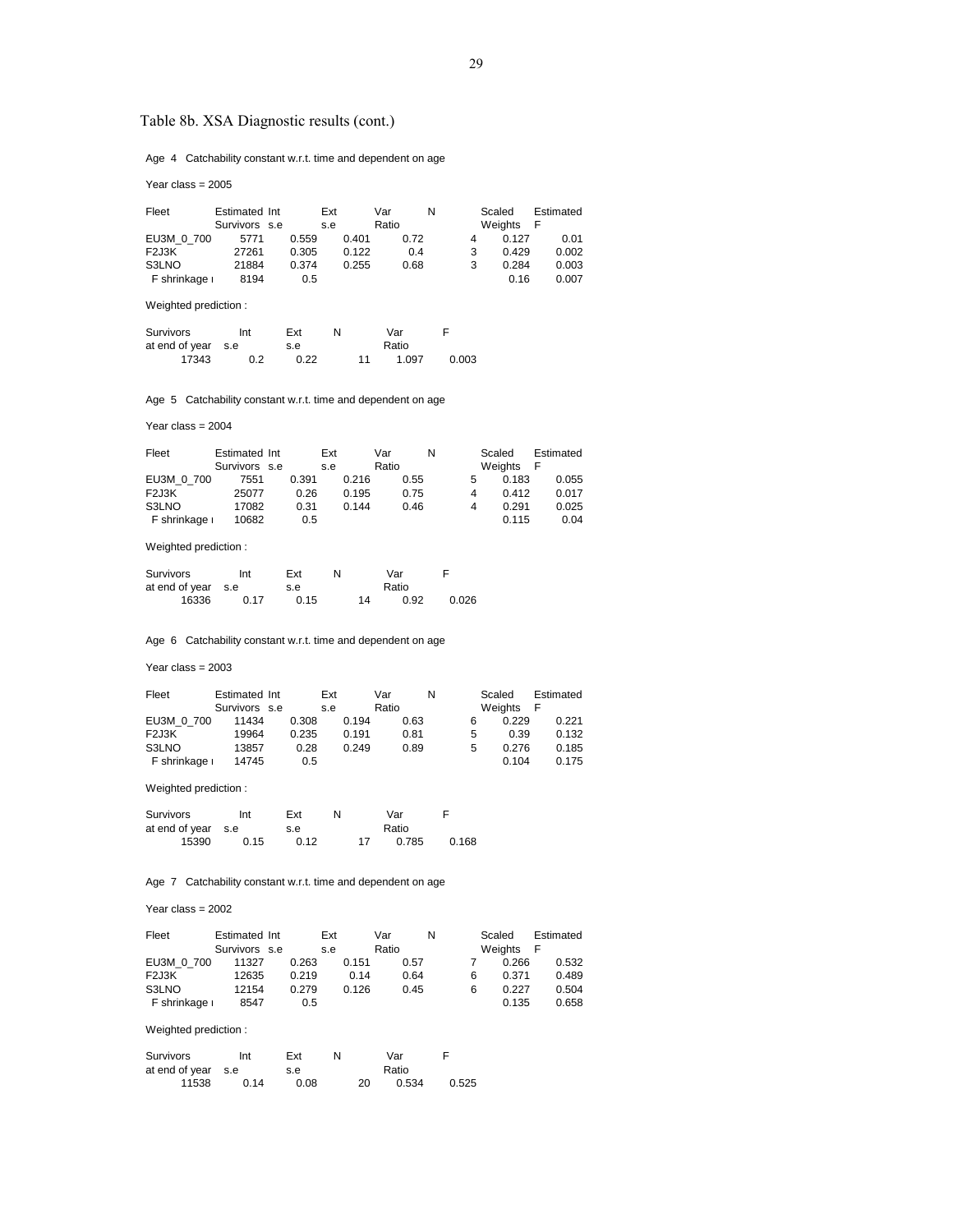Table 8b. XSA Diagnostic results (cont.)

Age 4 Catchability constant w.r.t. time and dependent on age

Year class = 2005

| Fleet | Estimated Survivors | Int s.e | Ext s.e | Var Ratio | N | Scaled Weights | Estimated F |
|---|---|---|---|---|---|---|---|
| EU3M_0_700 | 5771 | 0.559 | 0.401 | 0.72 | 4 | 0.127 | 0.01 |
| F2J3K | 27261 | 0.305 | 0.122 | 0.4 | 3 | 0.429 | 0.002 |
| S3LNO | 21884 | 0.374 | 0.255 | 0.68 | 3 | 0.284 | 0.003 |
| F shrinkage ı | 8194 | 0.5 | | | | 0.16 | 0.007 |

Weighted prediction :

| Survivors at end of year | Int s.e | Ext s.e | N | Var Ratio | F |
|---|---|---|---|---|---|
| 17343 | 0.2 | 0.22 | 11 | 1.097 | 0.003 |

Age 5 Catchability constant w.r.t. time and dependent on age

Year class = 2004

| Fleet | Estimated Survivors | Int s.e | Ext s.e | Var Ratio | N | Scaled Weights | Estimated F |
|---|---|---|---|---|---|---|---|
| EU3M_0_700 | 7551 | 0.391 | 0.216 | 0.55 | 5 | 0.183 | 0.055 |
| F2J3K | 25077 | 0.26 | 0.195 | 0.75 | 4 | 0.412 | 0.017 |
| S3LNO | 17082 | 0.31 | 0.144 | 0.46 | 4 | 0.291 | 0.025 |
| F shrinkage ı | 10682 | 0.5 | | | | 0.115 | 0.04 |

Weighted prediction :

| Survivors at end of year | Int s.e | Ext s.e | N | Var Ratio | F |
|---|---|---|---|---|---|
| 16336 | 0.17 | 0.15 | 14 | 0.92 | 0.026 |

Age 6 Catchability constant w.r.t. time and dependent on age

Year class = 2003

| Fleet | Estimated Survivors | Int s.e | Ext s.e | Var Ratio | N | Scaled Weights | Estimated F |
|---|---|---|---|---|---|---|---|
| EU3M_0_700 | 11434 | 0.308 | 0.194 | 0.63 | 6 | 0.229 | 0.221 |
| F2J3K | 19964 | 0.235 | 0.191 | 0.81 | 5 | 0.39 | 0.132 |
| S3LNO | 13857 | 0.28 | 0.249 | 0.89 | 5 | 0.276 | 0.185 |
| F shrinkage ı | 14745 | 0.5 | | | | 0.104 | 0.175 |

Weighted prediction :

| Survivors at end of year | Int s.e | Ext s.e | N | Var Ratio | F |
|---|---|---|---|---|---|
| 15390 | 0.15 | 0.12 | 17 | 0.785 | 0.168 |

Age 7 Catchability constant w.r.t. time and dependent on age

Year class = 2002

| Fleet | Estimated Survivors | Int s.e | Ext s.e | Var Ratio | N | Scaled Weights | Estimated F |
|---|---|---|---|---|---|---|---|
| EU3M_0_700 | 11327 | 0.263 | 0.151 | 0.57 | 7 | 0.266 | 0.532 |
| F2J3K | 12635 | 0.219 | 0.14 | 0.64 | 6 | 0.371 | 0.489 |
| S3LNO | 12154 | 0.279 | 0.126 | 0.45 | 6 | 0.227 | 0.504 |
| F shrinkage ı | 8547 | 0.5 | | | | 0.135 | 0.658 |

Weighted prediction :

| Survivors at end of year | Int s.e | Ext s.e | N | Var Ratio | F |
|---|---|---|---|---|---|
| 11538 | 0.14 | 0.08 | 20 | 0.534 | 0.525 |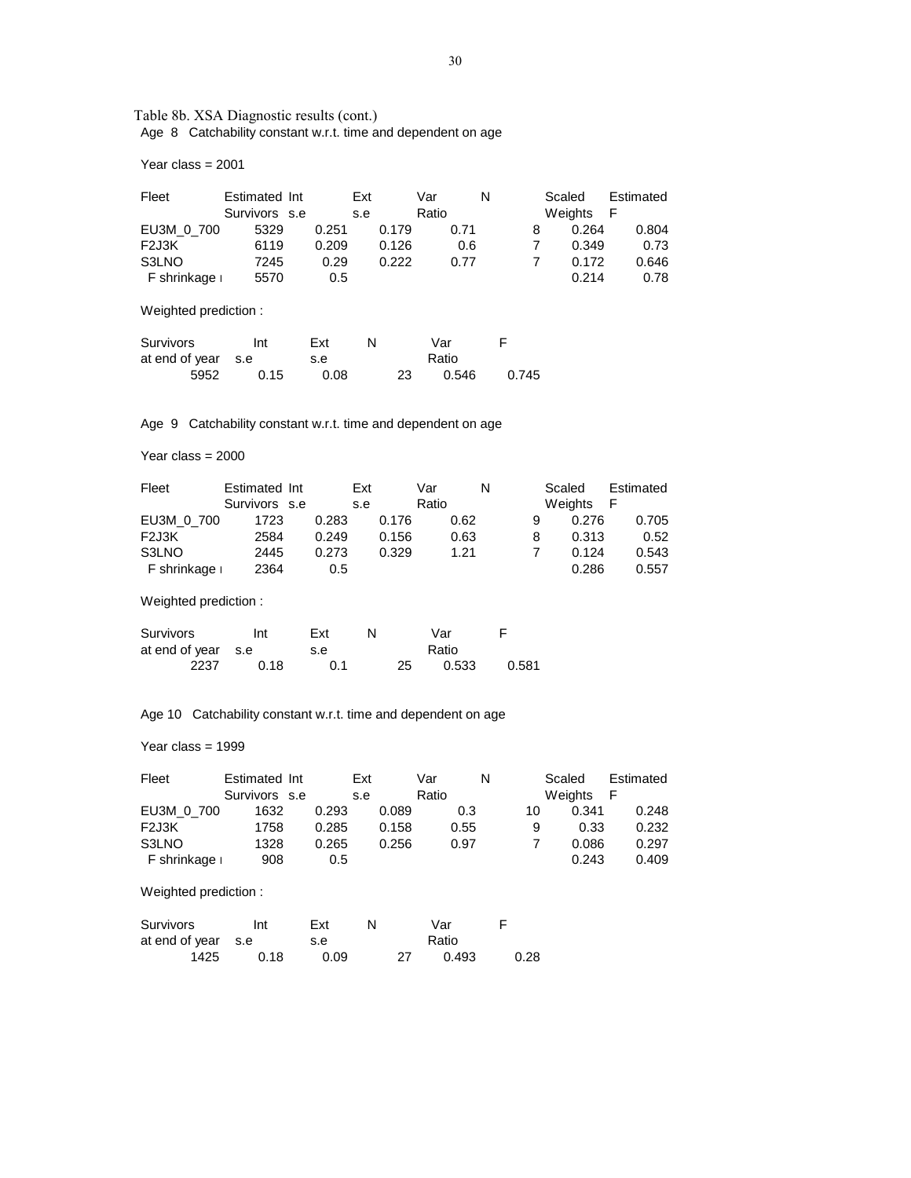Table 8b. XSA Diagnostic results (cont.)

Age 8 Catchability constant w.r.t. time and dependent on age

Year class = 2001

| Fleet | Estimated Survivors | Int s.e | Ext s.e | Var Ratio | N | Scaled Weights | Estimated F |
|---|---|---|---|---|---|---|---|
| EU3M_0_700 | 5329 | 0.251 | 0.179 | 0.71 | 8 | 0.264 | 0.804 |
| F2J3K | 6119 | 0.209 | 0.126 | 0.6 | 7 | 0.349 | 0.73 |
| S3LNO | 7245 | 0.29 | 0.222 | 0.77 | 7 | 0.172 | 0.646 |
| F shrinkage ı | 5570 | 0.5 | | | | 0.214 | 0.78 |

Weighted prediction :

| Survivors at end of year | Int s.e | Ext s.e | N | Var Ratio | F |
|---|---|---|---|---|---|
| 5952 | 0.15 | 0.08 | 23 | 0.546 | 0.745 |

Age 9 Catchability constant w.r.t. time and dependent on age

Year class = 2000

| Fleet | Estimated Survivors | Int s.e | Ext s.e | Var Ratio | N | Scaled Weights | Estimated F |
|---|---|---|---|---|---|---|---|
| EU3M_0_700 | 1723 | 0.283 | 0.176 | 0.62 | 9 | 0.276 | 0.705 |
| F2J3K | 2584 | 0.249 | 0.156 | 0.63 | 8 | 0.313 | 0.52 |
| S3LNO | 2445 | 0.273 | 0.329 | 1.21 | 7 | 0.124 | 0.543 |
| F shrinkage ı | 2364 | 0.5 | | | | 0.286 | 0.557 |

Weighted prediction :

| Survivors at end of year | Int s.e | Ext s.e | N | Var Ratio | F |
|---|---|---|---|---|---|
| 2237 | 0.18 | 0.1 | 25 | 0.533 | 0.581 |

Age 10 Catchability constant w.r.t. time and dependent on age

Year class = 1999

| Fleet | Estimated Survivors | Int s.e | Ext s.e | Var Ratio | N | Scaled Weights | Estimated F |
|---|---|---|---|---|---|---|---|
| EU3M_0_700 | 1632 | 0.293 | 0.089 | 0.3 | 10 | 0.341 | 0.248 |
| F2J3K | 1758 | 0.285 | 0.158 | 0.55 | 9 | 0.33 | 0.232 |
| S3LNO | 1328 | 0.265 | 0.256 | 0.97 | 7 | 0.086 | 0.297 |
| F shrinkage ı | 908 | 0.5 | | | | 0.243 | 0.409 |

Weighted prediction :

| Survivors at end of year | Int s.e | Ext s.e | N | Var Ratio | F |
|---|---|---|---|---|---|
| 1425 | 0.18 | 0.09 | 27 | 0.493 | 0.28 |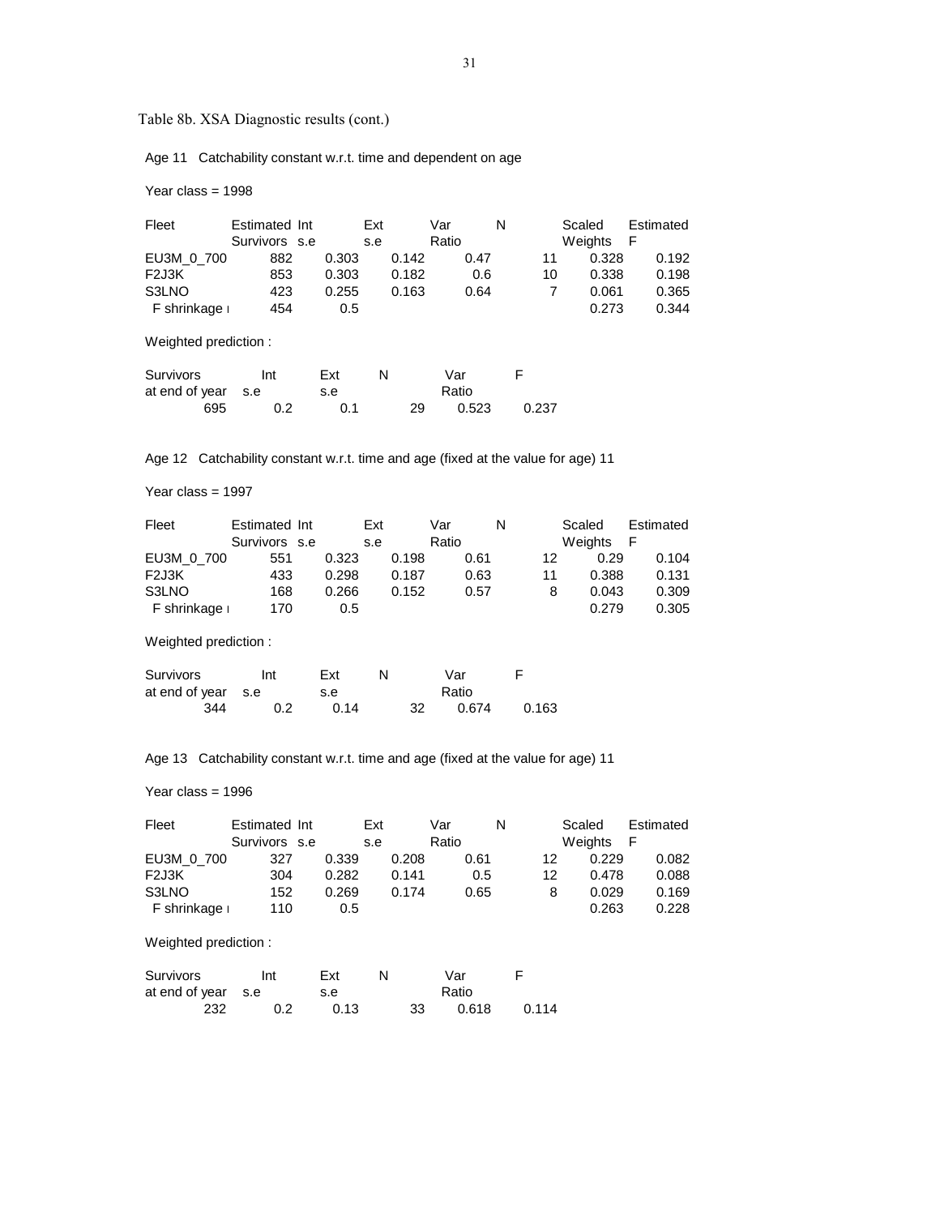Table 8b. XSA Diagnostic results (cont.)

Age 11 Catchability constant w.r.t. time and dependent on age

Year class = 1998

| Fleet | Estimated Survivors | Int s.e | Ext s.e | Var Ratio | N | Scaled Weights | Estimated F |
|---|---|---|---|---|---|---|---|
| EU3M_0_700 | 882 | 0.303 | 0.142 | 0.47 | 11 | 0.328 | 0.192 |
| F2J3K | 853 | 0.303 | 0.182 | 0.6 | 10 | 0.338 | 0.198 |
| S3LNO | 423 | 0.255 | 0.163 | 0.64 | 7 | 0.061 | 0.365 |
| F shrinkage ı | 454 | 0.5 | | | | 0.273 | 0.344 |

Weighted prediction :

| Survivors at end of year | Int s.e | Ext s.e | N | Var Ratio | F |
|---|---|---|---|---|---|
| 695 | 0.2 | 0.1 | 29 | 0.523 | 0.237 |

Age 12 Catchability constant w.r.t. time and age (fixed at the value for age) 11

Year class = 1997

| Fleet | Estimated Survivors | Int s.e | Ext s.e | Var Ratio | N | Scaled Weights | Estimated F |
|---|---|---|---|---|---|---|---|
| EU3M_0_700 | 551 | 0.323 | 0.198 | 0.61 | 12 | 0.29 | 0.104 |
| F2J3K | 433 | 0.298 | 0.187 | 0.63 | 11 | 0.388 | 0.131 |
| S3LNO | 168 | 0.266 | 0.152 | 0.57 | 8 | 0.043 | 0.309 |
| F shrinkage ı | 170 | 0.5 | | | | 0.279 | 0.305 |

Weighted prediction :

| Survivors at end of year | Int s.e | Ext s.e | N | Var Ratio | F |
|---|---|---|---|---|---|
| 344 | 0.2 | 0.14 | 32 | 0.674 | 0.163 |

Age 13 Catchability constant w.r.t. time and age (fixed at the value for age) 11

Year class = 1996

| Fleet | Estimated Survivors | Int s.e | Ext s.e | Var Ratio | N | Scaled Weights | Estimated F |
|---|---|---|---|---|---|---|---|
| EU3M_0_700 | 327 | 0.339 | 0.208 | 0.61 | 12 | 0.229 | 0.082 |
| F2J3K | 304 | 0.282 | 0.141 | 0.5 | 12 | 0.478 | 0.088 |
| S3LNO | 152 | 0.269 | 0.174 | 0.65 | 8 | 0.029 | 0.169 |
| F shrinkage ı | 110 | 0.5 | | | | 0.263 | 0.228 |

Weighted prediction :

| Survivors at end of year | Int s.e | Ext s.e | N | Var Ratio | F |
|---|---|---|---|---|---|
| 232 | 0.2 | 0.13 | 33 | 0.618 | 0.114 |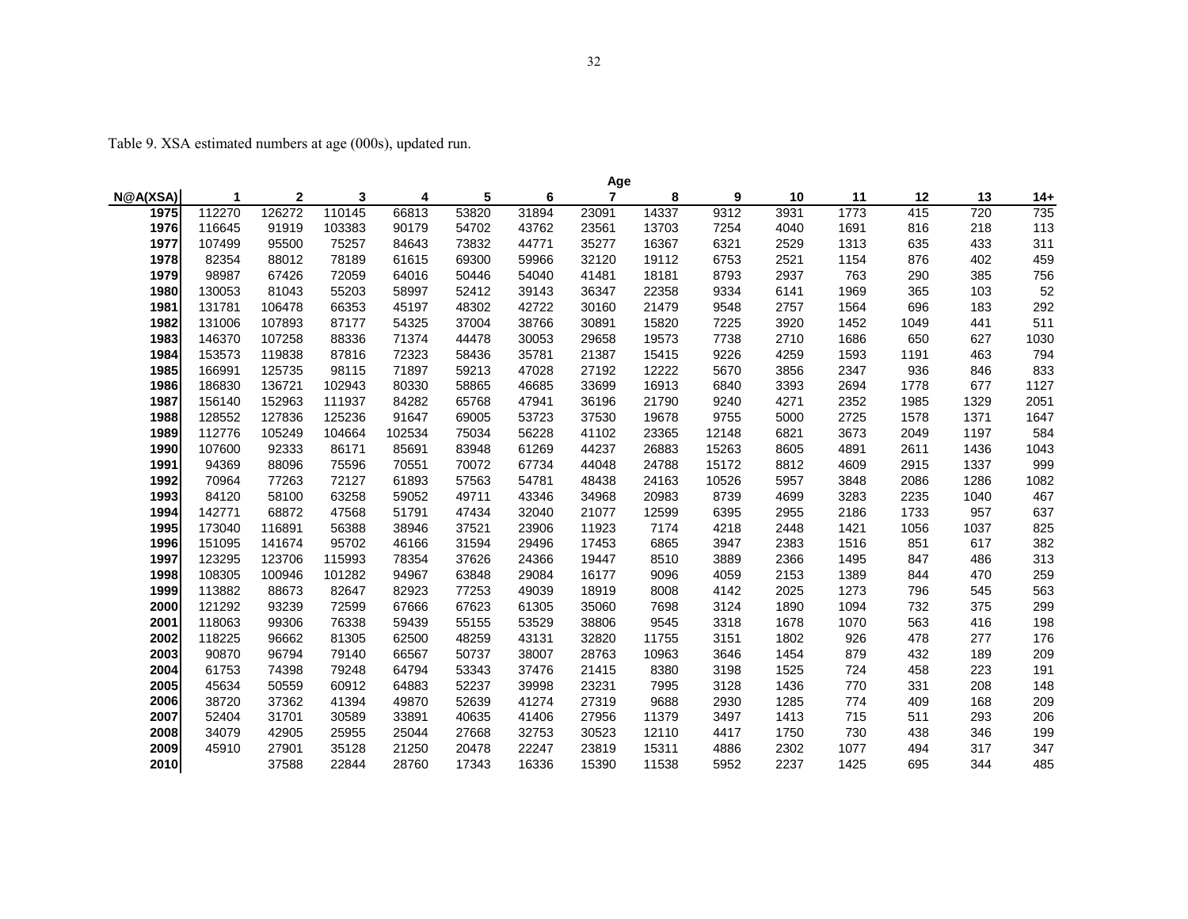Table 9. XSA estimated numbers at age (000s), updated run.

| N@A(XSA) | Age 1 | 2 | 3 | 4 | 5 | 6 | 7 | 8 | 9 | 10 | 11 | 12 | 13 | 14+ |
|---|---|---|---|---|---|---|---|---|---|---|---|---|---|---|
| 1975 | 112270 | 126272 | 110145 | 66813 | 53820 | 31894 | 23091 | 14337 | 9312 | 3931 | 1773 | 415 | 720 | 735 |
| 1976 | 116645 | 91919 | 103383 | 90179 | 54702 | 43762 | 23561 | 13703 | 7254 | 4040 | 1691 | 816 | 218 | 113 |
| 1977 | 107499 | 95500 | 75257 | 84643 | 73832 | 44771 | 35277 | 16367 | 6321 | 2529 | 1313 | 635 | 433 | 311 |
| 1978 | 82354 | 88012 | 78189 | 61615 | 69300 | 59966 | 32120 | 19112 | 6753 | 2521 | 1154 | 876 | 402 | 459 |
| 1979 | 98987 | 67426 | 72059 | 64016 | 50446 | 54040 | 41481 | 18181 | 8793 | 2937 | 763 | 290 | 385 | 756 |
| 1980 | 130053 | 81043 | 55203 | 58997 | 52412 | 39143 | 36347 | 22358 | 9334 | 6141 | 1969 | 365 | 103 | 52 |
| 1981 | 131781 | 106478 | 66353 | 45197 | 48302 | 42722 | 30160 | 21479 | 9548 | 2757 | 1564 | 696 | 183 | 292 |
| 1982 | 131006 | 107893 | 87177 | 54325 | 37004 | 38766 | 30891 | 15820 | 7225 | 3920 | 1452 | 1049 | 441 | 511 |
| 1983 | 146370 | 107258 | 88336 | 71374 | 44478 | 30053 | 29658 | 19573 | 7738 | 2710 | 1686 | 650 | 627 | 1030 |
| 1984 | 153573 | 119838 | 87816 | 72323 | 58436 | 35781 | 21387 | 15415 | 9226 | 4259 | 1593 | 1191 | 463 | 794 |
| 1985 | 166991 | 125735 | 98115 | 71897 | 59213 | 47028 | 27192 | 12222 | 5670 | 3856 | 2347 | 936 | 846 | 833 |
| 1986 | 186830 | 136721 | 102943 | 80330 | 58865 | 46685 | 33699 | 16913 | 6840 | 3393 | 2694 | 1778 | 677 | 1127 |
| 1987 | 156140 | 152963 | 111937 | 84282 | 65768 | 47941 | 36196 | 21790 | 9240 | 4271 | 2352 | 1985 | 1329 | 2051 |
| 1988 | 128552 | 127836 | 125236 | 91647 | 69005 | 53723 | 37530 | 19678 | 9755 | 5000 | 2725 | 1578 | 1371 | 1647 |
| 1989 | 112776 | 105249 | 104664 | 102534 | 75034 | 56228 | 41102 | 23365 | 12148 | 6821 | 3673 | 2049 | 1197 | 584 |
| 1990 | 107600 | 92333 | 86171 | 85691 | 83948 | 61269 | 44237 | 26883 | 15263 | 8605 | 4891 | 2611 | 1436 | 1043 |
| 1991 | 94369 | 88096 | 75596 | 70551 | 70072 | 67734 | 44048 | 24788 | 15172 | 8812 | 4609 | 2915 | 1337 | 999 |
| 1992 | 70964 | 77263 | 72127 | 61893 | 57563 | 54781 | 48438 | 24163 | 10526 | 5957 | 3848 | 2086 | 1286 | 1082 |
| 1993 | 84120 | 58100 | 63258 | 59052 | 49711 | 43346 | 34968 | 20983 | 8739 | 4699 | 3283 | 2235 | 1040 | 467 |
| 1994 | 142771 | 68872 | 47568 | 51791 | 47434 | 32040 | 21077 | 12599 | 6395 | 2955 | 2186 | 1733 | 957 | 637 |
| 1995 | 173040 | 116891 | 56388 | 38946 | 37521 | 23906 | 11923 | 7174 | 4218 | 2448 | 1421 | 1056 | 1037 | 825 |
| 1996 | 151095 | 141674 | 95702 | 46166 | 31594 | 29496 | 17453 | 6865 | 3947 | 2383 | 1516 | 851 | 617 | 382 |
| 1997 | 123295 | 123706 | 115993 | 78354 | 37626 | 24366 | 19447 | 8510 | 3889 | 2366 | 1495 | 847 | 486 | 313 |
| 1998 | 108305 | 100946 | 101282 | 94967 | 63848 | 29084 | 16177 | 9096 | 4059 | 2153 | 1389 | 844 | 470 | 259 |
| 1999 | 113882 | 88673 | 82647 | 82923 | 77253 | 49039 | 18919 | 8008 | 4142 | 2025 | 1273 | 796 | 545 | 563 |
| 2000 | 121292 | 93239 | 72599 | 67666 | 67623 | 61305 | 35060 | 7698 | 3124 | 1890 | 1094 | 732 | 375 | 299 |
| 2001 | 118063 | 99306 | 76338 | 59439 | 55155 | 53529 | 38806 | 9545 | 3318 | 1678 | 1070 | 563 | 416 | 198 |
| 2002 | 118225 | 96662 | 81305 | 62500 | 48259 | 43131 | 32820 | 11755 | 3151 | 1802 | 926 | 478 | 277 | 176 |
| 2003 | 90870 | 96794 | 79140 | 66567 | 50737 | 38007 | 28763 | 10963 | 3646 | 1454 | 879 | 432 | 189 | 209 |
| 2004 | 61753 | 74398 | 79248 | 64794 | 53343 | 37476 | 21415 | 8380 | 3198 | 1525 | 724 | 458 | 223 | 191 |
| 2005 | 45634 | 50559 | 60912 | 64883 | 52237 | 39998 | 23231 | 7995 | 3128 | 1436 | 770 | 331 | 208 | 148 |
| 2006 | 38720 | 37362 | 41394 | 49870 | 52639 | 41274 | 27319 | 9688 | 2930 | 1285 | 774 | 409 | 168 | 209 |
| 2007 | 52404 | 31701 | 30589 | 33891 | 40635 | 41406 | 27956 | 11379 | 3497 | 1413 | 715 | 511 | 293 | 206 |
| 2008 | 34079 | 42905 | 25955 | 25044 | 27668 | 32753 | 30523 | 12110 | 4417 | 1750 | 730 | 438 | 346 | 199 |
| 2009 | 45910 | 27901 | 35128 | 21250 | 20478 | 22247 | 23819 | 15311 | 4886 | 2302 | 1077 | 494 | 317 | 347 |
| 2010 | | 37588 | 22844 | 28760 | 17343 | 16336 | 15390 | 11538 | 5952 | 2237 | 1425 | 695 | 344 | 485 |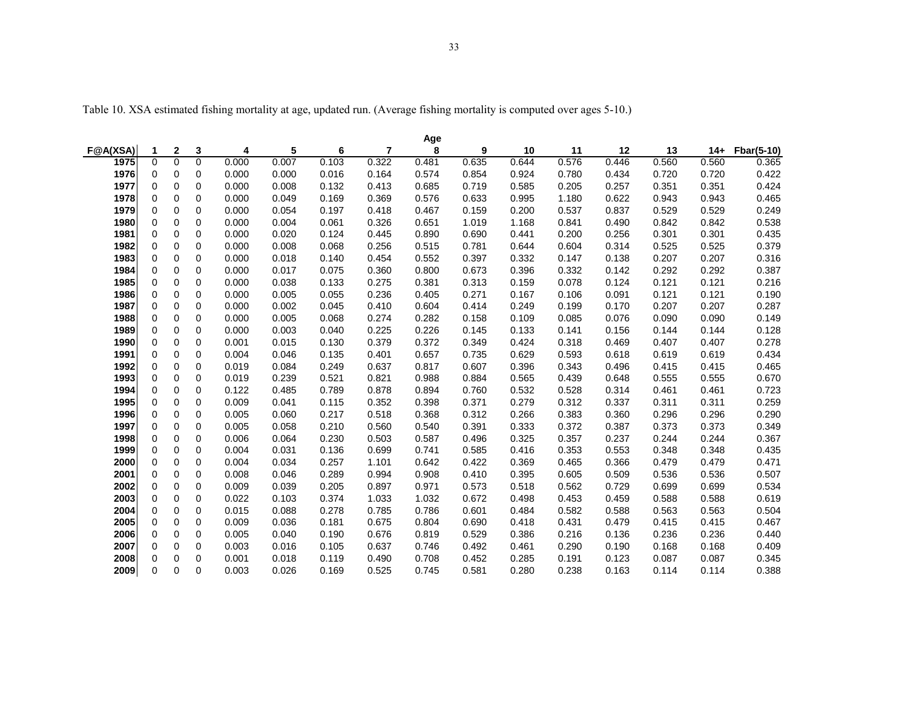Table 10. XSA estimated fishing mortality at age, updated run. (Average fishing mortality is computed over ages 5-10.)

| | Age | | | | | | | | | | | | | | |
|---|---|---|---|---|---|---|---|---|---|---|---|---|---|---|---|
| F@A(XSA) | 1 | 2 | 3 | 4 | 5 | 6 | 7 | 8 | 9 | 10 | 11 | 12 | 13 | 14+ | Fbar(5-10) |
| 1975 | 0 | 0 | 0 | 0.000 | 0.007 | 0.103 | 0.322 | 0.481 | 0.635 | 0.644 | 0.576 | 0.446 | 0.560 | 0.560 | 0.365 |
| 1976 | 0 | 0 | 0 | 0.000 | 0.000 | 0.016 | 0.164 | 0.574 | 0.854 | 0.924 | 0.780 | 0.434 | 0.720 | 0.720 | 0.422 |
| 1977 | 0 | 0 | 0 | 0.000 | 0.008 | 0.132 | 0.413 | 0.685 | 0.719 | 0.585 | 0.205 | 0.257 | 0.351 | 0.351 | 0.424 |
| 1978 | 0 | 0 | 0 | 0.000 | 0.049 | 0.169 | 0.369 | 0.576 | 0.633 | 0.995 | 1.180 | 0.622 | 0.943 | 0.943 | 0.465 |
| 1979 | 0 | 0 | 0 | 0.000 | 0.054 | 0.197 | 0.418 | 0.467 | 0.159 | 0.200 | 0.537 | 0.837 | 0.529 | 0.529 | 0.249 |
| 1980 | 0 | 0 | 0 | 0.000 | 0.004 | 0.061 | 0.326 | 0.651 | 1.019 | 1.168 | 0.841 | 0.490 | 0.842 | 0.842 | 0.538 |
| 1981 | 0 | 0 | 0 | 0.000 | 0.020 | 0.124 | 0.445 | 0.890 | 0.690 | 0.441 | 0.200 | 0.256 | 0.301 | 0.301 | 0.435 |
| 1982 | 0 | 0 | 0 | 0.000 | 0.008 | 0.068 | 0.256 | 0.515 | 0.781 | 0.644 | 0.604 | 0.314 | 0.525 | 0.525 | 0.379 |
| 1983 | 0 | 0 | 0 | 0.000 | 0.018 | 0.140 | 0.454 | 0.552 | 0.397 | 0.332 | 0.147 | 0.138 | 0.207 | 0.207 | 0.316 |
| 1984 | 0 | 0 | 0 | 0.000 | 0.017 | 0.075 | 0.360 | 0.800 | 0.673 | 0.396 | 0.332 | 0.142 | 0.292 | 0.292 | 0.387 |
| 1985 | 0 | 0 | 0 | 0.000 | 0.038 | 0.133 | 0.275 | 0.381 | 0.313 | 0.159 | 0.078 | 0.124 | 0.121 | 0.121 | 0.216 |
| 1986 | 0 | 0 | 0 | 0.000 | 0.005 | 0.055 | 0.236 | 0.405 | 0.271 | 0.167 | 0.106 | 0.091 | 0.121 | 0.121 | 0.190 |
| 1987 | 0 | 0 | 0 | 0.000 | 0.002 | 0.045 | 0.410 | 0.604 | 0.414 | 0.249 | 0.199 | 0.170 | 0.207 | 0.207 | 0.287 |
| 1988 | 0 | 0 | 0 | 0.000 | 0.005 | 0.068 | 0.274 | 0.282 | 0.158 | 0.109 | 0.085 | 0.076 | 0.090 | 0.090 | 0.149 |
| 1989 | 0 | 0 | 0 | 0.000 | 0.003 | 0.040 | 0.225 | 0.226 | 0.145 | 0.133 | 0.141 | 0.156 | 0.144 | 0.144 | 0.128 |
| 1990 | 0 | 0 | 0 | 0.001 | 0.015 | 0.130 | 0.379 | 0.372 | 0.349 | 0.424 | 0.318 | 0.469 | 0.407 | 0.407 | 0.278 |
| 1991 | 0 | 0 | 0 | 0.004 | 0.046 | 0.135 | 0.401 | 0.657 | 0.735 | 0.629 | 0.593 | 0.618 | 0.619 | 0.619 | 0.434 |
| 1992 | 0 | 0 | 0 | 0.019 | 0.084 | 0.249 | 0.637 | 0.817 | 0.607 | 0.396 | 0.343 | 0.496 | 0.415 | 0.415 | 0.465 |
| 1993 | 0 | 0 | 0 | 0.019 | 0.239 | 0.521 | 0.821 | 0.988 | 0.884 | 0.565 | 0.439 | 0.648 | 0.555 | 0.555 | 0.670 |
| 1994 | 0 | 0 | 0 | 0.122 | 0.485 | 0.789 | 0.878 | 0.894 | 0.760 | 0.532 | 0.528 | 0.314 | 0.461 | 0.461 | 0.723 |
| 1995 | 0 | 0 | 0 | 0.009 | 0.041 | 0.115 | 0.352 | 0.398 | 0.371 | 0.279 | 0.312 | 0.337 | 0.311 | 0.311 | 0.259 |
| 1996 | 0 | 0 | 0 | 0.005 | 0.060 | 0.217 | 0.518 | 0.368 | 0.312 | 0.266 | 0.383 | 0.360 | 0.296 | 0.296 | 0.290 |
| 1997 | 0 | 0 | 0 | 0.005 | 0.058 | 0.210 | 0.560 | 0.540 | 0.391 | 0.333 | 0.372 | 0.387 | 0.373 | 0.373 | 0.349 |
| 1998 | 0 | 0 | 0 | 0.006 | 0.064 | 0.230 | 0.503 | 0.587 | 0.496 | 0.325 | 0.357 | 0.237 | 0.244 | 0.244 | 0.367 |
| 1999 | 0 | 0 | 0 | 0.004 | 0.031 | 0.136 | 0.699 | 0.741 | 0.585 | 0.416 | 0.353 | 0.553 | 0.348 | 0.348 | 0.435 |
| 2000 | 0 | 0 | 0 | 0.004 | 0.034 | 0.257 | 1.101 | 0.642 | 0.422 | 0.369 | 0.465 | 0.366 | 0.479 | 0.479 | 0.471 |
| 2001 | 0 | 0 | 0 | 0.008 | 0.046 | 0.289 | 0.994 | 0.908 | 0.410 | 0.395 | 0.605 | 0.509 | 0.536 | 0.536 | 0.507 |
| 2002 | 0 | 0 | 0 | 0.009 | 0.039 | 0.205 | 0.897 | 0.971 | 0.573 | 0.518 | 0.562 | 0.729 | 0.699 | 0.699 | 0.534 |
| 2003 | 0 | 0 | 0 | 0.022 | 0.103 | 0.374 | 1.033 | 1.032 | 0.672 | 0.498 | 0.453 | 0.459 | 0.588 | 0.588 | 0.619 |
| 2004 | 0 | 0 | 0 | 0.015 | 0.088 | 0.278 | 0.785 | 0.786 | 0.601 | 0.484 | 0.582 | 0.588 | 0.563 | 0.563 | 0.504 |
| 2005 | 0 | 0 | 0 | 0.009 | 0.036 | 0.181 | 0.675 | 0.804 | 0.690 | 0.418 | 0.431 | 0.479 | 0.415 | 0.415 | 0.467 |
| 2006 | 0 | 0 | 0 | 0.005 | 0.040 | 0.190 | 0.676 | 0.819 | 0.529 | 0.386 | 0.216 | 0.136 | 0.236 | 0.236 | 0.440 |
| 2007 | 0 | 0 | 0 | 0.003 | 0.016 | 0.105 | 0.637 | 0.746 | 0.492 | 0.461 | 0.290 | 0.190 | 0.168 | 0.168 | 0.409 |
| 2008 | 0 | 0 | 0 | 0.001 | 0.018 | 0.119 | 0.490 | 0.708 | 0.452 | 0.285 | 0.191 | 0.123 | 0.087 | 0.087 | 0.345 |
| 2009 | 0 | 0 | 0 | 0.003 | 0.026 | 0.169 | 0.525 | 0.745 | 0.581 | 0.280 | 0.238 | 0.163 | 0.114 | 0.114 | 0.388 |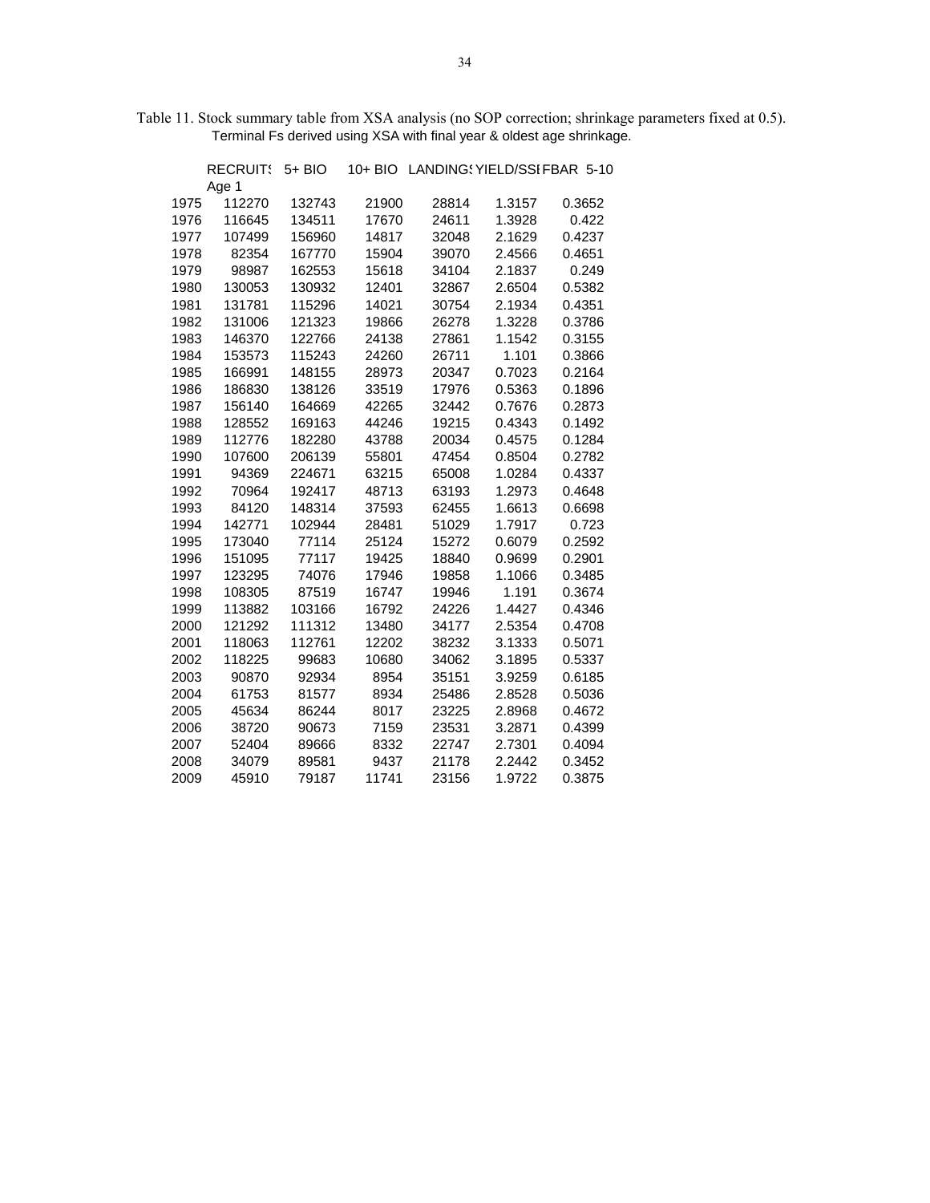Table 11. Stock summary table from XSA analysis (no SOP correction; shrinkage parameters fixed at 0.5).
Terminal Fs derived using XSA with final year & oldest age shrinkage.

| | RECRUITS Age 1 | 5+ BIO | 10+ BIO | LANDINGS | YIELD/SSB | FBAR 5-10 |
|---|---|---|---|---|---|---|
| 1975 | 112270 | 132743 | 21900 | 28814 | 1.3157 | 0.3652 |
| 1976 | 116645 | 134511 | 17670 | 24611 | 1.3928 | 0.422 |
| 1977 | 107499 | 156960 | 14817 | 32048 | 2.1629 | 0.4237 |
| 1978 | 82354 | 167770 | 15904 | 39070 | 2.4566 | 0.4651 |
| 1979 | 98987 | 162553 | 15618 | 34104 | 2.1837 | 0.249 |
| 1980 | 130053 | 130932 | 12401 | 32867 | 2.6504 | 0.5382 |
| 1981 | 131781 | 115296 | 14021 | 30754 | 2.1934 | 0.4351 |
| 1982 | 131006 | 121323 | 19866 | 26278 | 1.3228 | 0.3786 |
| 1983 | 146370 | 122766 | 24138 | 27861 | 1.1542 | 0.3155 |
| 1984 | 153573 | 115243 | 24260 | 26711 | 1.101 | 0.3866 |
| 1985 | 166991 | 148155 | 28973 | 20347 | 0.7023 | 0.2164 |
| 1986 | 186830 | 138126 | 33519 | 17976 | 0.5363 | 0.1896 |
| 1987 | 156140 | 164669 | 42265 | 32442 | 0.7676 | 0.2873 |
| 1988 | 128552 | 169163 | 44246 | 19215 | 0.4343 | 0.1492 |
| 1989 | 112776 | 182280 | 43788 | 20034 | 0.4575 | 0.1284 |
| 1990 | 107600 | 206139 | 55801 | 47454 | 0.8504 | 0.2782 |
| 1991 | 94369 | 224671 | 63215 | 65008 | 1.0284 | 0.4337 |
| 1992 | 70964 | 192417 | 48713 | 63193 | 1.2973 | 0.4648 |
| 1993 | 84120 | 148314 | 37593 | 62455 | 1.6613 | 0.6698 |
| 1994 | 142771 | 102944 | 28481 | 51029 | 1.7917 | 0.723 |
| 1995 | 173040 | 77114 | 25124 | 15272 | 0.6079 | 0.2592 |
| 1996 | 151095 | 77117 | 19425 | 18840 | 0.9699 | 0.2901 |
| 1997 | 123295 | 74076 | 17946 | 19858 | 1.1066 | 0.3485 |
| 1998 | 108305 | 87519 | 16747 | 19946 | 1.191 | 0.3674 |
| 1999 | 113882 | 103166 | 16792 | 24226 | 1.4427 | 0.4346 |
| 2000 | 121292 | 111312 | 13480 | 34177 | 2.5354 | 0.4708 |
| 2001 | 118063 | 112761 | 12202 | 38232 | 3.1333 | 0.5071 |
| 2002 | 118225 | 99683 | 10680 | 34062 | 3.1895 | 0.5337 |
| 2003 | 90870 | 92934 | 8954 | 35151 | 3.9259 | 0.6185 |
| 2004 | 61753 | 81577 | 8934 | 25486 | 2.8528 | 0.5036 |
| 2005 | 45634 | 86244 | 8017 | 23225 | 2.8968 | 0.4672 |
| 2006 | 38720 | 90673 | 7159 | 23531 | 3.2871 | 0.4399 |
| 2007 | 52404 | 89666 | 8332 | 22747 | 2.7301 | 0.4094 |
| 2008 | 34079 | 89581 | 9437 | 21178 | 2.2442 | 0.3452 |
| 2009 | 45910 | 79187 | 11741 | 23156 | 1.9722 | 0.3875 |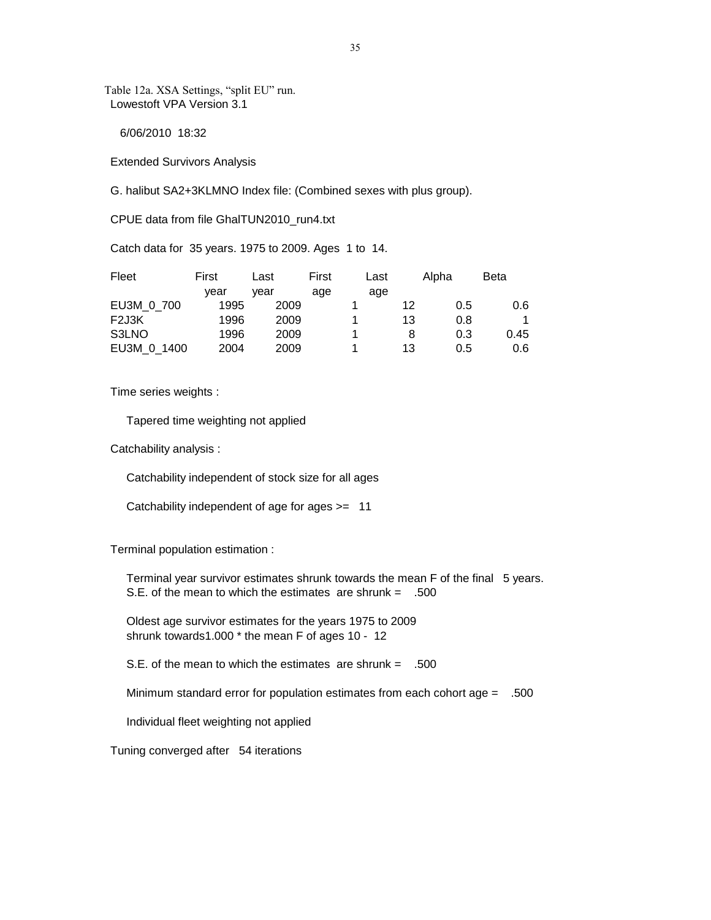Table 12a. XSA Settings, "split EU" run.

Lowestoft VPA Version 3.1

6/06/2010 18:32

Extended Survivors Analysis

G. halibut SA2+3KLMNO Index file: (Combined sexes with plus group).

CPUE data from file GhalTUN2010_run4.txt

Catch data for 35 years. 1975 to 2009. Ages 1 to 14.

| Fleet | First year | Last year | First age | Last age | Alpha | Beta |
|---|---|---|---|---|---|---|
| EU3M_0_700 | 1995 | 2009 | 1 | 12 | 0.5 | 0.6 |
| F2J3K | 1996 | 2009 | 1 | 13 | 0.8 | 1 |
| S3LNO | 1996 | 2009 | 1 | 8 | 0.3 | 0.45 |
| EU3M_0_1400 | 2004 | 2009 | 1 | 13 | 0.5 | 0.6 |

Time series weights :

Tapered time weighting not applied

Catchability analysis :

Catchability independent of stock size for all ages

Catchability independent of age for ages >= 11

Terminal population estimation :

Terminal year survivor estimates shrunk towards the mean F of the final 5 years.
S.E. of the mean to which the estimates are shrunk = .500

Oldest age survivor estimates for the years 1975 to 2009
shrunk towards1.000 * the mean F of ages 10 - 12

S.E. of the mean to which the estimates are shrunk = .500

Minimum standard error for population estimates from each cohort age = .500

Individual fleet weighting not applied

Tuning converged after 54 iterations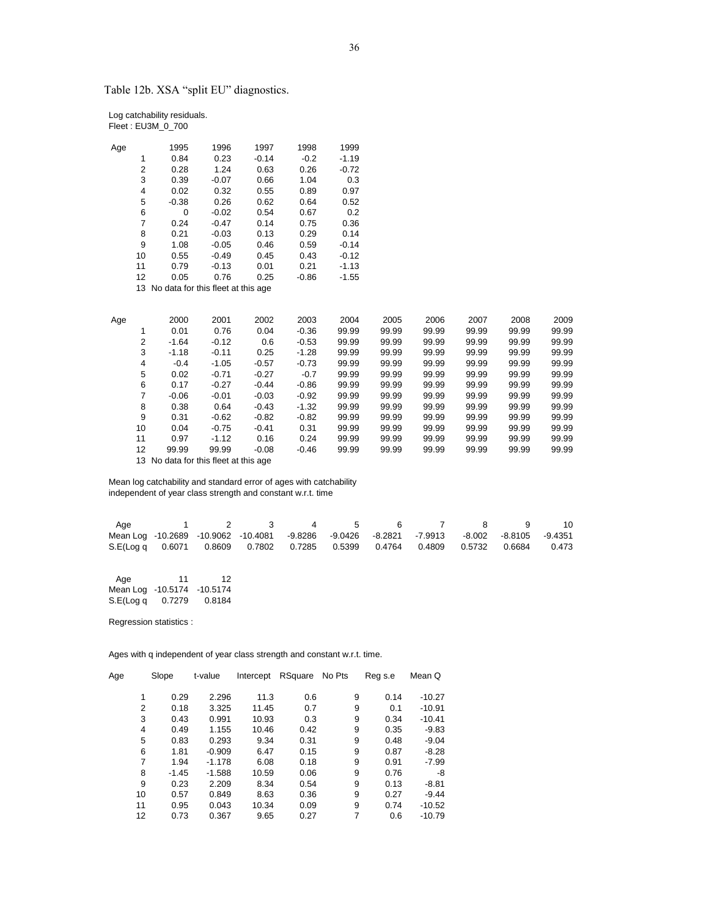Table 12b. XSA "split EU" diagnostics.

Log catchability residuals.
Fleet : EU3M_0_700

| Age | 1995 | 1996 | 1997 | 1998 | 1999 |
|---|---|---|---|---|---|
| 1 | 0.84 | 0.23 | -0.14 | -0.2 | -1.19 |
| 2 | 0.28 | 1.24 | 0.63 | 0.26 | -0.72 |
| 3 | 0.39 | -0.07 | 0.66 | 1.04 | 0.3 |
| 4 | 0.02 | 0.32 | 0.55 | 0.89 | 0.97 |
| 5 | -0.38 | 0.26 | 0.62 | 0.64 | 0.52 |
| 6 | 0 | -0.02 | 0.54 | 0.67 | 0.2 |
| 7 | 0.24 | -0.47 | 0.14 | 0.75 | 0.36 |
| 8 | 0.21 | -0.03 | 0.13 | 0.29 | 0.14 |
| 9 | 1.08 | -0.05 | 0.46 | 0.59 | -0.14 |
| 10 | 0.55 | -0.49 | 0.45 | 0.43 | -0.12 |
| 11 | 0.79 | -0.13 | 0.01 | 0.21 | -1.13 |
| 12 | 0.05 | 0.76 | 0.25 | -0.86 | -1.55 |
| 13 | No data for this fleet at this age | | | | |

| Age | 2000 | 2001 | 2002 | 2003 | 2004 | 2005 | 2006 | 2007 | 2008 | 2009 |
|---|---|---|---|---|---|---|---|---|---|---|
| 1 | 0.01 | 0.76 | 0.04 | -0.36 | 99.99 | 99.99 | 99.99 | 99.99 | 99.99 | 99.99 |
| 2 | -1.64 | -0.12 | 0.6 | -0.53 | 99.99 | 99.99 | 99.99 | 99.99 | 99.99 | 99.99 |
| 3 | -1.18 | -0.11 | 0.25 | -1.28 | 99.99 | 99.99 | 99.99 | 99.99 | 99.99 | 99.99 |
| 4 | -0.4 | -1.05 | -0.57 | -0.73 | 99.99 | 99.99 | 99.99 | 99.99 | 99.99 | 99.99 |
| 5 | 0.02 | -0.71 | -0.27 | -0.7 | 99.99 | 99.99 | 99.99 | 99.99 | 99.99 | 99.99 |
| 6 | 0.17 | -0.27 | -0.44 | -0.86 | 99.99 | 99.99 | 99.99 | 99.99 | 99.99 | 99.99 |
| 7 | -0.06 | -0.01 | -0.03 | -0.92 | 99.99 | 99.99 | 99.99 | 99.99 | 99.99 | 99.99 |
| 8 | 0.38 | 0.64 | -0.43 | -1.32 | 99.99 | 99.99 | 99.99 | 99.99 | 99.99 | 99.99 |
| 9 | 0.31 | -0.62 | -0.82 | -0.82 | 99.99 | 99.99 | 99.99 | 99.99 | 99.99 | 99.99 |
| 10 | 0.04 | -0.75 | -0.41 | 0.31 | 99.99 | 99.99 | 99.99 | 99.99 | 99.99 | 99.99 |
| 11 | 0.97 | -1.12 | 0.16 | 0.24 | 99.99 | 99.99 | 99.99 | 99.99 | 99.99 | 99.99 |
| 12 | 99.99 | 99.99 | -0.08 | -0.46 | 99.99 | 99.99 | 99.99 | 99.99 | 99.99 | 99.99 |
| 13 | No data for this fleet at this age | | | | | | | | | |

Mean log catchability and standard error of ages with catchability
independent of year class strength and constant w.r.t. time

| Age | 1 | 2 | 3 | 4 | 5 | 6 | 7 | 8 | 9 | 10 |
|---|---|---|---|---|---|---|---|---|---|---|
| Mean Log | -10.2689 | -10.9062 | -10.4081 | -9.8286 | -9.0426 | -8.2821 | -7.9913 | -8.002 | -8.8105 | -9.4351 |
| S.E(Log q | 0.6071 | 0.8609 | 0.7802 | 0.7285 | 0.5399 | 0.4764 | 0.4809 | 0.5732 | 0.6684 | 0.473 |

| Age | 11 | 12 |
|---|---|---|
| Mean Log | -10.5174 | -10.5174 |
| S.E(Log q | 0.7279 | 0.8184 |

Regression statistics :

Ages with q independent of year class strength and constant w.r.t. time.

| Age | Slope | t-value | Intercept | RSquare | No Pts | Reg s.e | Mean Q |
|---|---|---|---|---|---|---|---|
| 1 | 0.29 | 2.296 | 11.3 | 0.6 | 9 | 0.14 | -10.27 |
| 2 | 0.18 | 3.325 | 11.45 | 0.7 | 9 | 0.1 | -10.91 |
| 3 | 0.43 | 0.991 | 10.93 | 0.3 | 9 | 0.34 | -10.41 |
| 4 | 0.49 | 1.155 | 10.46 | 0.42 | 9 | 0.35 | -9.83 |
| 5 | 0.83 | 0.293 | 9.34 | 0.31 | 9 | 0.48 | -9.04 |
| 6 | 1.81 | -0.909 | 6.47 | 0.15 | 9 | 0.87 | -8.28 |
| 7 | 1.94 | -1.178 | 6.08 | 0.18 | 9 | 0.91 | -7.99 |
| 8 | -1.45 | -1.588 | 10.59 | 0.06 | 9 | 0.76 | -8 |
| 9 | 0.23 | 2.209 | 8.34 | 0.54 | 9 | 0.13 | -8.81 |
| 10 | 0.57 | 0.849 | 8.63 | 0.36 | 9 | 0.27 | -9.44 |
| 11 | 0.95 | 0.043 | 10.34 | 0.09 | 9 | 0.74 | -10.52 |
| 12 | 0.73 | 0.367 | 9.65 | 0.27 | 7 | 0.6 | -10.79 |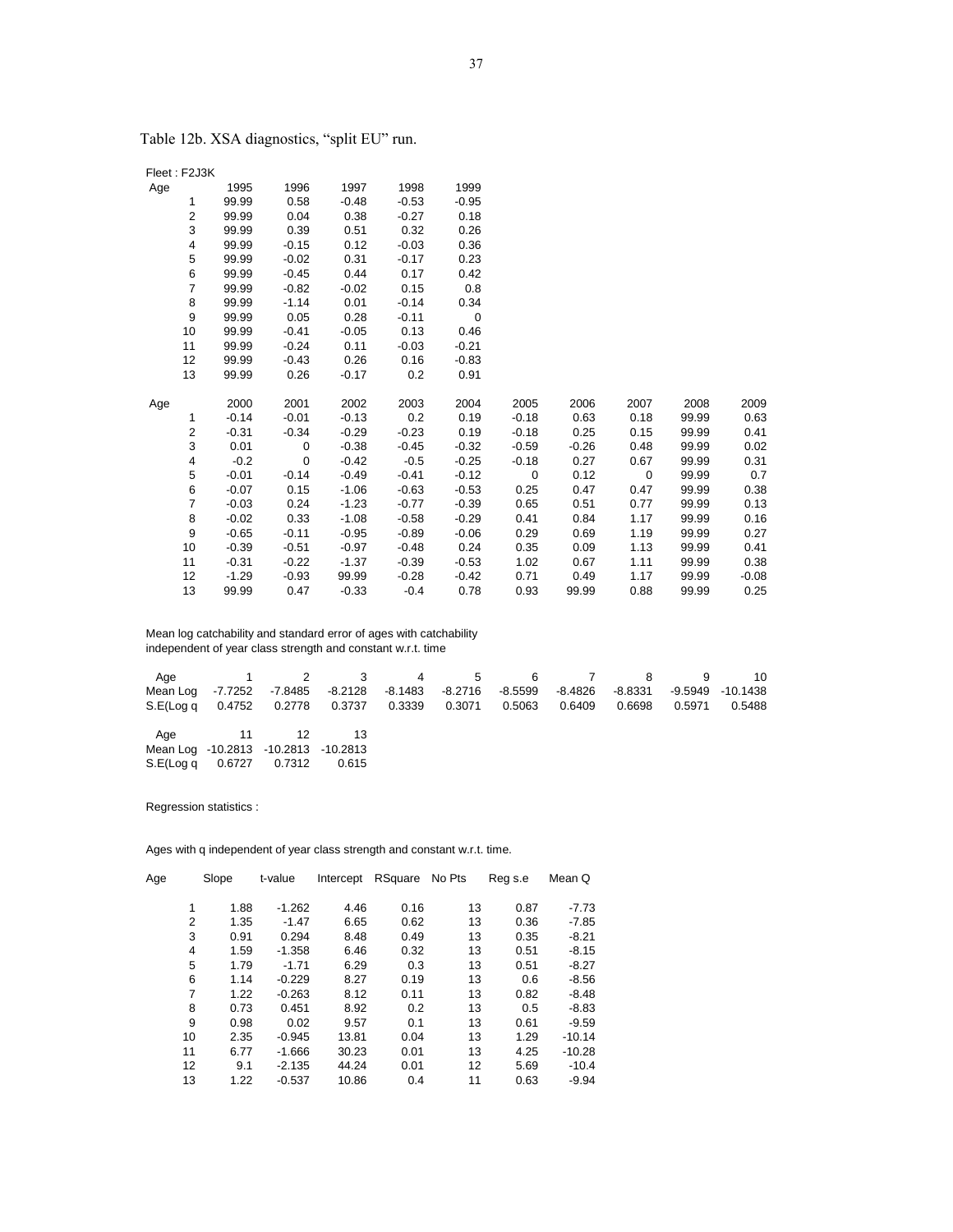Table 12b. XSA diagnostics, "split EU" run.

Fleet : F2J3K

| Age | 1995 | 1996 | 1997 | 1998 | 1999 |
|---|---|---|---|---|---|
| 1 | 99.99 | 0.58 | -0.48 | -0.53 | -0.95 |
| 2 | 99.99 | 0.04 | 0.38 | -0.27 | 0.18 |
| 3 | 99.99 | 0.39 | 0.51 | 0.32 | 0.26 |
| 4 | 99.99 | -0.15 | 0.12 | -0.03 | 0.36 |
| 5 | 99.99 | -0.02 | 0.31 | -0.17 | 0.23 |
| 6 | 99.99 | -0.45 | 0.44 | 0.17 | 0.42 |
| 7 | 99.99 | -0.82 | -0.02 | 0.15 | 0.8 |
| 8 | 99.99 | -1.14 | 0.01 | -0.14 | 0.34 |
| 9 | 99.99 | 0.05 | 0.28 | -0.11 | 0 |
| 10 | 99.99 | -0.41 | -0.05 | 0.13 | 0.46 |
| 11 | 99.99 | -0.24 | 0.11 | -0.03 | -0.21 |
| 12 | 99.99 | -0.43 | 0.26 | 0.16 | -0.83 |
| 13 | 99.99 | 0.26 | -0.17 | 0.2 | 0.91 |

| Age | 2000 | 2001 | 2002 | 2003 | 2004 | 2005 | 2006 | 2007 | 2008 | 2009 |
|---|---|---|---|---|---|---|---|---|---|---|
| 1 | -0.14 | -0.01 | -0.13 | 0.2 | 0.19 | -0.18 | 0.63 | 0.18 | 99.99 | 0.63 |
| 2 | -0.31 | -0.34 | -0.29 | -0.23 | 0.19 | -0.18 | 0.25 | 0.15 | 99.99 | 0.41 |
| 3 | 0.01 | 0 | -0.38 | -0.45 | -0.32 | -0.59 | -0.26 | 0.48 | 99.99 | 0.02 |
| 4 | -0.2 | 0 | -0.42 | -0.5 | -0.25 | -0.18 | 0.27 | 0.67 | 99.99 | 0.31 |
| 5 | -0.01 | -0.14 | -0.49 | -0.41 | -0.12 | 0 | 0.12 | 0 | 99.99 | 0.7 |
| 6 | -0.07 | 0.15 | -1.06 | -0.63 | -0.53 | 0.25 | 0.47 | 0.47 | 99.99 | 0.38 |
| 7 | -0.03 | 0.24 | -1.23 | -0.77 | -0.39 | 0.65 | 0.51 | 0.77 | 99.99 | 0.13 |
| 8 | -0.02 | 0.33 | -1.08 | -0.58 | -0.29 | 0.41 | 0.84 | 1.17 | 99.99 | 0.16 |
| 9 | -0.65 | -0.11 | -0.95 | -0.89 | -0.06 | 0.29 | 0.69 | 1.19 | 99.99 | 0.27 |
| 10 | -0.39 | -0.51 | -0.97 | -0.48 | 0.24 | 0.35 | 0.09 | 1.13 | 99.99 | 0.41 |
| 11 | -0.31 | -0.22 | -1.37 | -0.39 | -0.53 | 1.02 | 0.67 | 1.11 | 99.99 | 0.38 |
| 12 | -1.29 | -0.93 | 99.99 | -0.28 | -0.42 | 0.71 | 0.49 | 1.17 | 99.99 | -0.08 |
| 13 | 99.99 | 0.47 | -0.33 | -0.4 | 0.78 | 0.93 | 99.99 | 0.88 | 99.99 | 0.25 |

Mean log catchability and standard error of ages with catchability independent of year class strength and constant w.r.t. time

| Age | 1 | 2 | 3 | 4 | 5 | 6 | 7 | 8 | 9 | 10 |
|---|---|---|---|---|---|---|---|---|---|---|
| Mean Log | -7.7252 | -7.8485 | -8.2128 | -8.1483 | -8.2716 | -8.5599 | -8.4826 | -8.8331 | -9.5949 | -10.1438 |
| S.E(Log q | 0.4752 | 0.2778 | 0.3737 | 0.3339 | 0.3071 | 0.5063 | 0.6409 | 0.6698 | 0.5971 | 0.5488 |

| Age | 11 | 12 | 13 |
|---|---|---|---|
| Mean Log | -10.2813 | -10.2813 | -10.2813 |
| S.E(Log q | 0.6727 | 0.7312 | 0.615 |

Regression statistics :

Ages with q independent of year class strength and constant w.r.t. time.

| Age | Slope | t-value | Intercept | RSquare | No Pts | Reg s.e | Mean Q |
|---|---|---|---|---|---|---|---|
| 1 | 1.88 | -1.262 | 4.46 | 0.16 | 13 | 0.87 | -7.73 |
| 2 | 1.35 | -1.47 | 6.65 | 0.62 | 13 | 0.36 | -7.85 |
| 3 | 0.91 | 0.294 | 8.48 | 0.49 | 13 | 0.35 | -8.21 |
| 4 | 1.59 | -1.358 | 6.46 | 0.32 | 13 | 0.51 | -8.15 |
| 5 | 1.79 | -1.71 | 6.29 | 0.3 | 13 | 0.51 | -8.27 |
| 6 | 1.14 | -0.229 | 8.27 | 0.19 | 13 | 0.6 | -8.56 |
| 7 | 1.22 | -0.263 | 8.12 | 0.11 | 13 | 0.82 | -8.48 |
| 8 | 0.73 | 0.451 | 8.92 | 0.2 | 13 | 0.5 | -8.83 |
| 9 | 0.98 | 0.02 | 9.57 | 0.1 | 13 | 0.61 | -9.59 |
| 10 | 2.35 | -0.945 | 13.81 | 0.04 | 13 | 1.29 | -10.14 |
| 11 | 6.77 | -1.666 | 30.23 | 0.01 | 13 | 4.25 | -10.28 |
| 12 | 9.1 | -2.135 | 44.24 | 0.01 | 12 | 5.69 | -10.4 |
| 13 | 1.22 | -0.537 | 10.86 | 0.4 | 11 | 0.63 | -9.94 |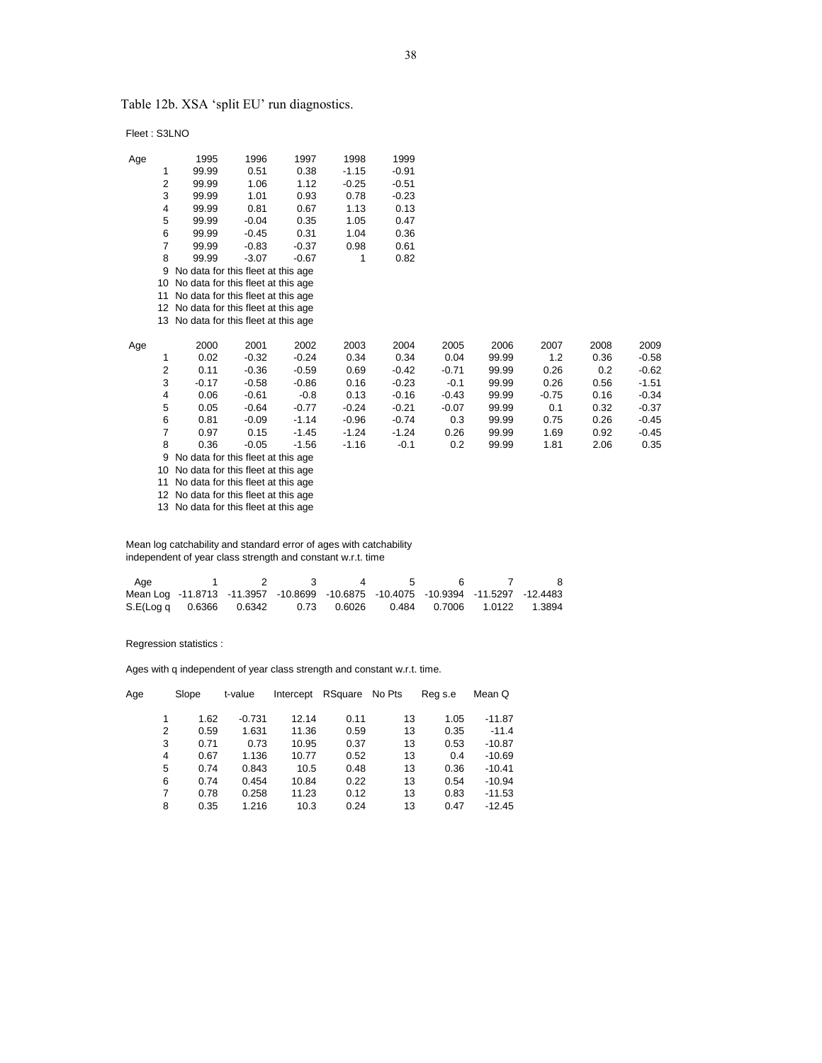Table 12b. XSA 'split EU' run diagnostics.

Fleet : S3LNO

| Age | 1995 | 1996 | 1997 | 1998 | 1999 |
|---|---|---|---|---|---|
| 1 | 99.99 | 0.51 | 0.38 | -1.15 | -0.91 |
| 2 | 99.99 | 1.06 | 1.12 | -0.25 | -0.51 |
| 3 | 99.99 | 1.01 | 0.93 | 0.78 | -0.23 |
| 4 | 99.99 | 0.81 | 0.67 | 1.13 | 0.13 |
| 5 | 99.99 | -0.04 | 0.35 | 1.05 | 0.47 |
| 6 | 99.99 | -0.45 | 0.31 | 1.04 | 0.36 |
| 7 | 99.99 | -0.83 | -0.37 | 0.98 | 0.61 |
| 8 | 99.99 | -3.07 | -0.67 | 1 | 0.82 |
| 9 | No data for this fleet at this age | | | | |
| 10 | No data for this fleet at this age | | | | |
| 11 | No data for this fleet at this age | | | | |
| 12 | No data for this fleet at this age | | | | |
| 13 | No data for this fleet at this age | | | | |

| Age | 2000 | 2001 | 2002 | 2003 | 2004 | 2005 | 2006 | 2007 | 2008 | 2009 |
|---|---|---|---|---|---|---|---|---|---|---|
| 1 | 0.02 | -0.32 | -0.24 | 0.34 | 0.34 | 0.04 | 99.99 | 1.2 | 0.36 | -0.58 |
| 2 | 0.11 | -0.36 | -0.59 | 0.69 | -0.42 | -0.71 | 99.99 | 0.26 | 0.2 | -0.62 |
| 3 | -0.17 | -0.58 | -0.86 | 0.16 | -0.23 | -0.1 | 99.99 | 0.26 | 0.56 | -1.51 |
| 4 | 0.06 | -0.61 | -0.8 | 0.13 | -0.16 | -0.43 | 99.99 | -0.75 | 0.16 | -0.34 |
| 5 | 0.05 | -0.64 | -0.77 | -0.24 | -0.21 | -0.07 | 99.99 | 0.1 | 0.32 | -0.37 |
| 6 | 0.81 | -0.09 | -1.14 | -0.96 | -0.74 | 0.3 | 99.99 | 0.75 | 0.26 | -0.45 |
| 7 | 0.97 | 0.15 | -1.45 | -1.24 | -1.24 | 0.26 | 99.99 | 1.69 | 0.92 | -0.45 |
| 8 | 0.36 | -0.05 | -1.56 | -1.16 | -0.1 | 0.2 | 99.99 | 1.81 | 2.06 | 0.35 |
| 9 | No data for this fleet at this age | | | | | | | | | |
| 10 | No data for this fleet at this age | | | | | | | | | |
| 11 | No data for this fleet at this age | | | | | | | | | |
| 12 | No data for this fleet at this age | | | | | | | | | |
| 13 | No data for this fleet at this age | | | | | | | | | |

Mean log catchability and standard error of ages with catchability independent of year class strength and constant w.r.t. time

| Age | 1 | 2 | 3 | 4 | 5 | 6 | 7 | 8 |
|---|---|---|---|---|---|---|---|---|
| Mean Log | -11.8713 | -11.3957 | -10.8699 | -10.6875 | -10.4075 | -10.9394 | -11.5297 | -12.4483 |
| S.E(Log q | 0.6366 | 0.6342 | 0.73 | 0.6026 | 0.484 | 0.7006 | 1.0122 | 1.3894 |

Regression statistics :

Ages with q independent of year class strength and constant w.r.t. time.

| Age | Slope | t-value | Intercept | RSquare | No Pts | Reg s.e | Mean Q |
|---|---|---|---|---|---|---|---|
| 1 | 1.62 | -0.731 | 12.14 | 0.11 | 13 | 1.05 | -11.87 |
| 2 | 0.59 | 1.631 | 11.36 | 0.59 | 13 | 0.35 | -11.4 |
| 3 | 0.71 | 0.73 | 10.95 | 0.37 | 13 | 0.53 | -10.87 |
| 4 | 0.67 | 1.136 | 10.77 | 0.52 | 13 | 0.4 | -10.69 |
| 5 | 0.74 | 0.843 | 10.5 | 0.48 | 13 | 0.36 | -10.41 |
| 6 | 0.74 | 0.454 | 10.84 | 0.22 | 13 | 0.54 | -10.94 |
| 7 | 0.78 | 0.258 | 11.23 | 0.12 | 13 | 0.83 | -11.53 |
| 8 | 0.35 | 1.216 | 10.3 | 0.24 | 13 | 0.47 | -12.45 |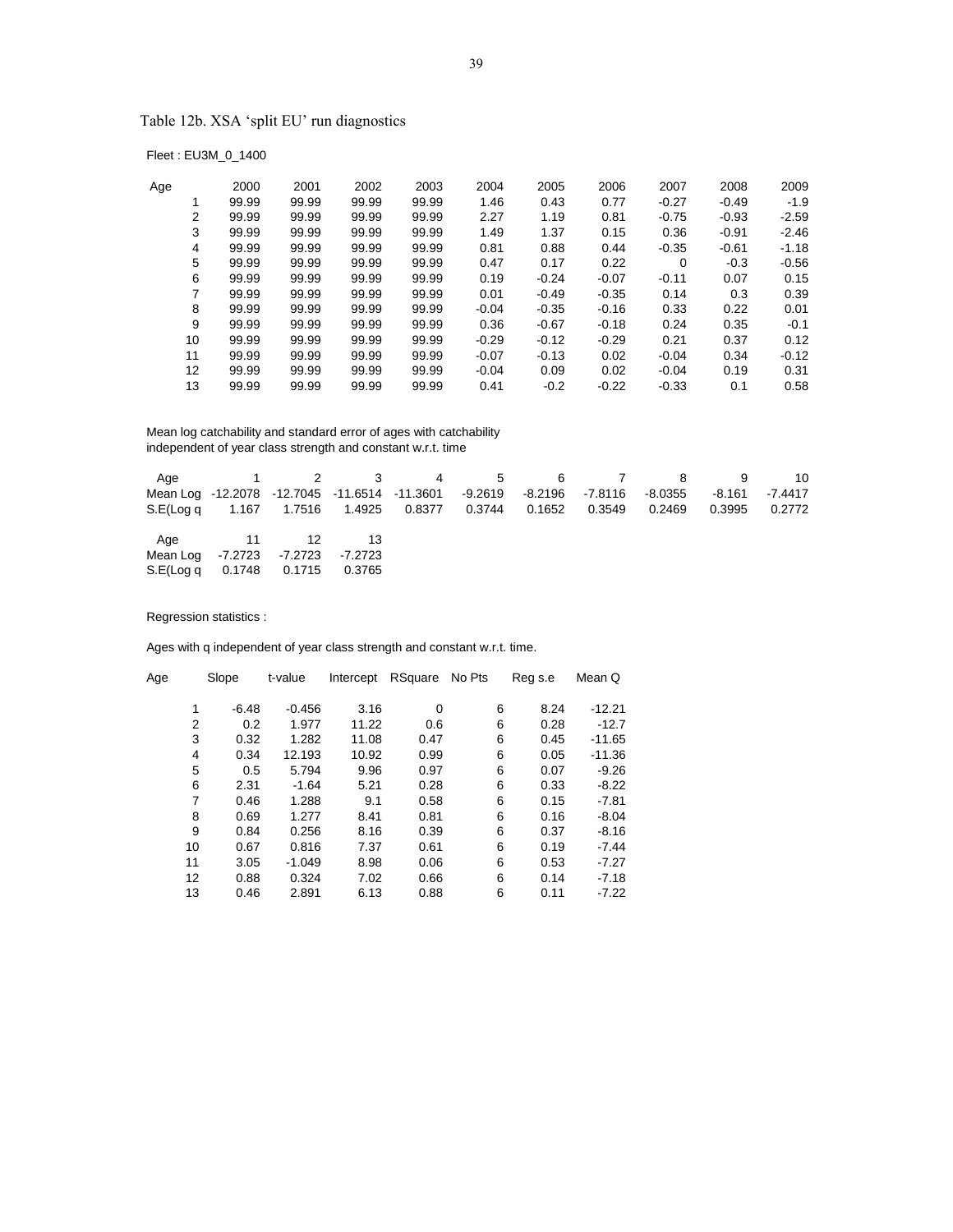Table 12b. XSA 'split EU' run diagnostics

Fleet : EU3M_0_1400

| Age | 2000 | 2001 | 2002 | 2003 | 2004 | 2005 | 2006 | 2007 | 2008 | 2009 |
|---|---|---|---|---|---|---|---|---|---|---|
| 1 | 99.99 | 99.99 | 99.99 | 99.99 | 1.46 | 0.43 | 0.77 | -0.27 | -0.49 | -1.9 |
| 2 | 99.99 | 99.99 | 99.99 | 99.99 | 2.27 | 1.19 | 0.81 | -0.75 | -0.93 | -2.59 |
| 3 | 99.99 | 99.99 | 99.99 | 99.99 | 1.49 | 1.37 | 0.15 | 0.36 | -0.91 | -2.46 |
| 4 | 99.99 | 99.99 | 99.99 | 99.99 | 0.81 | 0.88 | 0.44 | -0.35 | -0.61 | -1.18 |
| 5 | 99.99 | 99.99 | 99.99 | 99.99 | 0.47 | 0.17 | 0.22 | 0 | -0.3 | -0.56 |
| 6 | 99.99 | 99.99 | 99.99 | 99.99 | 0.19 | -0.24 | -0.07 | -0.11 | 0.07 | 0.15 |
| 7 | 99.99 | 99.99 | 99.99 | 99.99 | 0.01 | -0.49 | -0.35 | 0.14 | 0.3 | 0.39 |
| 8 | 99.99 | 99.99 | 99.99 | 99.99 | -0.04 | -0.35 | -0.16 | 0.33 | 0.22 | 0.01 |
| 9 | 99.99 | 99.99 | 99.99 | 99.99 | 0.36 | -0.67 | -0.18 | 0.24 | 0.35 | -0.1 |
| 10 | 99.99 | 99.99 | 99.99 | 99.99 | -0.29 | -0.12 | -0.29 | 0.21 | 0.37 | 0.12 |
| 11 | 99.99 | 99.99 | 99.99 | 99.99 | -0.07 | -0.13 | 0.02 | -0.04 | 0.34 | -0.12 |
| 12 | 99.99 | 99.99 | 99.99 | 99.99 | -0.04 | 0.09 | 0.02 | -0.04 | 0.19 | 0.31 |
| 13 | 99.99 | 99.99 | 99.99 | 99.99 | 0.41 | -0.2 | -0.22 | -0.33 | 0.1 | 0.58 |

Mean log catchability and standard error of ages with catchability
independent of year class strength and constant w.r.t. time

| Age | 1 | 2 | 3 | 4 | 5 | 6 | 7 | 8 | 9 | 10 |
|---|---|---|---|---|---|---|---|---|---|---|
| Mean Log | -12.2078 | -12.7045 | -11.6514 | -11.3601 | -9.2619 | -8.2196 | -7.8116 | -8.0355 | -8.161 | -7.4417 |
| S.E(Log q | 1.167 | 1.7516 | 1.4925 | 0.8377 | 0.3744 | 0.1652 | 0.3549 | 0.2469 | 0.3995 | 0.2772 |

| Age | 11 | 12 | 13 |
|---|---|---|---|
| Mean Log | -7.2723 | -7.2723 | -7.2723 |
| S.E(Log q | 0.1748 | 0.1715 | 0.3765 |

Regression statistics :

Ages with q independent of year class strength and constant w.r.t. time.

| Age | Slope | t-value | Intercept | RSquare | No Pts | Reg s.e | Mean Q |
|---|---|---|---|---|---|---|---|
| 1 | -6.48 | -0.456 | 3.16 | 0 | 6 | 8.24 | -12.21 |
| 2 | 0.2 | 1.977 | 11.22 | 0.6 | 6 | 0.28 | -12.7 |
| 3 | 0.32 | 1.282 | 11.08 | 0.47 | 6 | 0.45 | -11.65 |
| 4 | 0.34 | 12.193 | 10.92 | 0.99 | 6 | 0.05 | -11.36 |
| 5 | 0.5 | 5.794 | 9.96 | 0.97 | 6 | 0.07 | -9.26 |
| 6 | 2.31 | -1.64 | 5.21 | 0.28 | 6 | 0.33 | -8.22 |
| 7 | 0.46 | 1.288 | 9.1 | 0.58 | 6 | 0.15 | -7.81 |
| 8 | 0.69 | 1.277 | 8.41 | 0.81 | 6 | 0.16 | -8.04 |
| 9 | 0.84 | 0.256 | 8.16 | 0.39 | 6 | 0.37 | -8.16 |
| 10 | 0.67 | 0.816 | 7.37 | 0.61 | 6 | 0.19 | -7.44 |
| 11 | 3.05 | -1.049 | 8.98 | 0.06 | 6 | 0.53 | -7.27 |
| 12 | 0.88 | 0.324 | 7.02 | 0.66 | 6 | 0.14 | -7.18 |
| 13 | 0.46 | 2.891 | 6.13 | 0.88 | 6 | 0.11 | -7.22 |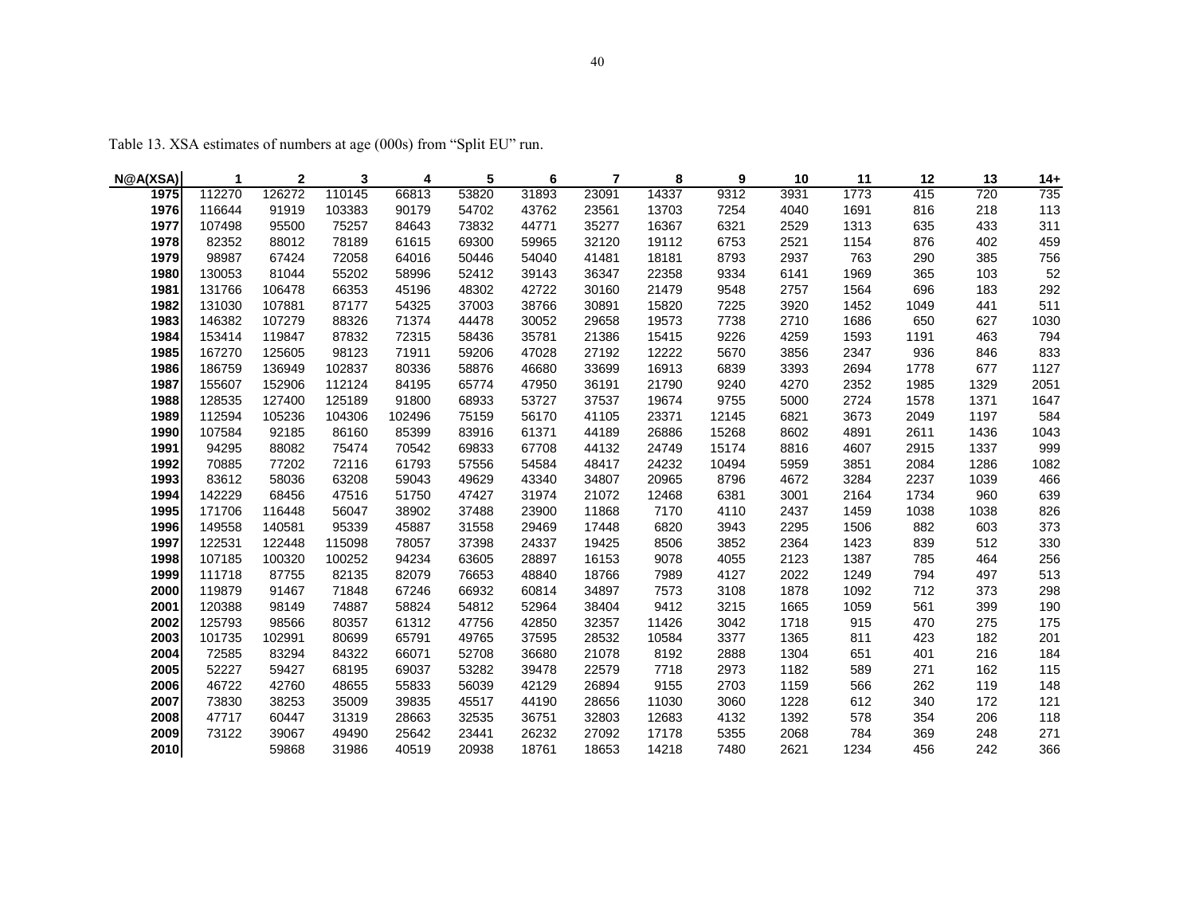Table 13. XSA estimates of numbers at age (000s) from "Split EU" run.

| N@A(XSA) | 1 | 2 | 3 | 4 | 5 | 6 | 7 | 8 | 9 | 10 | 11 | 12 | 13 | 14+ |
|---|---|---|---|---|---|---|---|---|---|---|---|---|---|---|
| 1975 | 112270 | 126272 | 110145 | 66813 | 53820 | 31893 | 23091 | 14337 | 9312 | 3931 | 1773 | 415 | 720 | 735 |
| 1976 | 116644 | 91919 | 103383 | 90179 | 54702 | 43762 | 23561 | 13703 | 7254 | 4040 | 1691 | 816 | 218 | 113 |
| 1977 | 107498 | 95500 | 75257 | 84643 | 73832 | 44771 | 35277 | 16367 | 6321 | 2529 | 1313 | 635 | 433 | 311 |
| 1978 | 82352 | 88012 | 78189 | 61615 | 69300 | 59965 | 32120 | 19112 | 6753 | 2521 | 1154 | 876 | 402 | 459 |
| 1979 | 98987 | 67424 | 72058 | 64016 | 50446 | 54040 | 41481 | 18181 | 8793 | 2937 | 763 | 290 | 385 | 756 |
| 1980 | 130053 | 81044 | 55202 | 58996 | 52412 | 39143 | 36347 | 22358 | 9334 | 6141 | 1969 | 365 | 103 | 52 |
| 1981 | 131766 | 106478 | 66353 | 45196 | 48302 | 42722 | 30160 | 21479 | 9548 | 2757 | 1564 | 696 | 183 | 292 |
| 1982 | 131030 | 107881 | 87177 | 54325 | 37003 | 38766 | 30891 | 15820 | 7225 | 3920 | 1452 | 1049 | 441 | 511 |
| 1983 | 146382 | 107279 | 88326 | 71374 | 44478 | 30052 | 29658 | 19573 | 7738 | 2710 | 1686 | 650 | 627 | 1030 |
| 1984 | 153414 | 119847 | 87832 | 72315 | 58436 | 35781 | 21386 | 15415 | 9226 | 4259 | 1593 | 1191 | 463 | 794 |
| 1985 | 167270 | 125605 | 98123 | 71911 | 59206 | 47028 | 27192 | 12222 | 5670 | 3856 | 2347 | 936 | 846 | 833 |
| 1986 | 186759 | 136949 | 102837 | 80336 | 58876 | 46680 | 33699 | 16913 | 6839 | 3393 | 2694 | 1778 | 677 | 1127 |
| 1987 | 155607 | 152906 | 112124 | 84195 | 65774 | 47950 | 36191 | 21790 | 9240 | 4270 | 2352 | 1985 | 1329 | 2051 |
| 1988 | 128535 | 127400 | 125189 | 91800 | 68933 | 53727 | 37537 | 19674 | 9755 | 5000 | 2724 | 1578 | 1371 | 1647 |
| 1989 | 112594 | 105236 | 104306 | 102496 | 75159 | 56170 | 41105 | 23371 | 12145 | 6821 | 3673 | 2049 | 1197 | 584 |
| 1990 | 107584 | 92185 | 86160 | 85399 | 83916 | 61371 | 44189 | 26886 | 15268 | 8602 | 4891 | 2611 | 1436 | 1043 |
| 1991 | 94295 | 88082 | 75474 | 70542 | 69833 | 67708 | 44132 | 24749 | 15174 | 8816 | 4607 | 2915 | 1337 | 999 |
| 1992 | 70885 | 77202 | 72116 | 61793 | 57556 | 54584 | 48417 | 24232 | 10494 | 5959 | 3851 | 2084 | 1286 | 1082 |
| 1993 | 83612 | 58036 | 63208 | 59043 | 49629 | 43340 | 34807 | 20965 | 8796 | 4672 | 3284 | 2237 | 1039 | 466 |
| 1994 | 142229 | 68456 | 47516 | 51750 | 47427 | 31974 | 21072 | 12468 | 6381 | 3001 | 2164 | 1734 | 960 | 639 |
| 1995 | 171706 | 116448 | 56047 | 38902 | 37488 | 23900 | 11868 | 7170 | 4110 | 2437 | 1459 | 1038 | 1038 | 826 |
| 1996 | 149558 | 140581 | 95339 | 45887 | 31558 | 29469 | 17448 | 6820 | 3943 | 2295 | 1506 | 882 | 603 | 373 |
| 1997 | 122531 | 122448 | 115098 | 78057 | 37398 | 24337 | 19425 | 8506 | 3852 | 2364 | 1423 | 839 | 512 | 330 |
| 1998 | 107185 | 100320 | 100252 | 94234 | 63605 | 28897 | 16153 | 9078 | 4055 | 2123 | 1387 | 785 | 464 | 256 |
| 1999 | 111718 | 87755 | 82135 | 82079 | 76653 | 48840 | 18766 | 7989 | 4127 | 2022 | 1249 | 794 | 497 | 513 |
| 2000 | 119879 | 91467 | 71848 | 67246 | 66932 | 60814 | 34897 | 7573 | 3108 | 1878 | 1092 | 712 | 373 | 298 |
| 2001 | 120388 | 98149 | 74887 | 58824 | 54812 | 52964 | 38404 | 9412 | 3215 | 1665 | 1059 | 561 | 399 | 190 |
| 2002 | 125793 | 98566 | 80357 | 61312 | 47756 | 42850 | 32357 | 11426 | 3042 | 1718 | 915 | 470 | 275 | 175 |
| 2003 | 101735 | 102991 | 80699 | 65791 | 49765 | 37595 | 28532 | 10584 | 3377 | 1365 | 811 | 423 | 182 | 201 |
| 2004 | 72585 | 83294 | 84322 | 66071 | 52708 | 36680 | 21078 | 8192 | 2888 | 1304 | 651 | 401 | 216 | 184 |
| 2005 | 52227 | 59427 | 68195 | 69037 | 53282 | 39478 | 22579 | 7718 | 2973 | 1182 | 589 | 271 | 162 | 115 |
| 2006 | 46722 | 42760 | 48655 | 55833 | 56039 | 42129 | 26894 | 9155 | 2703 | 1159 | 566 | 262 | 119 | 148 |
| 2007 | 73830 | 38253 | 35009 | 39835 | 45517 | 44190 | 28656 | 11030 | 3060 | 1228 | 612 | 340 | 172 | 121 |
| 2008 | 47717 | 60447 | 31319 | 28663 | 32535 | 36751 | 32803 | 12683 | 4132 | 1392 | 578 | 354 | 206 | 118 |
| 2009 | 73122 | 39067 | 49490 | 25642 | 23441 | 26232 | 27092 | 17178 | 5355 | 2068 | 784 | 369 | 248 | 271 |
| 2010 | | 59868 | 31986 | 40519 | 20938 | 18761 | 18653 | 14218 | 7480 | 2621 | 1234 | 456 | 242 | 366 |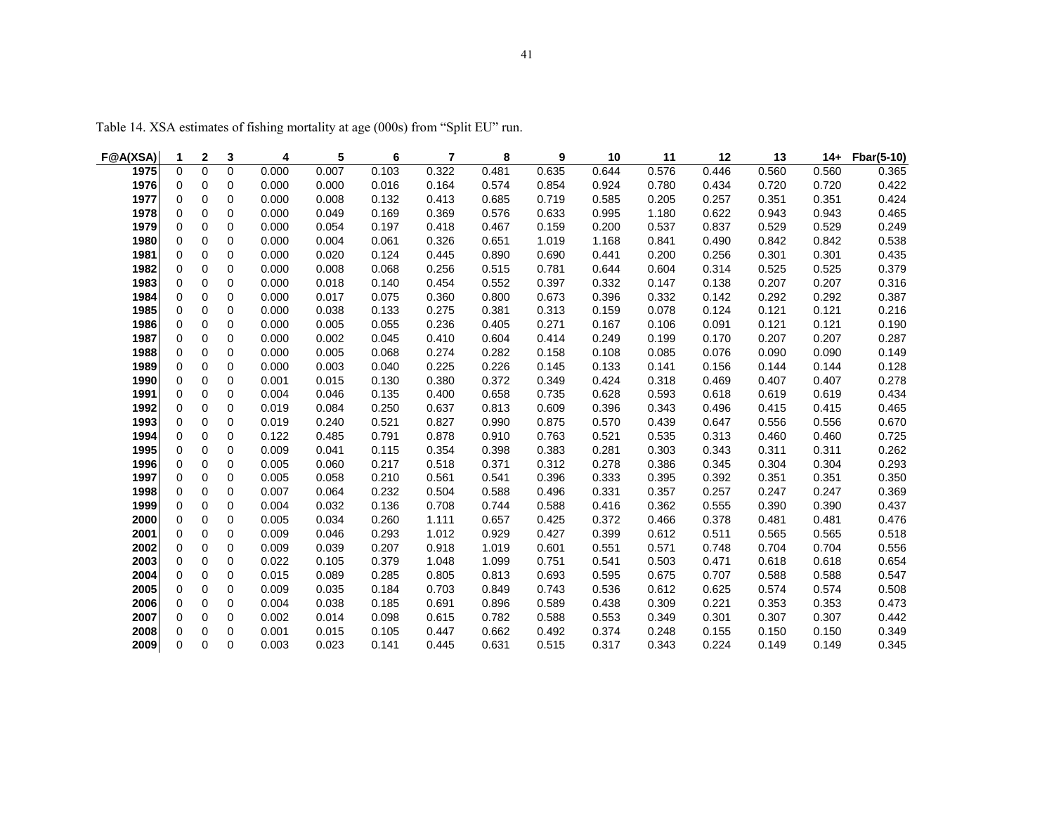Table 14. XSA estimates of fishing mortality at age (000s) from "Split EU" run.

| F@A(XSA) | 1 | 2 | 3 | 4 | 5 | 6 | 7 | 8 | 9 | 10 | 11 | 12 | 13 | 14+ | Fbar(5-10) |
|---|---|---|---|---|---|---|---|---|---|---|---|---|---|---|---|
| 1975 | 0 | 0 | 0 | 0.000 | 0.007 | 0.103 | 0.322 | 0.481 | 0.635 | 0.644 | 0.576 | 0.446 | 0.560 | 0.560 | 0.365 |
| 1976 | 0 | 0 | 0 | 0.000 | 0.000 | 0.016 | 0.164 | 0.574 | 0.854 | 0.924 | 0.780 | 0.434 | 0.720 | 0.720 | 0.422 |
| 1977 | 0 | 0 | 0 | 0.000 | 0.008 | 0.132 | 0.413 | 0.685 | 0.719 | 0.585 | 0.205 | 0.257 | 0.351 | 0.351 | 0.424 |
| 1978 | 0 | 0 | 0 | 0.000 | 0.049 | 0.169 | 0.369 | 0.576 | 0.633 | 0.995 | 1.180 | 0.622 | 0.943 | 0.943 | 0.465 |
| 1979 | 0 | 0 | 0 | 0.000 | 0.054 | 0.197 | 0.418 | 0.467 | 0.159 | 0.200 | 0.537 | 0.837 | 0.529 | 0.529 | 0.249 |
| 1980 | 0 | 0 | 0 | 0.000 | 0.004 | 0.061 | 0.326 | 0.651 | 1.019 | 1.168 | 0.841 | 0.490 | 0.842 | 0.842 | 0.538 |
| 1981 | 0 | 0 | 0 | 0.000 | 0.020 | 0.124 | 0.445 | 0.890 | 0.690 | 0.441 | 0.200 | 0.256 | 0.301 | 0.301 | 0.435 |
| 1982 | 0 | 0 | 0 | 0.000 | 0.008 | 0.068 | 0.256 | 0.515 | 0.781 | 0.644 | 0.604 | 0.314 | 0.525 | 0.525 | 0.379 |
| 1983 | 0 | 0 | 0 | 0.000 | 0.018 | 0.140 | 0.454 | 0.552 | 0.397 | 0.332 | 0.147 | 0.138 | 0.207 | 0.207 | 0.316 |
| 1984 | 0 | 0 | 0 | 0.000 | 0.017 | 0.075 | 0.360 | 0.800 | 0.673 | 0.396 | 0.332 | 0.142 | 0.292 | 0.292 | 0.387 |
| 1985 | 0 | 0 | 0 | 0.000 | 0.038 | 0.133 | 0.275 | 0.381 | 0.313 | 0.159 | 0.078 | 0.124 | 0.121 | 0.121 | 0.216 |
| 1986 | 0 | 0 | 0 | 0.000 | 0.005 | 0.055 | 0.236 | 0.405 | 0.271 | 0.167 | 0.106 | 0.091 | 0.121 | 0.121 | 0.190 |
| 1987 | 0 | 0 | 0 | 0.000 | 0.002 | 0.045 | 0.410 | 0.604 | 0.414 | 0.249 | 0.199 | 0.170 | 0.207 | 0.207 | 0.287 |
| 1988 | 0 | 0 | 0 | 0.000 | 0.005 | 0.068 | 0.274 | 0.282 | 0.158 | 0.108 | 0.085 | 0.076 | 0.090 | 0.090 | 0.149 |
| 1989 | 0 | 0 | 0 | 0.000 | 0.003 | 0.040 | 0.225 | 0.226 | 0.145 | 0.133 | 0.141 | 0.156 | 0.144 | 0.144 | 0.128 |
| 1990 | 0 | 0 | 0 | 0.001 | 0.015 | 0.130 | 0.380 | 0.372 | 0.349 | 0.424 | 0.318 | 0.469 | 0.407 | 0.407 | 0.278 |
| 1991 | 0 | 0 | 0 | 0.004 | 0.046 | 0.135 | 0.400 | 0.658 | 0.735 | 0.628 | 0.593 | 0.618 | 0.619 | 0.619 | 0.434 |
| 1992 | 0 | 0 | 0 | 0.019 | 0.084 | 0.250 | 0.637 | 0.813 | 0.609 | 0.396 | 0.343 | 0.496 | 0.415 | 0.415 | 0.465 |
| 1993 | 0 | 0 | 0 | 0.019 | 0.240 | 0.521 | 0.827 | 0.990 | 0.875 | 0.570 | 0.439 | 0.647 | 0.556 | 0.556 | 0.670 |
| 1994 | 0 | 0 | 0 | 0.122 | 0.485 | 0.791 | 0.878 | 0.910 | 0.763 | 0.521 | 0.535 | 0.313 | 0.460 | 0.460 | 0.725 |
| 1995 | 0 | 0 | 0 | 0.009 | 0.041 | 0.115 | 0.354 | 0.398 | 0.383 | 0.281 | 0.303 | 0.343 | 0.311 | 0.311 | 0.262 |
| 1996 | 0 | 0 | 0 | 0.005 | 0.060 | 0.217 | 0.518 | 0.371 | 0.312 | 0.278 | 0.386 | 0.345 | 0.304 | 0.304 | 0.293 |
| 1997 | 0 | 0 | 0 | 0.005 | 0.058 | 0.210 | 0.561 | 0.541 | 0.396 | 0.333 | 0.395 | 0.392 | 0.351 | 0.351 | 0.350 |
| 1998 | 0 | 0 | 0 | 0.007 | 0.064 | 0.232 | 0.504 | 0.588 | 0.496 | 0.331 | 0.357 | 0.257 | 0.247 | 0.247 | 0.369 |
| 1999 | 0 | 0 | 0 | 0.004 | 0.032 | 0.136 | 0.708 | 0.744 | 0.588 | 0.416 | 0.362 | 0.555 | 0.390 | 0.390 | 0.437 |
| 2000 | 0 | 0 | 0 | 0.005 | 0.034 | 0.260 | 1.111 | 0.657 | 0.425 | 0.372 | 0.466 | 0.378 | 0.481 | 0.481 | 0.476 |
| 2001 | 0 | 0 | 0 | 0.009 | 0.046 | 0.293 | 1.012 | 0.929 | 0.427 | 0.399 | 0.612 | 0.511 | 0.565 | 0.565 | 0.518 |
| 2002 | 0 | 0 | 0 | 0.009 | 0.039 | 0.207 | 0.918 | 1.019 | 0.601 | 0.551 | 0.571 | 0.748 | 0.704 | 0.704 | 0.556 |
| 2003 | 0 | 0 | 0 | 0.022 | 0.105 | 0.379 | 1.048 | 1.099 | 0.751 | 0.541 | 0.503 | 0.471 | 0.618 | 0.618 | 0.654 |
| 2004 | 0 | 0 | 0 | 0.015 | 0.089 | 0.285 | 0.805 | 0.813 | 0.693 | 0.595 | 0.675 | 0.707 | 0.588 | 0.588 | 0.547 |
| 2005 | 0 | 0 | 0 | 0.009 | 0.035 | 0.184 | 0.703 | 0.849 | 0.743 | 0.536 | 0.612 | 0.625 | 0.574 | 0.574 | 0.508 |
| 2006 | 0 | 0 | 0 | 0.004 | 0.038 | 0.185 | 0.691 | 0.896 | 0.589 | 0.438 | 0.309 | 0.221 | 0.353 | 0.353 | 0.473 |
| 2007 | 0 | 0 | 0 | 0.002 | 0.014 | 0.098 | 0.615 | 0.782 | 0.588 | 0.553 | 0.349 | 0.301 | 0.307 | 0.307 | 0.442 |
| 2008 | 0 | 0 | 0 | 0.001 | 0.015 | 0.105 | 0.447 | 0.662 | 0.492 | 0.374 | 0.248 | 0.155 | 0.150 | 0.150 | 0.349 |
| 2009 | 0 | 0 | 0 | 0.003 | 0.023 | 0.141 | 0.445 | 0.631 | 0.515 | 0.317 | 0.343 | 0.224 | 0.149 | 0.149 | 0.345 |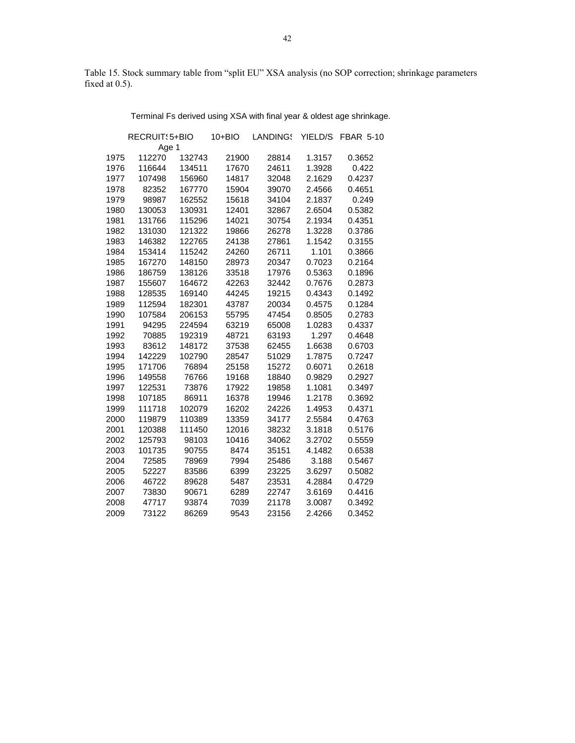Table 15. Stock summary table from "split EU" XSA analysis (no SOP correction; shrinkage parameters fixed at 0.5).

Terminal Fs derived using XSA with final year & oldest age shrinkage.

| | RECRUIT: Age 1 | 5+BIO | 10+BIO | LANDINGS | YIELD/S | FBAR 5-10 |
|---|---|---|---|---|---|---|
| 1975 | 112270 | 132743 | 21900 | 28814 | 1.3157 | 0.3652 |
| 1976 | 116644 | 134511 | 17670 | 24611 | 1.3928 | 0.422 |
| 1977 | 107498 | 156960 | 14817 | 32048 | 2.1629 | 0.4237 |
| 1978 | 82352 | 167770 | 15904 | 39070 | 2.4566 | 0.4651 |
| 1979 | 98987 | 162552 | 15618 | 34104 | 2.1837 | 0.249 |
| 1980 | 130053 | 130931 | 12401 | 32867 | 2.6504 | 0.5382 |
| 1981 | 131766 | 115296 | 14021 | 30754 | 2.1934 | 0.4351 |
| 1982 | 131030 | 121322 | 19866 | 26278 | 1.3228 | 0.3786 |
| 1983 | 146382 | 122765 | 24138 | 27861 | 1.1542 | 0.3155 |
| 1984 | 153414 | 115242 | 24260 | 26711 | 1.101 | 0.3866 |
| 1985 | 167270 | 148150 | 28973 | 20347 | 0.7023 | 0.2164 |
| 1986 | 186759 | 138126 | 33518 | 17976 | 0.5363 | 0.1896 |
| 1987 | 155607 | 164672 | 42263 | 32442 | 0.7676 | 0.2873 |
| 1988 | 128535 | 169140 | 44245 | 19215 | 0.4343 | 0.1492 |
| 1989 | 112594 | 182301 | 43787 | 20034 | 0.4575 | 0.1284 |
| 1990 | 107584 | 206153 | 55795 | 47454 | 0.8505 | 0.2783 |
| 1991 | 94295 | 224594 | 63219 | 65008 | 1.0283 | 0.4337 |
| 1992 | 70885 | 192319 | 48721 | 63193 | 1.297 | 0.4648 |
| 1993 | 83612 | 148172 | 37538 | 62455 | 1.6638 | 0.6703 |
| 1994 | 142229 | 102790 | 28547 | 51029 | 1.7875 | 0.7247 |
| 1995 | 171706 | 76894 | 25158 | 15272 | 0.6071 | 0.2618 |
| 1996 | 149558 | 76766 | 19168 | 18840 | 0.9829 | 0.2927 |
| 1997 | 122531 | 73876 | 17922 | 19858 | 1.1081 | 0.3497 |
| 1998 | 107185 | 86911 | 16378 | 19946 | 1.2178 | 0.3692 |
| 1999 | 111718 | 102079 | 16202 | 24226 | 1.4953 | 0.4371 |
| 2000 | 119879 | 110389 | 13359 | 34177 | 2.5584 | 0.4763 |
| 2001 | 120388 | 111450 | 12016 | 38232 | 3.1818 | 0.5176 |
| 2002 | 125793 | 98103 | 10416 | 34062 | 3.2702 | 0.5559 |
| 2003 | 101735 | 90755 | 8474 | 35151 | 4.1482 | 0.6538 |
| 2004 | 72585 | 78969 | 7994 | 25486 | 3.188 | 0.5467 |
| 2005 | 52227 | 83586 | 6399 | 23225 | 3.6297 | 0.5082 |
| 2006 | 46722 | 89628 | 5487 | 23531 | 4.2884 | 0.4729 |
| 2007 | 73830 | 90671 | 6289 | 22747 | 3.6169 | 0.4416 |
| 2008 | 47717 | 93874 | 7039 | 21178 | 3.0087 | 0.3492 |
| 2009 | 73122 | 86269 | 9543 | 23156 | 2.4266 | 0.3452 |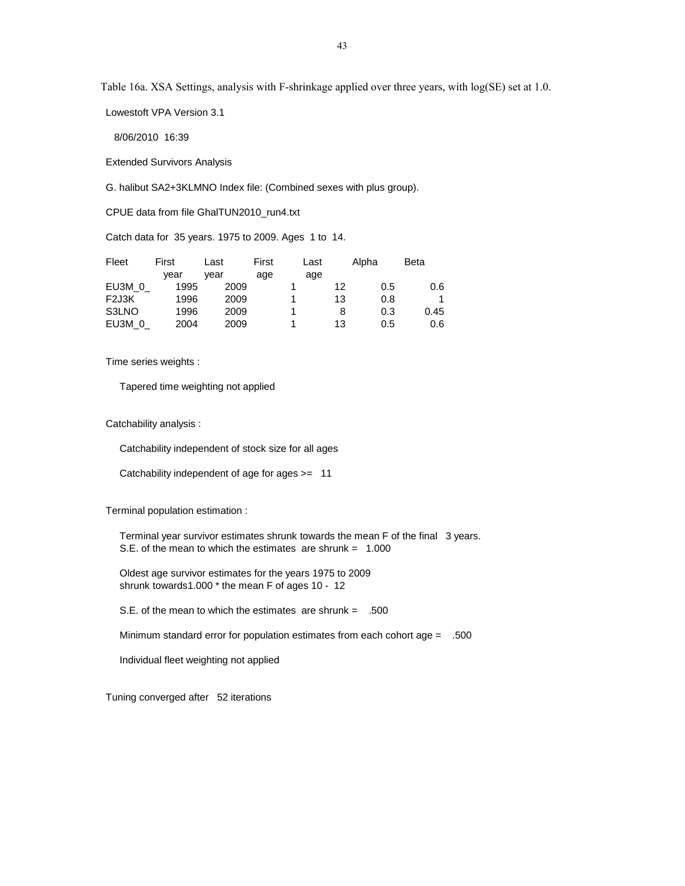Table 16a. XSA Settings, analysis with F-shrinkage applied over three years, with log(SE) set at 1.0.

Lowestoft VPA Version 3.1

8/06/2010 16:39

Extended Survivors Analysis

G. halibut SA2+3KLMNO Index file: (Combined sexes with plus group).

CPUE data from file GhalTUN2010_run4.txt

Catch data for 35 years. 1975 to 2009. Ages 1 to 14.

| Fleet | First year | Last year | First age | Last age | Alpha | Beta |
|---|---|---|---|---|---|---|
| EU3M_0_ | 1995 | 2009 | 1 | 12 | 0.5 | 0.6 |
| F2J3K | 1996 | 2009 | 1 | 13 | 0.8 | 1 |
| S3LNO | 1996 | 2009 | 1 | 8 | 0.3 | 0.45 |
| EU3M_0_ | 2004 | 2009 | 1 | 13 | 0.5 | 0.6 |

Time series weights :

Tapered time weighting not applied

Catchability analysis :

Catchability independent of stock size for all ages

Catchability independent of age for ages >= 11

Terminal population estimation :

Terminal year survivor estimates shrunk towards the mean F of the final 3 years.
S.E. of the mean to which the estimates are shrunk = 1.000

Oldest age survivor estimates for the years 1975 to 2009
shrunk towards1.000 * the mean F of ages 10 - 12

S.E. of the mean to which the estimates are shrunk = .500

Minimum standard error for population estimates from each cohort age = .500

Individual fleet weighting not applied

Tuning converged after 52 iterations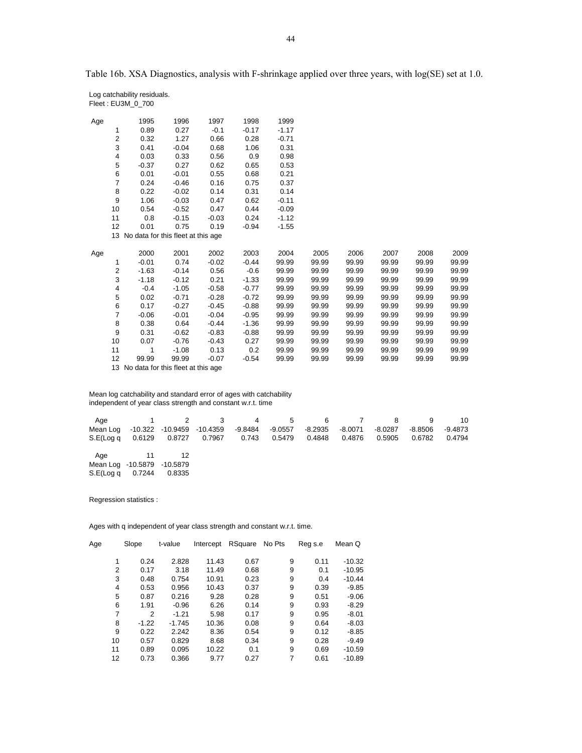Table 16b. XSA Diagnostics, analysis with F-shrinkage applied over three years, with log(SE) set at 1.0.

Log catchability residuals.
Fleet : EU3M_0_700

| Age | 1995 | 1996 | 1997 | 1998 | 1999 |
|---|---|---|---|---|---|
| 1 | 0.89 | 0.27 | -0.1 | -0.17 | -1.17 |
| 2 | 0.32 | 1.27 | 0.66 | 0.28 | -0.71 |
| 3 | 0.41 | -0.04 | 0.68 | 1.06 | 0.31 |
| 4 | 0.03 | 0.33 | 0.56 | 0.9 | 0.98 |
| 5 | -0.37 | 0.27 | 0.62 | 0.65 | 0.53 |
| 6 | 0.01 | -0.01 | 0.55 | 0.68 | 0.21 |
| 7 | 0.24 | -0.46 | 0.16 | 0.75 | 0.37 |
| 8 | 0.22 | -0.02 | 0.14 | 0.31 | 0.14 |
| 9 | 1.06 | -0.03 | 0.47 | 0.62 | -0.11 |
| 10 | 0.54 | -0.52 | 0.47 | 0.44 | -0.09 |
| 11 | 0.8 | -0.15 | -0.03 | 0.24 | -1.12 |
| 12 | 0.01 | 0.75 | 0.19 | -0.94 | -1.55 |
| 13 | No data for this fleet at this age | | | | |

| Age | 2000 | 2001 | 2002 | 2003 | 2004 | 2005 | 2006 | 2007 | 2008 | 2009 |
|---|---|---|---|---|---|---|---|---|---|---|
| 1 | -0.01 | 0.74 | -0.02 | -0.44 | 99.99 | 99.99 | 99.99 | 99.99 | 99.99 | 99.99 |
| 2 | -1.63 | -0.14 | 0.56 | -0.6 | 99.99 | 99.99 | 99.99 | 99.99 | 99.99 | 99.99 |
| 3 | -1.18 | -0.12 | 0.21 | -1.33 | 99.99 | 99.99 | 99.99 | 99.99 | 99.99 | 99.99 |
| 4 | -0.4 | -1.05 | -0.58 | -0.77 | 99.99 | 99.99 | 99.99 | 99.99 | 99.99 | 99.99 |
| 5 | 0.02 | -0.71 | -0.28 | -0.72 | 99.99 | 99.99 | 99.99 | 99.99 | 99.99 | 99.99 |
| 6 | 0.17 | -0.27 | -0.45 | -0.88 | 99.99 | 99.99 | 99.99 | 99.99 | 99.99 | 99.99 |
| 7 | -0.06 | -0.01 | -0.04 | -0.95 | 99.99 | 99.99 | 99.99 | 99.99 | 99.99 | 99.99 |
| 8 | 0.38 | 0.64 | -0.44 | -1.36 | 99.99 | 99.99 | 99.99 | 99.99 | 99.99 | 99.99 |
| 9 | 0.31 | -0.62 | -0.83 | -0.88 | 99.99 | 99.99 | 99.99 | 99.99 | 99.99 | 99.99 |
| 10 | 0.07 | -0.76 | -0.43 | 0.27 | 99.99 | 99.99 | 99.99 | 99.99 | 99.99 | 99.99 |
| 11 | 1 | -1.08 | 0.13 | 0.2 | 99.99 | 99.99 | 99.99 | 99.99 | 99.99 | 99.99 |
| 12 | 99.99 | 99.99 | -0.07 | -0.54 | 99.99 | 99.99 | 99.99 | 99.99 | 99.99 | 99.99 |
| 13 | No data for this fleet at this age | | | | | | | | | |

Mean log catchability and standard error of ages with catchability
independent of year class strength and constant w.r.t. time

| Age | 1 | 2 | 3 | 4 | 5 | 6 | 7 | 8 | 9 | 10 |
|---|---|---|---|---|---|---|---|---|---|---|
| Mean Log | -10.322 | -10.9459 | -10.4359 | -9.8484 | -9.0557 | -8.2935 | -8.0071 | -8.0287 | -8.8506 | -9.4873 |
| S.E(Log q | 0.6129 | 0.8727 | 0.7967 | 0.743 | 0.5479 | 0.4848 | 0.4876 | 0.5905 | 0.6782 | 0.4794 |

| Age | 11 | 12 |
|---|---|---|
| Mean Log | -10.5879 | -10.5879 |
| S.E(Log q | 0.7244 | 0.8335 |

Regression statistics :

Ages with q independent of year class strength and constant w.r.t. time.

| Age | Slope | t-value | Intercept | RSquare | No Pts | Reg s.e | Mean Q |
|---|---|---|---|---|---|---|---|
| 1 | 0.24 | 2.828 | 11.43 | 0.67 | 9 | 0.11 | -10.32 |
| 2 | 0.17 | 3.18 | 11.49 | 0.68 | 9 | 0.1 | -10.95 |
| 3 | 0.48 | 0.754 | 10.91 | 0.23 | 9 | 0.4 | -10.44 |
| 4 | 0.53 | 0.956 | 10.43 | 0.37 | 9 | 0.39 | -9.85 |
| 5 | 0.87 | 0.216 | 9.28 | 0.28 | 9 | 0.51 | -9.06 |
| 6 | 1.91 | -0.96 | 6.26 | 0.14 | 9 | 0.93 | -8.29 |
| 7 | 2 | -1.21 | 5.98 | 0.17 | 9 | 0.95 | -8.01 |
| 8 | -1.22 | -1.745 | 10.36 | 0.08 | 9 | 0.64 | -8.03 |
| 9 | 0.22 | 2.242 | 8.36 | 0.54 | 9 | 0.12 | -8.85 |
| 10 | 0.57 | 0.829 | 8.68 | 0.34 | 9 | 0.28 | -9.49 |
| 11 | 0.89 | 0.095 | 10.22 | 0.1 | 9 | 0.69 | -10.59 |
| 12 | 0.73 | 0.366 | 9.77 | 0.27 | 7 | 0.61 | -10.89 |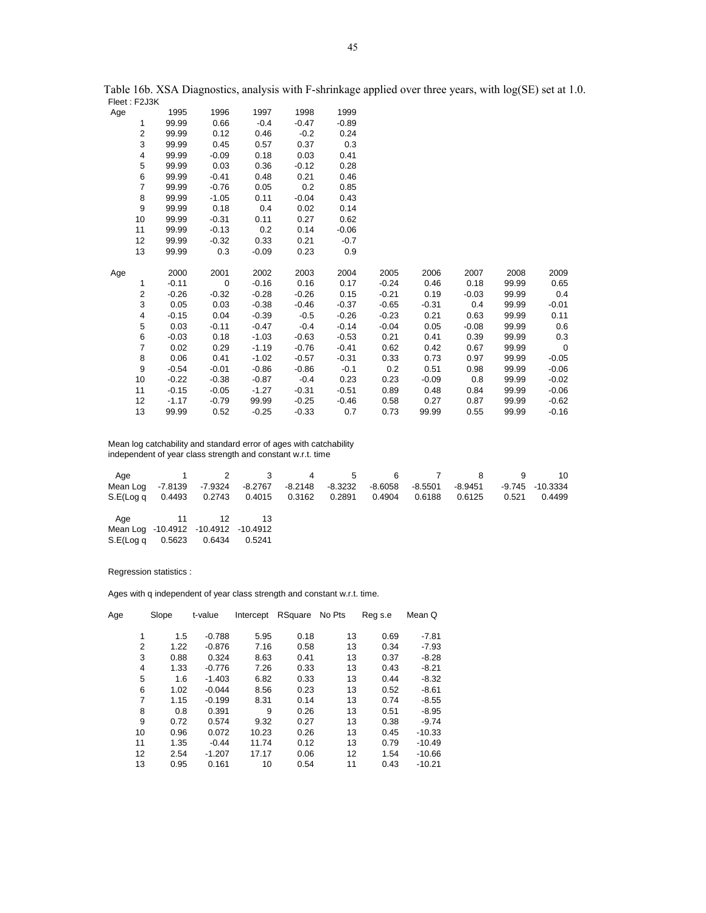Table 16b. XSA Diagnostics, analysis with F-shrinkage applied over three years, with log(SE) set at 1.0.

Fleet : F2J3K

| Age | 1995 | 1996 | 1997 | 1998 | 1999 |
|---|---|---|---|---|---|
| 1 | 99.99 | 0.66 | -0.4 | -0.47 | -0.89 |
| 2 | 99.99 | 0.12 | 0.46 | -0.2 | 0.24 |
| 3 | 99.99 | 0.45 | 0.57 | 0.37 | 0.3 |
| 4 | 99.99 | -0.09 | 0.18 | 0.03 | 0.41 |
| 5 | 99.99 | 0.03 | 0.36 | -0.12 | 0.28 |
| 6 | 99.99 | -0.41 | 0.48 | 0.21 | 0.46 |
| 7 | 99.99 | -0.76 | 0.05 | 0.2 | 0.85 |
| 8 | 99.99 | -1.05 | 0.11 | -0.04 | 0.43 |
| 9 | 99.99 | 0.18 | 0.4 | 0.02 | 0.14 |
| 10 | 99.99 | -0.31 | 0.11 | 0.27 | 0.62 |
| 11 | 99.99 | -0.13 | 0.2 | 0.14 | -0.06 |
| 12 | 99.99 | -0.32 | 0.33 | 0.21 | -0.7 |
| 13 | 99.99 | 0.3 | -0.09 | 0.23 | 0.9 |

| Age | 2000 | 2001 | 2002 | 2003 | 2004 | 2005 | 2006 | 2007 | 2008 | 2009 |
|---|---|---|---|---|---|---|---|---|---|---|
| 1 | -0.11 | 0 | -0.16 | 0.16 | 0.17 | -0.24 | 0.46 | 0.18 | 99.99 | 0.65 |
| 2 | -0.26 | -0.32 | -0.28 | -0.26 | 0.15 | -0.21 | 0.19 | -0.03 | 99.99 | 0.4 |
| 3 | 0.05 | 0.03 | -0.38 | -0.46 | -0.37 | -0.65 | -0.31 | 0.4 | 99.99 | -0.01 |
| 4 | -0.15 | 0.04 | -0.39 | -0.5 | -0.26 | -0.23 | 0.21 | 0.63 | 99.99 | 0.11 |
| 5 | 0.03 | -0.11 | -0.47 | -0.4 | -0.14 | -0.04 | 0.05 | -0.08 | 99.99 | 0.6 |
| 6 | -0.03 | 0.18 | -1.03 | -0.63 | -0.53 | 0.21 | 0.41 | 0.39 | 99.99 | 0.3 |
| 7 | 0.02 | 0.29 | -1.19 | -0.76 | -0.41 | 0.62 | 0.42 | 0.67 | 99.99 | 0 |
| 8 | 0.06 | 0.41 | -1.02 | -0.57 | -0.31 | 0.33 | 0.73 | 0.97 | 99.99 | -0.05 |
| 9 | -0.54 | -0.01 | -0.86 | -0.86 | -0.1 | 0.2 | 0.51 | 0.98 | 99.99 | -0.06 |
| 10 | -0.22 | -0.38 | -0.87 | -0.4 | 0.23 | 0.23 | -0.09 | 0.8 | 99.99 | -0.02 |
| 11 | -0.15 | -0.05 | -1.27 | -0.31 | -0.51 | 0.89 | 0.48 | 0.84 | 99.99 | -0.06 |
| 12 | -1.17 | -0.79 | 99.99 | -0.25 | -0.46 | 0.58 | 0.27 | 0.87 | 99.99 | -0.62 |
| 13 | 99.99 | 0.52 | -0.25 | -0.33 | 0.7 | 0.73 | 99.99 | 0.55 | 99.99 | -0.16 |

Mean log catchability and standard error of ages with catchability independent of year class strength and constant w.r.t. time

| Age | 1 | 2 | 3 | 4 | 5 | 6 | 7 | 8 | 9 | 10 |
|---|---|---|---|---|---|---|---|---|---|---|
| Mean Log | -7.8139 | -7.9324 | -8.2767 | -8.2148 | -8.3232 | -8.6058 | -8.5501 | -8.9451 | -9.745 | -10.3334 |
| S.E(Log q | 0.4493 | 0.2743 | 0.4015 | 0.3162 | 0.2891 | 0.4904 | 0.6188 | 0.6125 | 0.521 | 0.4499 |

| Age | 11 | 12 | 13 |
|---|---|---|---|
| Mean Log | -10.4912 | -10.4912 | -10.4912 |
| S.E(Log q | 0.5623 | 0.6434 | 0.5241 |

Regression statistics :

Ages with q independent of year class strength and constant w.r.t. time.

| Age | Slope | t-value | Intercept | RSquare | No Pts | Reg s.e | Mean Q |
|---|---|---|---|---|---|---|---|
| 1 | 1.5 | -0.788 | 5.95 | 0.18 | 13 | 0.69 | -7.81 |
| 2 | 1.22 | -0.876 | 7.16 | 0.58 | 13 | 0.34 | -7.93 |
| 3 | 0.88 | 0.324 | 8.63 | 0.41 | 13 | 0.37 | -8.28 |
| 4 | 1.33 | -0.776 | 7.26 | 0.33 | 13 | 0.43 | -8.21 |
| 5 | 1.6 | -1.403 | 6.82 | 0.33 | 13 | 0.44 | -8.32 |
| 6 | 1.02 | -0.044 | 8.56 | 0.23 | 13 | 0.52 | -8.61 |
| 7 | 1.15 | -0.199 | 8.31 | 0.14 | 13 | 0.74 | -8.55 |
| 8 | 0.8 | 0.391 | 9 | 0.26 | 13 | 0.51 | -8.95 |
| 9 | 0.72 | 0.574 | 9.32 | 0.27 | 13 | 0.38 | -9.74 |
| 10 | 0.96 | 0.072 | 10.23 | 0.26 | 13 | 0.45 | -10.33 |
| 11 | 1.35 | -0.44 | 11.74 | 0.12 | 13 | 0.79 | -10.49 |
| 12 | 2.54 | -1.207 | 17.17 | 0.06 | 12 | 1.54 | -10.66 |
| 13 | 0.95 | 0.161 | 10 | 0.54 | 11 | 0.43 | -10.21 |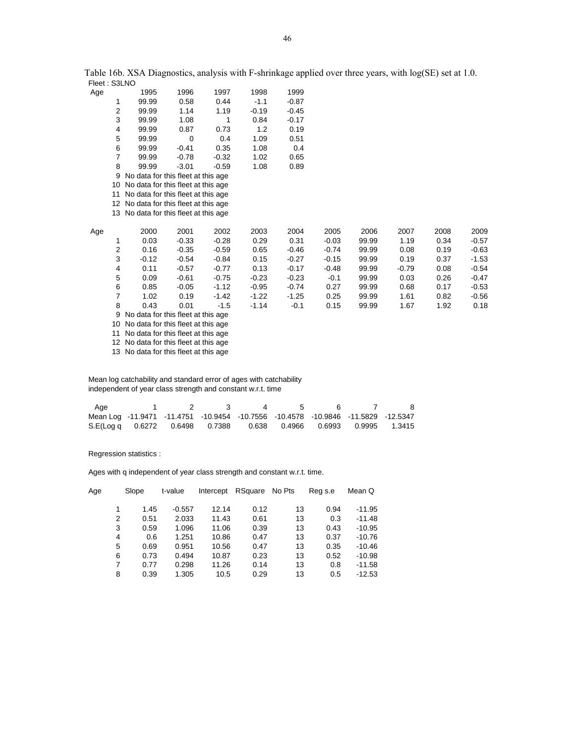Table 16b. XSA Diagnostics, analysis with F-shrinkage applied over three years, with log(SE) set at 1.0.

Fleet : S3LNO

| Age | 1995 | 1996 | 1997 | 1998 | 1999 |
|---|---|---|---|---|---|
| 1 | 99.99 | 0.58 | 0.44 | -1.1 | -0.87 |
| 2 | 99.99 | 1.14 | 1.19 | -0.19 | -0.45 |
| 3 | 99.99 | 1.08 | 1 | 0.84 | -0.17 |
| 4 | 99.99 | 0.87 | 0.73 | 1.2 | 0.19 |
| 5 | 99.99 | 0 | 0.4 | 1.09 | 0.51 |
| 6 | 99.99 | -0.41 | 0.35 | 1.08 | 0.4 |
| 7 | 99.99 | -0.78 | -0.32 | 1.02 | 0.65 |
| 8 | 99.99 | -3.01 | -0.59 | 1.08 | 0.89 |
| 9 | No data for this fleet at this age | | | | |
| 10 | No data for this fleet at this age | | | | |
| 11 | No data for this fleet at this age | | | | |
| 12 | No data for this fleet at this age | | | | |
| 13 | No data for this fleet at this age | | | | |

| Age | 2000 | 2001 | 2002 | 2003 | 2004 | 2005 | 2006 | 2007 | 2008 | 2009 |
|---|---|---|---|---|---|---|---|---|---|---|
| 1 | 0.03 | -0.33 | -0.28 | 0.29 | 0.31 | -0.03 | 99.99 | 1.19 | 0.34 | -0.57 |
| 2 | 0.16 | -0.35 | -0.59 | 0.65 | -0.46 | -0.74 | 99.99 | 0.08 | 0.19 | -0.63 |
| 3 | -0.12 | -0.54 | -0.84 | 0.15 | -0.27 | -0.15 | 99.99 | 0.19 | 0.37 | -1.53 |
| 4 | 0.11 | -0.57 | -0.77 | 0.13 | -0.17 | -0.48 | 99.99 | -0.79 | 0.08 | -0.54 |
| 5 | 0.09 | -0.61 | -0.75 | -0.23 | -0.23 | -0.1 | 99.99 | 0.03 | 0.26 | -0.47 |
| 6 | 0.85 | -0.05 | -1.12 | -0.95 | -0.74 | 0.27 | 99.99 | 0.68 | 0.17 | -0.53 |
| 7 | 1.02 | 0.19 | -1.42 | -1.22 | -1.25 | 0.25 | 99.99 | 1.61 | 0.82 | -0.56 |
| 8 | 0.43 | 0.01 | -1.5 | -1.14 | -0.1 | 0.15 | 99.99 | 1.67 | 1.92 | 0.18 |
| 9 | No data for this fleet at this age | | | | | | | | | |
| 10 | No data for this fleet at this age | | | | | | | | | |
| 11 | No data for this fleet at this age | | | | | | | | | |
| 12 | No data for this fleet at this age | | | | | | | | | |
| 13 | No data for this fleet at this age | | | | | | | | | |

Mean log catchability and standard error of ages with catchability independent of year class strength and constant w.r.t. time

| Age | 1 | 2 | 3 | 4 | 5 | 6 | 7 | 8 |
|---|---|---|---|---|---|---|---|---|
| Mean Log | -11.9471 | -11.4751 | -10.9454 | -10.7556 | -10.4578 | -10.9846 | -11.5829 | -12.5347 |
| S.E(Log q | 0.6272 | 0.6498 | 0.7388 | 0.638 | 0.4966 | 0.6993 | 0.9995 | 1.3415 |

Regression statistics :

Ages with q independent of year class strength and constant w.r.t. time.

| Age | Slope | t-value | Intercept | RSquare | No Pts | Reg s.e | Mean Q |
|---|---|---|---|---|---|---|---|
| 1 | 1.45 | -0.557 | 12.14 | 0.12 | 13 | 0.94 | -11.95 |
| 2 | 0.51 | 2.033 | 11.43 | 0.61 | 13 | 0.3 | -11.48 |
| 3 | 0.59 | 1.096 | 11.06 | 0.39 | 13 | 0.43 | -10.95 |
| 4 | 0.6 | 1.251 | 10.86 | 0.47 | 13 | 0.37 | -10.76 |
| 5 | 0.69 | 0.951 | 10.56 | 0.47 | 13 | 0.35 | -10.46 |
| 6 | 0.73 | 0.494 | 10.87 | 0.23 | 13 | 0.52 | -10.98 |
| 7 | 0.77 | 0.298 | 11.26 | 0.14 | 13 | 0.8 | -11.58 |
| 8 | 0.39 | 1.305 | 10.5 | 0.29 | 13 | 0.5 | -12.53 |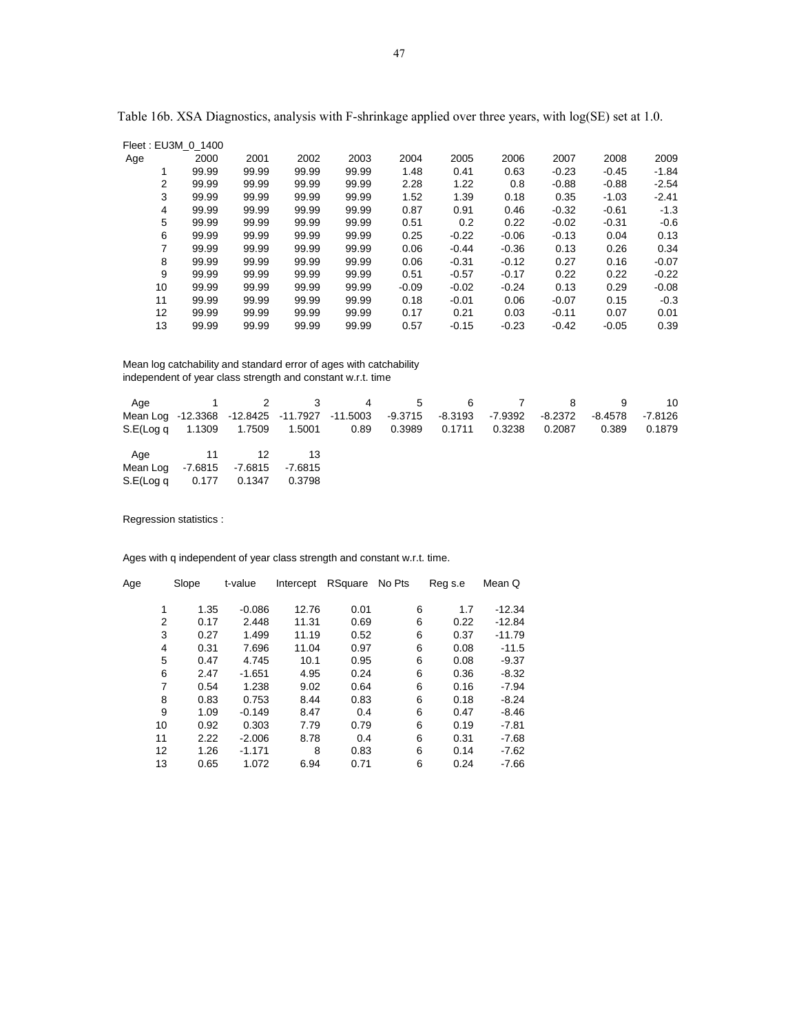Table 16b. XSA Diagnostics, analysis with F-shrinkage applied over three years, with log(SE) set at 1.0.

Fleet : EU3M_0_1400

| Age | 2000 | 2001 | 2002 | 2003 | 2004 | 2005 | 2006 | 2007 | 2008 | 2009 |
|---|---|---|---|---|---|---|---|---|---|---|
| 1 | 99.99 | 99.99 | 99.99 | 99.99 | 1.48 | 0.41 | 0.63 | -0.23 | -0.45 | -1.84 |
| 2 | 99.99 | 99.99 | 99.99 | 99.99 | 2.28 | 1.22 | 0.8 | -0.88 | -0.88 | -2.54 |
| 3 | 99.99 | 99.99 | 99.99 | 99.99 | 1.52 | 1.39 | 0.18 | 0.35 | -1.03 | -2.41 |
| 4 | 99.99 | 99.99 | 99.99 | 99.99 | 0.87 | 0.91 | 0.46 | -0.32 | -0.61 | -1.3 |
| 5 | 99.99 | 99.99 | 99.99 | 99.99 | 0.51 | 0.2 | 0.22 | -0.02 | -0.31 | -0.6 |
| 6 | 99.99 | 99.99 | 99.99 | 99.99 | 0.25 | -0.22 | -0.06 | -0.13 | 0.04 | 0.13 |
| 7 | 99.99 | 99.99 | 99.99 | 99.99 | 0.06 | -0.44 | -0.36 | 0.13 | 0.26 | 0.34 |
| 8 | 99.99 | 99.99 | 99.99 | 99.99 | 0.06 | -0.31 | -0.12 | 0.27 | 0.16 | -0.07 |
| 9 | 99.99 | 99.99 | 99.99 | 99.99 | 0.51 | -0.57 | -0.17 | 0.22 | 0.22 | -0.22 |
| 10 | 99.99 | 99.99 | 99.99 | 99.99 | -0.09 | -0.02 | -0.24 | 0.13 | 0.29 | -0.08 |
| 11 | 99.99 | 99.99 | 99.99 | 99.99 | 0.18 | -0.01 | 0.06 | -0.07 | 0.15 | -0.3 |
| 12 | 99.99 | 99.99 | 99.99 | 99.99 | 0.17 | 0.21 | 0.03 | -0.11 | 0.07 | 0.01 |
| 13 | 99.99 | 99.99 | 99.99 | 99.99 | 0.57 | -0.15 | -0.23 | -0.42 | -0.05 | 0.39 |

Mean log catchability and standard error of ages with catchability independent of year class strength and constant w.r.t. time

| Age | 1 | 2 | 3 | 4 | 5 | 6 | 7 | 8 | 9 | 10 |
|---|---|---|---|---|---|---|---|---|---|---|
| Mean Log | -12.3368 | -12.8425 | -11.7927 | -11.5003 | -9.3715 | -8.3193 | -7.9392 | -8.2372 | -8.4578 | -7.8126 |
| S.E(Log q | 1.1309 | 1.7509 | 1.5001 | 0.89 | 0.3989 | 0.1711 | 0.3238 | 0.2087 | 0.389 | 0.1879 |

| Age | 11 | 12 | 13 |
|---|---|---|---|
| Mean Log | -7.6815 | -7.6815 | -7.6815 |
| S.E(Log q | 0.177 | 0.1347 | 0.3798 |

Regression statistics :

Ages with q independent of year class strength and constant w.r.t. time.

| Age | Slope | t-value | Intercept | RSquare | No Pts | Reg s.e | Mean Q |
|---|---|---|---|---|---|---|---|
| 1 | 1.35 | -0.086 | 12.76 | 0.01 | 6 | 1.7 | -12.34 |
| 2 | 0.17 | 2.448 | 11.31 | 0.69 | 6 | 0.22 | -12.84 |
| 3 | 0.27 | 1.499 | 11.19 | 0.52 | 6 | 0.37 | -11.79 |
| 4 | 0.31 | 7.696 | 11.04 | 0.97 | 6 | 0.08 | -11.5 |
| 5 | 0.47 | 4.745 | 10.1 | 0.95 | 6 | 0.08 | -9.37 |
| 6 | 2.47 | -1.651 | 4.95 | 0.24 | 6 | 0.36 | -8.32 |
| 7 | 0.54 | 1.238 | 9.02 | 0.64 | 6 | 0.16 | -7.94 |
| 8 | 0.83 | 0.753 | 8.44 | 0.83 | 6 | 0.18 | -8.24 |
| 9 | 1.09 | -0.149 | 8.47 | 0.4 | 6 | 0.47 | -8.46 |
| 10 | 0.92 | 0.303 | 7.79 | 0.79 | 6 | 0.19 | -7.81 |
| 11 | 2.22 | -2.006 | 8.78 | 0.4 | 6 | 0.31 | -7.68 |
| 12 | 1.26 | -1.171 | 8 | 0.83 | 6 | 0.14 | -7.62 |
| 13 | 0.65 | 1.072 | 6.94 | 0.71 | 6 | 0.24 | -7.66 |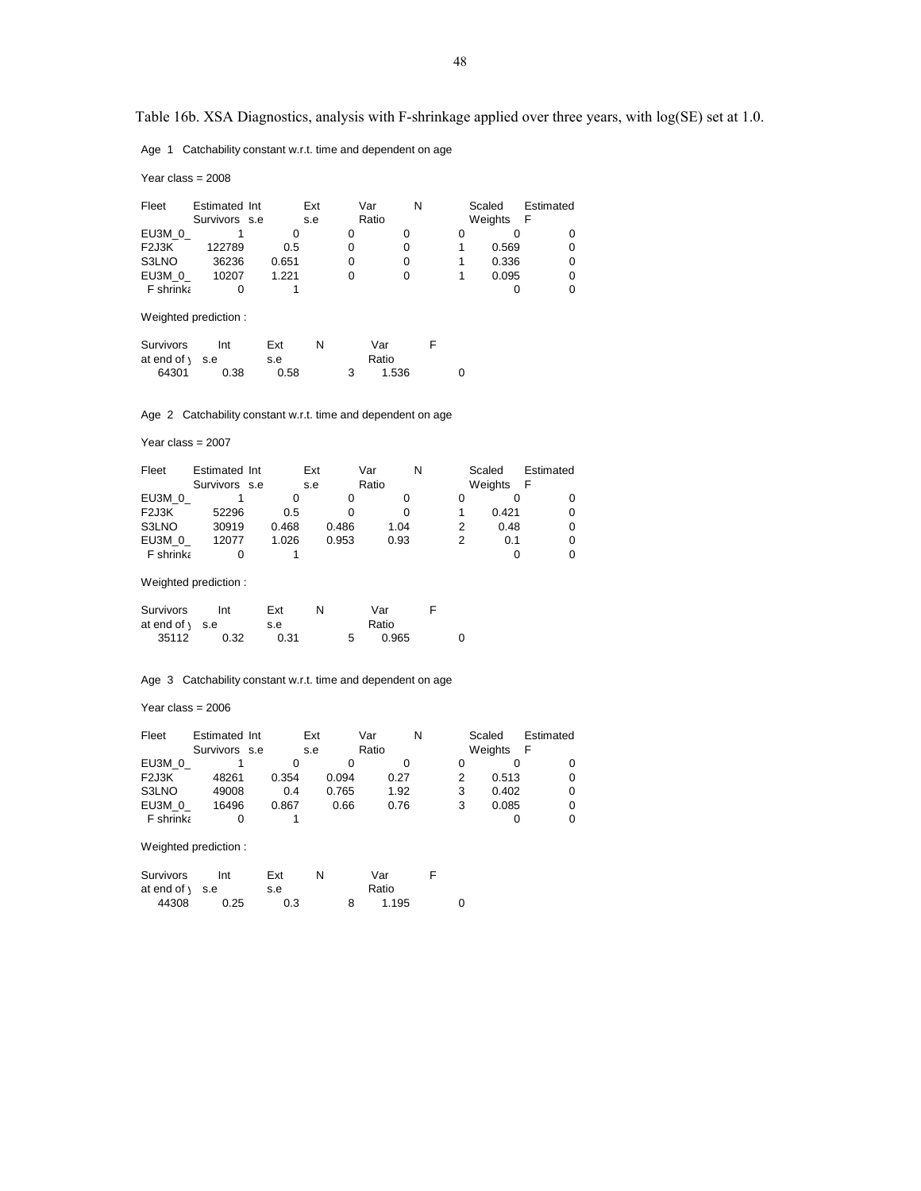Table 16b. XSA Diagnostics, analysis with F-shrinkage applied over three years, with log(SE) set at 1.0.

Age 1 Catchability constant w.r.t. time and dependent on age

Year class = 2008

| Fleet | Estimated Survivors | Int s.e | Ext s.e | Var Ratio | N | Scaled Weights | Estimated F |
|---|---|---|---|---|---|---|---|
| EU3M_0_ | 1 | 0 | 0 | 0 | 0 | 0 | 0 |
| F2J3K | 122789 | 0.5 | 0 | 0 | 1 | 0.569 | 0 |
| S3LNO | 36236 | 0.651 | 0 | 0 | 1 | 0.336 | 0 |
| EU3M_0_ | 10207 | 1.221 | 0 | 0 | 1 | 0.095 | 0 |
| F shrinka | 0 | 1 | | | | 0 | 0 |

Weighted prediction :

| Survivors at end of y | Int s.e | Ext s.e | N | Var Ratio | F |
|---|---|---|---|---|---|
| 64301 | 0.38 | 0.58 | 3 | 1.536 | 0 |

Age 2 Catchability constant w.r.t. time and dependent on age

Year class = 2007

| Fleet | Estimated Survivors | Int s.e | Ext s.e | Var Ratio | N | Scaled Weights | Estimated F |
|---|---|---|---|---|---|---|---|
| EU3M_0_ | 1 | 0 | 0 | 0 | 0 | 0 | 0 |
| F2J3K | 52296 | 0.5 | 0 | 0 | 1 | 0.421 | 0 |
| S3LNO | 30919 | 0.468 | 0.486 | 1.04 | 2 | 0.48 | 0 |
| EU3M_0_ | 12077 | 1.026 | 0.953 | 0.93 | 2 | 0.1 | 0 |
| F shrinka | 0 | 1 | | | | 0 | 0 |

Weighted prediction :

| Survivors at end of y | Int s.e | Ext s.e | N | Var Ratio | F |
|---|---|---|---|---|---|
| 35112 | 0.32 | 0.31 | 5 | 0.965 | 0 |

Age 3 Catchability constant w.r.t. time and dependent on age

Year class = 2006

| Fleet | Estimated Survivors | Int s.e | Ext s.e | Var Ratio | N | Scaled Weights | Estimated F |
|---|---|---|---|---|---|---|---|
| EU3M_0_ | 1 | 0 | 0 | 0 | 0 | 0 | 0 |
| F2J3K | 48261 | 0.354 | 0.094 | 0.27 | 2 | 0.513 | 0 |
| S3LNO | 49008 | 0.4 | 0.765 | 1.92 | 3 | 0.402 | 0 |
| EU3M_0_ | 16496 | 0.867 | 0.66 | 0.76 | 3 | 0.085 | 0 |
| F shrinka | 0 | 1 | | | | 0 | 0 |

Weighted prediction :

| Survivors at end of y | Int s.e | Ext s.e | N | Var Ratio | F |
|---|---|---|---|---|---|
| 44308 | 0.25 | 0.3 | 8 | 1.195 | 0 |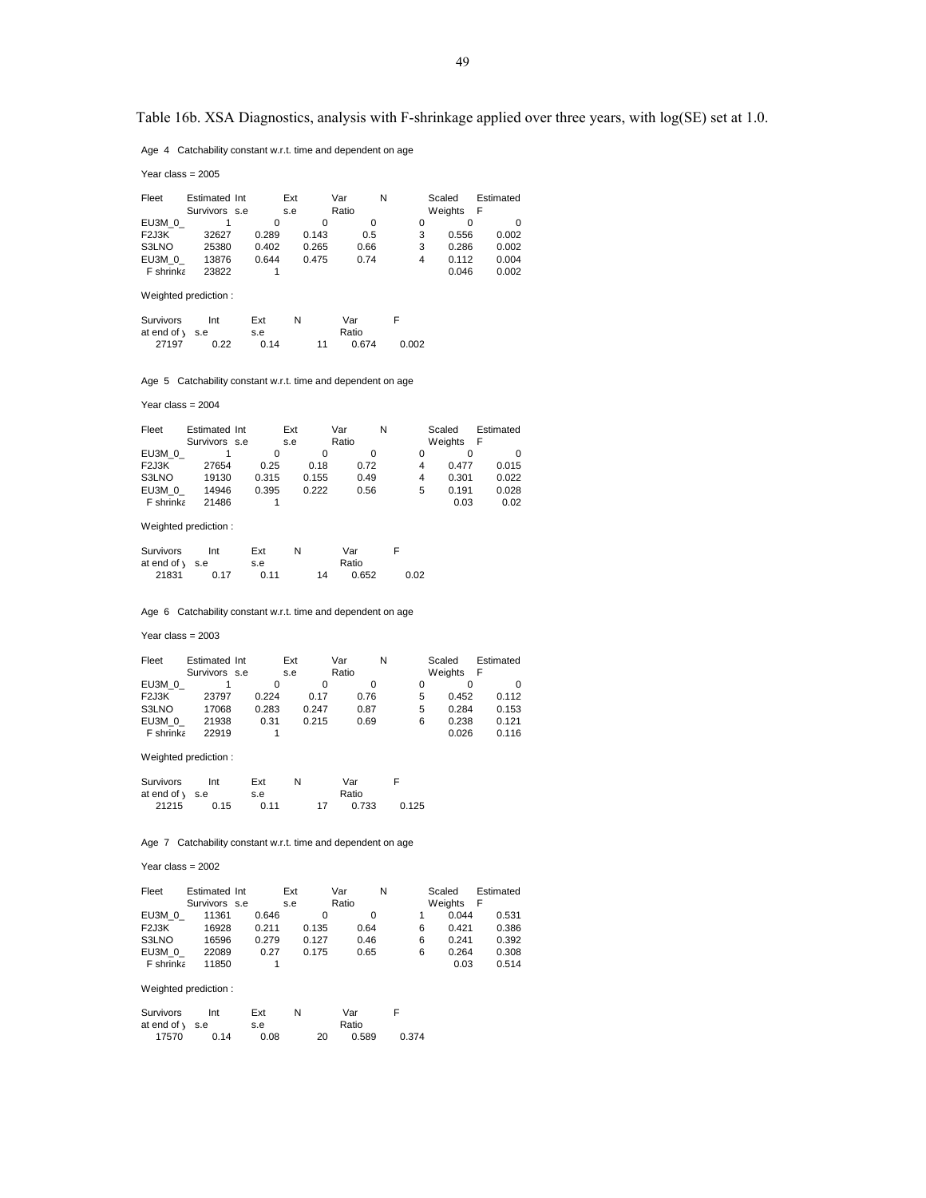Table 16b. XSA Diagnostics, analysis with F-shrinkage applied over three years, with log(SE) set at 1.0.

Age 4 Catchability constant w.r.t. time and dependent on age

Year class = 2005

| Fleet | Estimated Survivors | Int s.e | Ext s.e | Var Ratio | N | Scaled Weights | Estimated F |
|---|---|---|---|---|---|---|---|
| EU3M_0_ | 1 | 0 | 0 | 0 | 0 | 0 | 0 |
| F2J3K | 32627 | 0.289 | 0.143 | 0.5 | 3 | 0.556 | 0.002 |
| S3LNO | 25380 | 0.402 | 0.265 | 0.66 | 3 | 0.286 | 0.002 |
| EU3M_0_ | 13876 | 0.644 | 0.475 | 0.74 | 4 | 0.112 | 0.004 |
| F shrinka | 23822 | 1 | | | | 0.046 | 0.002 |

Weighted prediction :

| Survivors at end of y | Int s.e | Ext s.e | N | Var Ratio | F |
|---|---|---|---|---|---|
| 27197 | 0.22 | 0.14 | 11 | 0.674 | 0.002 |

Age 5 Catchability constant w.r.t. time and dependent on age

Year class = 2004

| Fleet | Estimated Survivors | Int s.e | Ext s.e | Var Ratio | N | Scaled Weights | Estimated F |
|---|---|---|---|---|---|---|---|
| EU3M_0_ | 1 | 0 | 0 | 0 | 0 | 0 | 0 |
| F2J3K | 27654 | 0.25 | 0.18 | 0.72 | 4 | 0.477 | 0.015 |
| S3LNO | 19130 | 0.315 | 0.155 | 0.49 | 4 | 0.301 | 0.022 |
| EU3M_0_ | 14946 | 0.395 | 0.222 | 0.56 | 5 | 0.191 | 0.028 |
| F shrinka | 21486 | 1 | | | | 0.03 | 0.02 |

Weighted prediction :

| Survivors at end of y | Int s.e | Ext s.e | N | Var Ratio | F |
|---|---|---|---|---|---|
| 21831 | 0.17 | 0.11 | 14 | 0.652 | 0.02 |

Age 6 Catchability constant w.r.t. time and dependent on age

Year class = 2003

| Fleet | Estimated Survivors | Int s.e | Ext s.e | Var Ratio | N | Scaled Weights | Estimated F |
|---|---|---|---|---|---|---|---|
| EU3M_0_ | 1 | 0 | 0 | 0 | 0 | 0 | 0 |
| F2J3K | 23797 | 0.224 | 0.17 | 0.76 | 5 | 0.452 | 0.112 |
| S3LNO | 17068 | 0.283 | 0.247 | 0.87 | 5 | 0.284 | 0.153 |
| EU3M_0_ | 21938 | 0.31 | 0.215 | 0.69 | 6 | 0.238 | 0.121 |
| F shrinka | 22919 | 1 | | | | 0.026 | 0.116 |

Weighted prediction :

| Survivors at end of y | Int s.e | Ext s.e | N | Var Ratio | F |
|---|---|---|---|---|---|
| 21215 | 0.15 | 0.11 | 17 | 0.733 | 0.125 |

Age 7 Catchability constant w.r.t. time and dependent on age

Year class = 2002

| Fleet | Estimated Survivors | Int s.e | Ext s.e | Var Ratio | N | Scaled Weights | Estimated F |
|---|---|---|---|---|---|---|---|
| EU3M_0_ | 11361 | 0.646 | 0 | 0 | 1 | 0.044 | 0.531 |
| F2J3K | 16928 | 0.211 | 0.135 | 0.64 | 6 | 0.421 | 0.386 |
| S3LNO | 16596 | 0.279 | 0.127 | 0.46 | 6 | 0.241 | 0.392 |
| EU3M_0_ | 22089 | 0.27 | 0.175 | 0.65 | 6 | 0.264 | 0.308 |
| F shrinka | 11850 | 1 | | | | 0.03 | 0.514 |

Weighted prediction :

| Survivors at end of y | Int s.e | Ext s.e | N | Var Ratio | F |
|---|---|---|---|---|---|
| 17570 | 0.14 | 0.08 | 20 | 0.589 | 0.374 |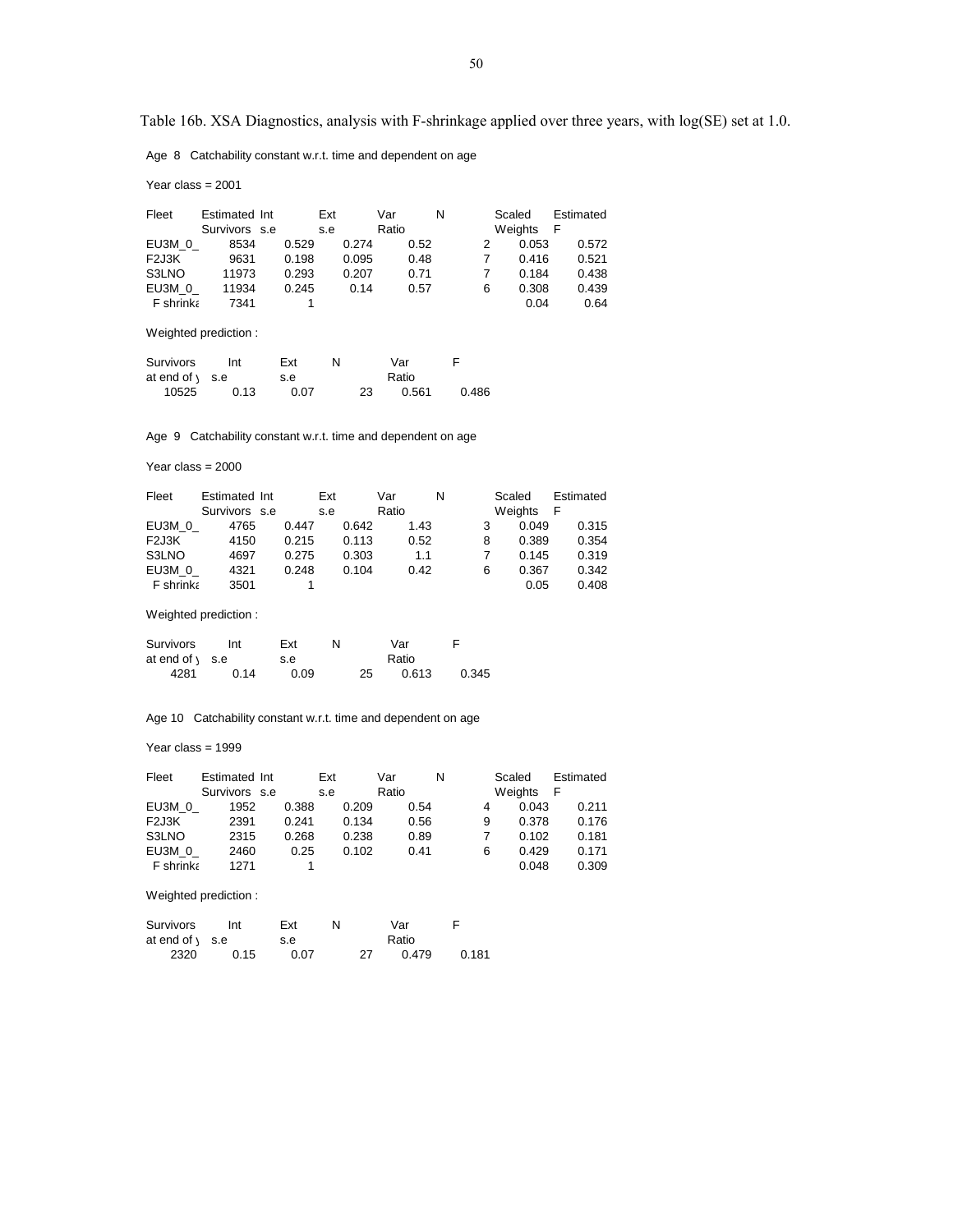Table 16b. XSA Diagnostics, analysis with F-shrinkage applied over three years, with log(SE) set at 1.0.

Age 8 Catchability constant w.r.t. time and dependent on age

Year class = 2001

| Fleet | Estimated Survivors | Int s.e | Ext s.e | Var Ratio | N | Scaled Weights | Estimated F |
|---|---|---|---|---|---|---|---|
| EU3M_0_ | 8534 | 0.529 | 0.274 | 0.52 | 2 | 0.053 | 0.572 |
| F2J3K | 9631 | 0.198 | 0.095 | 0.48 | 7 | 0.416 | 0.521 |
| S3LNO | 11973 | 0.293 | 0.207 | 0.71 | 7 | 0.184 | 0.438 |
| EU3M_0_ | 11934 | 0.245 | 0.14 | 0.57 | 6 | 0.308 | 0.439 |
| F shrinka | 7341 | 1 | | | | 0.04 | 0.64 |

Weighted prediction :

| Survivors at end of y | Int s.e | Ext s.e | N | Var Ratio | F |
|---|---|---|---|---|---|
| 10525 | 0.13 | 0.07 | 23 | 0.561 | 0.486 |

Age 9 Catchability constant w.r.t. time and dependent on age

Year class = 2000

| Fleet | Estimated Survivors | Int s.e | Ext s.e | Var Ratio | N | Scaled Weights | Estimated F |
|---|---|---|---|---|---|---|---|
| EU3M_0_ | 4765 | 0.447 | 0.642 | 1.43 | 3 | 0.049 | 0.315 |
| F2J3K | 4150 | 0.215 | 0.113 | 0.52 | 8 | 0.389 | 0.354 |
| S3LNO | 4697 | 0.275 | 0.303 | 1.1 | 7 | 0.145 | 0.319 |
| EU3M_0_ | 4321 | 0.248 | 0.104 | 0.42 | 6 | 0.367 | 0.342 |
| F shrinka | 3501 | 1 | | | | 0.05 | 0.408 |

Weighted prediction :

| Survivors at end of y | Int s.e | Ext s.e | N | Var Ratio | F |
|---|---|---|---|---|---|
| 4281 | 0.14 | 0.09 | 25 | 0.613 | 0.345 |

Age 10 Catchability constant w.r.t. time and dependent on age

Year class = 1999

| Fleet | Estimated Survivors | Int s.e | Ext s.e | Var Ratio | N | Scaled Weights | Estimated F |
|---|---|---|---|---|---|---|---|
| EU3M_0_ | 1952 | 0.388 | 0.209 | 0.54 | 4 | 0.043 | 0.211 |
| F2J3K | 2391 | 0.241 | 0.134 | 0.56 | 9 | 0.378 | 0.176 |
| S3LNO | 2315 | 0.268 | 0.238 | 0.89 | 7 | 0.102 | 0.181 |
| EU3M_0_ | 2460 | 0.25 | 0.102 | 0.41 | 6 | 0.429 | 0.171 |
| F shrinka | 1271 | 1 | | | | 0.048 | 0.309 |

Weighted prediction :

| Survivors at end of y | Int s.e | Ext s.e | N | Var Ratio | F |
|---|---|---|---|---|---|
| 2320 | 0.15 | 0.07 | 27 | 0.479 | 0.181 |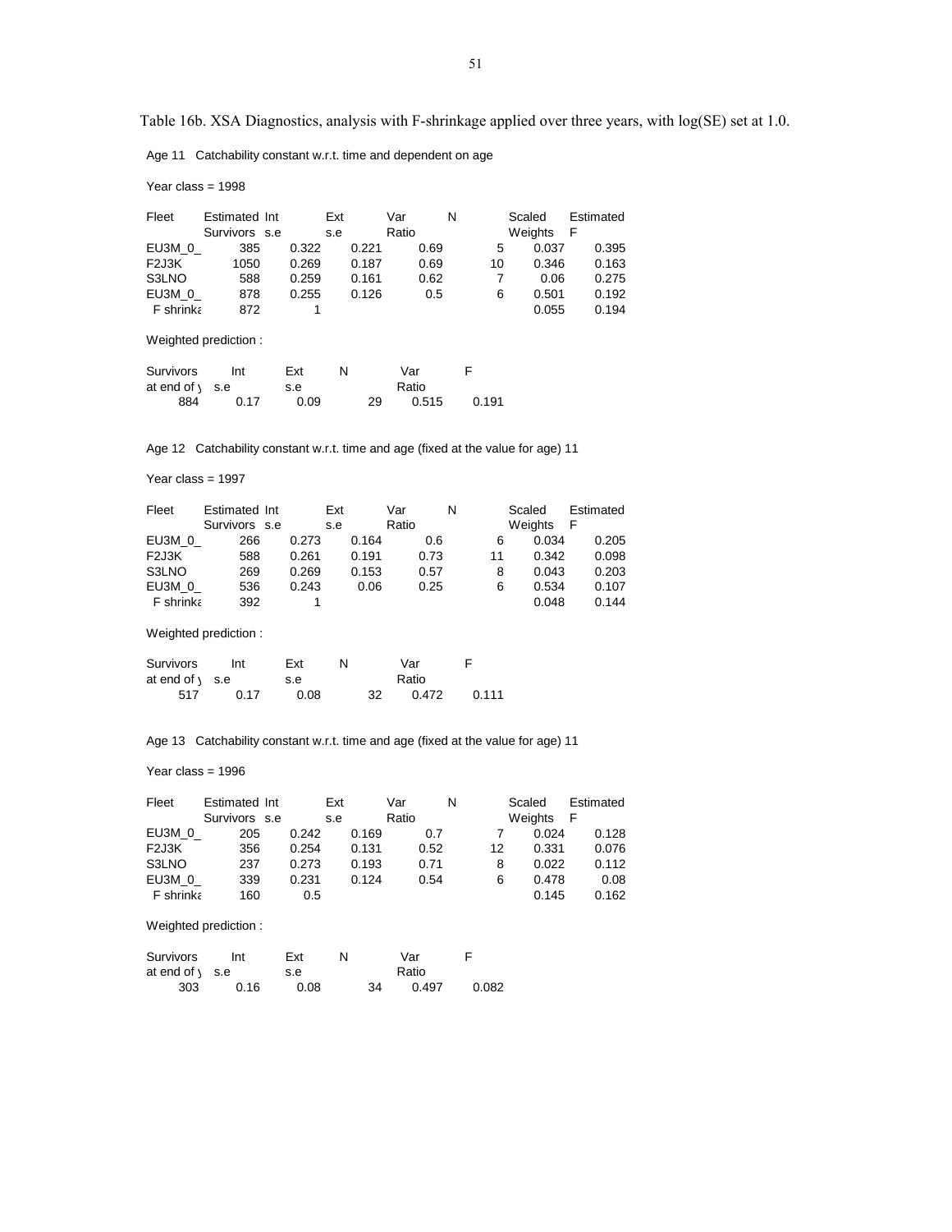Table 16b. XSA Diagnostics, analysis with F-shrinkage applied over three years, with log(SE) set at 1.0.

Age 11 Catchability constant w.r.t. time and dependent on age

Year class = 1998

| Fleet | Estimated Survivors | Int s.e | Ext s.e | Var Ratio | N | Scaled Weights | Estimated F |
|---|---|---|---|---|---|---|---|
| EU3M_0_ | 385 | 0.322 | 0.221 | 0.69 | 5 | 0.037 | 0.395 |
| F2J3K | 1050 | 0.269 | 0.187 | 0.69 | 10 | 0.346 | 0.163 |
| S3LNO | 588 | 0.259 | 0.161 | 0.62 | 7 | 0.06 | 0.275 |
| EU3M_0_ | 878 | 0.255 | 0.126 | 0.5 | 6 | 0.501 | 0.192 |
| F shrinka | 872 | 1 | | | | 0.055 | 0.194 |

Weighted prediction :

| Survivors at end of y | Int s.e | Ext s.e | N | Var Ratio | F |
|---|---|---|---|---|---|
| 884 | 0.17 | 0.09 | 29 | 0.515 | 0.191 |

Age 12 Catchability constant w.r.t. time and age (fixed at the value for age) 11

Year class = 1997

| Fleet | Estimated Survivors | Int s.e | Ext s.e | Var Ratio | N | Scaled Weights | Estimated F |
|---|---|---|---|---|---|---|---|
| EU3M_0_ | 266 | 0.273 | 0.164 | 0.6 | 6 | 0.034 | 0.205 |
| F2J3K | 588 | 0.261 | 0.191 | 0.73 | 11 | 0.342 | 0.098 |
| S3LNO | 269 | 0.269 | 0.153 | 0.57 | 8 | 0.043 | 0.203 |
| EU3M_0_ | 536 | 0.243 | 0.06 | 0.25 | 6 | 0.534 | 0.107 |
| F shrinka | 392 | 1 | | | | 0.048 | 0.144 |

Weighted prediction :

| Survivors at end of y | Int s.e | Ext s.e | N | Var Ratio | F |
|---|---|---|---|---|---|
| 517 | 0.17 | 0.08 | 32 | 0.472 | 0.111 |

Age 13 Catchability constant w.r.t. time and age (fixed at the value for age) 11

Year class = 1996

| Fleet | Estimated Survivors | Int s.e | Ext s.e | Var Ratio | N | Scaled Weights | Estimated F |
|---|---|---|---|---|---|---|---|
| EU3M_0_ | 205 | 0.242 | 0.169 | 0.7 | 7 | 0.024 | 0.128 |
| F2J3K | 356 | 0.254 | 0.131 | 0.52 | 12 | 0.331 | 0.076 |
| S3LNO | 237 | 0.273 | 0.193 | 0.71 | 8 | 0.022 | 0.112 |
| EU3M_0_ | 339 | 0.231 | 0.124 | 0.54 | 6 | 0.478 | 0.08 |
| F shrinka | 160 | 0.5 | | | | 0.145 | 0.162 |

Weighted prediction :

| Survivors at end of y | Int s.e | Ext s.e | N | Var Ratio | F |
|---|---|---|---|---|---|
| 303 | 0.16 | 0.08 | 34 | 0.497 | 0.082 |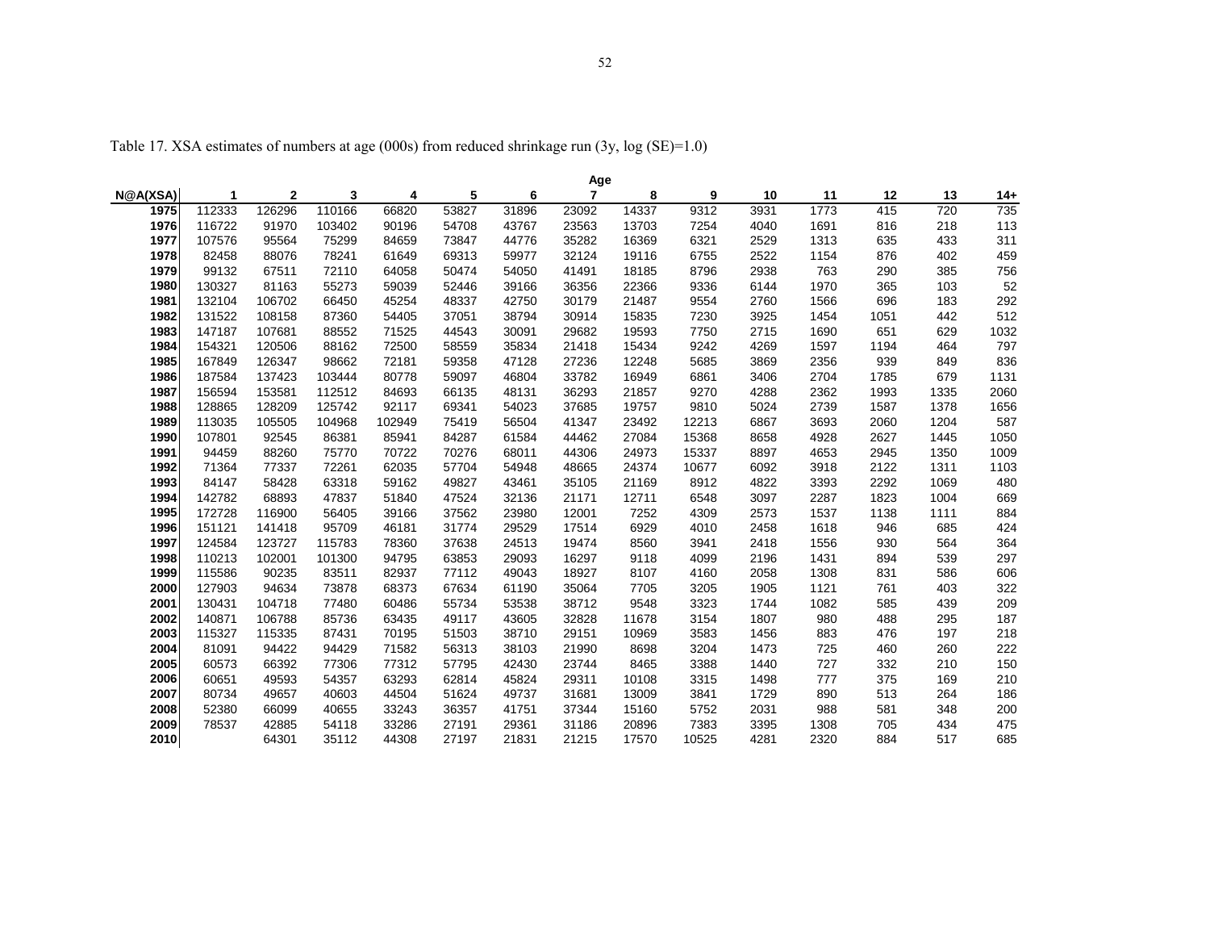Table 17. XSA estimates of numbers at age (000s) from reduced shrinkage run (3y, log (SE)=1.0)

| N@A(XSA) | 1 | 2 | 3 | 4 | 5 | 6 | 7 | 8 | 9 | 10 | 11 | 12 | 13 | 14+ |
|---|---|---|---|---|---|---|---|---|---|---|---|---|---|---|
| | | | | | | | Age | | | | | | | |
| 1975 | 112333 | 126296 | 110166 | 66820 | 53827 | 31896 | 23092 | 14337 | 9312 | 3931 | 1773 | 415 | 720 | 735 |
| 1976 | 116722 | 91970 | 103402 | 90196 | 54708 | 43767 | 23563 | 13703 | 7254 | 4040 | 1691 | 816 | 218 | 113 |
| 1977 | 107576 | 95564 | 75299 | 84659 | 73847 | 44776 | 35282 | 16369 | 6321 | 2529 | 1313 | 635 | 433 | 311 |
| 1978 | 82458 | 88076 | 78241 | 61649 | 69313 | 59977 | 32124 | 19116 | 6755 | 2522 | 1154 | 876 | 402 | 459 |
| 1979 | 99132 | 67511 | 72110 | 64058 | 50474 | 54050 | 41491 | 18185 | 8796 | 2938 | 763 | 290 | 385 | 756 |
| 1980 | 130327 | 81163 | 55273 | 59039 | 52446 | 39166 | 36356 | 22366 | 9336 | 6144 | 1970 | 365 | 103 | 52 |
| 1981 | 132104 | 106702 | 66450 | 45254 | 48337 | 42750 | 30179 | 21487 | 9554 | 2760 | 1566 | 696 | 183 | 292 |
| 1982 | 131522 | 108158 | 87360 | 54405 | 37051 | 38794 | 30914 | 15835 | 7230 | 3925 | 1454 | 1051 | 442 | 512 |
| 1983 | 147187 | 107681 | 88552 | 71525 | 44543 | 30091 | 29682 | 19593 | 7750 | 2715 | 1690 | 651 | 629 | 1032 |
| 1984 | 154321 | 120506 | 88162 | 72500 | 58559 | 35834 | 21418 | 15434 | 9242 | 4269 | 1597 | 1194 | 464 | 797 |
| 1985 | 167849 | 126347 | 98662 | 72181 | 59358 | 47128 | 27236 | 12248 | 5685 | 3869 | 2356 | 939 | 849 | 836 |
| 1986 | 187584 | 137423 | 103444 | 80778 | 59097 | 46804 | 33782 | 16949 | 6861 | 3406 | 2704 | 1785 | 679 | 1131 |
| 1987 | 156594 | 153581 | 112512 | 84693 | 66135 | 48131 | 36293 | 21857 | 9270 | 4288 | 2362 | 1993 | 1335 | 2060 |
| 1988 | 128865 | 128209 | 125742 | 92117 | 69341 | 54023 | 37685 | 19757 | 9810 | 5024 | 2739 | 1587 | 1378 | 1656 |
| 1989 | 113035 | 105505 | 104968 | 102949 | 75419 | 56504 | 41347 | 23492 | 12213 | 6867 | 3693 | 2060 | 1204 | 587 |
| 1990 | 107801 | 92545 | 86381 | 85941 | 84287 | 61584 | 44462 | 27084 | 15368 | 8658 | 4928 | 2627 | 1445 | 1050 |
| 1991 | 94459 | 88260 | 75770 | 70722 | 70276 | 68011 | 44306 | 24973 | 15337 | 8897 | 4653 | 2945 | 1350 | 1009 |
| 1992 | 71364 | 77337 | 72261 | 62035 | 57704 | 54948 | 48665 | 24374 | 10677 | 6092 | 3918 | 2122 | 1311 | 1103 |
| 1993 | 84147 | 58428 | 63318 | 59162 | 49827 | 43461 | 35105 | 21169 | 8912 | 4822 | 3393 | 2292 | 1069 | 480 |
| 1994 | 142782 | 68893 | 47837 | 51840 | 47524 | 32136 | 21171 | 12711 | 6548 | 3097 | 2287 | 1823 | 1004 | 669 |
| 1995 | 172728 | 116900 | 56405 | 39166 | 37562 | 23980 | 12001 | 7252 | 4309 | 2573 | 1537 | 1138 | 1111 | 884 |
| 1996 | 151121 | 141418 | 95709 | 46181 | 31774 | 29529 | 17514 | 6929 | 4010 | 2458 | 1618 | 946 | 685 | 424 |
| 1997 | 124584 | 123727 | 115783 | 78360 | 37638 | 24513 | 19474 | 8560 | 3941 | 2418 | 1556 | 930 | 564 | 364 |
| 1998 | 110213 | 102001 | 101300 | 94795 | 63853 | 29093 | 16297 | 9118 | 4099 | 2196 | 1431 | 894 | 539 | 297 |
| 1999 | 115586 | 90235 | 83511 | 82937 | 77112 | 49043 | 18927 | 8107 | 4160 | 2058 | 1308 | 831 | 586 | 606 |
| 2000 | 127903 | 94634 | 73878 | 68373 | 67634 | 61190 | 35064 | 7705 | 3205 | 1905 | 1121 | 761 | 403 | 322 |
| 2001 | 130431 | 104718 | 77480 | 60486 | 55734 | 53538 | 38712 | 9548 | 3323 | 1744 | 1082 | 585 | 439 | 209 |
| 2002 | 140871 | 106788 | 85736 | 63435 | 49117 | 43605 | 32828 | 11678 | 3154 | 1807 | 980 | 488 | 295 | 187 |
| 2003 | 115327 | 115335 | 87431 | 70195 | 51503 | 38710 | 29151 | 10969 | 3583 | 1456 | 883 | 476 | 197 | 218 |
| 2004 | 81091 | 94422 | 94429 | 71582 | 56313 | 38103 | 21990 | 8698 | 3204 | 1473 | 725 | 460 | 260 | 222 |
| 2005 | 60573 | 66392 | 77306 | 77312 | 57795 | 42430 | 23744 | 8465 | 3388 | 1440 | 727 | 332 | 210 | 150 |
| 2006 | 60651 | 49593 | 54357 | 63293 | 62814 | 45824 | 29311 | 10108 | 3315 | 1498 | 777 | 375 | 169 | 210 |
| 2007 | 80734 | 49657 | 40603 | 44504 | 51624 | 49737 | 31681 | 13009 | 3841 | 1729 | 890 | 513 | 264 | 186 |
| 2008 | 52380 | 66099 | 40655 | 33243 | 36357 | 41751 | 37344 | 15160 | 5752 | 2031 | 988 | 581 | 348 | 200 |
| 2009 | 78537 | 42885 | 54118 | 33286 | 27191 | 29361 | 31186 | 20896 | 7383 | 3395 | 1308 | 705 | 434 | 475 |
| 2010 | | 64301 | 35112 | 44308 | 27197 | 21831 | 21215 | 17570 | 10525 | 4281 | 2320 | 884 | 517 | 685 |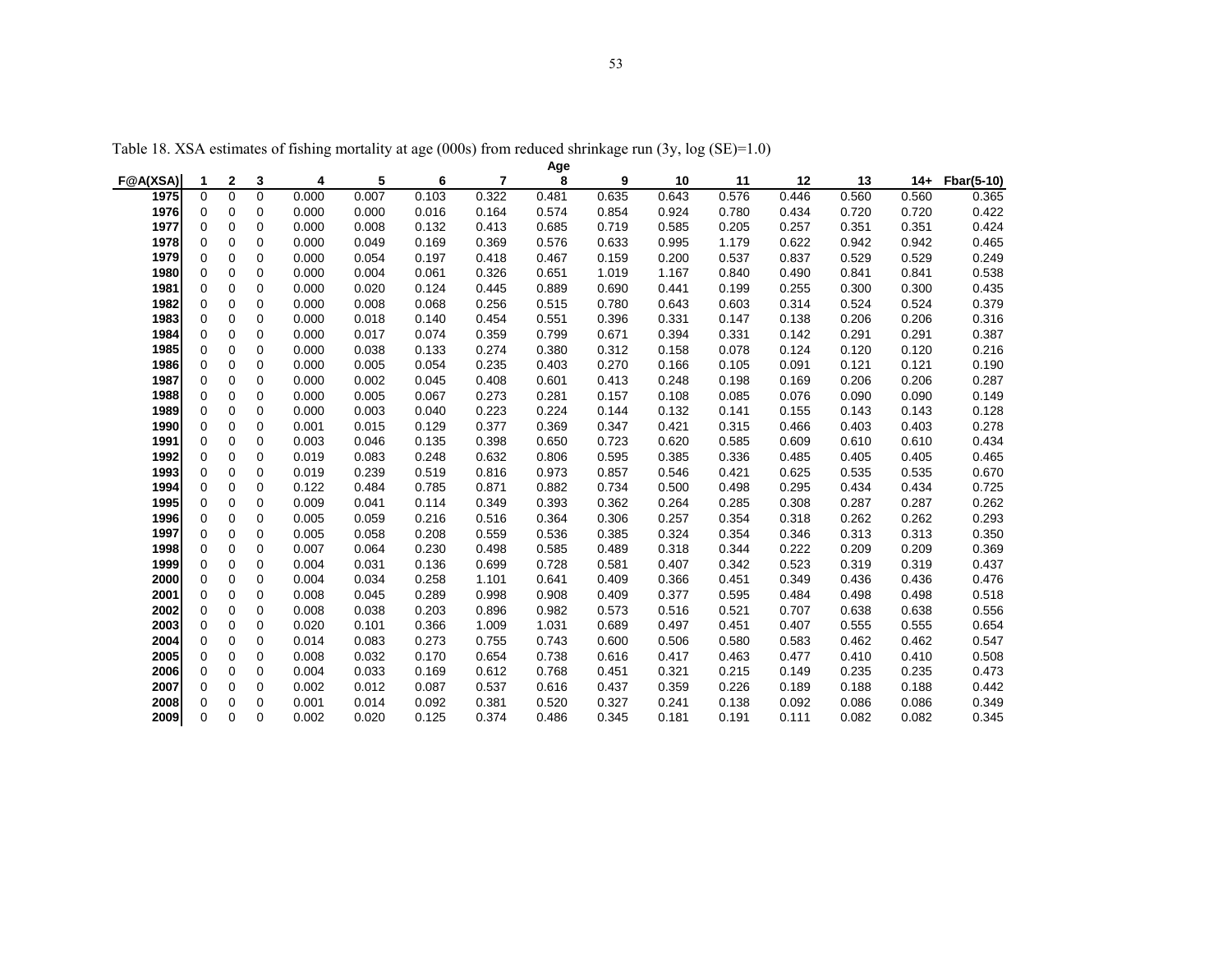Table 18. XSA estimates of fishing mortality at age (000s) from reduced shrinkage run (3y, log (SE)=1.0)

| F@A(XSA) | 1 | 2 | 3 | 4 | 5 | 6 | 7 | 8 | 9 | 10 | 11 | 12 | 13 | 14+ | Fbar(5-10) |
|---|---|---|---|---|---|---|---|---|---|---|---|---|---|---|---|
| 1975 | 0 | 0 | 0 | 0.000 | 0.007 | 0.103 | 0.322 | 0.481 | 0.635 | 0.643 | 0.576 | 0.446 | 0.560 | 0.560 | 0.365 |
| 1976 | 0 | 0 | 0 | 0.000 | 0.000 | 0.016 | 0.164 | 0.574 | 0.854 | 0.924 | 0.780 | 0.434 | 0.720 | 0.720 | 0.422 |
| 1977 | 0 | 0 | 0 | 0.000 | 0.008 | 0.132 | 0.413 | 0.685 | 0.719 | 0.585 | 0.205 | 0.257 | 0.351 | 0.351 | 0.424 |
| 1978 | 0 | 0 | 0 | 0.000 | 0.049 | 0.169 | 0.369 | 0.576 | 0.633 | 0.995 | 1.179 | 0.622 | 0.942 | 0.942 | 0.465 |
| 1979 | 0 | 0 | 0 | 0.000 | 0.054 | 0.197 | 0.418 | 0.467 | 0.159 | 0.200 | 0.537 | 0.837 | 0.529 | 0.529 | 0.249 |
| 1980 | 0 | 0 | 0 | 0.000 | 0.004 | 0.061 | 0.326 | 0.651 | 1.019 | 1.167 | 0.840 | 0.490 | 0.841 | 0.841 | 0.538 |
| 1981 | 0 | 0 | 0 | 0.000 | 0.020 | 0.124 | 0.445 | 0.889 | 0.690 | 0.441 | 0.199 | 0.255 | 0.300 | 0.300 | 0.435 |
| 1982 | 0 | 0 | 0 | 0.000 | 0.008 | 0.068 | 0.256 | 0.515 | 0.780 | 0.643 | 0.603 | 0.314 | 0.524 | 0.524 | 0.379 |
| 1983 | 0 | 0 | 0 | 0.000 | 0.018 | 0.140 | 0.454 | 0.551 | 0.396 | 0.331 | 0.147 | 0.138 | 0.206 | 0.206 | 0.316 |
| 1984 | 0 | 0 | 0 | 0.000 | 0.017 | 0.074 | 0.359 | 0.799 | 0.671 | 0.394 | 0.331 | 0.142 | 0.291 | 0.291 | 0.387 |
| 1985 | 0 | 0 | 0 | 0.000 | 0.038 | 0.133 | 0.274 | 0.380 | 0.312 | 0.158 | 0.078 | 0.124 | 0.120 | 0.120 | 0.216 |
| 1986 | 0 | 0 | 0 | 0.000 | 0.005 | 0.054 | 0.235 | 0.403 | 0.270 | 0.166 | 0.105 | 0.091 | 0.121 | 0.121 | 0.190 |
| 1987 | 0 | 0 | 0 | 0.000 | 0.002 | 0.045 | 0.408 | 0.601 | 0.413 | 0.248 | 0.198 | 0.169 | 0.206 | 0.206 | 0.287 |
| 1988 | 0 | 0 | 0 | 0.000 | 0.005 | 0.067 | 0.273 | 0.281 | 0.157 | 0.108 | 0.085 | 0.076 | 0.090 | 0.090 | 0.149 |
| 1989 | 0 | 0 | 0 | 0.000 | 0.003 | 0.040 | 0.223 | 0.224 | 0.144 | 0.132 | 0.141 | 0.155 | 0.143 | 0.143 | 0.128 |
| 1990 | 0 | 0 | 0 | 0.001 | 0.015 | 0.129 | 0.377 | 0.369 | 0.347 | 0.421 | 0.315 | 0.466 | 0.403 | 0.403 | 0.278 |
| 1991 | 0 | 0 | 0 | 0.003 | 0.046 | 0.135 | 0.398 | 0.650 | 0.723 | 0.620 | 0.585 | 0.609 | 0.610 | 0.610 | 0.434 |
| 1992 | 0 | 0 | 0 | 0.019 | 0.083 | 0.248 | 0.632 | 0.806 | 0.595 | 0.385 | 0.336 | 0.485 | 0.405 | 0.405 | 0.465 |
| 1993 | 0 | 0 | 0 | 0.019 | 0.239 | 0.519 | 0.816 | 0.973 | 0.857 | 0.546 | 0.421 | 0.625 | 0.535 | 0.535 | 0.670 |
| 1994 | 0 | 0 | 0 | 0.122 | 0.484 | 0.785 | 0.871 | 0.882 | 0.734 | 0.500 | 0.498 | 0.295 | 0.434 | 0.434 | 0.725 |
| 1995 | 0 | 0 | 0 | 0.009 | 0.041 | 0.114 | 0.349 | 0.393 | 0.362 | 0.264 | 0.285 | 0.308 | 0.287 | 0.287 | 0.262 |
| 1996 | 0 | 0 | 0 | 0.005 | 0.059 | 0.216 | 0.516 | 0.364 | 0.306 | 0.257 | 0.354 | 0.318 | 0.262 | 0.262 | 0.293 |
| 1997 | 0 | 0 | 0 | 0.005 | 0.058 | 0.208 | 0.559 | 0.536 | 0.385 | 0.324 | 0.354 | 0.346 | 0.313 | 0.313 | 0.350 |
| 1998 | 0 | 0 | 0 | 0.007 | 0.064 | 0.230 | 0.498 | 0.585 | 0.489 | 0.318 | 0.344 | 0.222 | 0.209 | 0.209 | 0.369 |
| 1999 | 0 | 0 | 0 | 0.004 | 0.031 | 0.136 | 0.699 | 0.728 | 0.581 | 0.407 | 0.342 | 0.523 | 0.319 | 0.319 | 0.437 |
| 2000 | 0 | 0 | 0 | 0.004 | 0.034 | 0.258 | 1.101 | 0.641 | 0.409 | 0.366 | 0.451 | 0.349 | 0.436 | 0.436 | 0.476 |
| 2001 | 0 | 0 | 0 | 0.008 | 0.045 | 0.289 | 0.998 | 0.908 | 0.409 | 0.377 | 0.595 | 0.484 | 0.498 | 0.498 | 0.518 |
| 2002 | 0 | 0 | 0 | 0.008 | 0.038 | 0.203 | 0.896 | 0.982 | 0.573 | 0.516 | 0.521 | 0.707 | 0.638 | 0.638 | 0.556 |
| 2003 | 0 | 0 | 0 | 0.020 | 0.101 | 0.366 | 1.009 | 1.031 | 0.689 | 0.497 | 0.451 | 0.407 | 0.555 | 0.555 | 0.654 |
| 2004 | 0 | 0 | 0 | 0.014 | 0.083 | 0.273 | 0.755 | 0.743 | 0.600 | 0.506 | 0.580 | 0.583 | 0.462 | 0.462 | 0.547 |
| 2005 | 0 | 0 | 0 | 0.008 | 0.032 | 0.170 | 0.654 | 0.738 | 0.616 | 0.417 | 0.463 | 0.477 | 0.410 | 0.410 | 0.508 |
| 2006 | 0 | 0 | 0 | 0.004 | 0.033 | 0.169 | 0.612 | 0.768 | 0.451 | 0.321 | 0.215 | 0.149 | 0.235 | 0.235 | 0.473 |
| 2007 | 0 | 0 | 0 | 0.002 | 0.012 | 0.087 | 0.537 | 0.616 | 0.437 | 0.359 | 0.226 | 0.189 | 0.188 | 0.188 | 0.442 |
| 2008 | 0 | 0 | 0 | 0.001 | 0.014 | 0.092 | 0.381 | 0.520 | 0.327 | 0.241 | 0.138 | 0.092 | 0.086 | 0.086 | 0.349 |
| 2009 | 0 | 0 | 0 | 0.002 | 0.020 | 0.125 | 0.374 | 0.486 | 0.345 | 0.181 | 0.191 | 0.111 | 0.082 | 0.082 | 0.345 |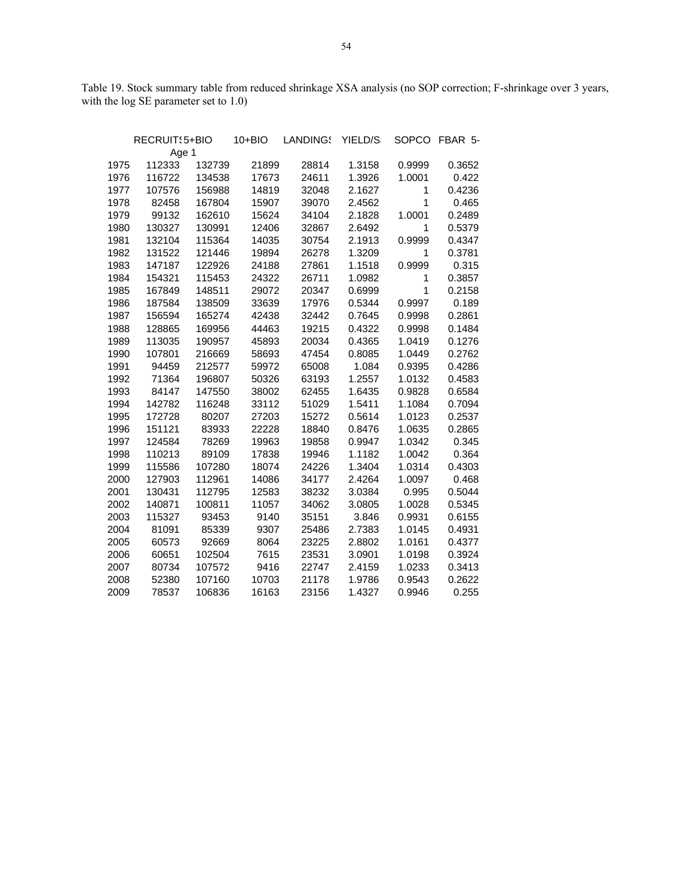Table 19. Stock summary table from reduced shrinkage XSA analysis (no SOP correction; F-shrinkage over 3 years, with the log SE parameter set to 1.0)

| | RECRUIT: Age 1 | 5+BIO | 10+BIO | LANDING: | YIELD/S: | SOPCO | FBAR 5- |
|---|---|---|---|---|---|---|---|
| 1975 | 112333 | 132739 | 21899 | 28814 | 1.3158 | 0.9999 | 0.3652 |
| 1976 | 116722 | 134538 | 17673 | 24611 | 1.3926 | 1.0001 | 0.422 |
| 1977 | 107576 | 156988 | 14819 | 32048 | 2.1627 | 1 | 0.4236 |
| 1978 | 82458 | 167804 | 15907 | 39070 | 2.4562 | 1 | 0.465 |
| 1979 | 99132 | 162610 | 15624 | 34104 | 2.1828 | 1.0001 | 0.2489 |
| 1980 | 130327 | 130991 | 12406 | 32867 | 2.6492 | 1 | 0.5379 |
| 1981 | 132104 | 115364 | 14035 | 30754 | 2.1913 | 0.9999 | 0.4347 |
| 1982 | 131522 | 121446 | 19894 | 26278 | 1.3209 | 1 | 0.3781 |
| 1983 | 147187 | 122926 | 24188 | 27861 | 1.1518 | 0.9999 | 0.315 |
| 1984 | 154321 | 115453 | 24322 | 26711 | 1.0982 | 1 | 0.3857 |
| 1985 | 167849 | 148511 | 29072 | 20347 | 0.6999 | 1 | 0.2158 |
| 1986 | 187584 | 138509 | 33639 | 17976 | 0.5344 | 0.9997 | 0.189 |
| 1987 | 156594 | 165274 | 42438 | 32442 | 0.7645 | 0.9998 | 0.2861 |
| 1988 | 128865 | 169956 | 44463 | 19215 | 0.4322 | 0.9998 | 0.1484 |
| 1989 | 113035 | 190957 | 45893 | 20034 | 0.4365 | 1.0419 | 0.1276 |
| 1990 | 107801 | 216669 | 58693 | 47454 | 0.8085 | 1.0449 | 0.2762 |
| 1991 | 94459 | 212577 | 59972 | 65008 | 1.084 | 0.9395 | 0.4286 |
| 1992 | 71364 | 196807 | 50326 | 63193 | 1.2557 | 1.0132 | 0.4583 |
| 1993 | 84147 | 147550 | 38002 | 62455 | 1.6435 | 0.9828 | 0.6584 |
| 1994 | 142782 | 116248 | 33112 | 51029 | 1.5411 | 1.1084 | 0.7094 |
| 1995 | 172728 | 80207 | 27203 | 15272 | 0.5614 | 1.0123 | 0.2537 |
| 1996 | 151121 | 83933 | 22228 | 18840 | 0.8476 | 1.0635 | 0.2865 |
| 1997 | 124584 | 78269 | 19963 | 19858 | 0.9947 | 1.0342 | 0.345 |
| 1998 | 110213 | 89109 | 17838 | 19946 | 1.1182 | 1.0042 | 0.364 |
| 1999 | 115586 | 107280 | 18074 | 24226 | 1.3404 | 1.0314 | 0.4303 |
| 2000 | 127903 | 112961 | 14086 | 34177 | 2.4264 | 1.0097 | 0.468 |
| 2001 | 130431 | 112795 | 12583 | 38232 | 3.0384 | 0.995 | 0.5044 |
| 2002 | 140871 | 100811 | 11057 | 34062 | 3.0805 | 1.0028 | 0.5345 |
| 2003 | 115327 | 93453 | 9140 | 35151 | 3.846 | 0.9931 | 0.6155 |
| 2004 | 81091 | 85339 | 9307 | 25486 | 2.7383 | 1.0145 | 0.4931 |
| 2005 | 60573 | 92669 | 8064 | 23225 | 2.8802 | 1.0161 | 0.4377 |
| 2006 | 60651 | 102504 | 7615 | 23531 | 3.0901 | 1.0198 | 0.3924 |
| 2007 | 80734 | 107572 | 9416 | 22747 | 2.4159 | 1.0233 | 0.3413 |
| 2008 | 52380 | 107160 | 10703 | 21178 | 1.9786 | 0.9543 | 0.2622 |
| 2009 | 78537 | 106836 | 16163 | 23156 | 1.4327 | 0.9946 | 0.255 |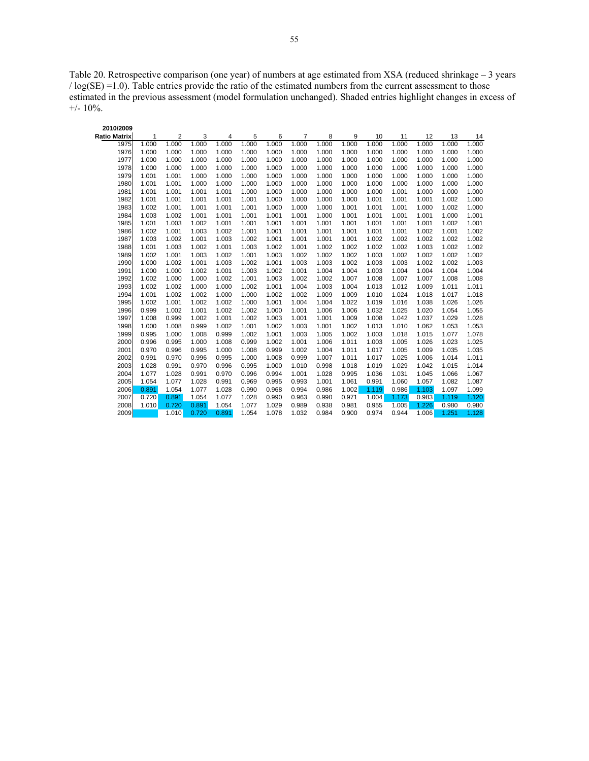Table 20. Retrospective comparison (one year) of numbers at age estimated from XSA (reduced shrinkage – 3 years / log(SE) =1.0). Table entries provide the ratio of the estimated numbers from the current assessment to those estimated in the previous assessment (model formulation unchanged). Shaded entries highlight changes in excess of +/- 10%.

| 2010/2009 Ratio Matrix | 1 | 2 | 3 | 4 | 5 | 6 | 7 | 8 | 9 | 10 | 11 | 12 | 13 | 14 |
|---|---|---|---|---|---|---|---|---|---|---|---|---|---|---|
| 1975 | 1.000 | 1.000 | 1.000 | 1.000 | 1.000 | 1.000 | 1.000 | 1.000 | 1.000 | 1.000 | 1.000 | 1.000 | 1.000 | 1.000 |
| 1976 | 1.000 | 1.000 | 1.000 | 1.000 | 1.000 | 1.000 | 1.000 | 1.000 | 1.000 | 1.000 | 1.000 | 1.000 | 1.000 | 1.000 |
| 1977 | 1.000 | 1.000 | 1.000 | 1.000 | 1.000 | 1.000 | 1.000 | 1.000 | 1.000 | 1.000 | 1.000 | 1.000 | 1.000 | 1.000 |
| 1978 | 1.000 | 1.000 | 1.000 | 1.000 | 1.000 | 1.000 | 1.000 | 1.000 | 1.000 | 1.000 | 1.000 | 1.000 | 1.000 | 1.000 |
| 1979 | 1.001 | 1.001 | 1.000 | 1.000 | 1.000 | 1.000 | 1.000 | 1.000 | 1.000 | 1.000 | 1.000 | 1.000 | 1.000 | 1.000 |
| 1980 | 1.001 | 1.001 | 1.000 | 1.000 | 1.000 | 1.000 | 1.000 | 1.000 | 1.000 | 1.000 | 1.000 | 1.000 | 1.000 | 1.000 |
| 1981 | 1.001 | 1.001 | 1.001 | 1.001 | 1.000 | 1.000 | 1.000 | 1.000 | 1.000 | 1.000 | 1.001 | 1.000 | 1.000 | 1.000 |
| 1982 | 1.001 | 1.001 | 1.001 | 1.001 | 1.001 | 1.000 | 1.000 | 1.000 | 1.000 | 1.001 | 1.001 | 1.001 | 1.002 | 1.000 |
| 1983 | 1.002 | 1.001 | 1.001 | 1.001 | 1.001 | 1.000 | 1.000 | 1.000 | 1.001 | 1.001 | 1.001 | 1.000 | 1.002 | 1.000 |
| 1984 | 1.003 | 1.002 | 1.001 | 1.001 | 1.001 | 1.001 | 1.001 | 1.000 | 1.001 | 1.001 | 1.001 | 1.001 | 1.000 | 1.001 |
| 1985 | 1.001 | 1.003 | 1.002 | 1.001 | 1.001 | 1.001 | 1.001 | 1.001 | 1.001 | 1.001 | 1.001 | 1.001 | 1.002 | 1.001 |
| 1986 | 1.002 | 1.001 | 1.003 | 1.002 | 1.001 | 1.001 | 1.001 | 1.001 | 1.001 | 1.001 | 1.001 | 1.002 | 1.001 | 1.002 |
| 1987 | 1.003 | 1.002 | 1.001 | 1.003 | 1.002 | 1.001 | 1.001 | 1.001 | 1.001 | 1.002 | 1.002 | 1.002 | 1.002 | 1.002 |
| 1988 | 1.001 | 1.003 | 1.002 | 1.001 | 1.003 | 1.002 | 1.001 | 1.002 | 1.002 | 1.002 | 1.002 | 1.003 | 1.002 | 1.002 |
| 1989 | 1.002 | 1.001 | 1.003 | 1.002 | 1.001 | 1.003 | 1.002 | 1.002 | 1.002 | 1.003 | 1.002 | 1.002 | 1.002 | 1.002 |
| 1990 | 1.000 | 1.002 | 1.001 | 1.003 | 1.002 | 1.001 | 1.003 | 1.003 | 1.002 | 1.003 | 1.003 | 1.002 | 1.002 | 1.003 |
| 1991 | 1.000 | 1.000 | 1.002 | 1.001 | 1.003 | 1.002 | 1.001 | 1.004 | 1.004 | 1.003 | 1.004 | 1.004 | 1.004 | 1.004 |
| 1992 | 1.002 | 1.000 | 1.000 | 1.002 | 1.001 | 1.003 | 1.002 | 1.002 | 1.007 | 1.008 | 1.007 | 1.007 | 1.008 | 1.008 |
| 1993 | 1.002 | 1.002 | 1.000 | 1.000 | 1.002 | 1.001 | 1.004 | 1.003 | 1.004 | 1.013 | 1.012 | 1.009 | 1.011 | 1.011 |
| 1994 | 1.001 | 1.002 | 1.002 | 1.000 | 1.000 | 1.002 | 1.002 | 1.009 | 1.009 | 1.010 | 1.024 | 1.018 | 1.017 | 1.018 |
| 1995 | 1.002 | 1.001 | 1.002 | 1.002 | 1.000 | 1.001 | 1.004 | 1.004 | 1.022 | 1.019 | 1.016 | 1.038 | 1.026 | 1.026 |
| 1996 | 0.999 | 1.002 | 1.001 | 1.002 | 1.002 | 1.000 | 1.001 | 1.006 | 1.006 | 1.032 | 1.025 | 1.020 | 1.054 | 1.055 |
| 1997 | 1.008 | 0.999 | 1.002 | 1.001 | 1.002 | 1.003 | 1.001 | 1.001 | 1.009 | 1.008 | 1.042 | 1.037 | 1.029 | 1.028 |
| 1998 | 1.000 | 1.008 | 0.999 | 1.002 | 1.001 | 1.002 | 1.003 | 1.001 | 1.002 | 1.013 | 1.010 | 1.062 | 1.053 | 1.053 |
| 1999 | 0.995 | 1.000 | 1.008 | 0.999 | 1.002 | 1.001 | 1.003 | 1.005 | 1.002 | 1.003 | 1.018 | 1.015 | 1.077 | 1.078 |
| 2000 | 0.996 | 0.995 | 1.000 | 1.008 | 0.999 | 1.002 | 1.001 | 1.006 | 1.011 | 1.003 | 1.005 | 1.026 | 1.023 | 1.025 |
| 2001 | 0.970 | 0.996 | 0.995 | 1.000 | 1.008 | 0.999 | 1.002 | 1.004 | 1.011 | 1.017 | 1.005 | 1.009 | 1.035 | 1.035 |
| 2002 | 0.991 | 0.970 | 0.996 | 0.995 | 1.000 | 1.008 | 0.999 | 1.007 | 1.011 | 1.017 | 1.025 | 1.006 | 1.014 | 1.011 |
| 2003 | 1.028 | 0.991 | 0.970 | 0.996 | 0.995 | 1.000 | 1.010 | 0.998 | 1.018 | 1.019 | 1.029 | 1.042 | 1.015 | 1.014 |
| 2004 | 1.077 | 1.028 | 0.991 | 0.970 | 0.996 | 0.994 | 1.001 | 1.028 | 0.995 | 1.036 | 1.031 | 1.045 | 1.066 | 1.067 |
| 2005 | 1.054 | 1.077 | 1.028 | 0.991 | 0.969 | 0.995 | 0.993 | 1.001 | 1.061 | 0.991 | 1.060 | 1.057 | 1.082 | 1.087 |
| 2006 | 0.891 | 1.054 | 1.077 | 1.028 | 0.990 | 0.968 | 0.994 | 0.986 | 1.002 | 1.119 | 0.986 | 1.103 | 1.097 | 1.099 |
| 2007 | 0.720 | 0.891 | 1.054 | 1.077 | 1.028 | 0.990 | 0.963 | 0.990 | 0.971 | 1.004 | 1.173 | 0.983 | 1.119 | 1.120 |
| 2008 | 1.010 | 0.720 | 0.891 | 1.054 | 1.077 | 1.029 | 0.989 | 0.938 | 0.981 | 0.955 | 1.005 | 1.226 | 0.980 | 0.980 |
| 2009 | | 1.010 | 0.720 | 0.891 | 1.054 | 1.078 | 1.032 | 0.984 | 0.900 | 0.974 | 0.944 | 1.006 | 1.251 | 1.128 |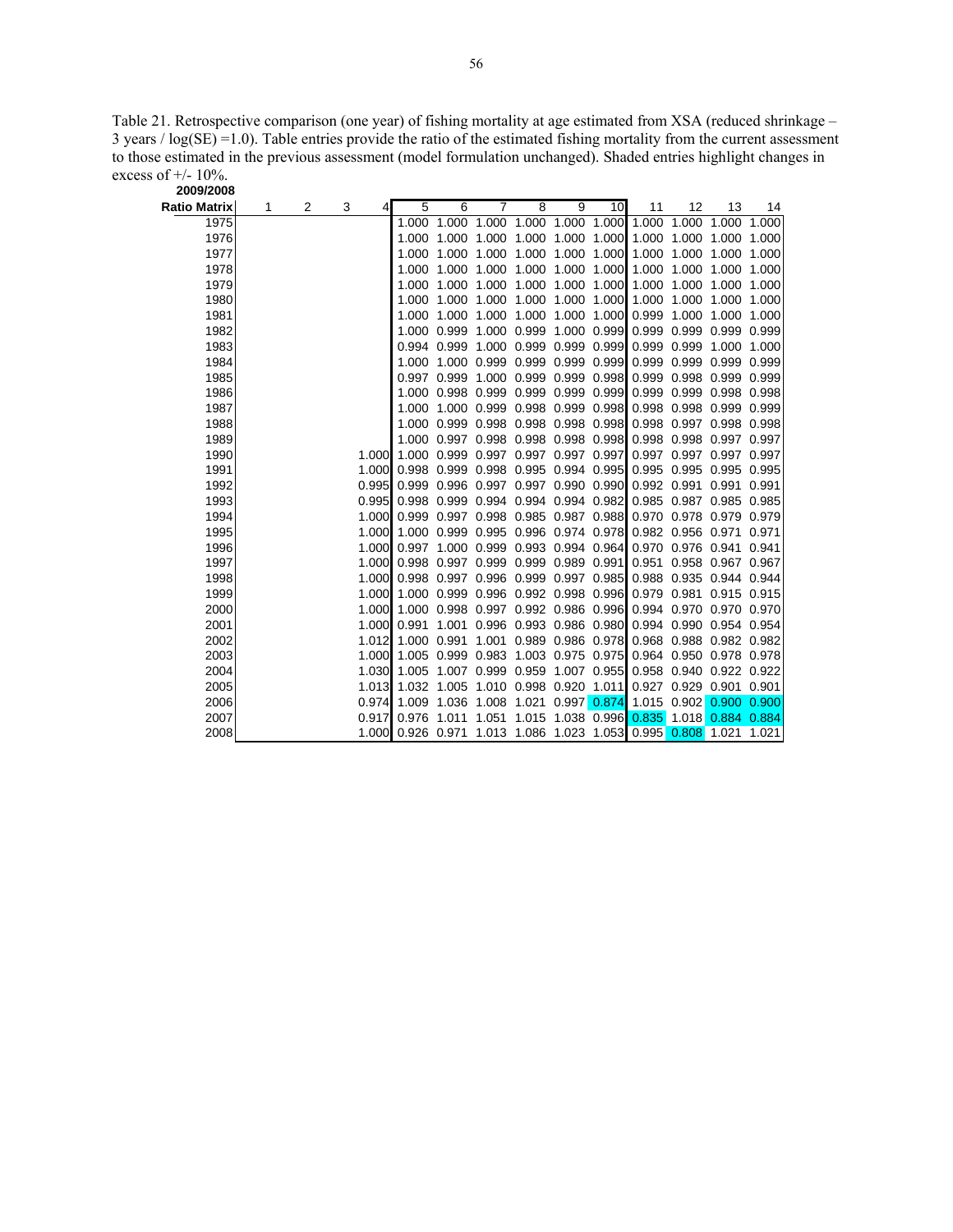Table 21. Retrospective comparison (one year) of fishing mortality at age estimated from XSA (reduced shrinkage – 3 years / log(SE) =1.0). Table entries provide the ratio of the estimated fishing mortality from the current assessment to those estimated in the previous assessment (model formulation unchanged). Shaded entries highlight changes in excess of +/- 10%.

**2009/2008**

| Ratio Matrix | 1 | 2 | 3 | 4 | 5 | 6 | 7 | 8 | 9 | 10 | 11 | 12 | 13 | 14 |
|---|---|---|---|---|---|---|---|---|---|---|---|---|---|---|
| 1975 | | | | | 1.000 | 1.000 | 1.000 | 1.000 | 1.000 | 1.000 | 1.000 | 1.000 | 1.000 | 1.000 |
| 1976 | | | | | 1.000 | 1.000 | 1.000 | 1.000 | 1.000 | 1.000 | 1.000 | 1.000 | 1.000 | 1.000 |
| 1977 | | | | | 1.000 | 1.000 | 1.000 | 1.000 | 1.000 | 1.000 | 1.000 | 1.000 | 1.000 | 1.000 |
| 1978 | | | | | 1.000 | 1.000 | 1.000 | 1.000 | 1.000 | 1.000 | 1.000 | 1.000 | 1.000 | 1.000 |
| 1979 | | | | | 1.000 | 1.000 | 1.000 | 1.000 | 1.000 | 1.000 | 1.000 | 1.000 | 1.000 | 1.000 |
| 1980 | | | | | 1.000 | 1.000 | 1.000 | 1.000 | 1.000 | 1.000 | 1.000 | 1.000 | 1.000 | 1.000 |
| 1981 | | | | | 1.000 | 1.000 | 1.000 | 1.000 | 1.000 | 1.000 | 0.999 | 1.000 | 1.000 | 1.000 |
| 1982 | | | | | 1.000 | 0.999 | 1.000 | 0.999 | 1.000 | 0.999 | 0.999 | 0.999 | 0.999 | 0.999 |
| 1983 | | | | | 0.994 | 0.999 | 1.000 | 0.999 | 0.999 | 0.999 | 0.999 | 0.999 | 1.000 | 1.000 |
| 1984 | | | | | 1.000 | 1.000 | 0.999 | 0.999 | 0.999 | 0.999 | 0.999 | 0.999 | 0.999 | 0.999 |
| 1985 | | | | | 0.997 | 0.999 | 1.000 | 0.999 | 0.999 | 0.998 | 0.999 | 0.998 | 0.999 | 0.999 |
| 1986 | | | | | 1.000 | 0.998 | 0.999 | 0.999 | 0.999 | 0.999 | 0.999 | 0.999 | 0.998 | 0.998 |
| 1987 | | | | | 1.000 | 1.000 | 0.999 | 0.998 | 0.999 | 0.998 | 0.998 | 0.998 | 0.999 | 0.999 |
| 1988 | | | | | 1.000 | 0.999 | 0.998 | 0.998 | 0.998 | 0.998 | 0.998 | 0.997 | 0.998 | 0.998 |
| 1989 | | | | | 1.000 | 0.997 | 0.998 | 0.998 | 0.998 | 0.998 | 0.998 | 0.998 | 0.997 | 0.997 |
| 1990 | | | | 1.000 | 1.000 | 0.999 | 0.997 | 0.997 | 0.997 | 0.997 | 0.997 | 0.997 | 0.997 | 0.997 |
| 1991 | | | | 1.000 | 0.998 | 0.999 | 0.998 | 0.995 | 0.994 | 0.995 | 0.995 | 0.995 | 0.995 | 0.995 |
| 1992 | | | | 0.995 | 0.999 | 0.996 | 0.997 | 0.997 | 0.990 | 0.990 | 0.992 | 0.991 | 0.991 | 0.991 |
| 1993 | | | | 0.995 | 0.998 | 0.999 | 0.994 | 0.994 | 0.994 | 0.982 | 0.985 | 0.987 | 0.985 | 0.985 |
| 1994 | | | | 1.000 | 0.999 | 0.997 | 0.998 | 0.985 | 0.987 | 0.988 | 0.970 | 0.978 | 0.979 | 0.979 |
| 1995 | | | | 1.000 | 1.000 | 0.999 | 0.995 | 0.996 | 0.974 | 0.978 | 0.982 | 0.956 | 0.971 | 0.971 |
| 1996 | | | | 1.000 | 0.997 | 1.000 | 0.999 | 0.993 | 0.994 | 0.964 | 0.970 | 0.976 | 0.941 | 0.941 |
| 1997 | | | | 1.000 | 0.998 | 0.997 | 0.999 | 0.999 | 0.989 | 0.991 | 0.951 | 0.958 | 0.967 | 0.967 |
| 1998 | | | | 1.000 | 0.998 | 0.997 | 0.996 | 0.999 | 0.997 | 0.985 | 0.988 | 0.935 | 0.944 | 0.944 |
| 1999 | | | | 1.000 | 1.000 | 0.999 | 0.996 | 0.992 | 0.998 | 0.996 | 0.979 | 0.981 | 0.915 | 0.915 |
| 2000 | | | | 1.000 | 1.000 | 0.998 | 0.997 | 0.992 | 0.986 | 0.996 | 0.994 | 0.970 | 0.970 | 0.970 |
| 2001 | | | | 1.000 | 0.991 | 1.001 | 0.996 | 0.993 | 0.986 | 0.980 | 0.994 | 0.990 | 0.954 | 0.954 |
| 2002 | | | | 1.012 | 1.000 | 0.991 | 1.001 | 0.989 | 0.986 | 0.978 | 0.968 | 0.988 | 0.982 | 0.982 |
| 2003 | | | | 1.000 | 1.005 | 0.999 | 0.983 | 1.003 | 0.975 | 0.975 | 0.964 | 0.950 | 0.978 | 0.978 |
| 2004 | | | | 1.030 | 1.005 | 1.007 | 0.999 | 0.959 | 1.007 | 0.955 | 0.958 | 0.940 | 0.922 | 0.922 |
| 2005 | | | | 1.013 | 1.032 | 1.005 | 1.010 | 0.998 | 0.920 | 1.011 | 0.927 | 0.929 | 0.901 | 0.901 |
| 2006 | | | | 0.974 | 1.009 | 1.036 | 1.008 | 1.021 | 0.997 | 0.874 | 1.015 | 0.902 | 0.900 | 0.900 |
| 2007 | | | | 0.917 | 0.976 | 1.011 | 1.051 | 1.015 | 1.038 | 0.996 | 0.835 | 1.018 | 0.884 | 0.884 |
| 2008 | | | | 1.000 | 0.926 | 0.971 | 1.013 | 1.086 | 1.023 | 1.053 | 0.995 | 0.808 | 1.021 | 1.021 |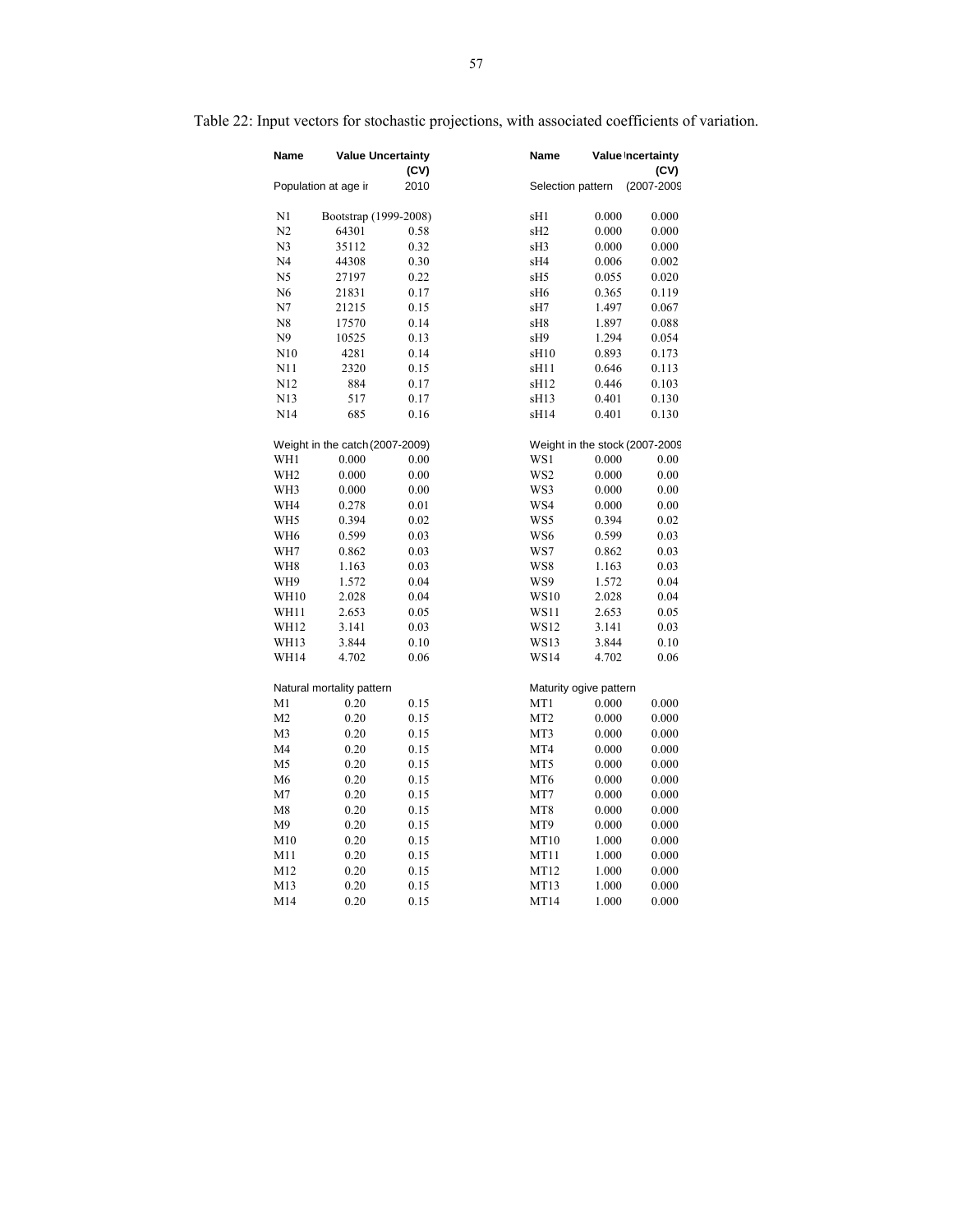Table 22: Input vectors for stochastic projections, with associated coefficients of variation.

| Name | Value | Uncertainty (CV) | Name | Value | Uncertainty (CV) |
|---|---|---|---|---|---|
| Population at age in | | 2010 | Selection pattern | | (2007-2009) |
| N1 | Bootstrap (1999-2008) | | sH1 | 0.000 | 0.000 |
| N2 | 64301 | 0.58 | sH2 | 0.000 | 0.000 |
| N3 | 35112 | 0.32 | sH3 | 0.000 | 0.000 |
| N4 | 44308 | 0.30 | sH4 | 0.006 | 0.002 |
| N5 | 27197 | 0.22 | sH5 | 0.055 | 0.020 |
| N6 | 21831 | 0.17 | sH6 | 0.365 | 0.119 |
| N7 | 21215 | 0.15 | sH7 | 1.497 | 0.067 |
| N8 | 17570 | 0.14 | sH8 | 1.897 | 0.088 |
| N9 | 10525 | 0.13 | sH9 | 1.294 | 0.054 |
| N10 | 4281 | 0.14 | sH10 | 0.893 | 0.173 |
| N11 | 2320 | 0.15 | sH11 | 0.646 | 0.113 |
| N12 | 884 | 0.17 | sH12 | 0.446 | 0.103 |
| N13 | 517 | 0.17 | sH13 | 0.401 | 0.130 |
| N14 | 685 | 0.16 | sH14 | 0.401 | 0.130 |
| Weight in the catch (2007-2009) | | | Weight in the stock (2007-2009) | | |
| WH1 | 0.000 | 0.00 | WS1 | 0.000 | 0.00 |
| WH2 | 0.000 | 0.00 | WS2 | 0.000 | 0.00 |
| WH3 | 0.000 | 0.00 | WS3 | 0.000 | 0.00 |
| WH4 | 0.278 | 0.01 | WS4 | 0.000 | 0.00 |
| WH5 | 0.394 | 0.02 | WS5 | 0.394 | 0.02 |
| WH6 | 0.599 | 0.03 | WS6 | 0.599 | 0.03 |
| WH7 | 0.862 | 0.03 | WS7 | 0.862 | 0.03 |
| WH8 | 1.163 | 0.03 | WS8 | 1.163 | 0.03 |
| WH9 | 1.572 | 0.04 | WS9 | 1.572 | 0.04 |
| WH10 | 2.028 | 0.04 | WS10 | 2.028 | 0.04 |
| WH11 | 2.653 | 0.05 | WS11 | 2.653 | 0.05 |
| WH12 | 3.141 | 0.03 | WS12 | 3.141 | 0.03 |
| WH13 | 3.844 | 0.10 | WS13 | 3.844 | 0.10 |
| WH14 | 4.702 | 0.06 | WS14 | 4.702 | 0.06 |
| Natural mortality pattern | | | Maturity ogive pattern | | |
| M1 | 0.20 | 0.15 | MT1 | 0.000 | 0.000 |
| M2 | 0.20 | 0.15 | MT2 | 0.000 | 0.000 |
| M3 | 0.20 | 0.15 | MT3 | 0.000 | 0.000 |
| M4 | 0.20 | 0.15 | MT4 | 0.000 | 0.000 |
| M5 | 0.20 | 0.15 | MT5 | 0.000 | 0.000 |
| M6 | 0.20 | 0.15 | MT6 | 0.000 | 0.000 |
| M7 | 0.20 | 0.15 | MT7 | 0.000 | 0.000 |
| M8 | 0.20 | 0.15 | MT8 | 0.000 | 0.000 |
| M9 | 0.20 | 0.15 | MT9 | 0.000 | 0.000 |
| M10 | 0.20 | 0.15 | MT10 | 1.000 | 0.000 |
| M11 | 0.20 | 0.15 | MT11 | 1.000 | 0.000 |
| M12 | 0.20 | 0.15 | MT12 | 1.000 | 0.000 |
| M13 | 0.20 | 0.15 | MT13 | 1.000 | 0.000 |
| M14 | 0.20 | 0.15 | MT14 | 1.000 | 0.000 |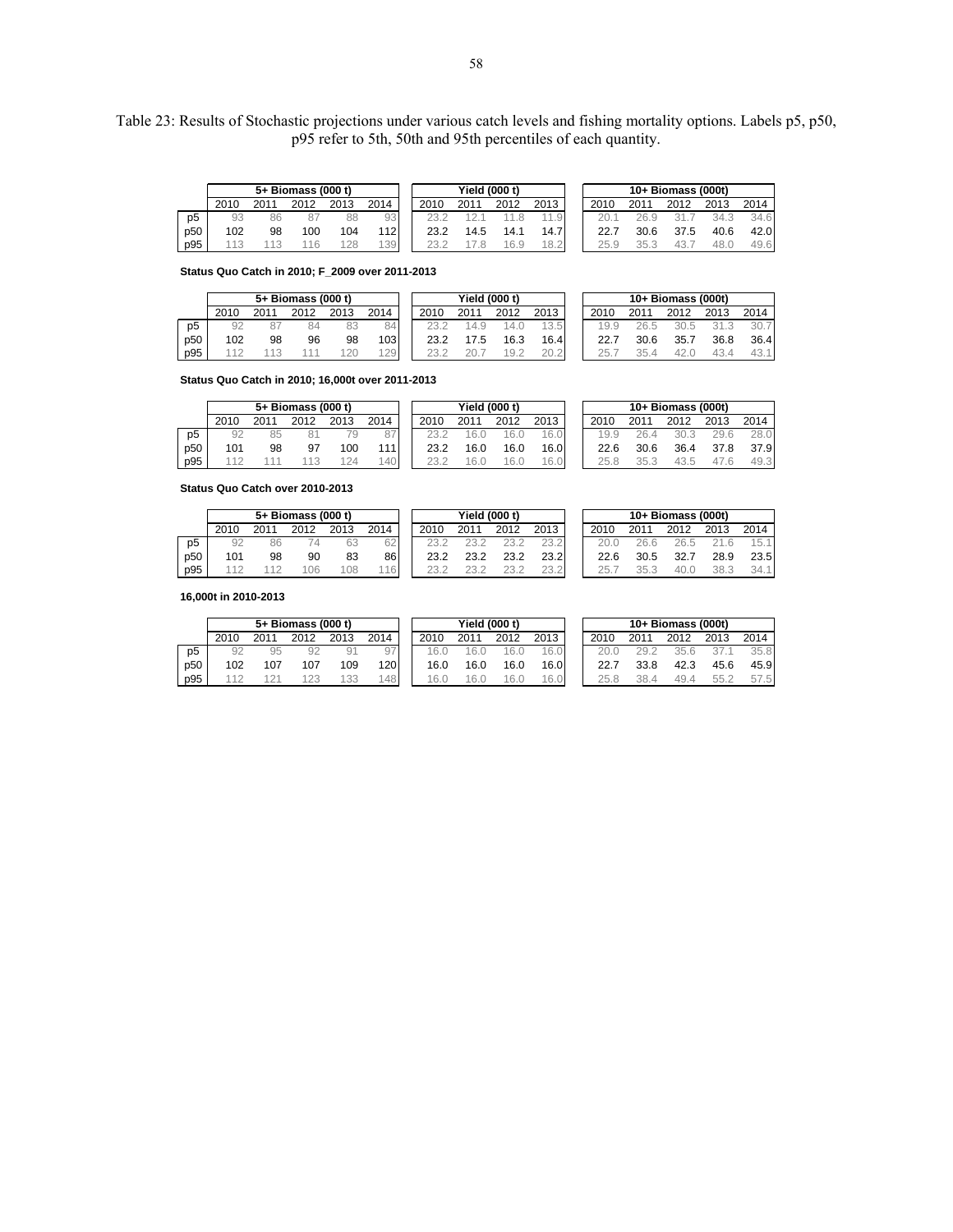Table 23: Results of Stochastic projections under various catch levels and fishing mortality options. Labels p5, p50, p95 refer to 5th, 50th and 95th percentiles of each quantity.

| | 5+ Biomass (000 t) | | | | | Yield (000 t) | | | | 10+ Biomass (000t) | | | | |
|---|---|---|---|---|---|---|---|---|---|---|---|---|---|---|
| | 2010 | 2011 | 2012 | 2013 | 2014 | 2010 | 2011 | 2012 | 2013 | 2010 | 2011 | 2012 | 2013 | 2014 |
| p5 | 93 | 86 | 87 | 88 | 93 | 23.2 | 12.1 | 11.8 | 11.9 | 20.1 | 26.9 | 31.7 | 34.3 | 34.6 |
| p50 | 102 | 98 | 100 | 104 | 112 | 23.2 | 14.5 | 14.1 | 14.7 | 22.7 | 30.6 | 37.5 | 40.6 | 42.0 |
| p95 | 113 | 113 | 116 | 128 | 139 | 23.2 | 17.8 | 16.9 | 18.2 | 25.9 | 35.3 | 43.7 | 48.0 | 49.6 |

**Status Quo Catch in 2010; F_2009 over 2011-2013**

| | 5+ Biomass (000 t) | | | | | Yield (000 t) | | | | 10+ Biomass (000t) | | | | |
|---|---|---|---|---|---|---|---|---|---|---|---|---|---|---|
| | 2010 | 2011 | 2012 | 2013 | 2014 | 2010 | 2011 | 2012 | 2013 | 2010 | 2011 | 2012 | 2013 | 2014 |
| p5 | 92 | 87 | 84 | 83 | 84 | 23.2 | 14.9 | 14.0 | 13.5 | 19.9 | 26.5 | 30.5 | 31.3 | 30.7 |
| p50 | 102 | 98 | 96 | 98 | 103 | 23.2 | 17.5 | 16.3 | 16.4 | 22.7 | 30.6 | 35.7 | 36.8 | 36.4 |
| p95 | 112 | 113 | 111 | 120 | 129 | 23.2 | 20.7 | 19.2 | 20.2 | 25.7 | 35.4 | 42.0 | 43.4 | 43.1 |

**Status Quo Catch in 2010; 16,000t over 2011-2013**

| | 5+ Biomass (000 t) | | | | | Yield (000 t) | | | | 10+ Biomass (000t) | | | | |
|---|---|---|---|---|---|---|---|---|---|---|---|---|---|---|
| | 2010 | 2011 | 2012 | 2013 | 2014 | 2010 | 2011 | 2012 | 2013 | 2010 | 2011 | 2012 | 2013 | 2014 |
| p5 | 92 | 85 | 81 | 79 | 87 | 23.2 | 16.0 | 16.0 | 16.0 | 19.9 | 26.4 | 30.3 | 29.6 | 28.0 |
| p50 | 101 | 98 | 97 | 100 | 111 | 23.2 | 16.0 | 16.0 | 16.0 | 22.6 | 30.6 | 36.4 | 37.8 | 37.9 |
| p95 | 112 | 111 | 113 | 124 | 140 | 23.2 | 16.0 | 16.0 | 16.0 | 25.8 | 35.3 | 43.5 | 47.6 | 49.3 |

**Status Quo Catch over 2010-2013**

| | 5+ Biomass (000 t) | | | | | Yield (000 t) | | | | 10+ Biomass (000t) | | | | |
|---|---|---|---|---|---|---|---|---|---|---|---|---|---|---|
| | 2010 | 2011 | 2012 | 2013 | 2014 | 2010 | 2011 | 2012 | 2013 | 2010 | 2011 | 2012 | 2013 | 2014 |
| p5 | 92 | 86 | 74 | 63 | 62 | 23.2 | 23.2 | 23.2 | 23.2 | 20.0 | 26.6 | 26.5 | 21.6 | 15.1 |
| p50 | 101 | 98 | 90 | 83 | 86 | 23.2 | 23.2 | 23.2 | 23.2 | 22.6 | 30.5 | 32.7 | 28.9 | 23.5 |
| p95 | 112 | 112 | 106 | 108 | 116 | 23.2 | 23.2 | 23.2 | 23.2 | 25.7 | 35.3 | 40.0 | 38.3 | 34.1 |

**16,000t in 2010-2013**

| | 5+ Biomass (000 t) | | | | | Yield (000 t) | | | | 10+ Biomass (000t) | | | | |
|---|---|---|---|---|---|---|---|---|---|---|---|---|---|---|
| | 2010 | 2011 | 2012 | 2013 | 2014 | 2010 | 2011 | 2012 | 2013 | 2010 | 2011 | 2012 | 2013 | 2014 |
| p5 | 92 | 95 | 92 | 91 | 97 | 16.0 | 16.0 | 16.0 | 16.0 | 20.0 | 29.2 | 35.6 | 37.1 | 35.8 |
| p50 | 102 | 107 | 107 | 109 | 120 | 16.0 | 16.0 | 16.0 | 16.0 | 22.7 | 33.8 | 42.3 | 45.6 | 45.9 |
| p95 | 112 | 121 | 123 | 133 | 148 | 16.0 | 16.0 | 16.0 | 16.0 | 25.8 | 38.4 | 49.4 | 55.2 | 57.5 |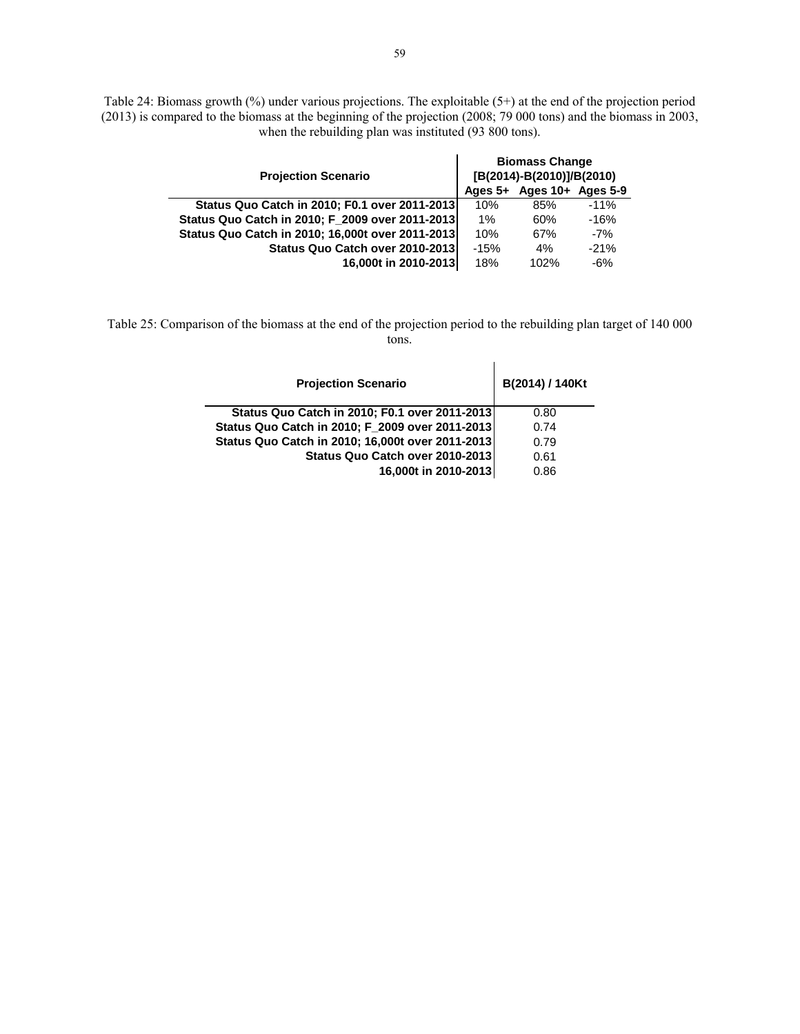Table 24: Biomass growth (%) under various projections. The exploitable (5+) at the end of the projection period (2013) is compared to the biomass at the beginning of the projection (2008; 79 000 tons) and the biomass in 2003, when the rebuilding plan was instituted (93 800 tons).

| Projection Scenario | Biomass Change [B(2014)-B(2010)]/B(2010) | | |
|---|---|---|---|
| | Ages 5+ | Ages 10+ | Ages 5-9 |
| **Status Quo Catch in 2010; F0.1 over 2011-2013** | 10% | 85% | -11% |
| **Status Quo Catch in 2010; F_2009 over 2011-2013** | 1% | 60% | -16% |
| **Status Quo Catch in 2010; 16,000t over 2011-2013** | 10% | 67% | -7% |
| **Status Quo Catch over 2010-2013** | -15% | 4% | -21% |
| **16,000t in 2010-2013** | 18% | 102% | -6% |

Table 25: Comparison of the biomass at the end of the projection period to the rebuilding plan target of 140 000 tons.

| Projection Scenario | B(2014) / 140Kt |
|---|---|
| **Status Quo Catch in 2010; F0.1 over 2011-2013** | 0.80 |
| **Status Quo Catch in 2010; F_2009 over 2011-2013** | 0.74 |
| **Status Quo Catch in 2010; 16,000t over 2011-2013** | 0.79 |
| **Status Quo Catch over 2010-2013** | 0.61 |
| **16,000t in 2010-2013** | 0.86 |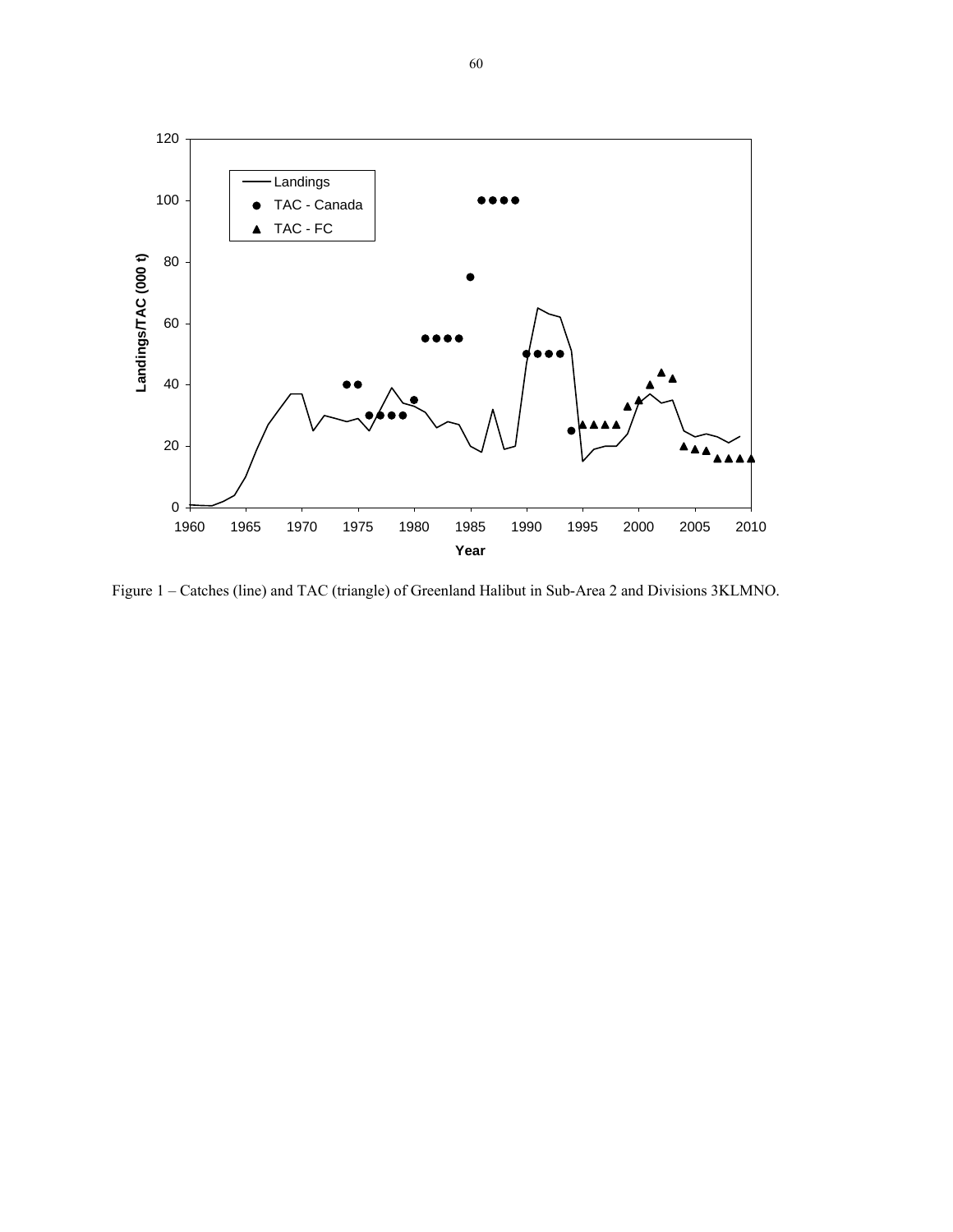Figure 1 – Catches (line) and TAC (triangle) of Greenland Halibut in Sub-Area 2 and Divisions 3KLMNO.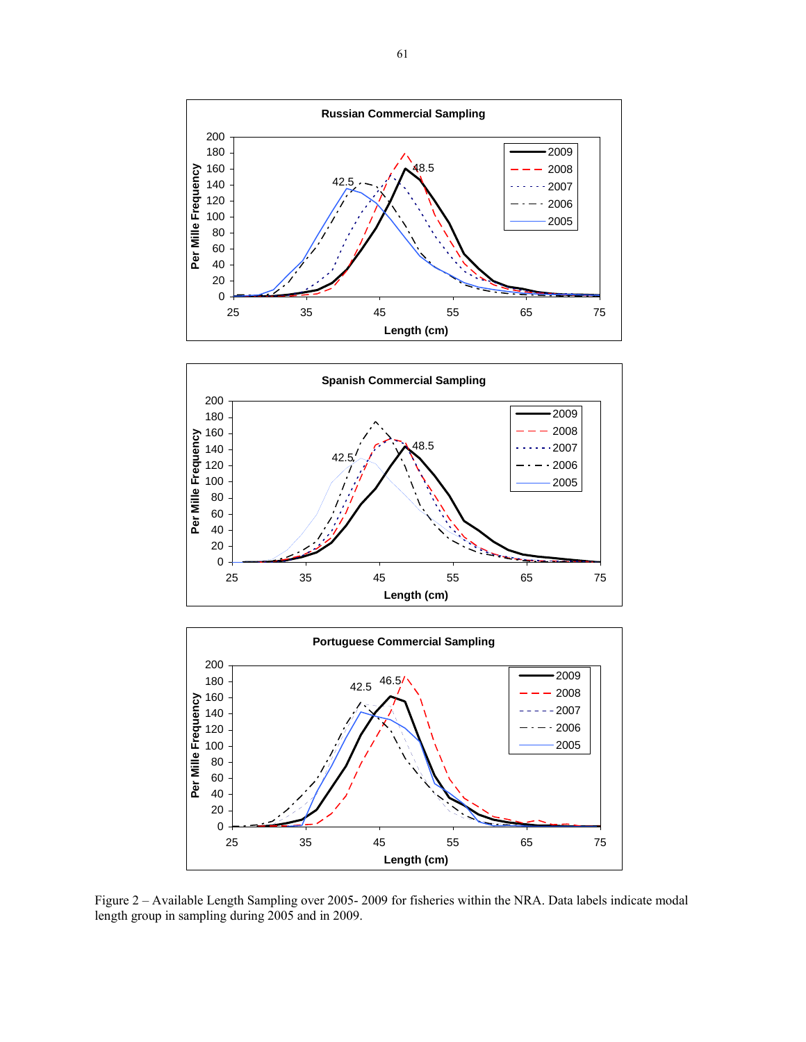Figure 2 – Available Length Sampling over 2005- 2009 for fisheries within the NRA. Data labels indicate modal length group in sampling during 2005 and in 2009.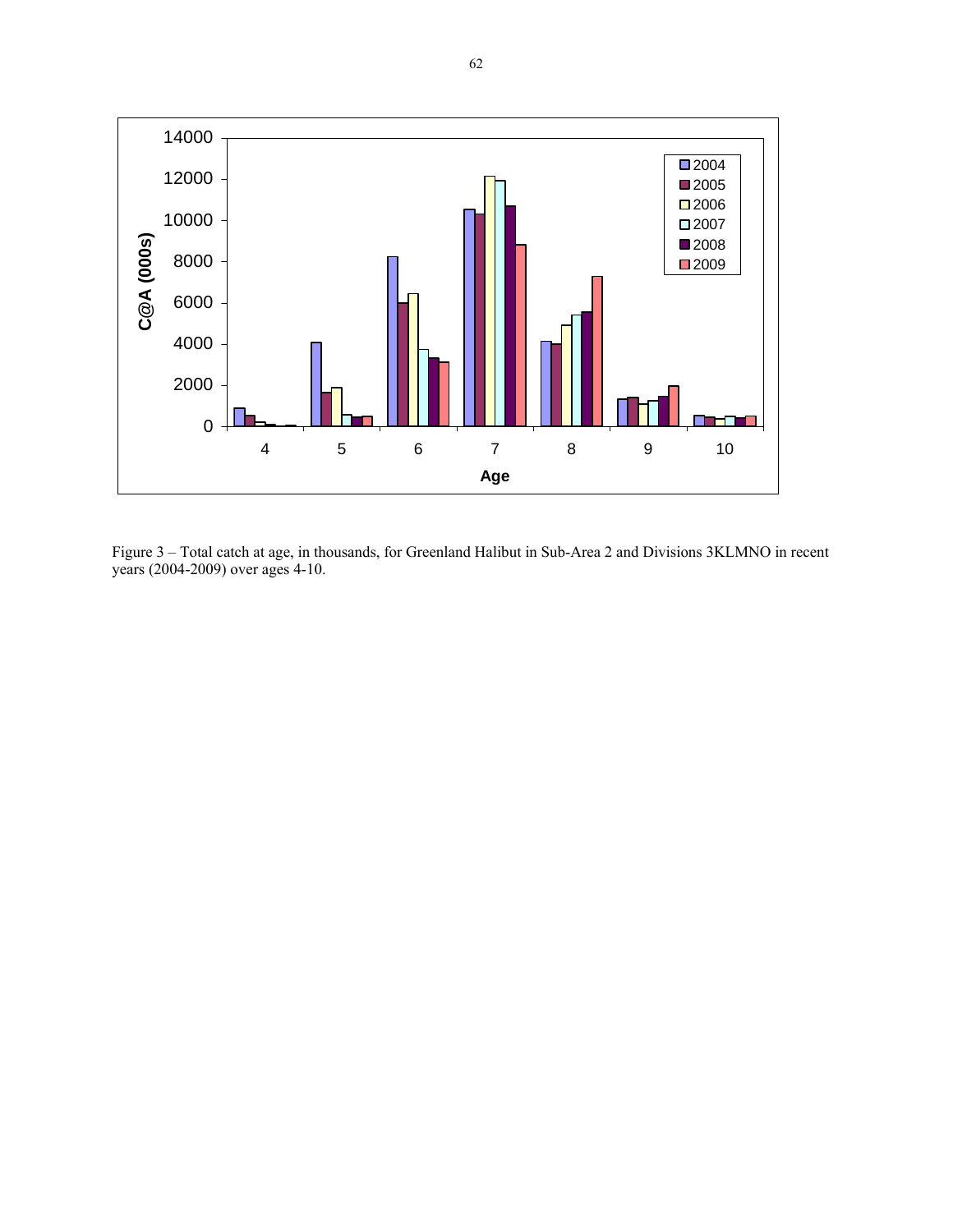Figure 3 – Total catch at age, in thousands, for Greenland Halibut in Sub-Area 2 and Divisions 3KLMNO in recent years (2004-2009) over ages 4-10.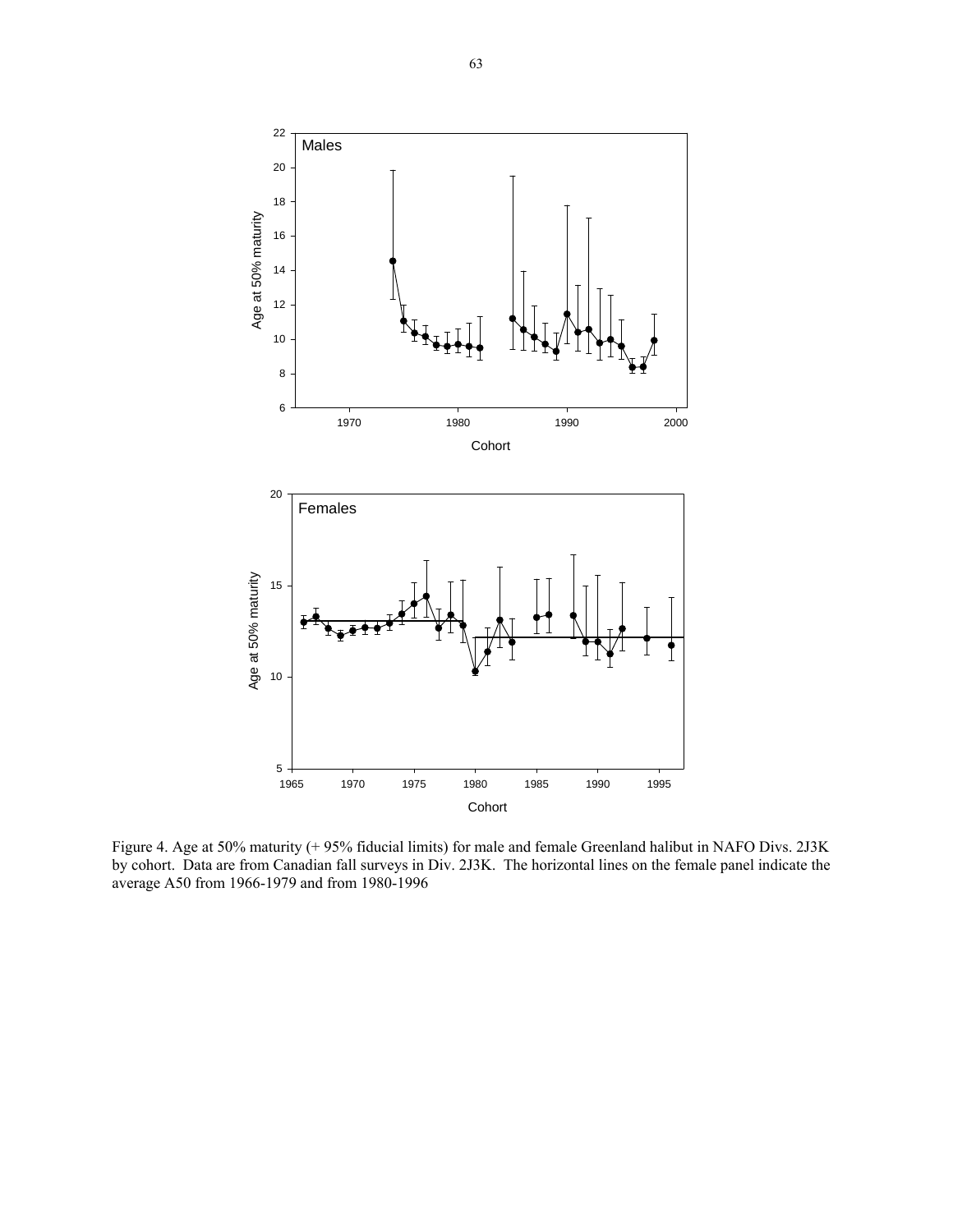Figure 4. Age at 50% maturity (+ 95% fiducial limits) for male and female Greenland halibut in NAFO Divs. 2J3K by cohort. Data are from Canadian fall surveys in Div. 2J3K. The horizontal lines on the female panel indicate the average A50 from 1966-1979 and from 1980-1996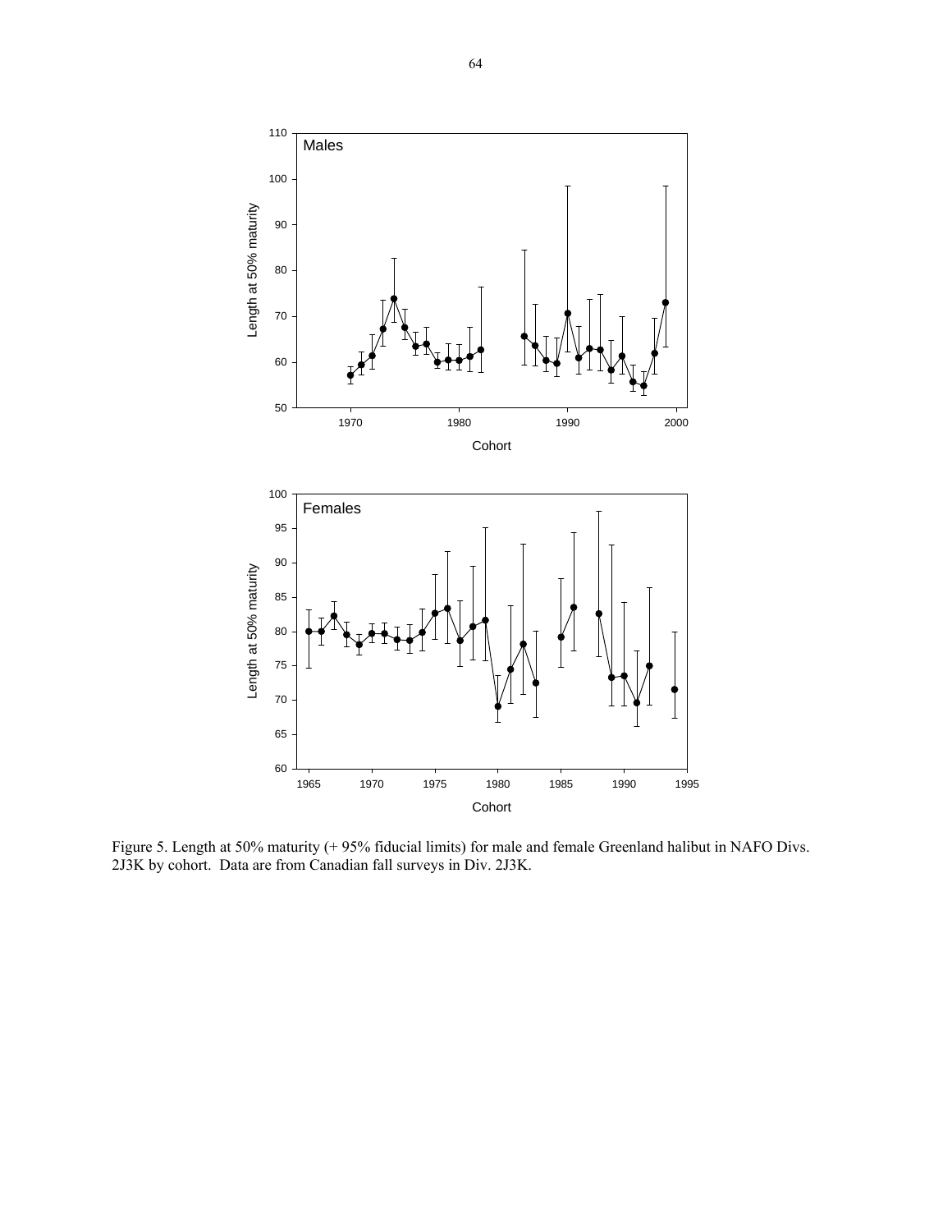Figure 5. Length at 50% maturity (+ 95% fiducial limits) for male and female Greenland halibut in NAFO Divs. 2J3K by cohort. Data are from Canadian fall surveys in Div. 2J3K.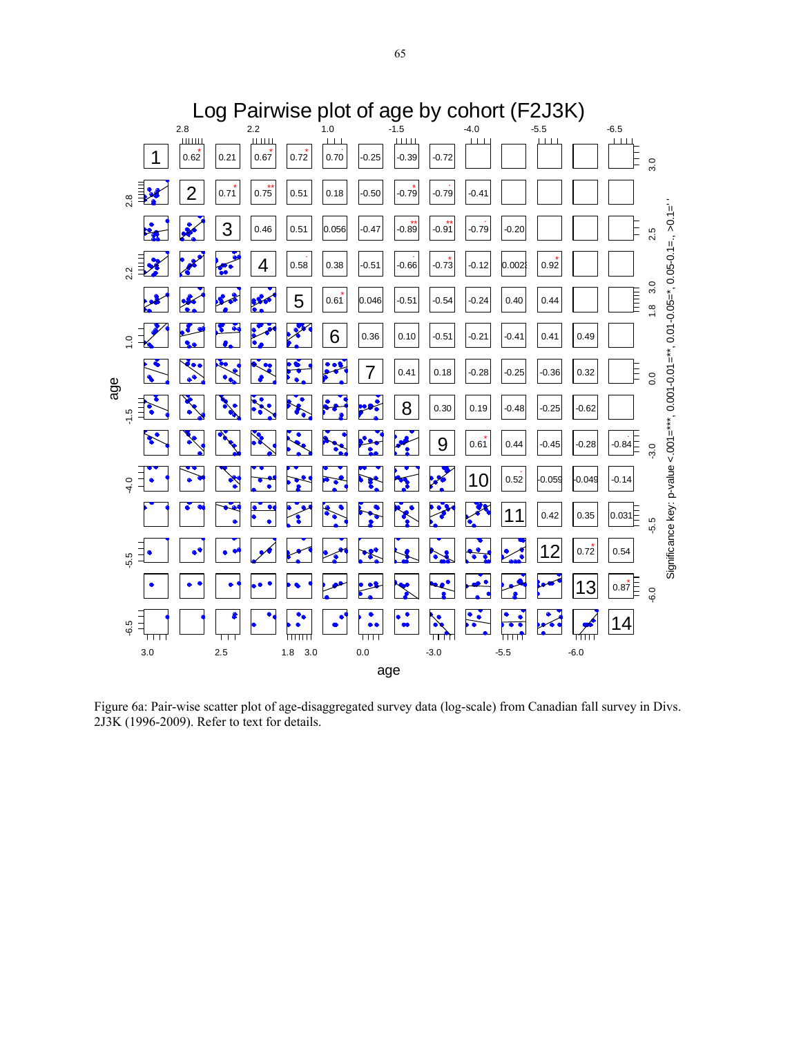Figure 6a: Pair-wise scatter plot of age-disaggregated survey data (log-scale) from Canadian fall survey in Divs. 2J3K (1996-2009). Refer to text for details.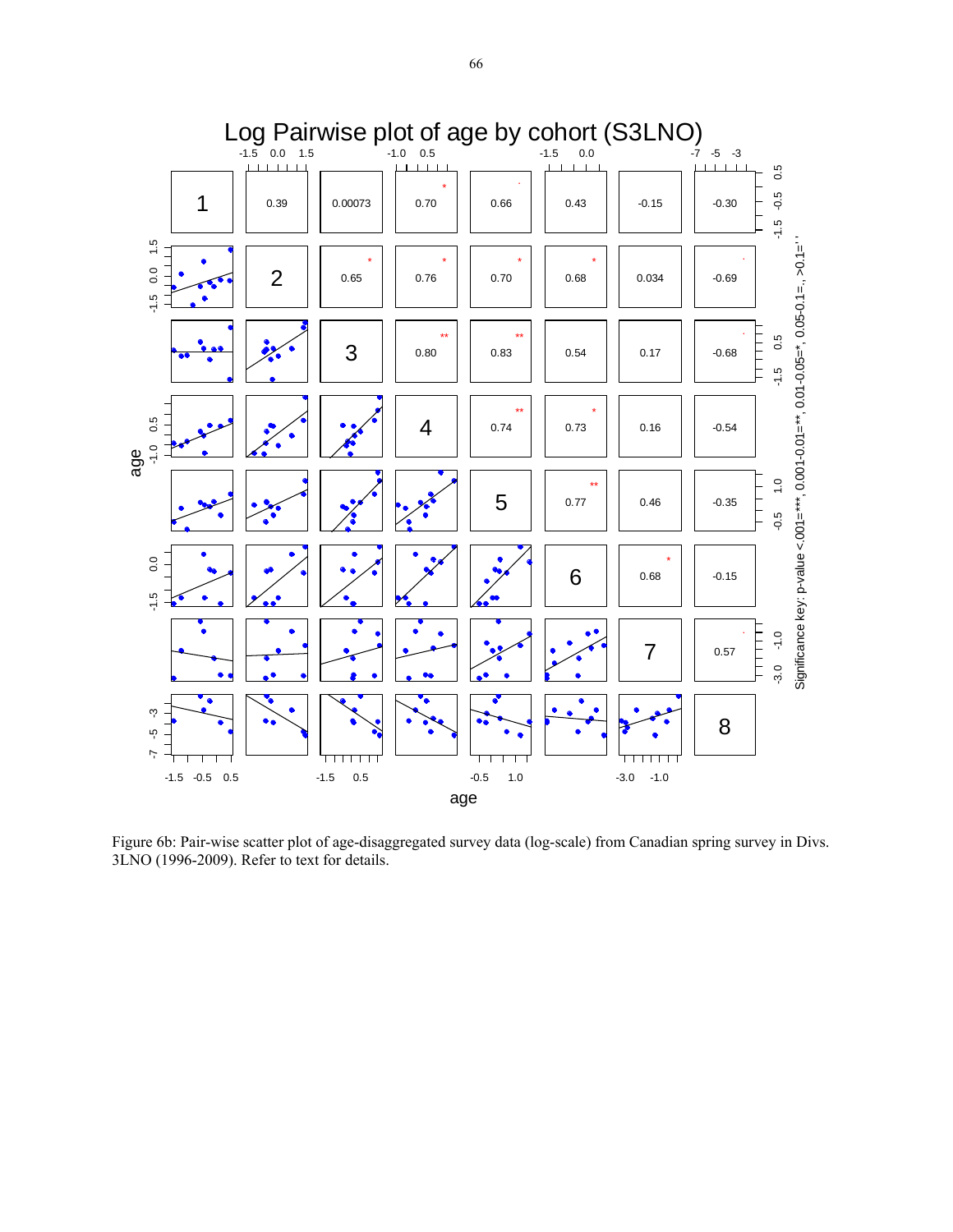Figure 6b: Pair-wise scatter plot of age-disaggregated survey data (log-scale) from Canadian spring survey in Divs. 3LNO (1996-2009). Refer to text for details.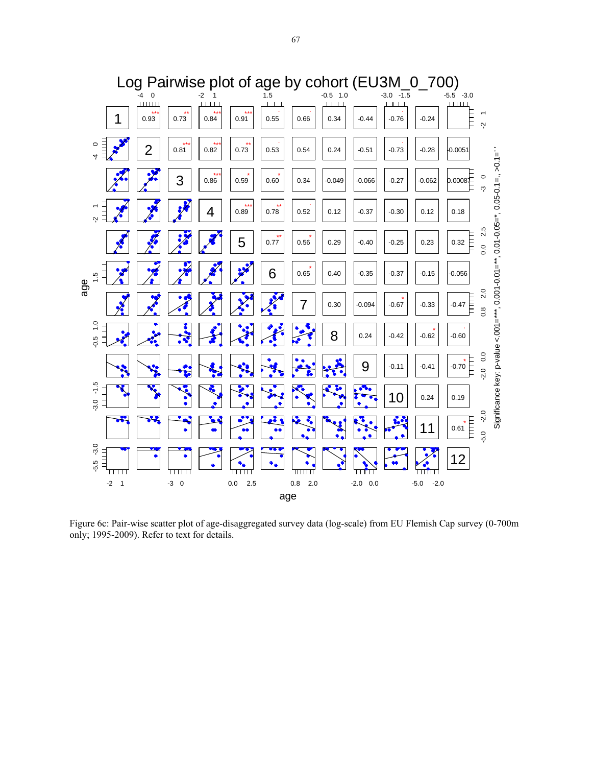Figure 6c: Pair-wise scatter plot of age-disaggregated survey data (log-scale) from EU Flemish Cap survey (0-700m only; 1995-2009). Refer to text for details.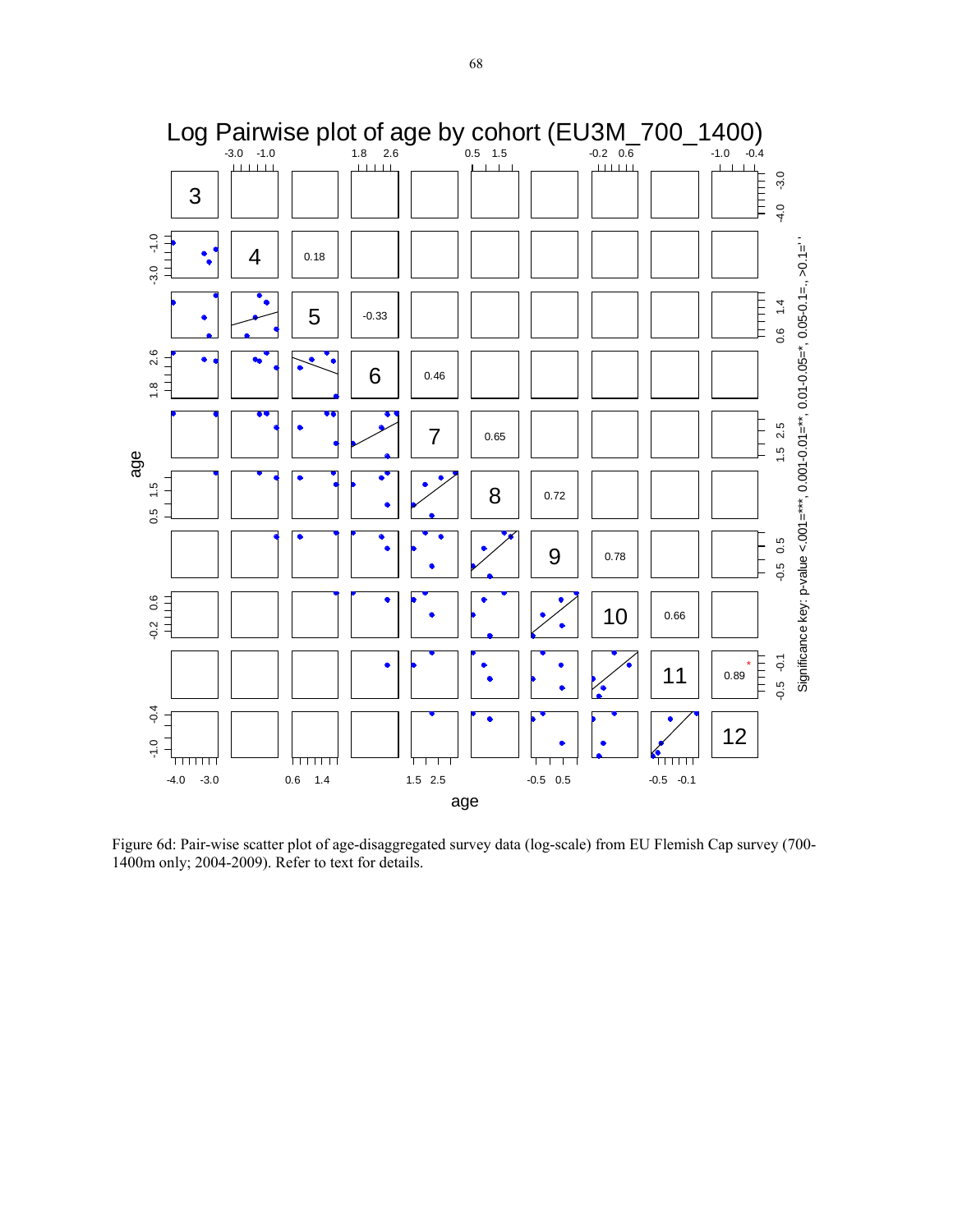Figure 6d: Pair-wise scatter plot of age-disaggregated survey data (log-scale) from EU Flemish Cap survey (700-1400m only; 2004-2009). Refer to text for details.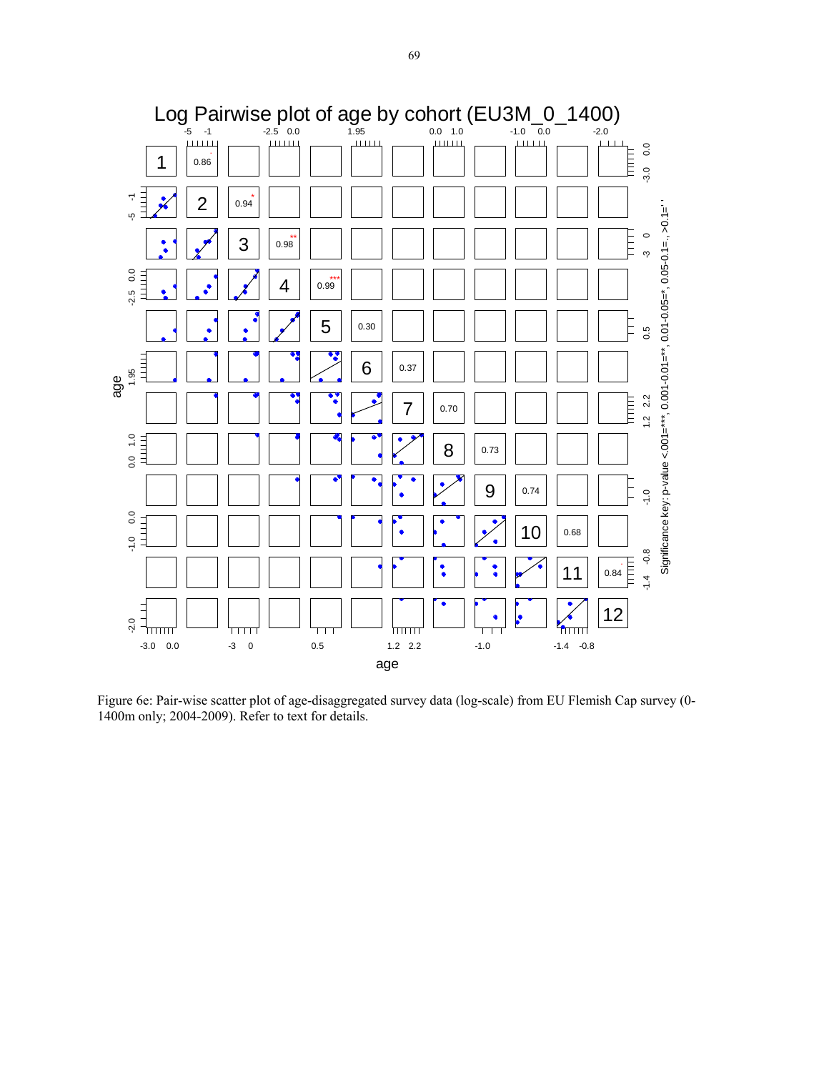Figure 6e: Pair-wise scatter plot of age-disaggregated survey data (log-scale) from EU Flemish Cap survey (0-1400m only; 2004-2009). Refer to text for details.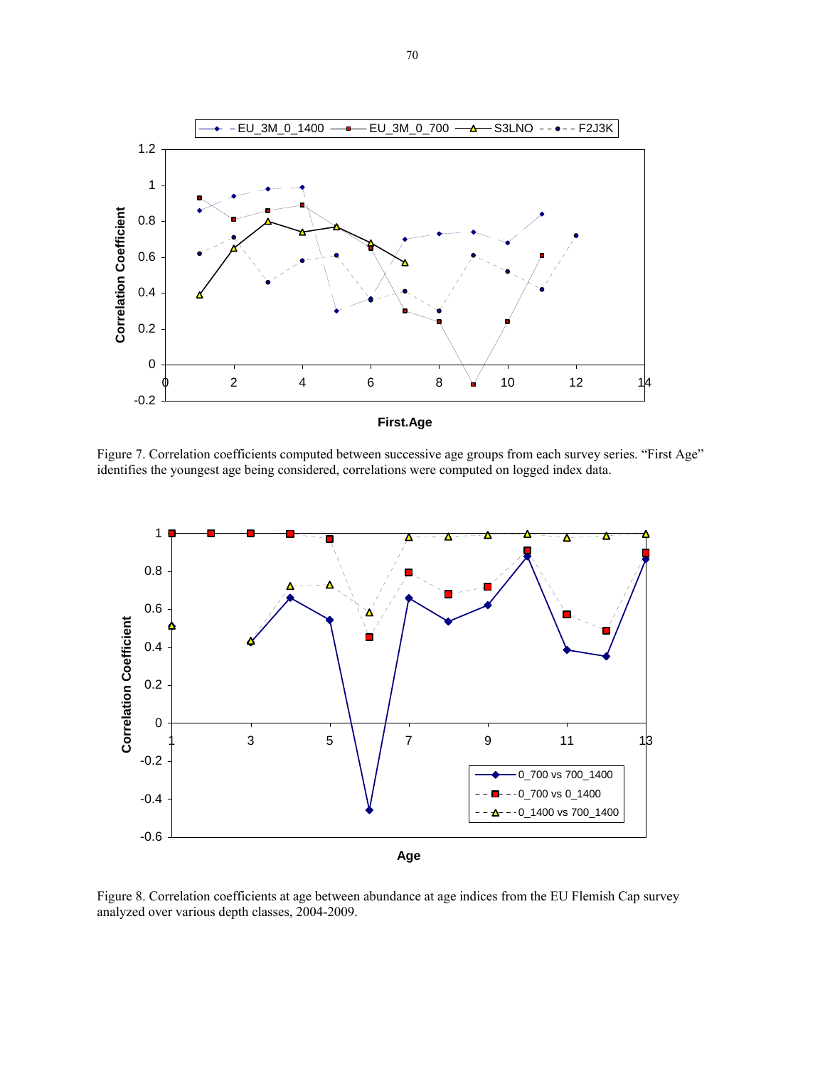Figure 7. Correlation coefficients computed between successive age groups from each survey series. "First Age" identifies the youngest age being considered, correlations were computed on logged index data.

Figure 8. Correlation coefficients at age between abundance at age indices from the EU Flemish Cap survey analyzed over various depth classes, 2004-2009.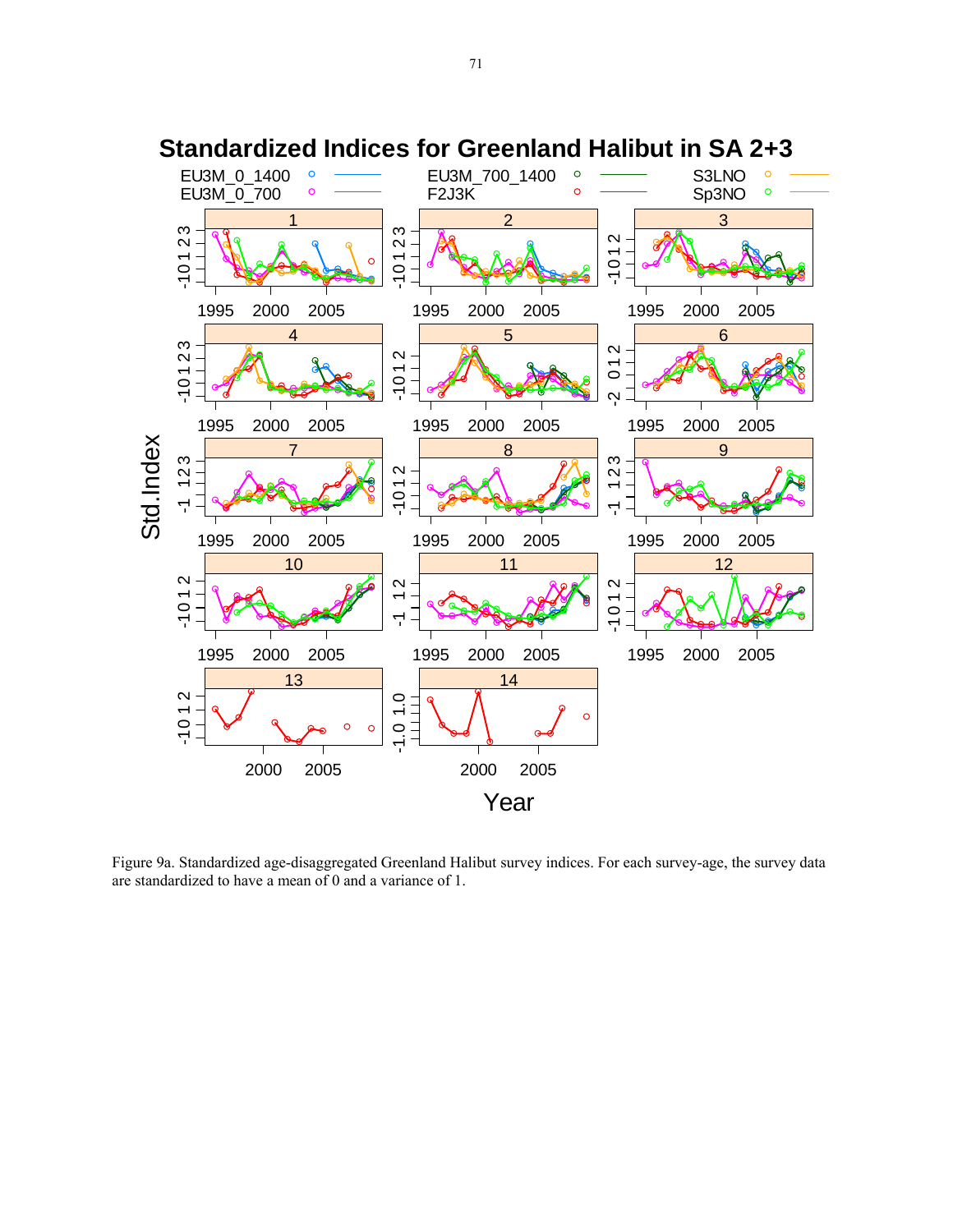Figure 9a. Standardized age-disaggregated Greenland Halibut survey indices. For each survey-age, the survey data are standardized to have a mean of 0 and a variance of 1.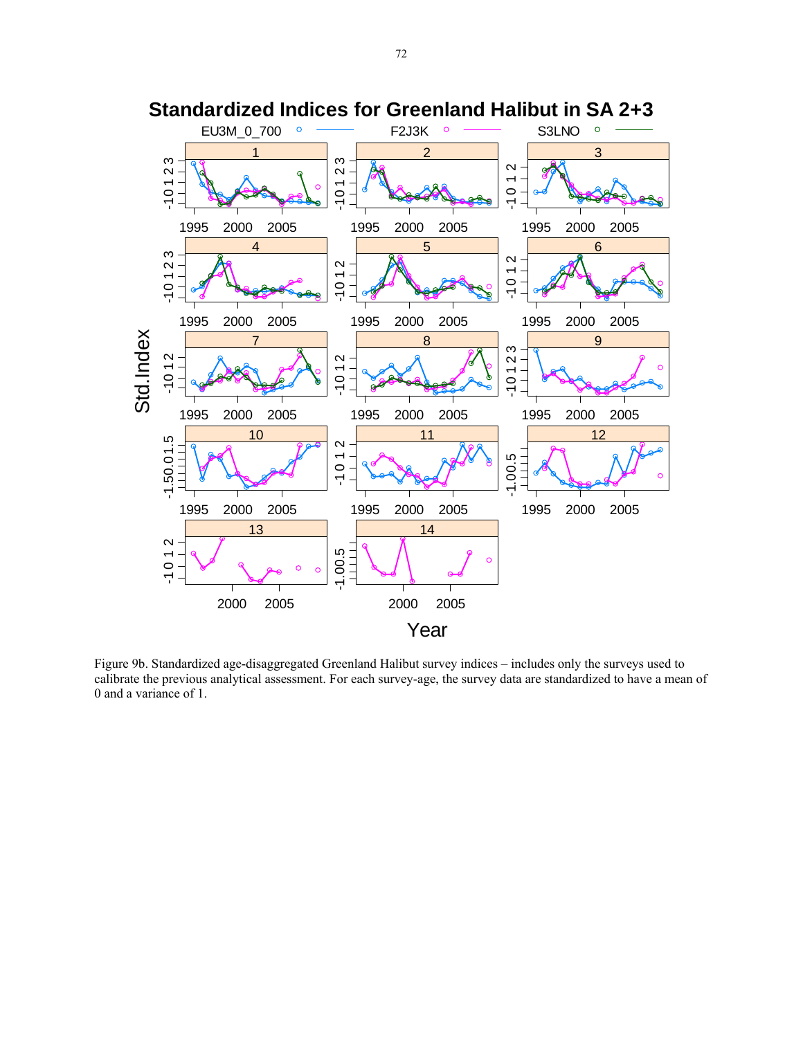Figure 9b. Standardized age-disaggregated Greenland Halibut survey indices – includes only the surveys used to calibrate the previous analytical assessment. For each survey-age, the survey data are standardized to have a mean of 0 and a variance of 1.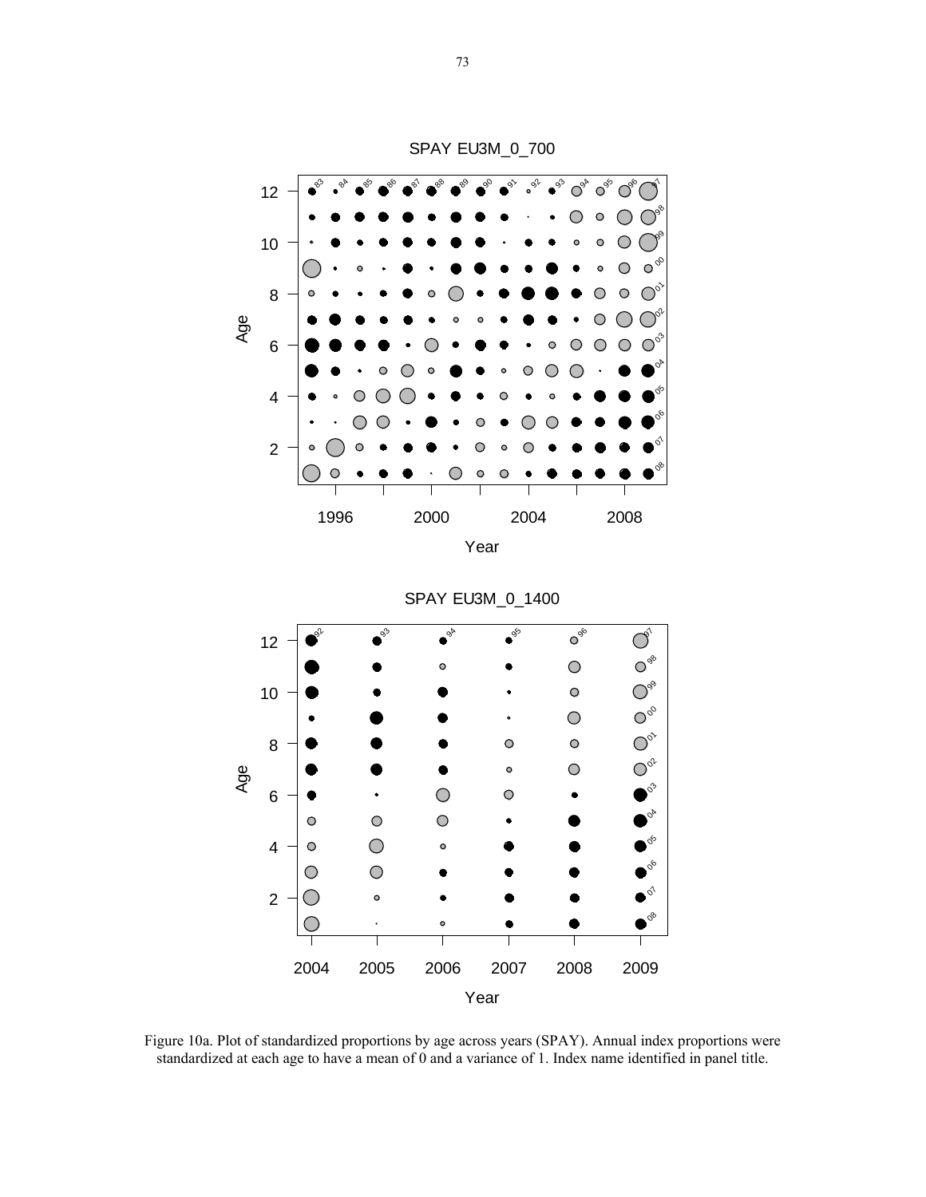Figure 10a. Plot of standardized proportions by age across years (SPAY). Annual index proportions were standardized at each age to have a mean of 0 and a variance of 1. Index name identified in panel title.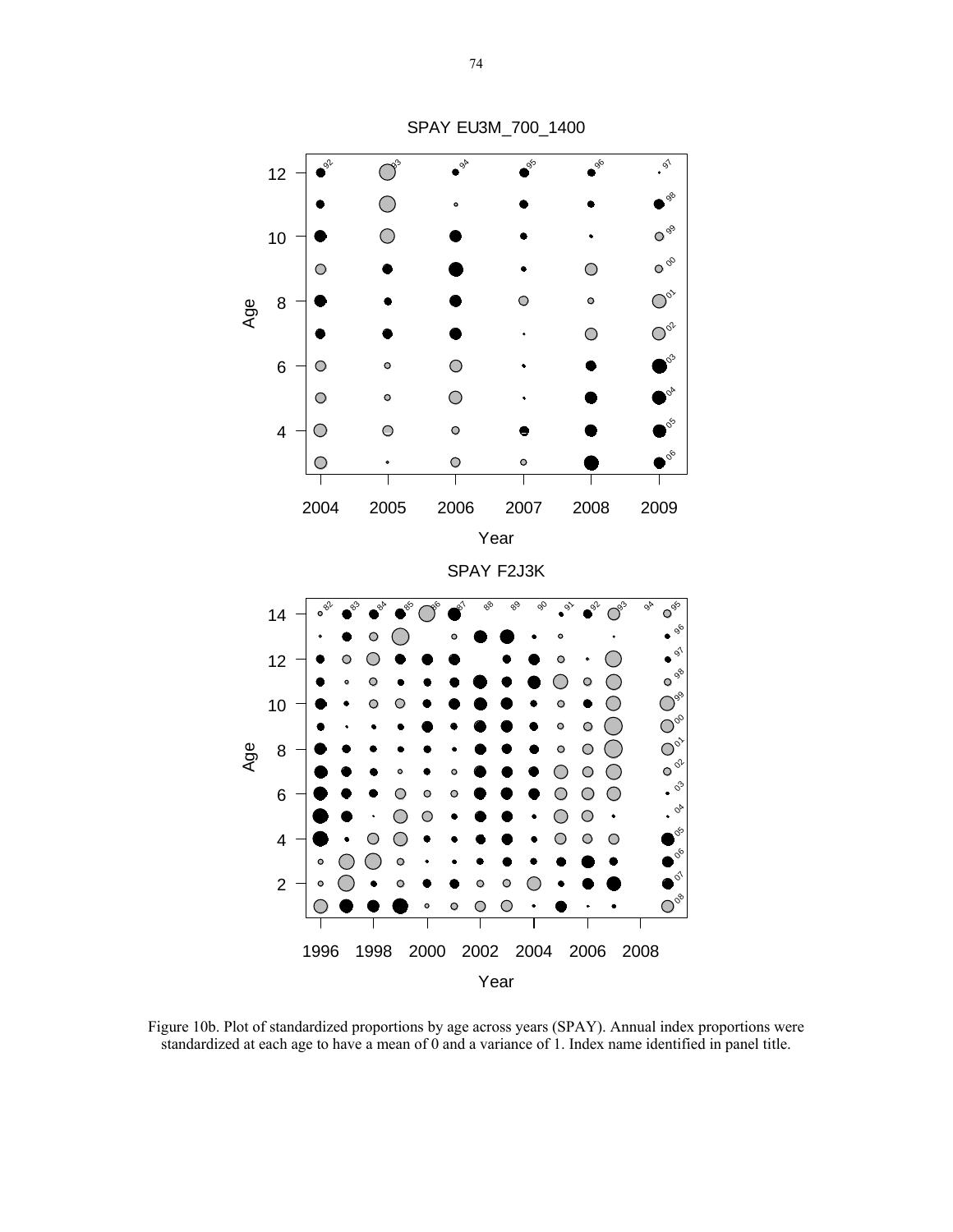Figure 10b. Plot of standardized proportions by age across years (SPAY). Annual index proportions were standardized at each age to have a mean of 0 and a variance of 1. Index name identified in panel title.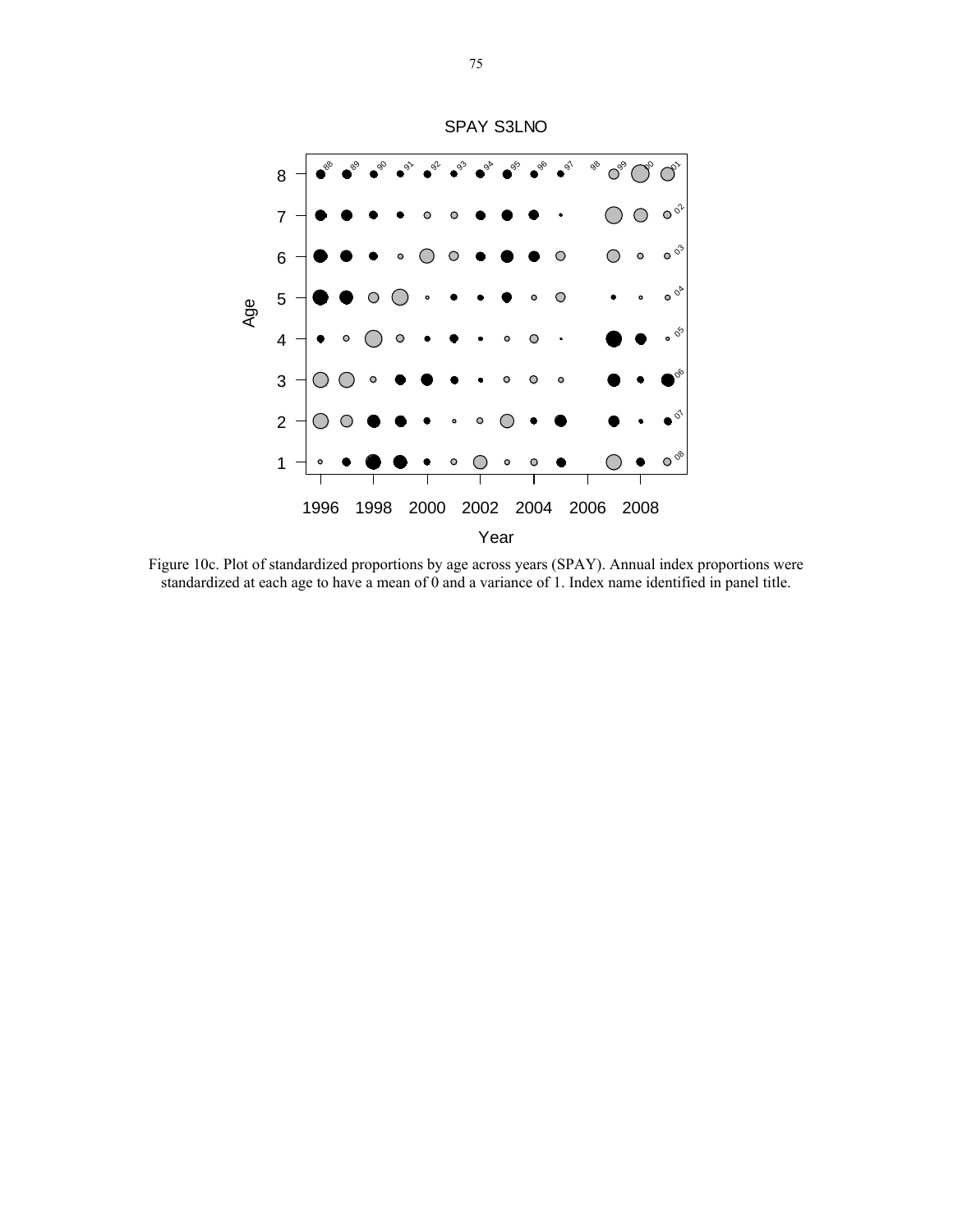Figure 10c. Plot of standardized proportions by age across years (SPAY). Annual index proportions were standardized at each age to have a mean of 0 and a variance of 1. Index name identified in panel title.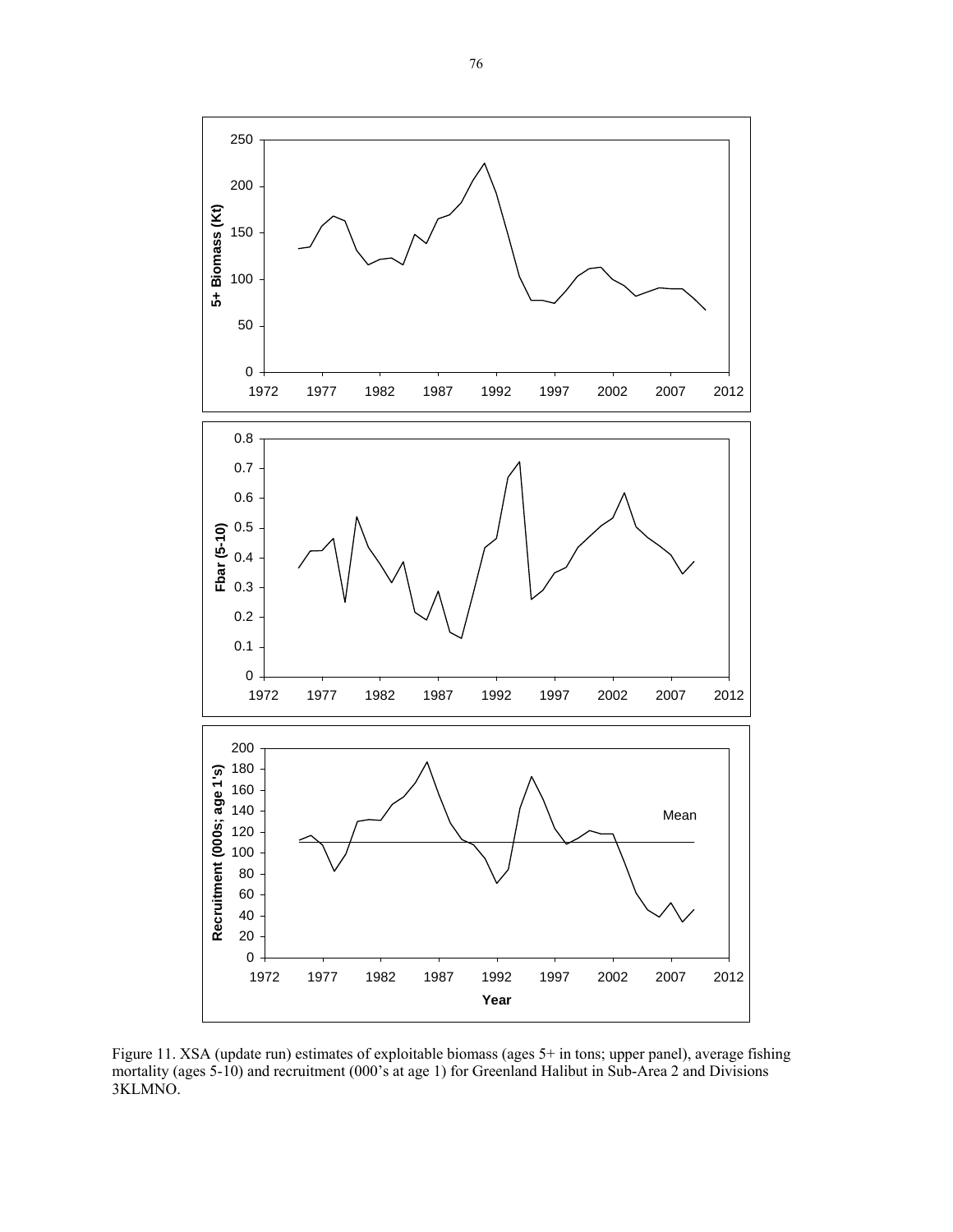Figure 11. XSA (update run) estimates of exploitable biomass (ages 5+ in tons; upper panel), average fishing mortality (ages 5-10) and recruitment (000's at age 1) for Greenland Halibut in Sub-Area 2 and Divisions 3KLMNO.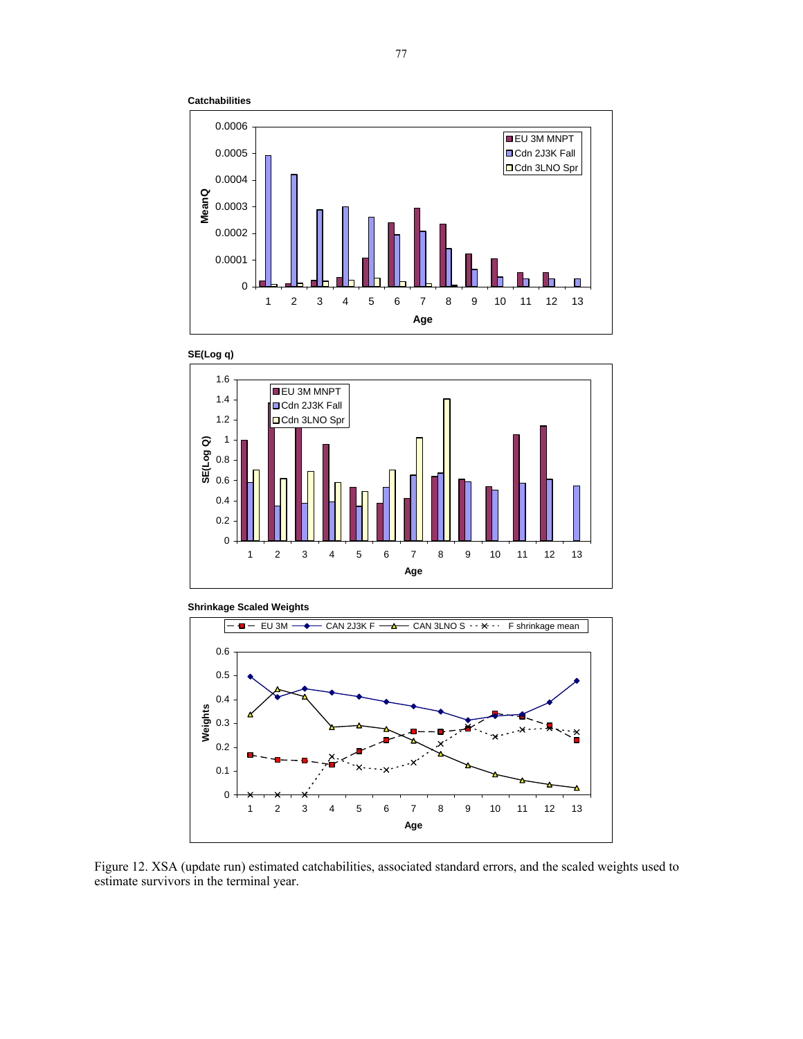Figure 12. XSA (update run) estimated catchabilities, associated standard errors, and the scaled weights used to estimate survivors in the terminal year.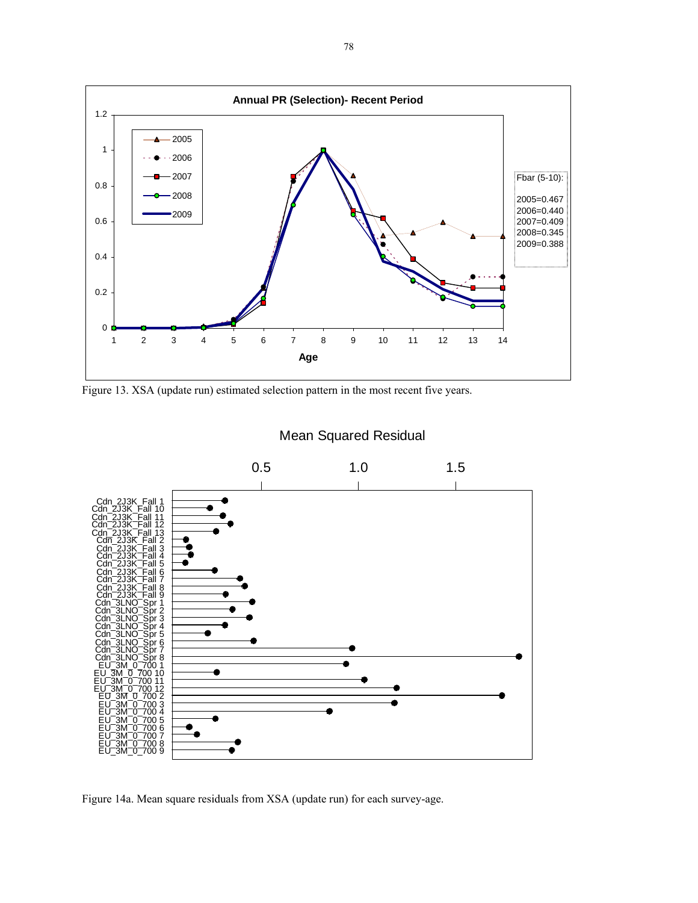Figure 13. XSA (update run) estimated selection pattern in the most recent five years.

Figure 14a. Mean square residuals from XSA (update run) for each survey-age.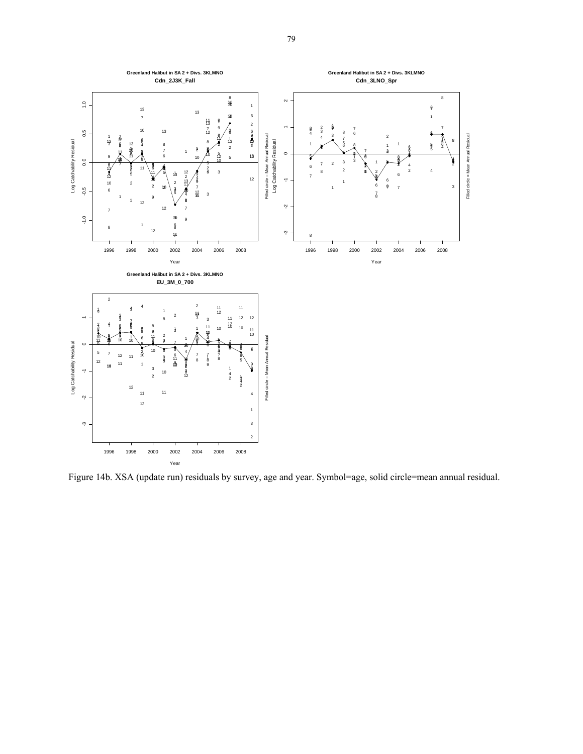Figure 14b. XSA (update run) residuals by survey, age and year. Symbol=age, solid circle=mean annual residual.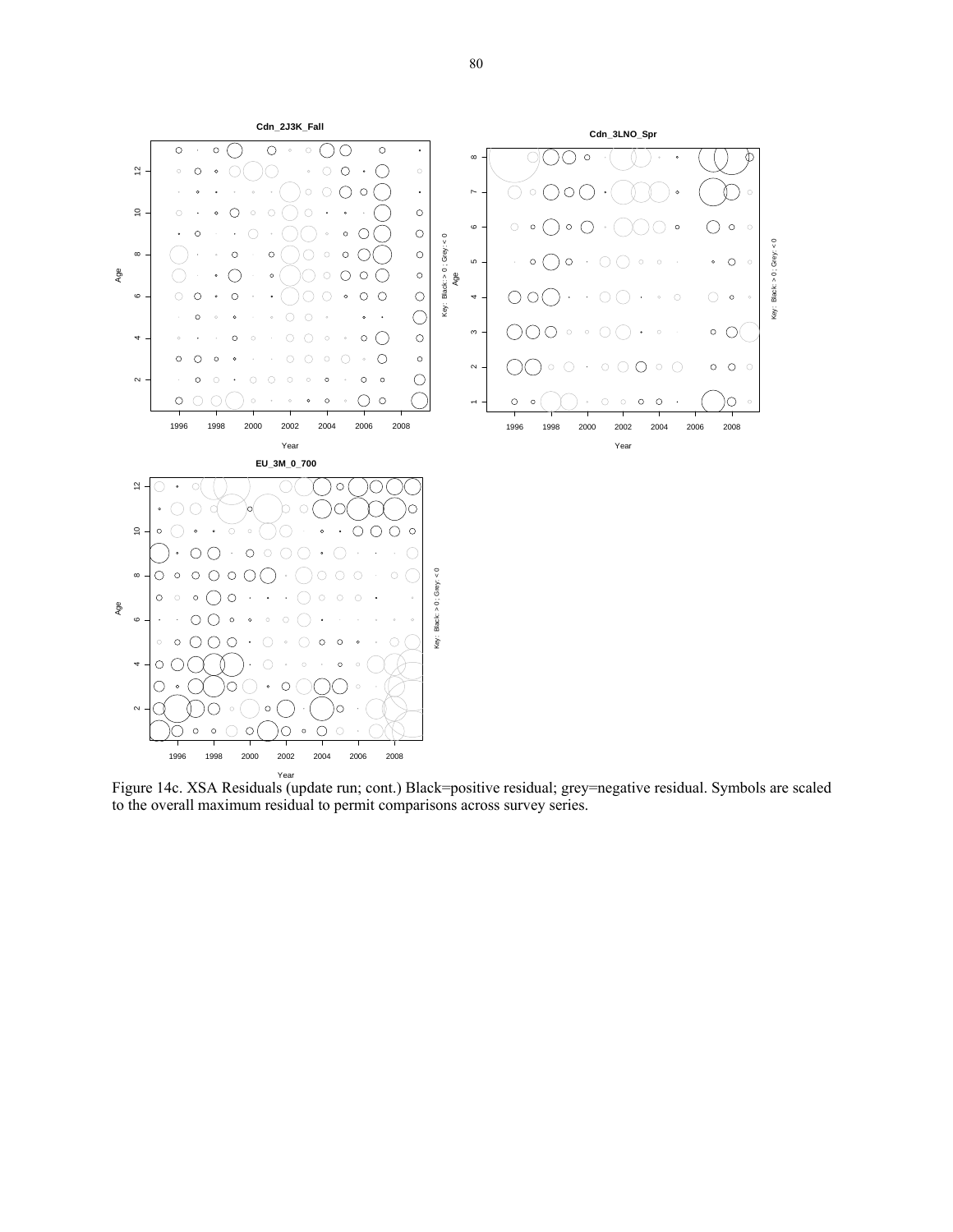Figure 14c. XSA Residuals (update run; cont.) Black=positive residual; grey=negative residual. Symbols are scaled to the overall maximum residual to permit comparisons across survey series.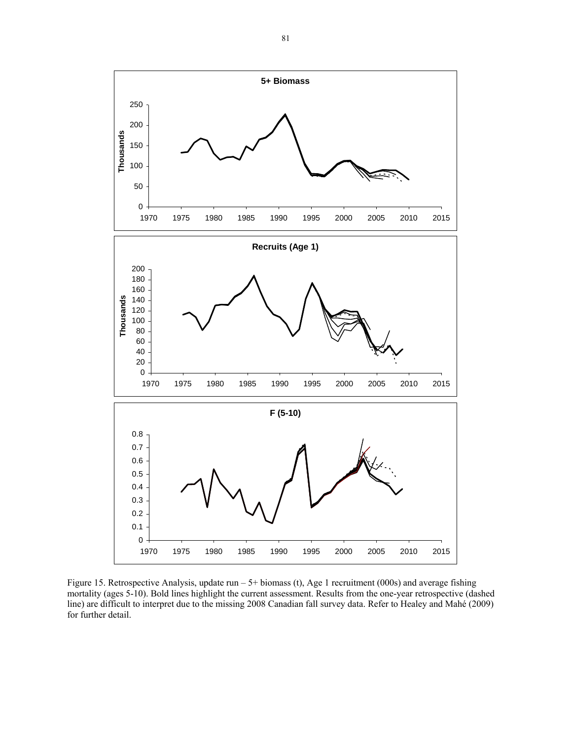Figure 15. Retrospective Analysis, update run – 5+ biomass (t), Age 1 recruitment (000s) and average fishing mortality (ages 5-10). Bold lines highlight the current assessment. Results from the one-year retrospective (dashed line) are difficult to interpret due to the missing 2008 Canadian fall survey data. Refer to Healey and Mahé (2009) for further detail.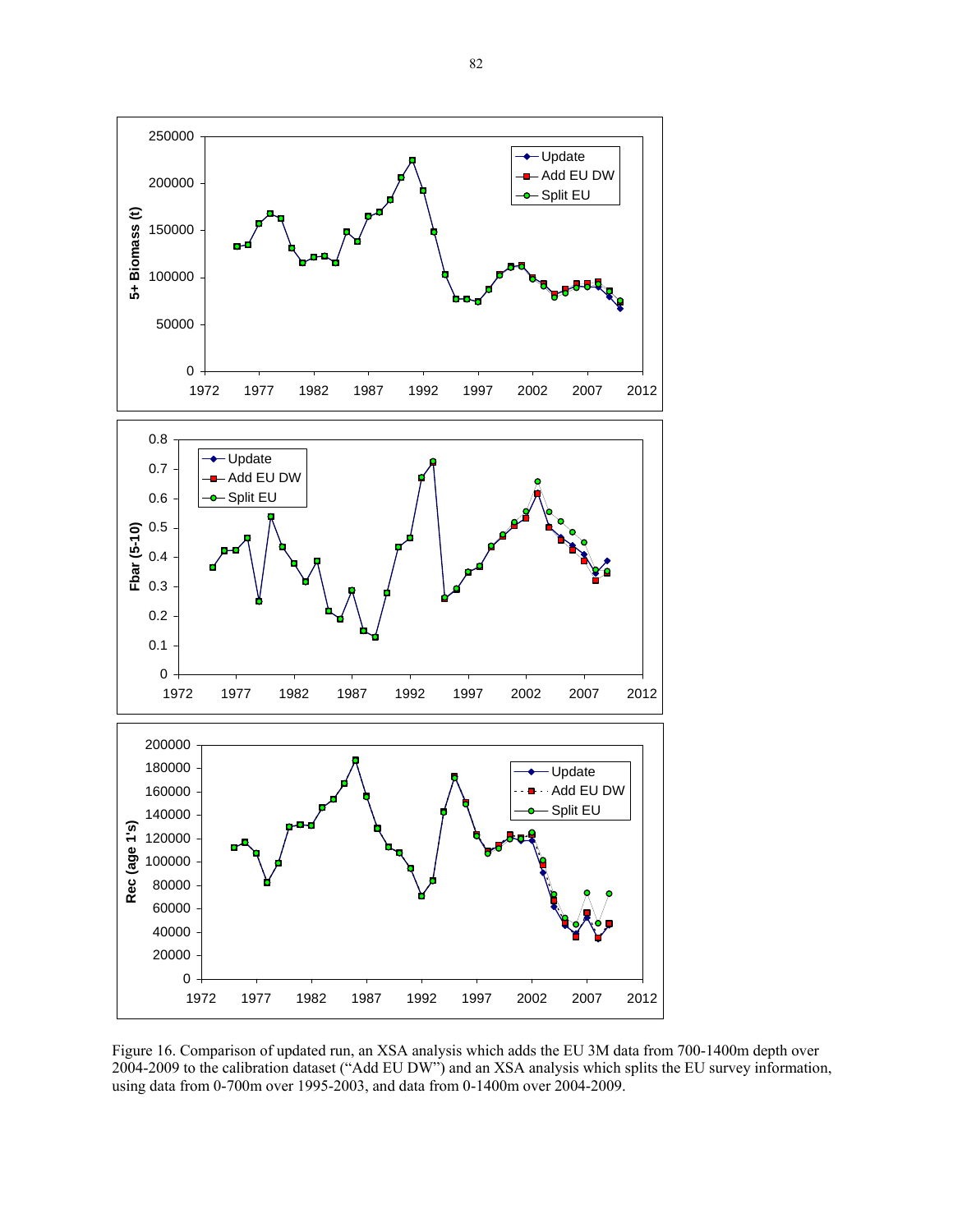Figure 16. Comparison of updated run, an XSA analysis which adds the EU 3M data from 700-1400m depth over 2004-2009 to the calibration dataset ("Add EU DW") and an XSA analysis which splits the EU survey information, using data from 0-700m over 1995-2003, and data from 0-1400m over 2004-2009.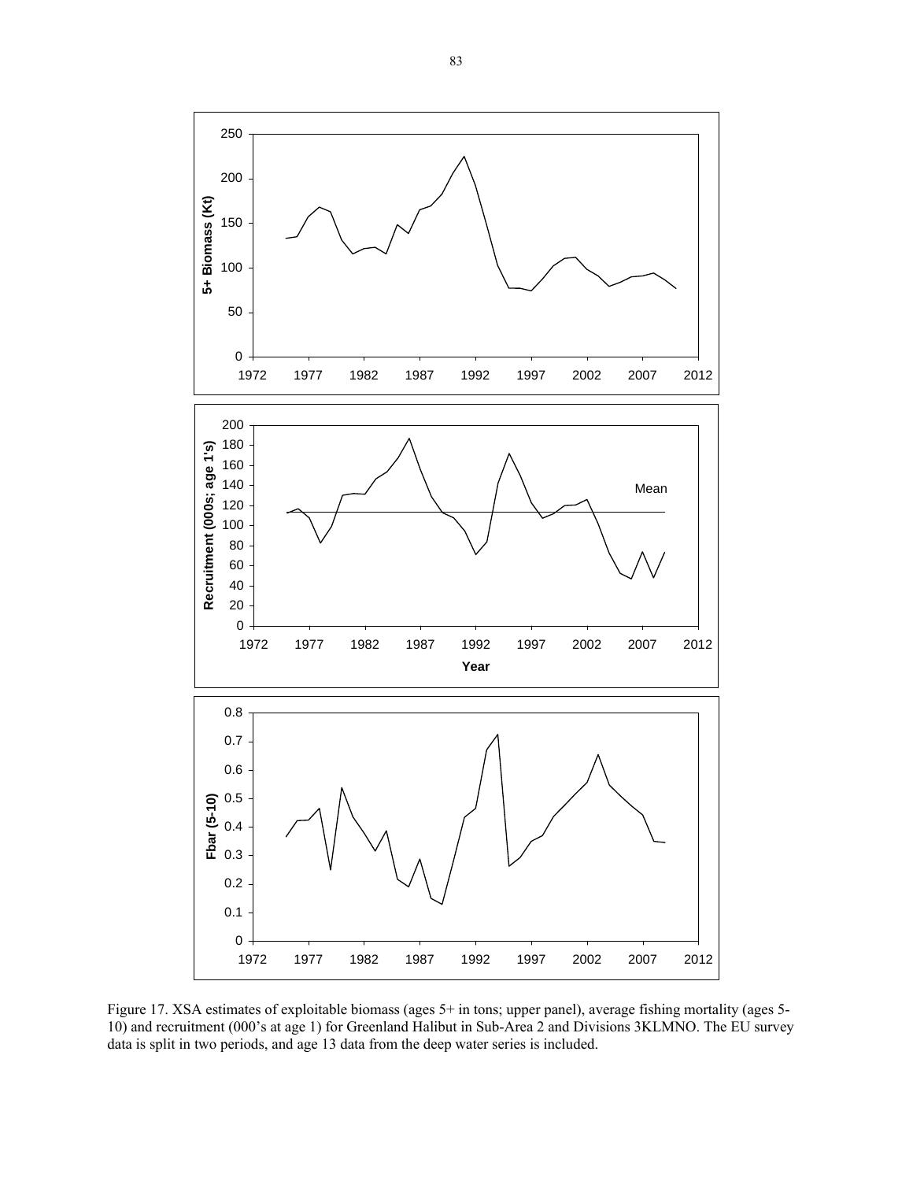Figure 17. XSA estimates of exploitable biomass (ages 5+ in tons; upper panel), average fishing mortality (ages 5-10) and recruitment (000's at age 1) for Greenland Halibut in Sub-Area 2 and Divisions 3KLMNO. The EU survey data is split in two periods, and age 13 data from the deep water series is included.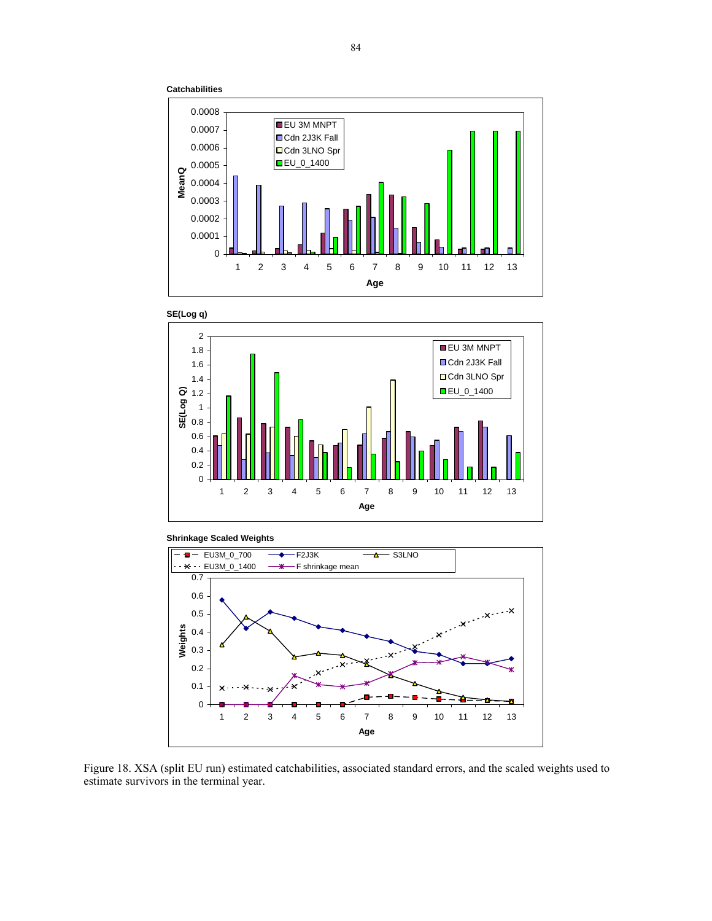**Catchabilities**

**SE(Log q)**

**Shrinkage Scaled Weights**

Figure 18. XSA (split EU run) estimated catchabilities, associated standard errors, and the scaled weights used to estimate survivors in the terminal year.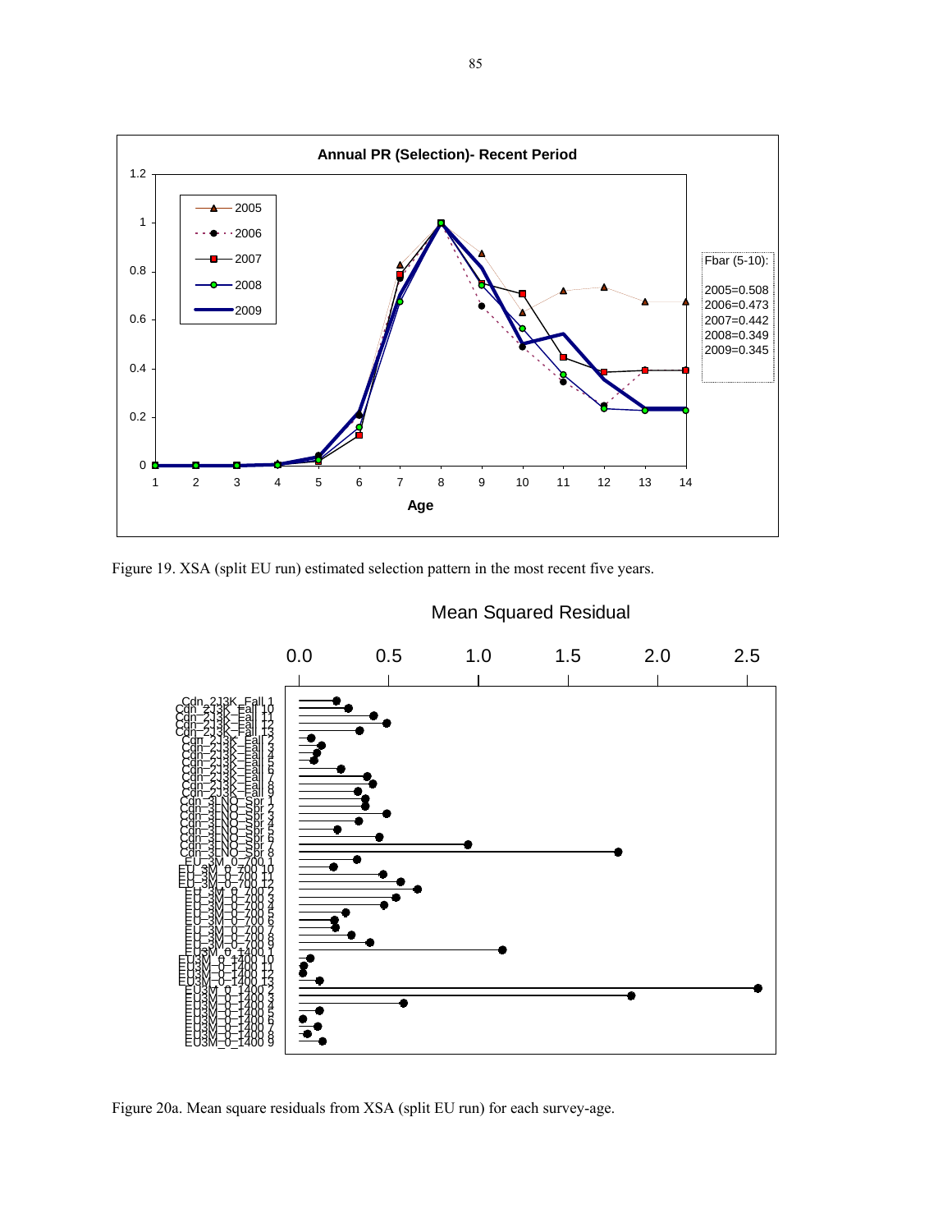Figure 19. XSA (split EU run) estimated selection pattern in the most recent five years.

Figure 20a. Mean square residuals from XSA (split EU run) for each survey-age.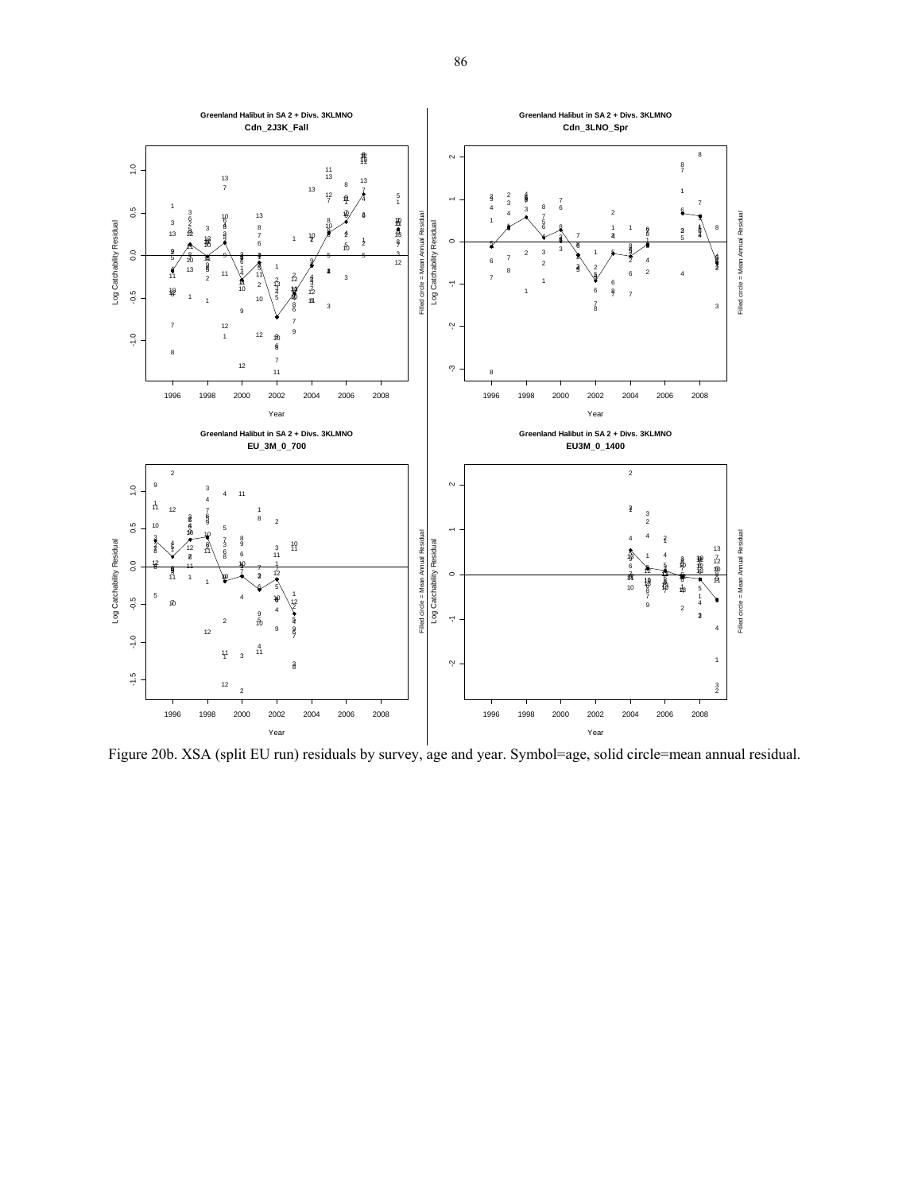Figure 20b. XSA (split EU run) residuals by survey, age and year. Symbol=age, solid circle=mean annual residual.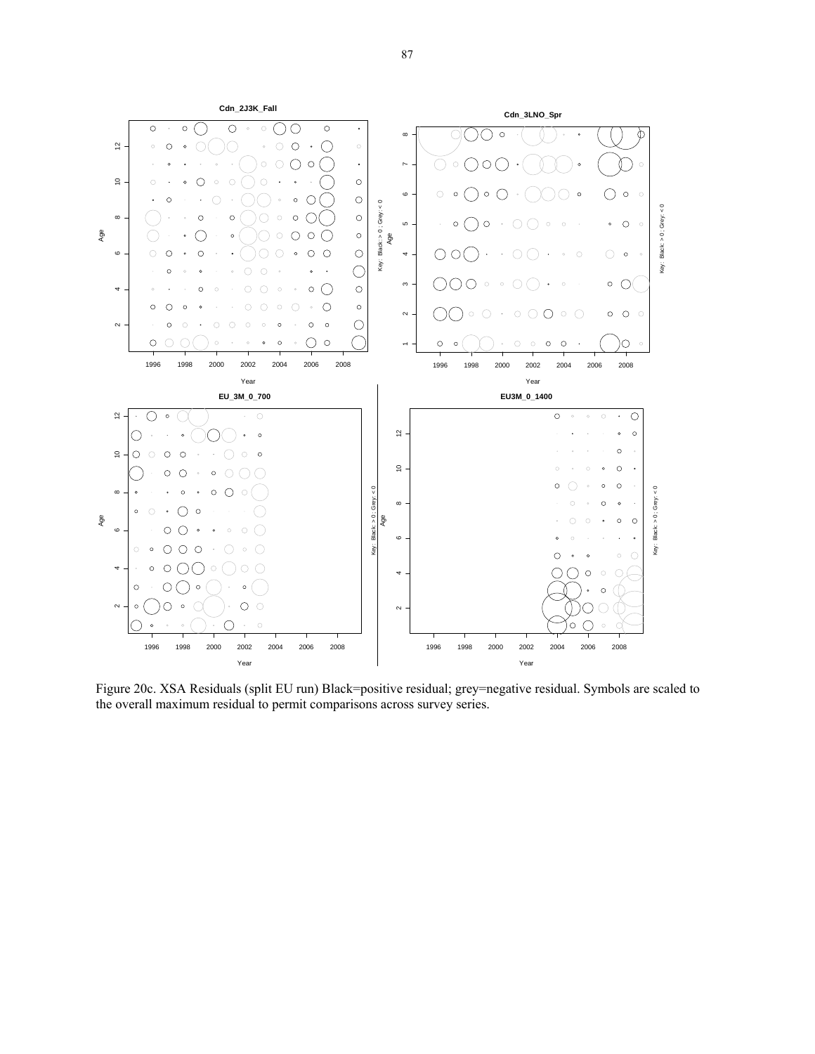Figure 20c. XSA Residuals (split EU run) Black=positive residual; grey=negative residual. Symbols are scaled to the overall maximum residual to permit comparisons across survey series.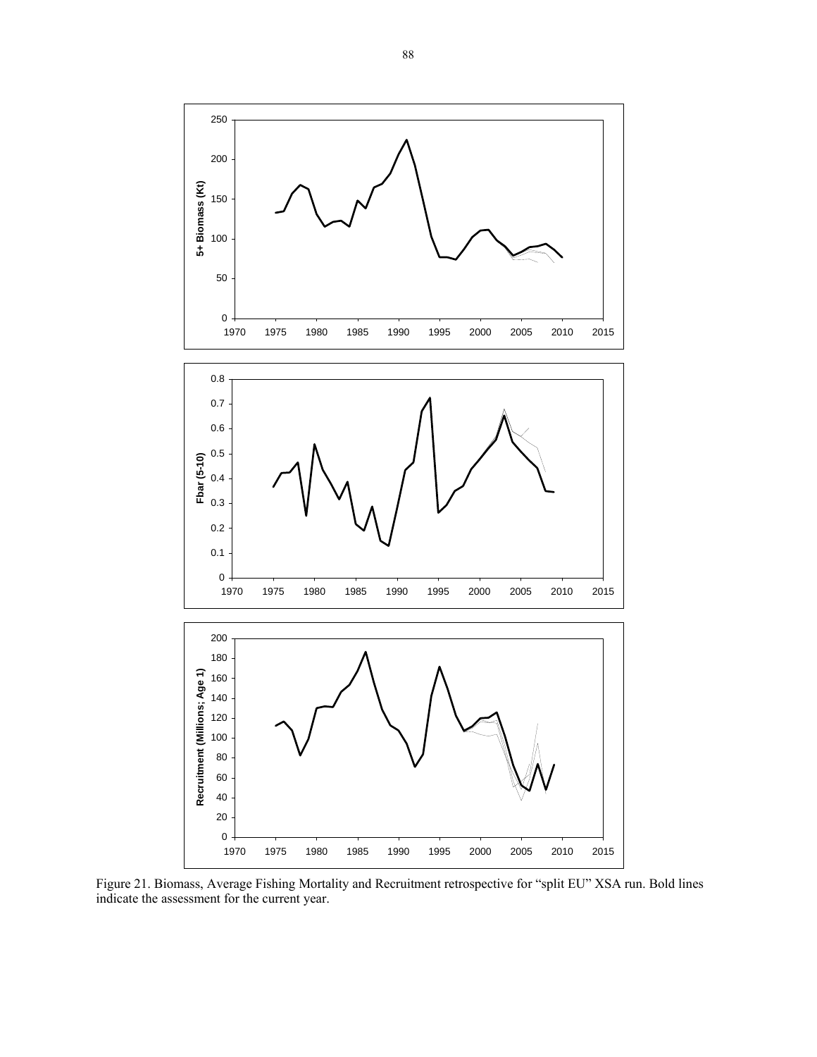Figure 21. Biomass, Average Fishing Mortality and Recruitment retrospective for "split EU" XSA run. Bold lines indicate the assessment for the current year.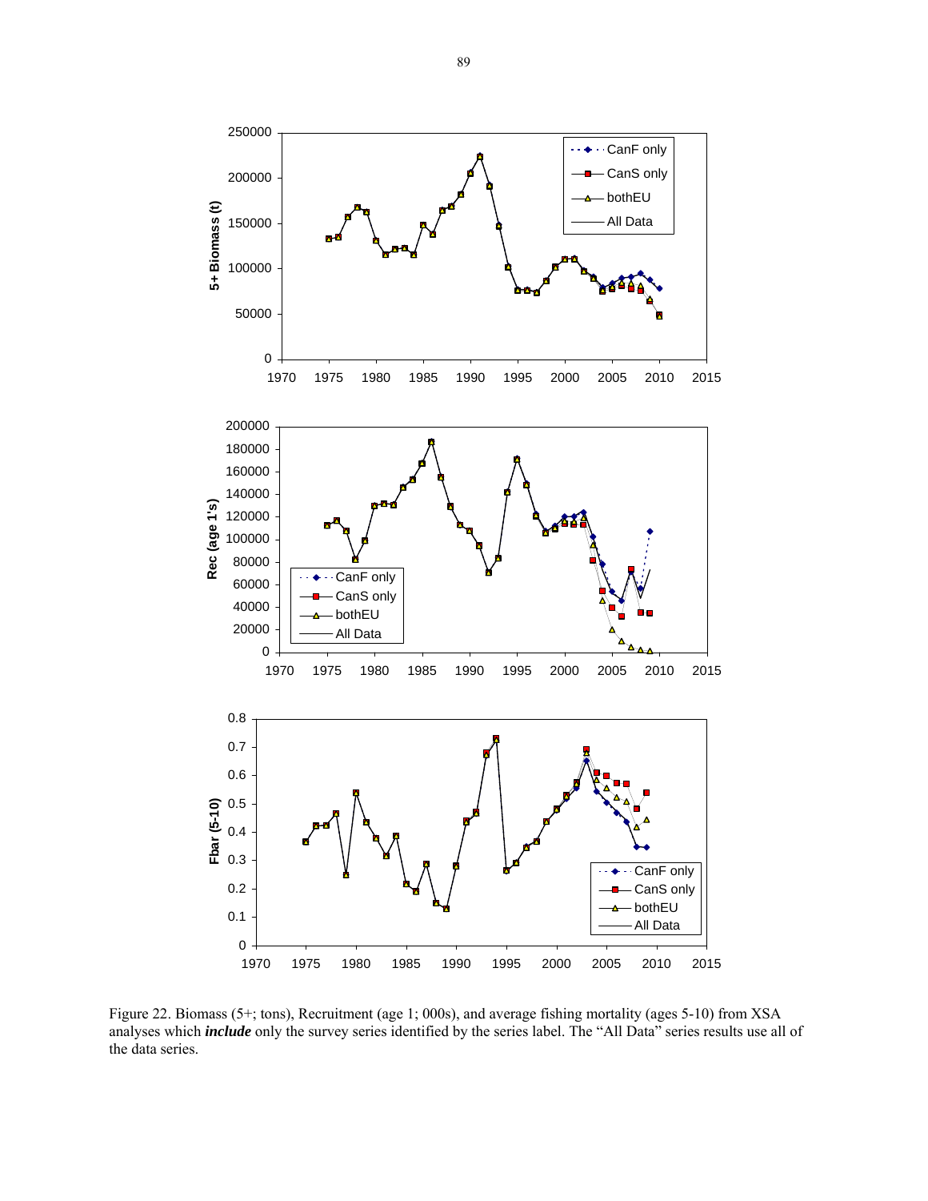Figure 22. Biomass (5+; tons), Recruitment (age 1; 000s), and average fishing mortality (ages 5-10) from XSA analyses which ***include*** only the survey series identified by the series label. The "All Data" series results use all of the data series.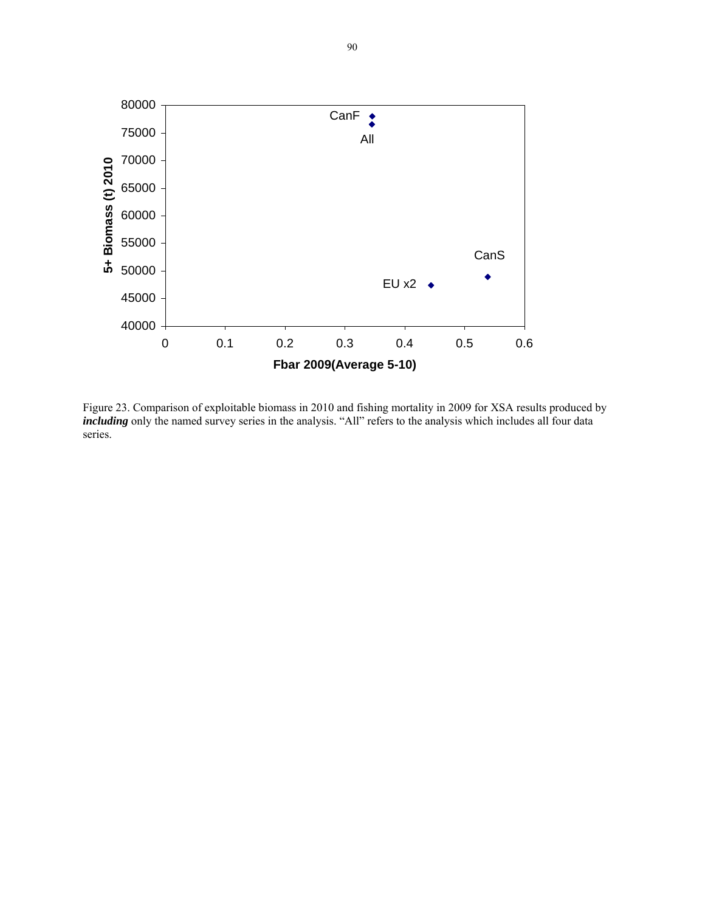Figure 23. Comparison of exploitable biomass in 2010 and fishing mortality in 2009 for XSA results produced by ***including*** only the named survey series in the analysis. "All" refers to the analysis which includes all four data series.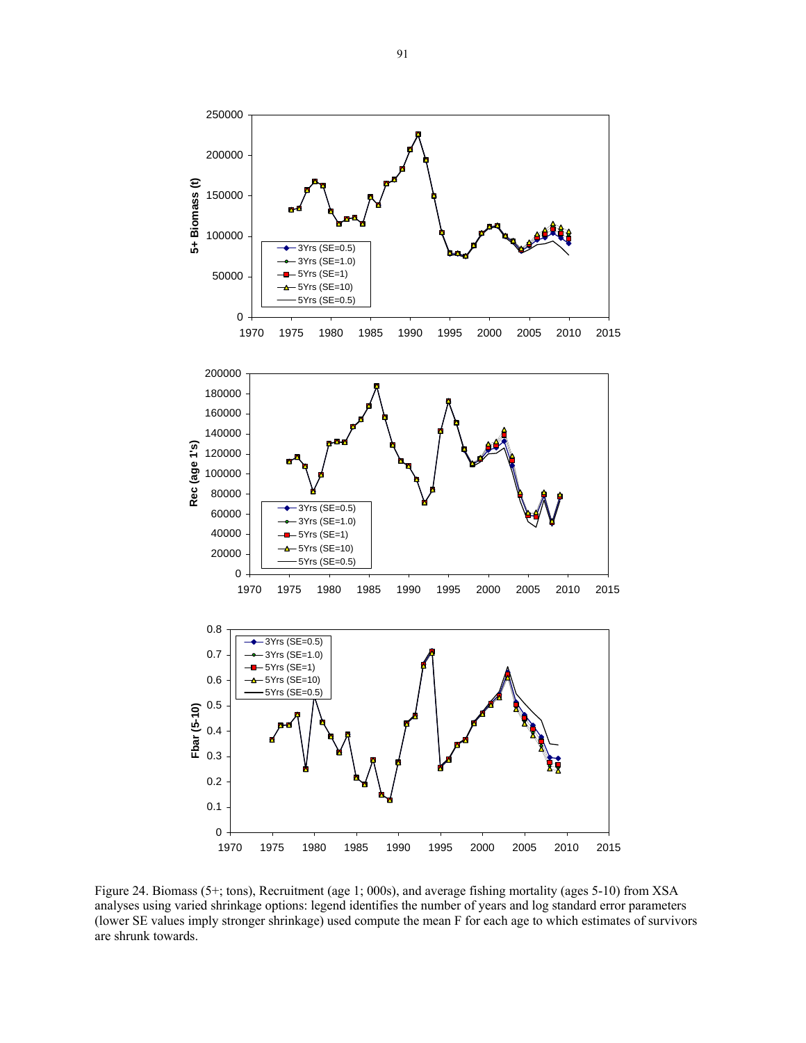Figure 24. Biomass (5+; tons), Recruitment (age 1; 000s), and average fishing mortality (ages 5-10) from XSA analyses using varied shrinkage options: legend identifies the number of years and log standard error parameters (lower SE values imply stronger shrinkage) used compute the mean F for each age to which estimates of survivors are shrunk towards.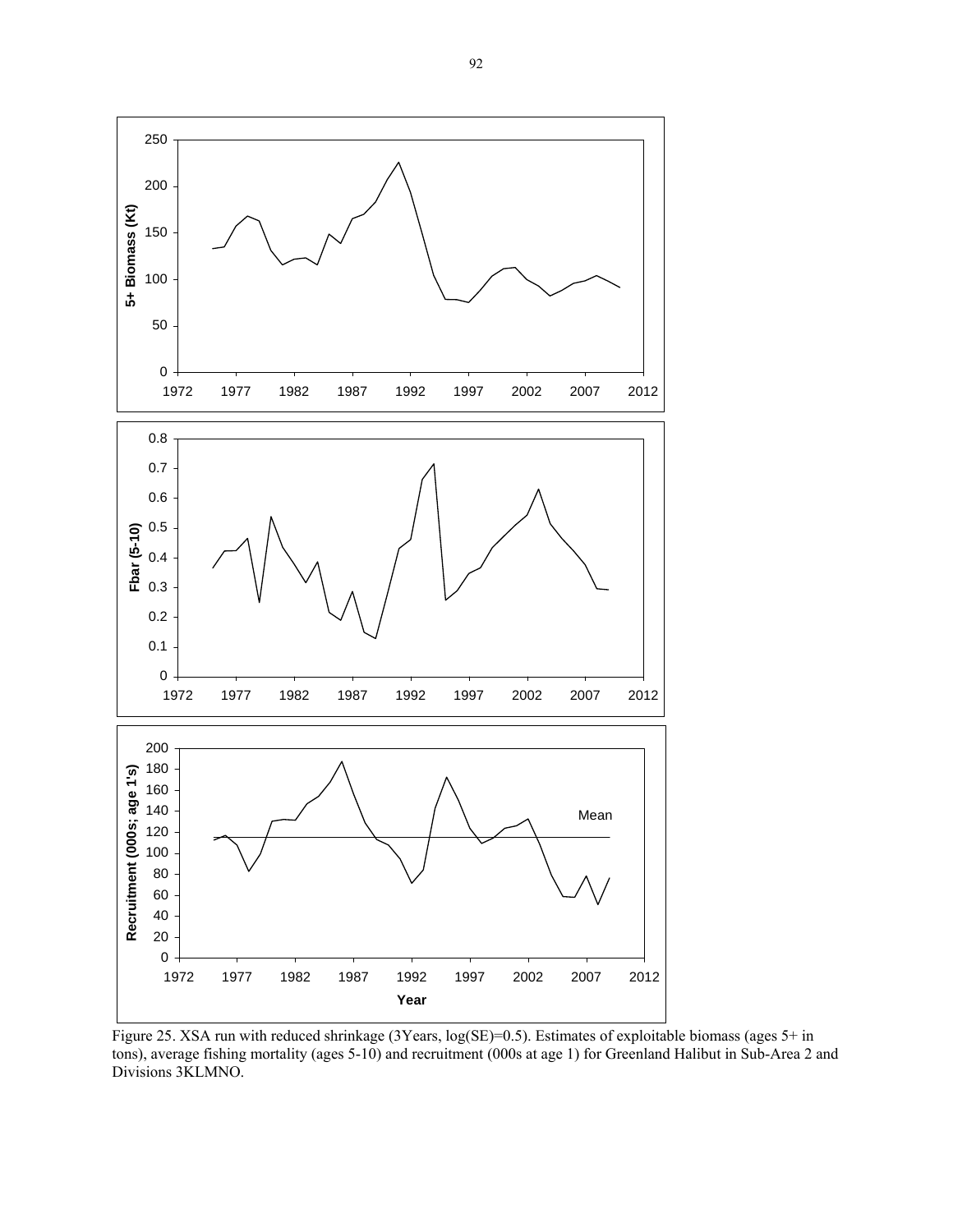Figure 25. XSA run with reduced shrinkage (3Years, log(SE)=0.5). Estimates of exploitable biomass (ages 5+ in tons), average fishing mortality (ages 5-10) and recruitment (000s at age 1) for Greenland Halibut in Sub-Area 2 and Divisions 3KLMNO.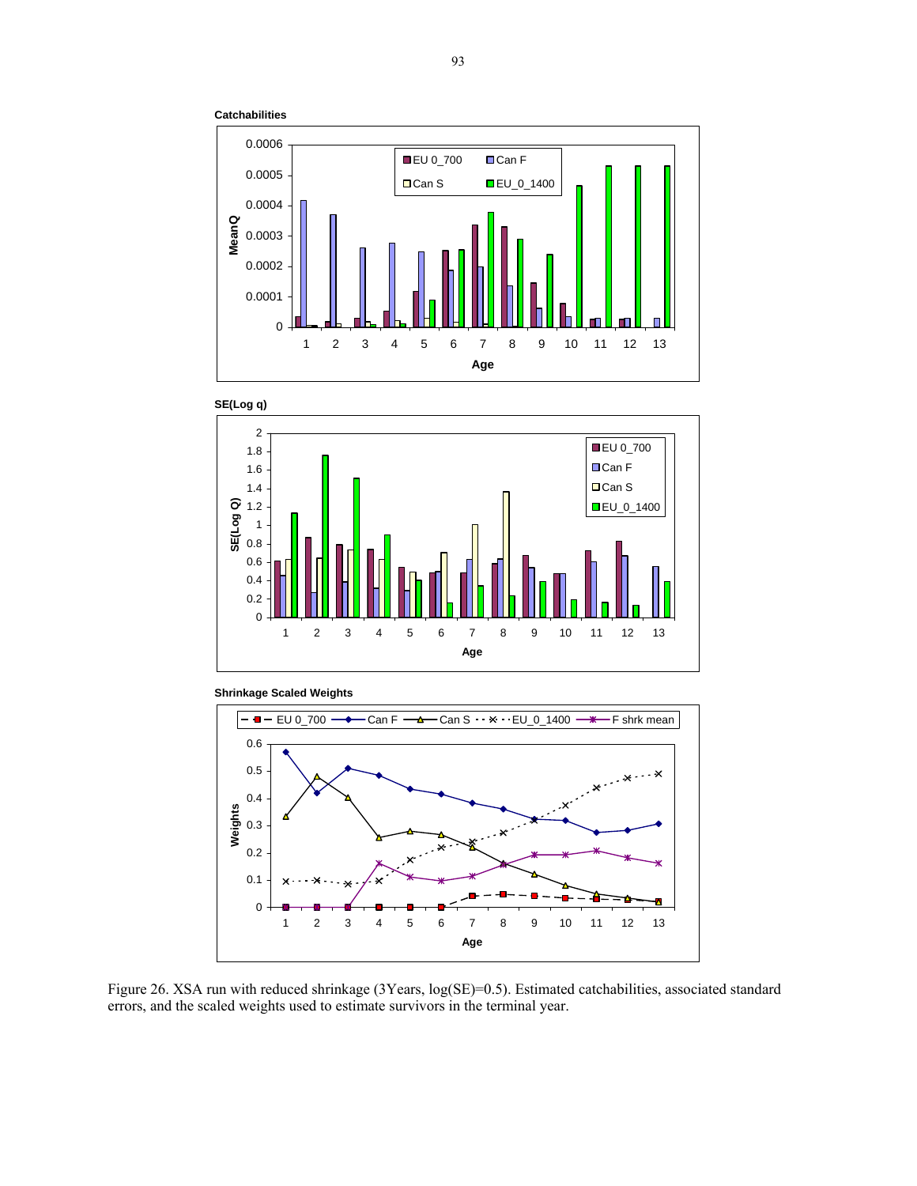Figure 26. XSA run with reduced shrinkage (3Years, log(SE)=0.5). Estimated catchabilities, associated standard errors, and the scaled weights used to estimate survivors in the terminal year.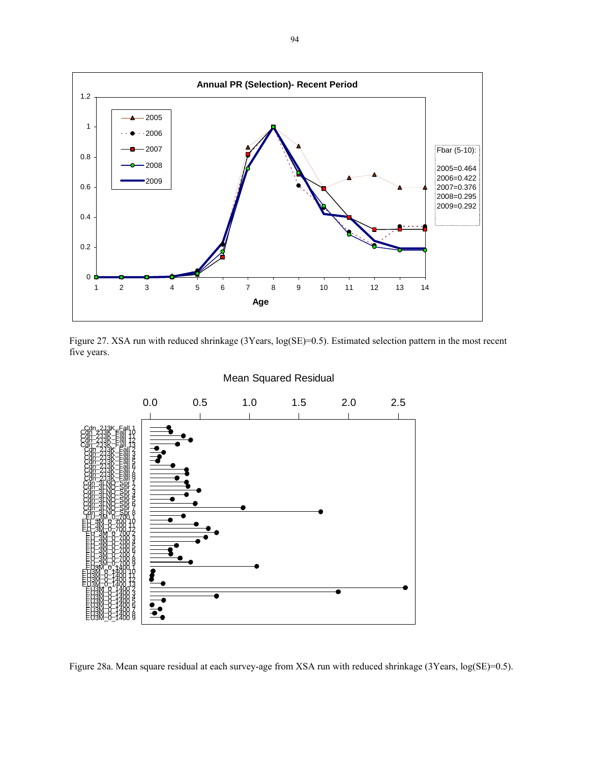Figure 27. XSA run with reduced shrinkage (3Years, log(SE)=0.5). Estimated selection pattern in the most recent five years.

Figure 28a. Mean square residual at each survey-age from XSA run with reduced shrinkage (3Years, log(SE)=0.5).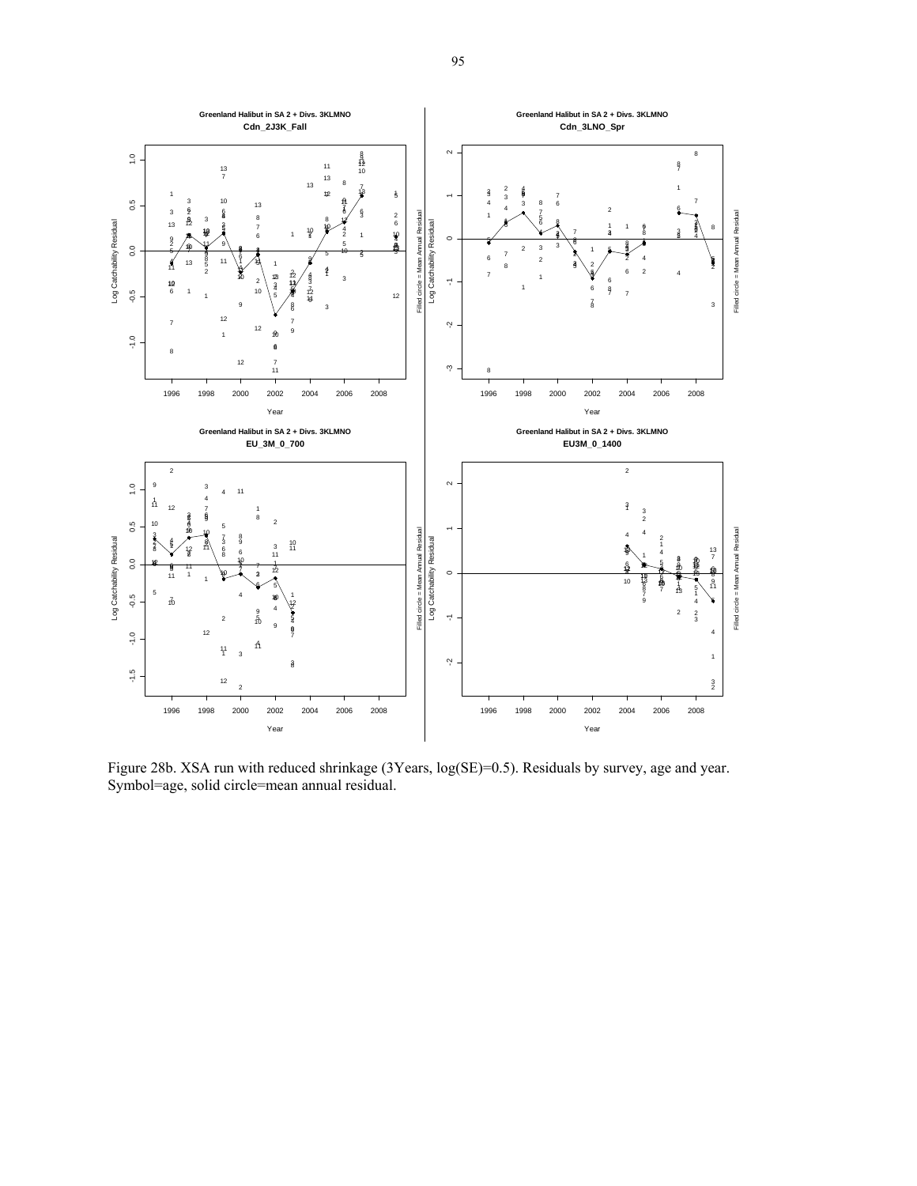Figure 28b. XSA run with reduced shrinkage (3Years, log(SE)=0.5). Residuals by survey, age and year. Symbol=age, solid circle=mean annual residual.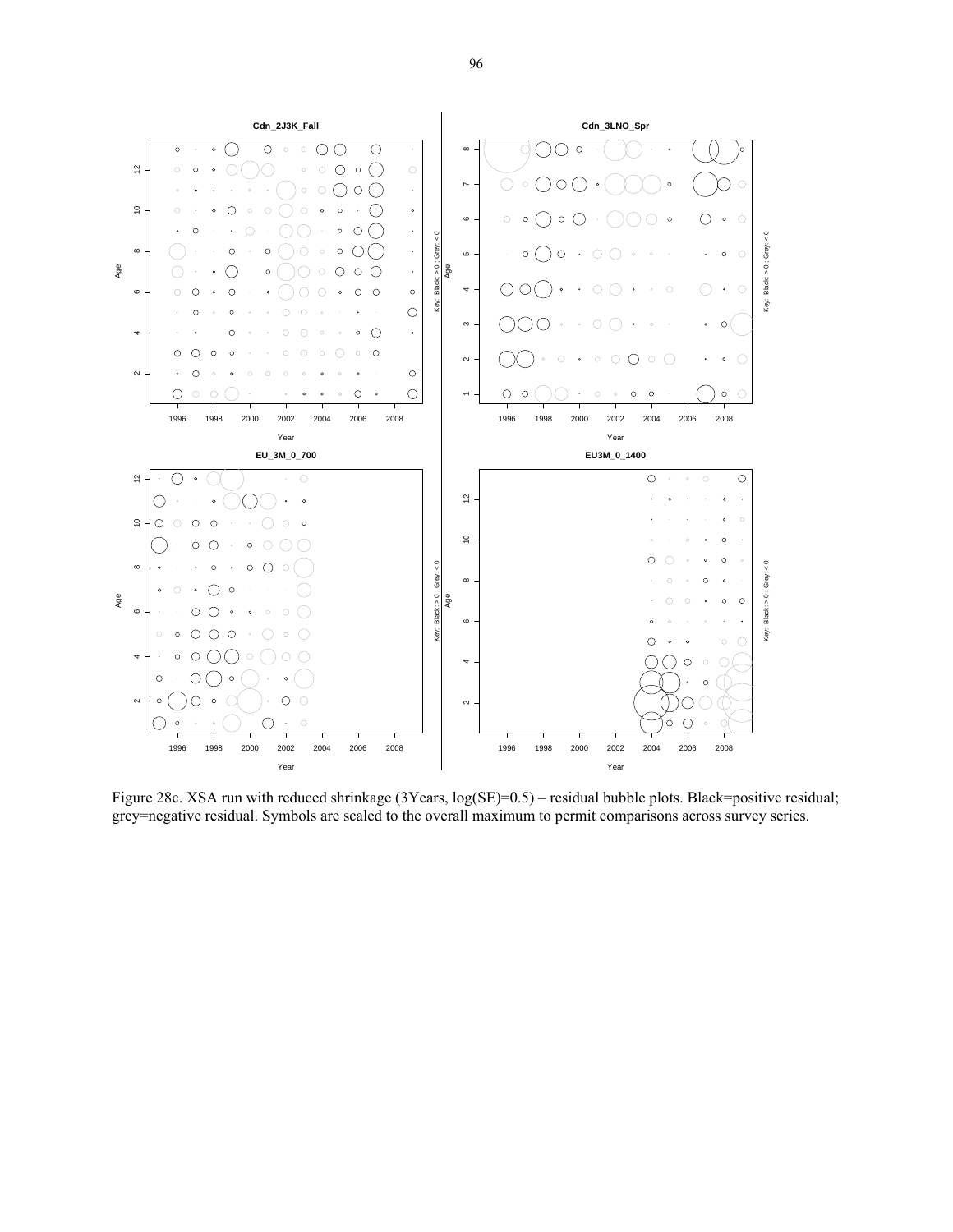Figure 28c. XSA run with reduced shrinkage (3Years, log(SE)=0.5) – residual bubble plots. Black=positive residual; grey=negative residual. Symbols are scaled to the overall maximum to permit comparisons across survey series.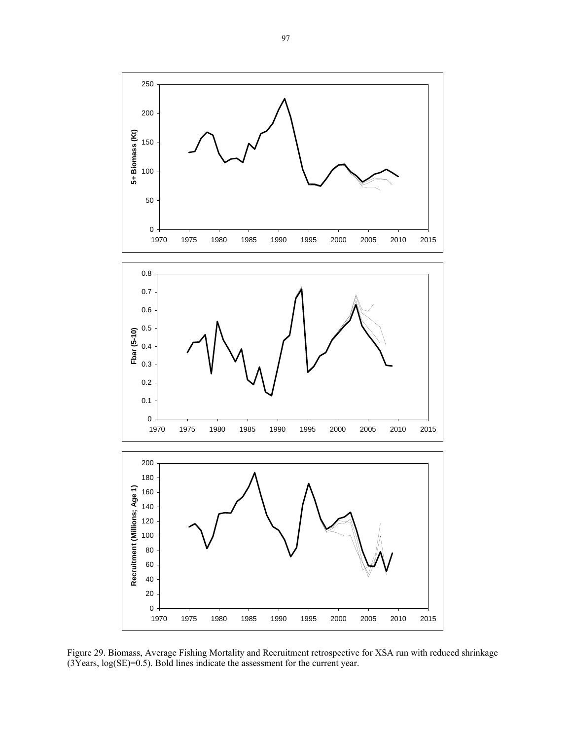Figure 29. Biomass, Average Fishing Mortality and Recruitment retrospective for XSA run with reduced shrinkage (3Years, log(SE)=0.5). Bold lines indicate the assessment for the current year.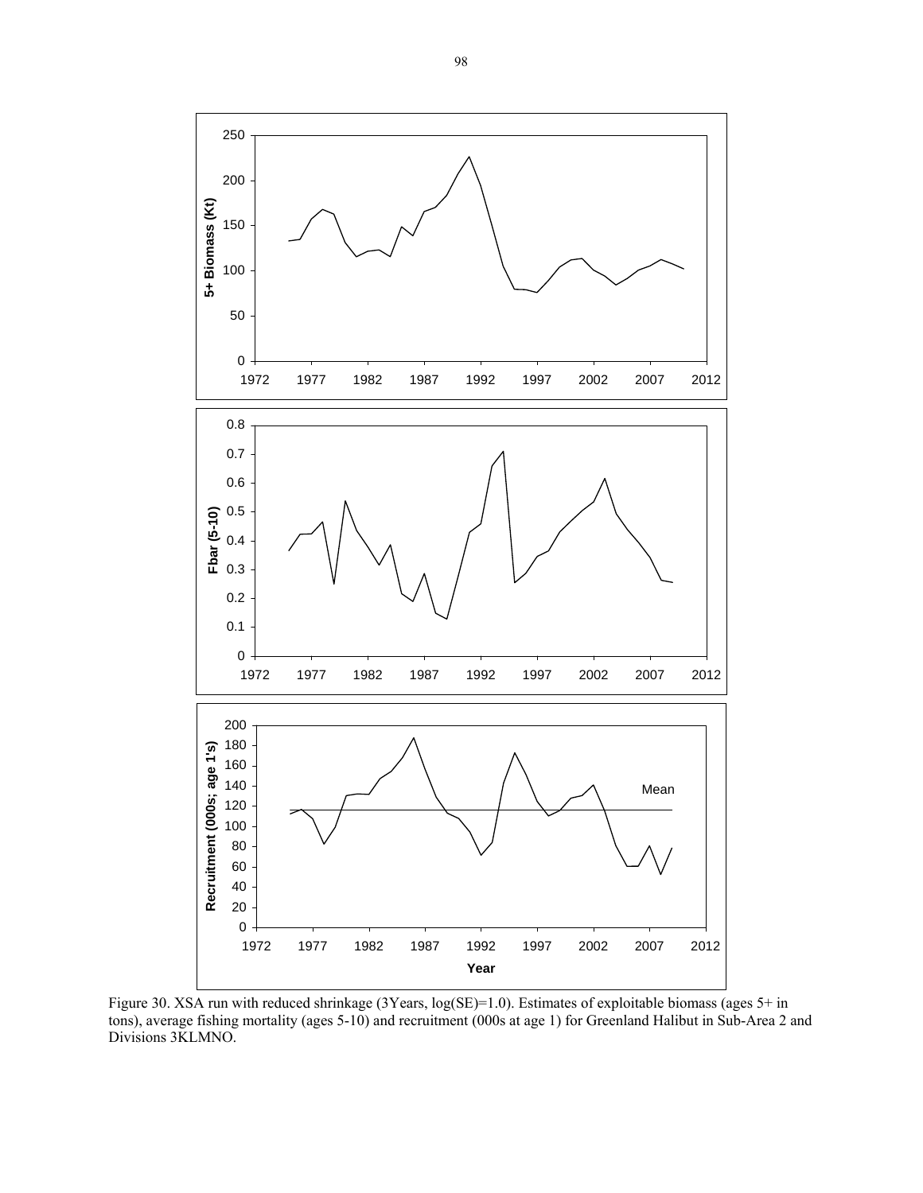Figure 30. XSA run with reduced shrinkage (3Years, log(SE)=1.0). Estimates of exploitable biomass (ages 5+ in tons), average fishing mortality (ages 5-10) and recruitment (000s at age 1) for Greenland Halibut in Sub-Area 2 and Divisions 3KLMNO.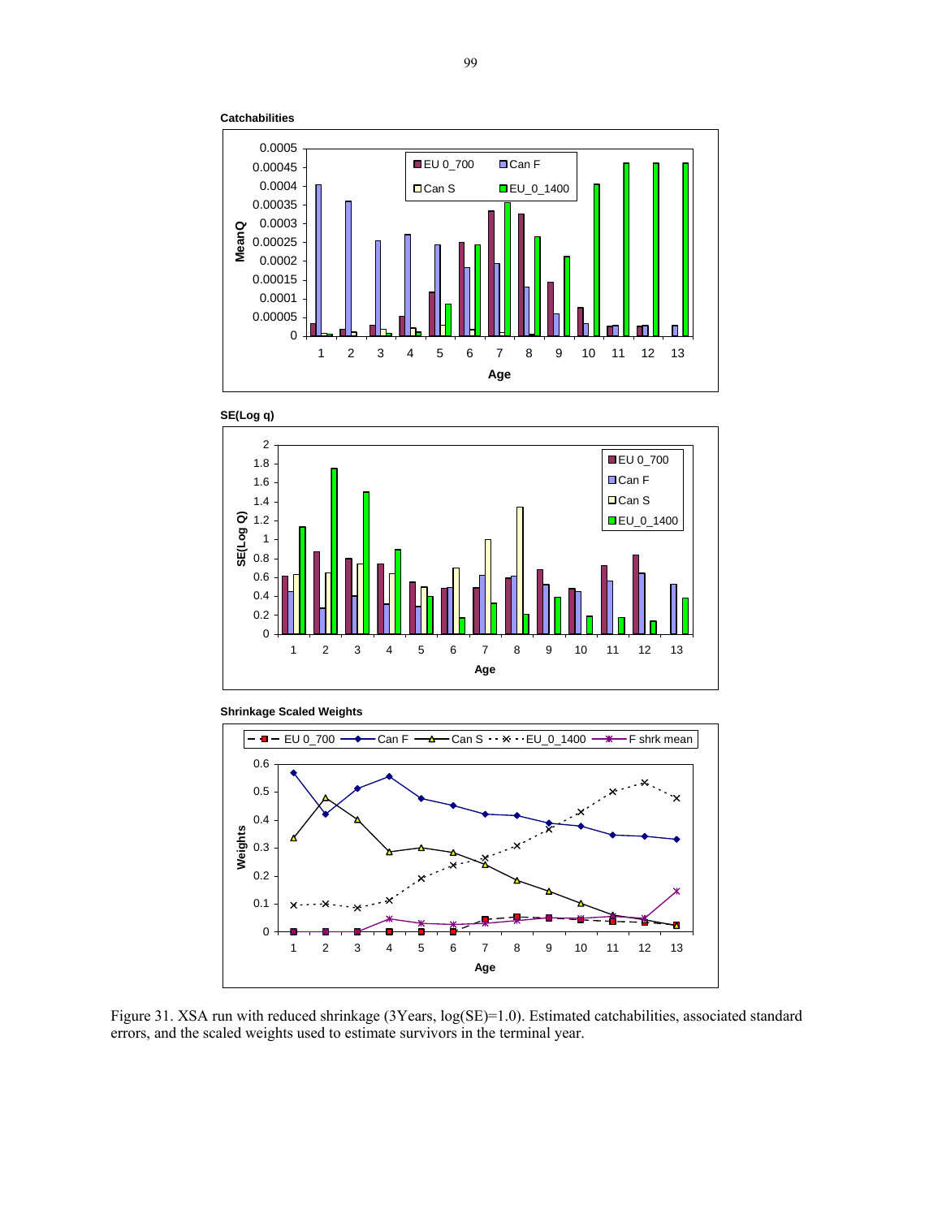**Catchabilities**

**SE(Log q)**

**Shrinkage Scaled Weights**

Figure 31. XSA run with reduced shrinkage (3Years, log(SE)=1.0). Estimated catchabilities, associated standard errors, and the scaled weights used to estimate survivors in the terminal year.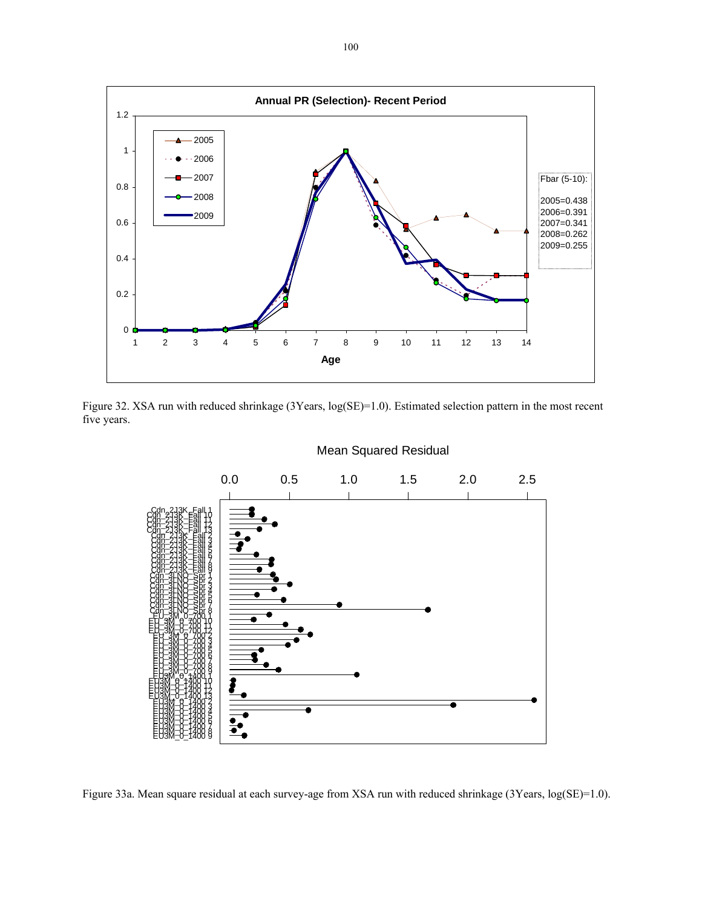Figure 32. XSA run with reduced shrinkage (3Years, log(SE)=1.0). Estimated selection pattern in the most recent five years.

Figure 33a. Mean square residual at each survey-age from XSA run with reduced shrinkage (3Years, log(SE)=1.0).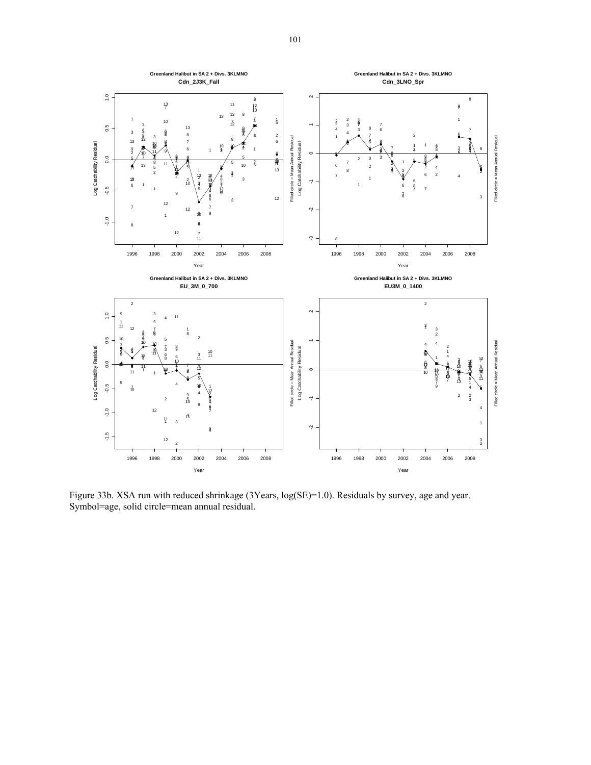Figure 33b. XSA run with reduced shrinkage (3Years, log(SE)=1.0). Residuals by survey, age and year. Symbol=age, solid circle=mean annual residual.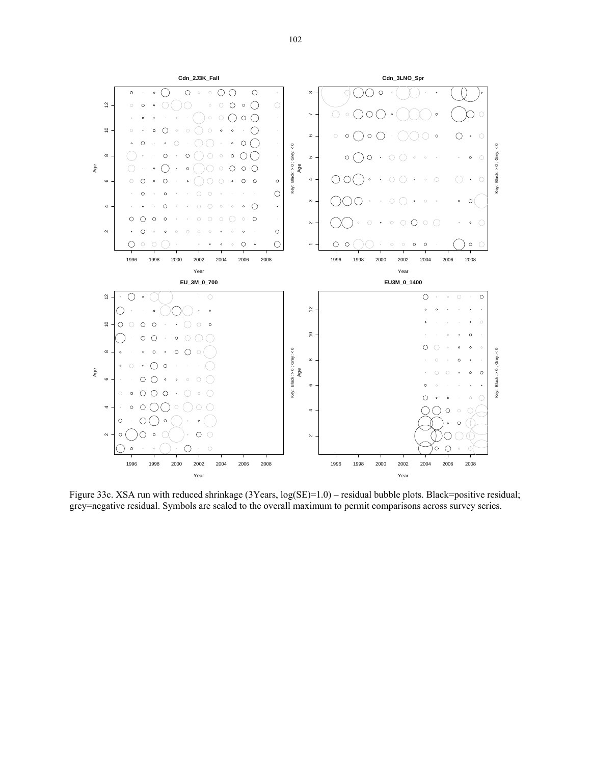Figure 33c. XSA run with reduced shrinkage (3Years, log(SE)=1.0) – residual bubble plots. Black=positive residual; grey=negative residual. Symbols are scaled to the overall maximum to permit comparisons across survey series.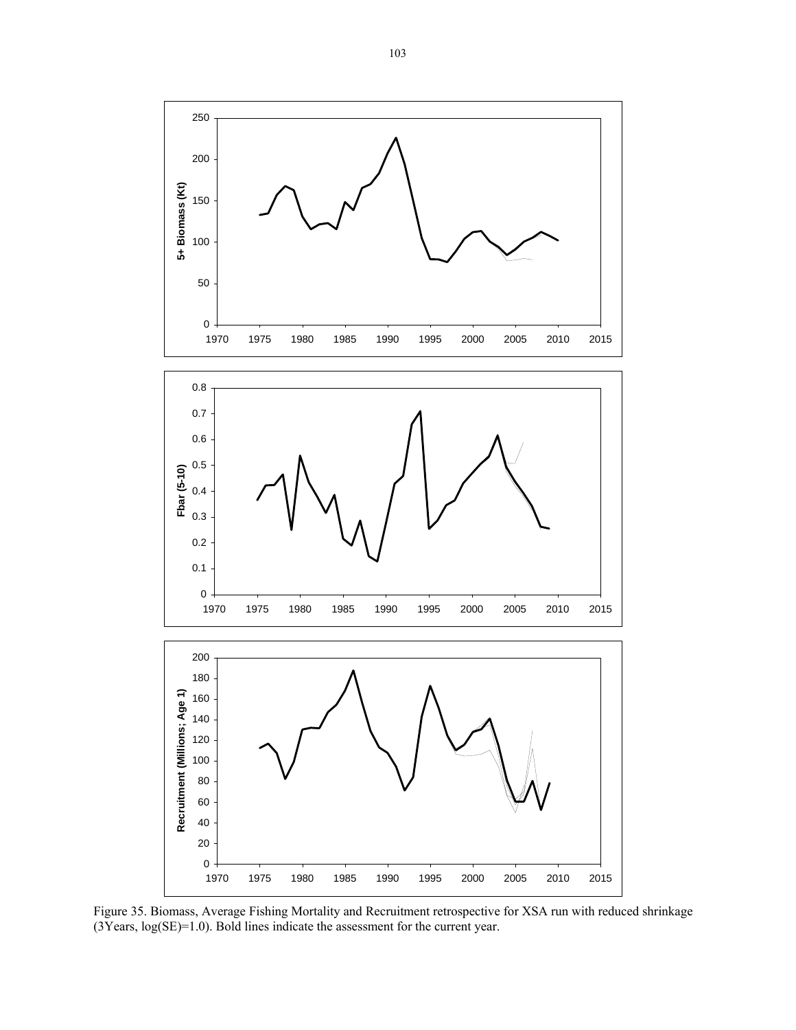Figure 35. Biomass, Average Fishing Mortality and Recruitment retrospective for XSA run with reduced shrinkage (3Years, log(SE)=1.0). Bold lines indicate the assessment for the current year.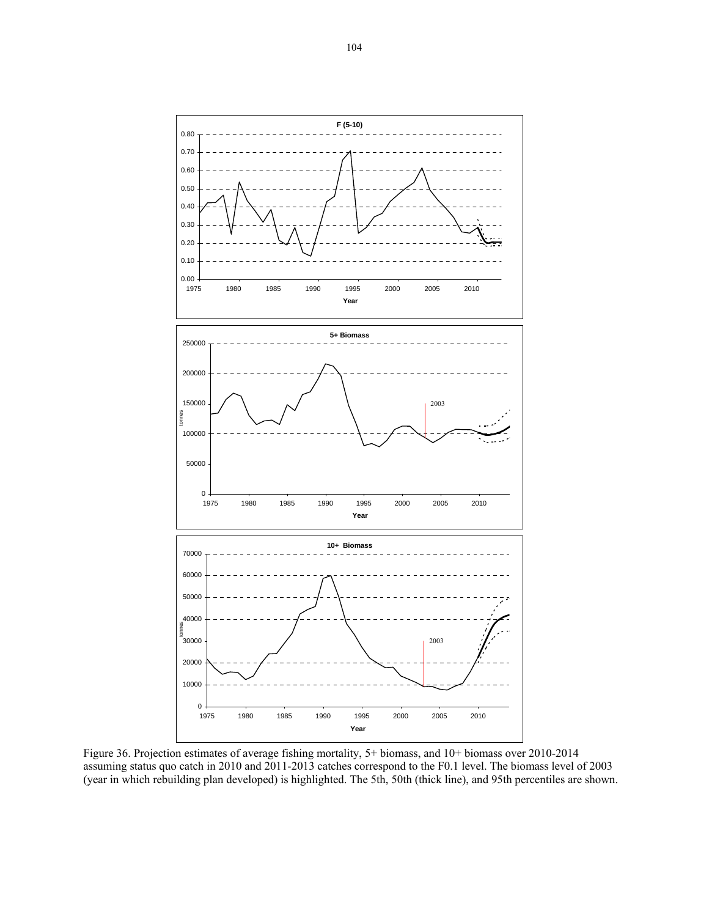Figure 36. Projection estimates of average fishing mortality, 5+ biomass, and 10+ biomass over 2010-2014 assuming status quo catch in 2010 and 2011-2013 catches correspond to the F0.1 level. The biomass level of 2003 (year in which rebuilding plan developed) is highlighted. The 5th, 50th (thick line), and 95th percentiles are shown.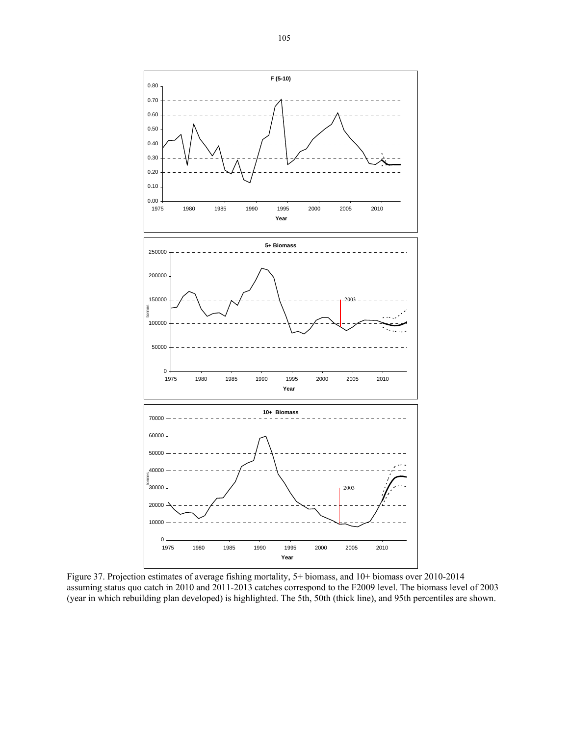Figure 37. Projection estimates of average fishing mortality, 5+ biomass, and 10+ biomass over 2010-2014 assuming status quo catch in 2010 and 2011-2013 catches correspond to the F2009 level. The biomass level of 2003 (year in which rebuilding plan developed) is highlighted. The 5th, 50th (thick line), and 95th percentiles are shown.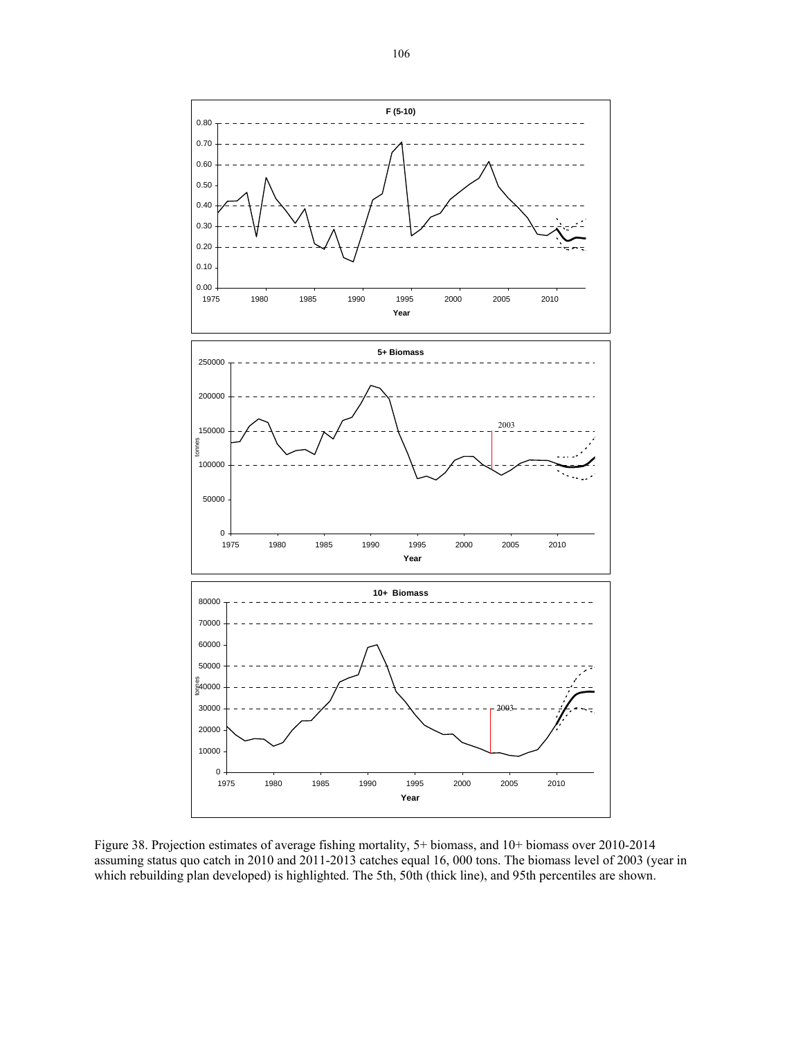Figure 38. Projection estimates of average fishing mortality, 5+ biomass, and 10+ biomass over 2010-2014 assuming status quo catch in 2010 and 2011-2013 catches equal 16, 000 tons. The biomass level of 2003 (year in which rebuilding plan developed) is highlighted. The 5th, 50th (thick line), and 95th percentiles are shown.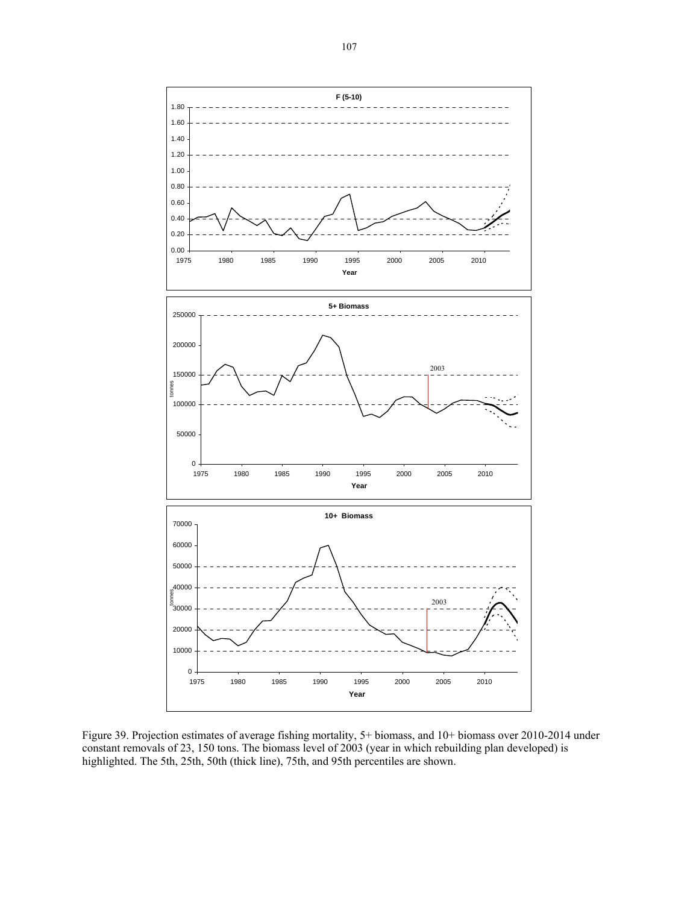Figure 39. Projection estimates of average fishing mortality, 5+ biomass, and 10+ biomass over 2010-2014 under constant removals of 23, 150 tons. The biomass level of 2003 (year in which rebuilding plan developed) is highlighted. The 5th, 25th, 50th (thick line), 75th, and 95th percentiles are shown.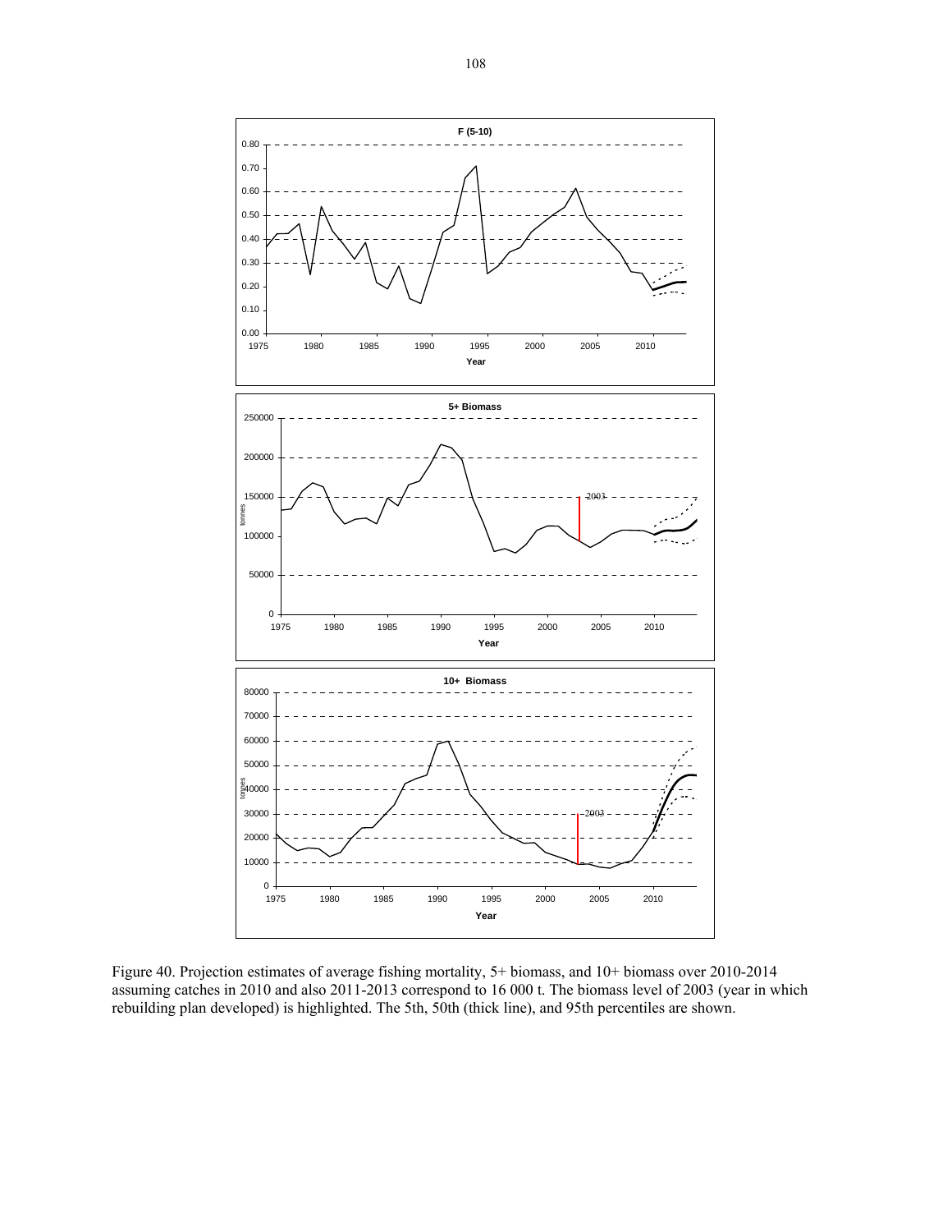F (5-10)

0.80
0.70
0.60
0.50
0.40
0.30
0.20
0.10
0.00

1975 1980 1985 1990 1995 2000 2005 2010

Year

5+ Biomass

250000
200000
150000
100000
50000
0

tonnes

2003

1975 1980 1985 1990 1995 2000 2005 2010

Year

10+ Biomass

80000
70000
60000
50000
40000
30000
20000
10000
0

tonnes

2003

1975 1980 1985 1990 1995 2000 2005 2010

Year

Figure 40. Projection estimates of average fishing mortality, 5+ biomass, and 10+ biomass over 2010-2014 assuming catches in 2010 and also 2011-2013 correspond to 16 000 t. The biomass level of 2003 (year in which rebuilding plan developed) is highlighted. The 5th, 50th (thick line), and 95th percentiles are shown.